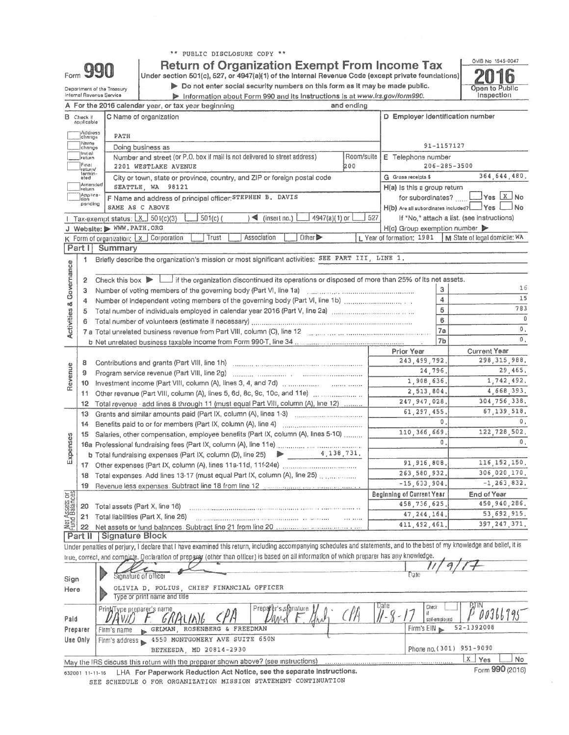** PUBLIC DISCLOSURE COPY **

# Form 990 — Return of Organization Exempt From Income Tax — 2016

Under section 501(c), 527, or 4947(a)(1) of the Internal Revenue Code (except private foundations)

▶ Do not enter social security numbers on this form as it may be made public.

▶ Information about Form 990 and its instructions is at www.irs.gov/form990.

Department of the Treasury Internal Revenue Service

OMB No 1545-0047 — Open to Public Inspection

**A** For the 2016 calendar year, or tax year beginning and ending

**B** Check if applicable: Address change; Name change; Initial return; Final return/terminated; Amended return; Application pending

**C** Name of organization: PATH

Doing business as

Number and street (or P.O. box if mail is not delivered to street address): 2201 WESTLAKE AVENUE — Room/suite: 200

City or town, state or province, country, and ZIP or foreign postal code: SEATTLE, WA 98121

**D** Employer identification number: 91-1157127

**E** Telephone number: 206-285-3500

**G** Gross receipts $ 364,644,480.

**F** Name and address of principal officer: STEPHEN B. DAVIS, SAME AS C ABOVE

**H(a)** Is this a group return for subordinates? Yes [ ] No [X]

**H(b)** Are all subordinates included? Yes [ ] No [ ] If "No," attach a list. (see instructions)

**H(c)** Group exemption number ▶

**I** Tax-exempt status: [X] 501(c)(3) [ ] 501(c) ( ) ◀ (insert no.) [ ] 4947(a)(1) or [ ] 527

**J** Website: ▶ WWW.PATH.ORG

**K** Form of organization: [X] Corporation [ ] Trust [ ] Association [ ] Other ▶

**L** Year of formation: 1981 **M** State of legal domicile: WA

## Part I Summary

**Activities & Governance**

1. Briefly describe the organization's mission or most significant activities: SEE PART III, LINE 1.
2. Check this box ▶ [ ] if the organization discontinued its operations or disposed of more than 25% of its net assets.

| Line | Description | | Value |
|---|---|---|---|
| 3 | Number of voting members of the governing body (Part VI, line 1a) | 3 | 16 |
| 4 | Number of independent voting members of the governing body (Part VI, line 1b) | 4 | 15 |
| 5 | Total number of individuals employed in calendar year 2016 (Part V, line 2a) | 5 | 783 |
| 6 | Total number of volunteers (estimate if necessary) | 6 | 0 |
| 7a | Total unrelated business revenue from Part VIII, column (C), line 12 | 7a | 0. |
| 7b | Net unrelated business taxable income from Form 990-T, line 34 | 7b | 0. |

| Line | Description | Prior Year | Current Year |
|---|---|---|---|
| **Revenue** | | | |
| 8 | Contributions and grants (Part VIII, line 1h) | 243,499,792. | 298,315,988. |
| 9 | Program service revenue (Part VIII, line 2g) | 24,796. | 29,465. |
| 10 | Investment income (Part VIII, column (A), lines 3, 4, and 7d) | 1,908,636. | 1,742,492. |
| 11 | Other revenue (Part VIII, column (A), lines 5, 6d, 8c, 9c, 10c, and 11e) | 2,513,804. | 4,668,393. |
| 12 | Total revenue - add lines 8 through 11 (must equal Part VIII, column (A), line 12) | 247,947,028. | 304,756,338. |
| **Expenses** | | | |
| 13 | Grants and similar amounts paid (Part IX, column (A), lines 1-3) | 61,297,455. | 67,139,518. |
| 14 | Benefits paid to or for members (Part IX, column (A), line 4) | 0. | 0. |
| 15 | Salaries, other compensation, employee benefits (Part IX, column (A), lines 5-10) | 110,366,669. | 122,728,502. |
| 16a | Professional fundraising fees (Part IX, column (A), line 11e) | 0. | 0. |
| b | Total fundraising expenses (Part IX, column (D), line 25) ▶ 4,138,731. | | |
| 17 | Other expenses (Part IX, column (A), lines 11a-11d, 11f-24e) | 91,916,808. | 116,152,150. |
| 18 | Total expenses. Add lines 13-17 (must equal Part IX, column (A), line 25) | 263,580,932. | 306,020,170. |
| 19 | Revenue less expenses. Subtract line 18 from line 12 | -15,633,904. | -1,263,832. |

| Line | Net Assets or Fund Balances | Beginning of Current Year | End of Year |
|---|---|---|---|
| 20 | Total assets (Part X, line 16) | 458,736,625. | 450,940,286. |
| 21 | Total liabilities (Part X, line 26) | 47,244,164. | 53,692,915. |
| 22 | Net assets or fund balances. Subtract line 21 from line 20 | 411,492,461. | 397,247,371. |

## Part II Signature Block

Under penalties of perjury, I declare that I have examined this return, including accompanying schedules and statements, and to the best of my knowledge and belief, it is true, correct, and complete. Declaration of preparer (other than officer) is based on all information of which preparer has any knowledge.

**Sign Here**

Signature of officer — Date: 11/9/17

OLIVIA D. POLIUS, CHIEF FINANCIAL OFFICER

Type or print name and title

**Paid Preparer Use Only**

Print/Type preparer's name: DAVID F. GRALING CPA — Preparer's signature: David F. Graling CPA — Date: 11-8-17 — Check [ ] if self-employed — PTIN: P00366795

Firm's name ▶ GELMAN, ROSENBERG & FREEDMAN — Firm's EIN ▶ 52-1392008

Firm's address ▶ 4550 MONTGOMERY AVE SUITE 650N, BETHESDA, MD 20814-2930 — Phone no. (301) 951-9090

May the IRS discuss this return with the preparer shown above? (see instructions) [X] Yes [ ] No

632001 11-11-16 LHA For Paperwork Reduction Act Notice, see the separate instructions. Form **990** (2016)

SEE SCHEDULE O FOR ORGANIZATION MISSION STATEMENT CONTINUATION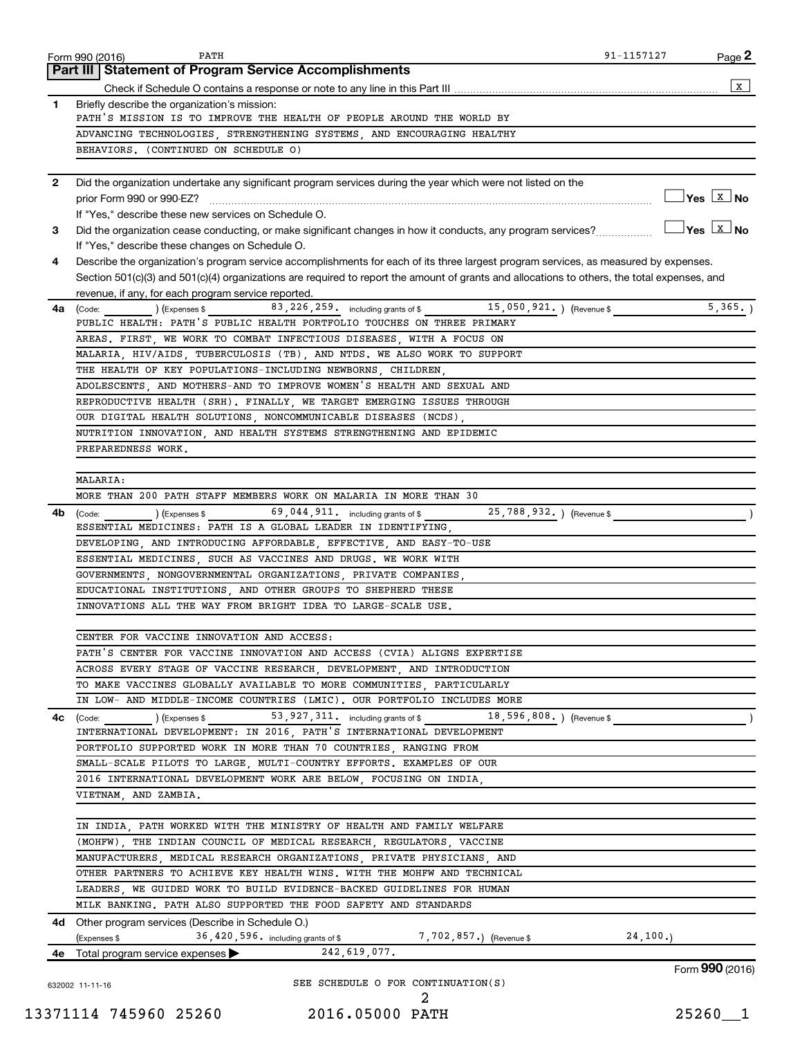Form 990 (2016) PATH 91-1157127

## Part III Statement of Program Service Accomplishments

Check if Schedule O contains a response or note to any line in this Part III .......... [X]

**1** Briefly describe the organization's mission:

PATH'S MISSION IS TO IMPROVE THE HEALTH OF PEOPLE AROUND THE WORLD BY ADVANCING TECHNOLOGIES, STRENGTHENING SYSTEMS, AND ENCOURAGING HEALTHY BEHAVIORS. (CONTINUED ON SCHEDULE O)

**2** Did the organization undertake any significant program services during the year which were not listed on the prior Form 990 or 990-EZ? .......... [ ] Yes [X] No

If "Yes," describe these new services on Schedule O.

**3** Did the organization cease conducting, or make significant changes in how it conducts, any program services? .......... [ ] Yes [X] No

If "Yes," describe these changes on Schedule O.

**4** Describe the organization's program service accomplishments for each of its three largest program services, as measured by expenses. Section 501(c)(3) and 501(c)(4) organizations are required to report the amount of grants and allocations to others, the total expenses, and revenue, if any, for each program service reported.

**4a** (Code: ) (Expenses $ 83,226,259. including grants of $ 15,050,921. ) (Revenue $ 5,365. )

PUBLIC HEALTH: PATH'S PUBLIC HEALTH PORTFOLIO TOUCHES ON THREE PRIMARY AREAS. FIRST, WE WORK TO COMBAT INFECTIOUS DISEASES, WITH A FOCUS ON MALARIA, HIV/AIDS, TUBERCULOSIS (TB), AND NTDS. WE ALSO WORK TO SUPPORT THE HEALTH OF KEY POPULATIONS-INCLUDING NEWBORNS, CHILDREN, ADOLESCENTS, AND MOTHERS-AND TO IMPROVE WOMEN'S HEALTH AND SEXUAL AND REPRODUCTIVE HEALTH (SRH). FINALLY, WE TARGET EMERGING ISSUES THROUGH OUR DIGITAL HEALTH SOLUTIONS, NONCOMMUNICABLE DISEASES (NCDS), NUTRITION INNOVATION, AND HEALTH SYSTEMS STRENGTHENING AND EPIDEMIC PREPAREDNESS WORK.

MALARIA:

MORE THAN 200 PATH STAFF MEMBERS WORK ON MALARIA IN MORE THAN 30

**4b** (Code: ) (Expenses $ 69,044,911. including grants of $ 25,788,932. ) (Revenue $ )

ESSENTIAL MEDICINES: PATH IS A GLOBAL LEADER IN IDENTIFYING, DEVELOPING, AND INTRODUCING AFFORDABLE, EFFECTIVE, AND EASY-TO-USE ESSENTIAL MEDICINES, SUCH AS VACCINES AND DRUGS. WE WORK WITH GOVERNMENTS, NONGOVERNMENTAL ORGANIZATIONS, PRIVATE COMPANIES, EDUCATIONAL INSTITUTIONS, AND OTHER GROUPS TO SHEPHERD THESE INNOVATIONS ALL THE WAY FROM BRIGHT IDEA TO LARGE-SCALE USE.

CENTER FOR VACCINE INNOVATION AND ACCESS:

PATH'S CENTER FOR VACCINE INNOVATION AND ACCESS (CVIA) ALIGNS EXPERTISE ACROSS EVERY STAGE OF VACCINE RESEARCH, DEVELOPMENT, AND INTRODUCTION TO MAKE VACCINES GLOBALLY AVAILABLE TO MORE COMMUNITIES, PARTICULARLY IN LOW- AND MIDDLE-INCOME COUNTRIES (LMIC). OUR PORTFOLIO INCLUDES MORE

**4c** (Code: ) (Expenses $ 53,927,311. including grants of $ 18,596,808. ) (Revenue $ )

INTERNATIONAL DEVELOPMENT: IN 2016, PATH'S INTERNATIONAL DEVELOPMENT PORTFOLIO SUPPORTED WORK IN MORE THAN 70 COUNTRIES, RANGING FROM SMALL-SCALE PILOTS TO LARGE, MULTI-COUNTRY EFFORTS. EXAMPLES OF OUR 2016 INTERNATIONAL DEVELOPMENT WORK ARE BELOW, FOCUSING ON INDIA, VIETNAM, AND ZAMBIA.

IN INDIA, PATH WORKED WITH THE MINISTRY OF HEALTH AND FAMILY WELFARE (MOHFW), THE INDIAN COUNCIL OF MEDICAL RESEARCH, REGULATORS, VACCINE MANUFACTURERS, MEDICAL RESEARCH ORGANIZATIONS, PRIVATE PHYSICIANS, AND OTHER PARTNERS TO ACHIEVE KEY HEALTH WINS. WITH THE MOHFW AND TECHNICAL LEADERS, WE GUIDED WORK TO BUILD EVIDENCE-BACKED GUIDELINES FOR HUMAN MILK BANKING. PATH ALSO SUPPORTED THE FOOD SAFETY AND STANDARDS

**4d** Other program services (Describe in Schedule O.)

(Expenses $ 36,420,596. including grants of $ 7,702,857.) (Revenue $ 24,100.)

**4e** Total program service expenses ▶ 242,619,077.

632002 11-11-16

SEE SCHEDULE O FOR CONTINUATION(S)

Form 990 (2016)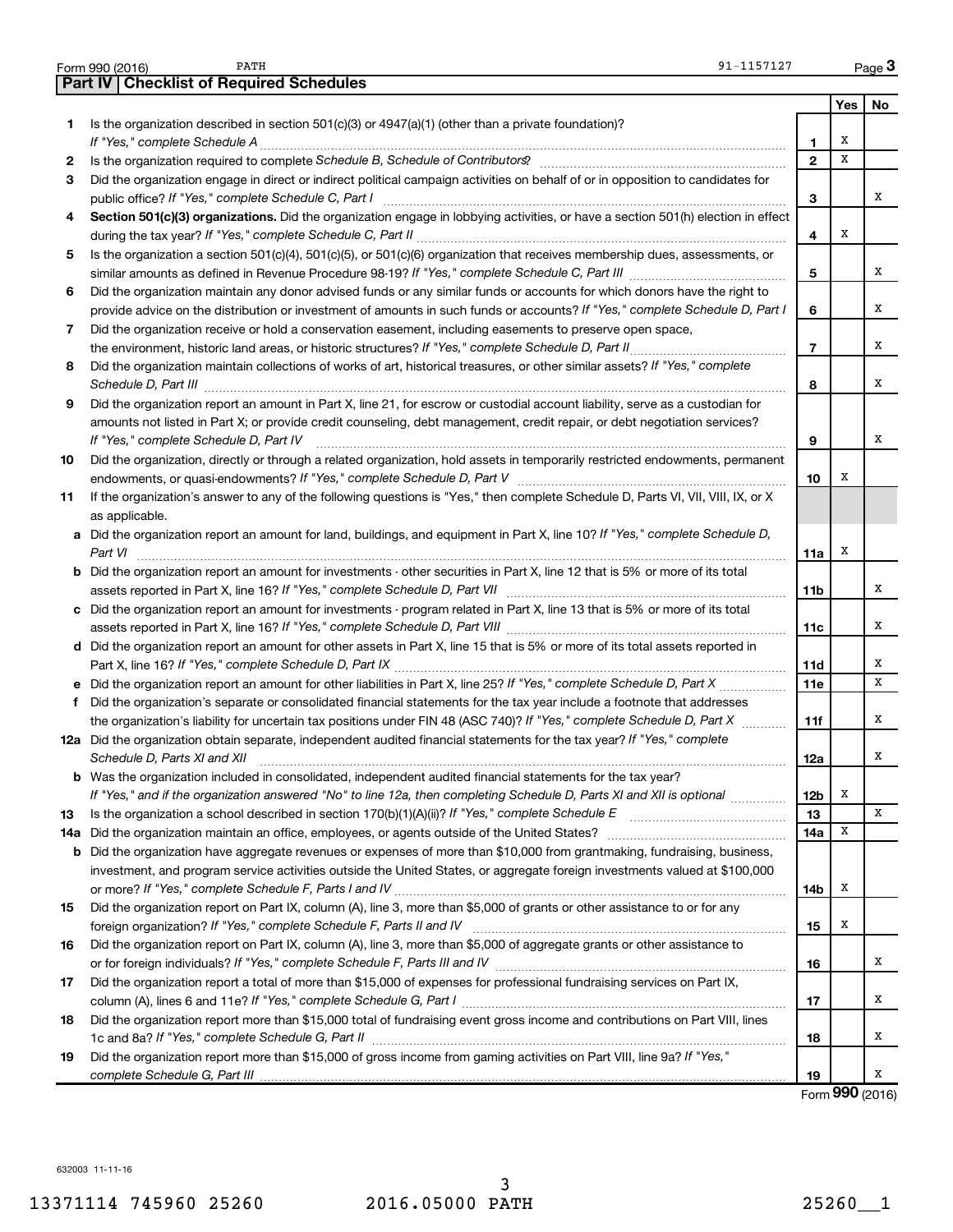Form 990 (2016) PATH 91-1157127 Page 3

**Part IV | Checklist of Required Schedules**

| | | | Yes | No |
|---|---|---|---|---|
| 1 | Is the organization described in section 501(c)(3) or 4947(a)(1) (other than a private foundation)? *If "Yes," complete Schedule A* | 1 | X | |
| 2 | Is the organization required to complete *Schedule B, Schedule of Contributors*? | 2 | X | |
| 3 | Did the organization engage in direct or indirect political campaign activities on behalf of or in opposition to candidates for public office? *If "Yes," complete Schedule C, Part I* | 3 | | X |
| 4 | **Section 501(c)(3) organizations.** Did the organization engage in lobbying activities, or have a section 501(h) election in effect during the tax year? *If "Yes," complete Schedule C, Part II* | 4 | X | |
| 5 | Is the organization a section 501(c)(4), 501(c)(5), or 501(c)(6) organization that receives membership dues, assessments, or similar amounts as defined in Revenue Procedure 98-19? *If "Yes," complete Schedule C, Part III* | 5 | | X |
| 6 | Did the organization maintain any donor advised funds or any similar funds or accounts for which donors have the right to provide advice on the distribution or investment of amounts in such funds or accounts? *If "Yes," complete Schedule D, Part I* | 6 | | X |
| 7 | Did the organization receive or hold a conservation easement, including easements to preserve open space, the environment, historic land areas, or historic structures? *If "Yes," complete Schedule D, Part II* | 7 | | X |
| 8 | Did the organization maintain collections of works of art, historical treasures, or other similar assets? *If "Yes," complete Schedule D, Part III* | 8 | | X |
| 9 | Did the organization report an amount in Part X, line 21, for escrow or custodial account liability, serve as a custodian for amounts not listed in Part X; or provide credit counseling, debt management, credit repair, or debt negotiation services? *If "Yes," complete Schedule D, Part IV* | 9 | | X |
| 10 | Did the organization, directly or through a related organization, hold assets in temporarily restricted endowments, permanent endowments, or quasi-endowments? *If "Yes," complete Schedule D, Part V* | 10 | X | |
| 11 | If the organization's answer to any of the following questions is "Yes," then complete Schedule D, Parts VI, VII, VIII, IX, or X as applicable. | | | |
| a | Did the organization report an amount for land, buildings, and equipment in Part X, line 10? *If "Yes," complete Schedule D, Part VI* | 11a | X | |
| b | Did the organization report an amount for investments - other securities in Part X, line 12 that is 5% or more of its total assets reported in Part X, line 16? *If "Yes," complete Schedule D, Part VII* | 11b | | X |
| c | Did the organization report an amount for investments - program related in Part X, line 13 that is 5% or more of its total assets reported in Part X, line 16? *If "Yes," complete Schedule D, Part VIII* | 11c | | X |
| d | Did the organization report an amount for other assets in Part X, line 15 that is 5% or more of its total assets reported in Part X, line 16? *If "Yes," complete Schedule D, Part IX* | 11d | | X |
| e | Did the organization report an amount for other liabilities in Part X, line 25? *If "Yes," complete Schedule D, Part X* | 11e | | X |
| f | Did the organization's separate or consolidated financial statements for the tax year include a footnote that addresses the organization's liability for uncertain tax positions under FIN 48 (ASC 740)? *If "Yes," complete Schedule D, Part X* | 11f | | X |
| 12a | Did the organization obtain separate, independent audited financial statements for the tax year? *If "Yes," complete Schedule D, Parts XI and XII* | 12a | | X |
| b | Was the organization included in consolidated, independent audited financial statements for the tax year? *If "Yes," and if the organization answered "No" to line 12a, then completing Schedule D, Parts XI and XII is optional* | 12b | X | |
| 13 | Is the organization a school described in section 170(b)(1)(A)(ii)? *If "Yes," complete Schedule E* | 13 | | X |
| 14a | Did the organization maintain an office, employees, or agents outside of the United States? | 14a | X | |
| b | Did the organization have aggregate revenues or expenses of more than $10,000 from grantmaking, fundraising, business, investment, and program service activities outside the United States, or aggregate foreign investments valued at $100,000 or more? *If "Yes," complete Schedule F, Parts I and IV* | 14b | X | |
| 15 | Did the organization report on Part IX, column (A), line 3, more than $5,000 of grants or other assistance to or for any foreign organization? *If "Yes," complete Schedule F, Parts II and IV* | 15 | X | |
| 16 | Did the organization report on Part IX, column (A), line 3, more than $5,000 of aggregate grants or other assistance to or for foreign individuals? *If "Yes," complete Schedule F, Parts III and IV* | 16 | | X |
| 17 | Did the organization report a total of more than $15,000 of expenses for professional fundraising services on Part IX, column (A), lines 6 and 11e? *If "Yes," complete Schedule G, Part I* | 17 | | X |
| 18 | Did the organization report more than $15,000 total of fundraising event gross income and contributions on Part VIII, lines 1c and 8a? *If "Yes," complete Schedule G, Part II* | 18 | | X |
| 19 | Did the organization report more than $15,000 of gross income from gaming activities on Part VIII, line 9a? *If "Yes," complete Schedule G, Part III* | 19 | | X |

Form **990** (2016)

632003 11-11-16

13371114 745960 25260 2016.05000 PATH 25260__1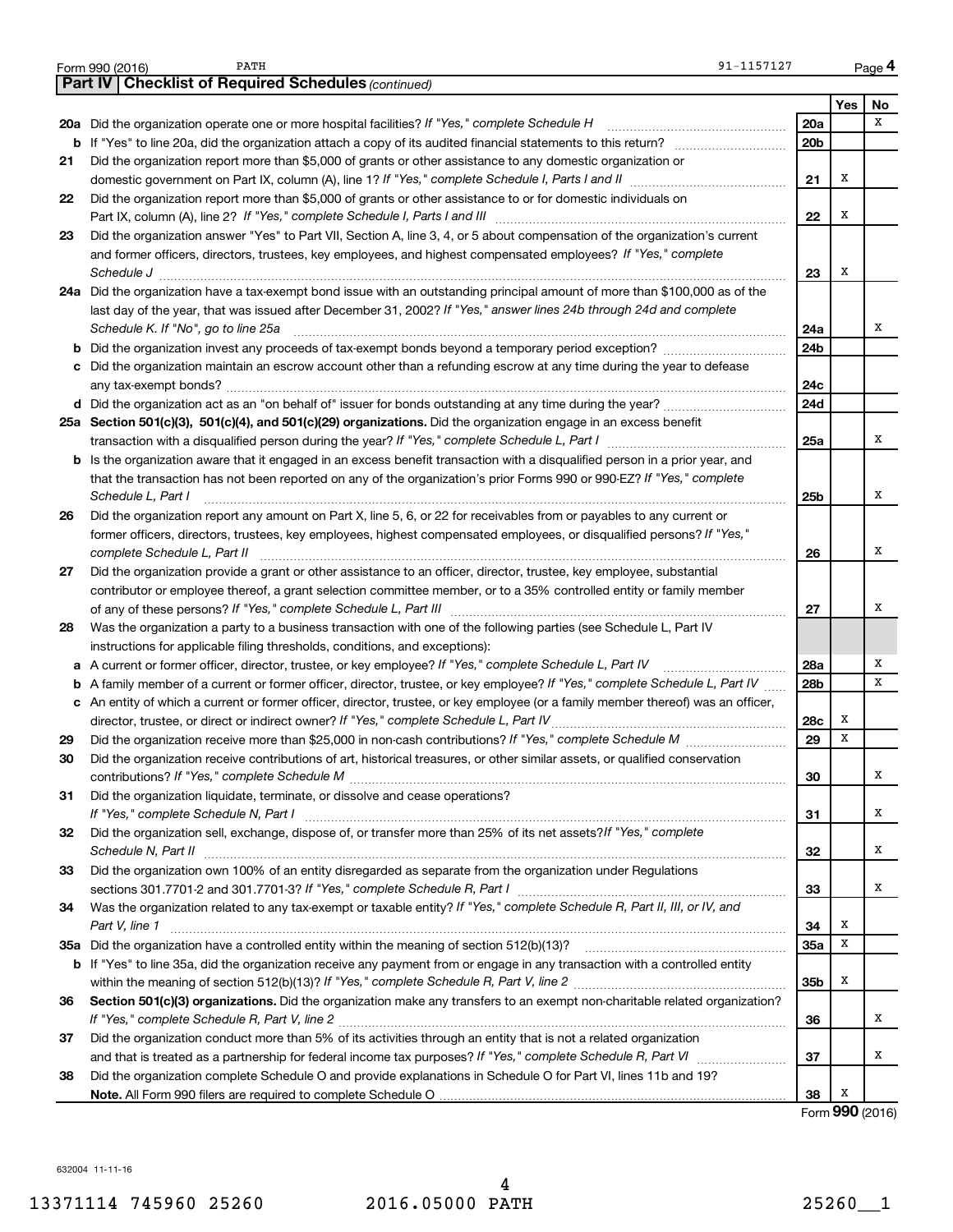Form 990 (2016) PATH 91-1157127 Page 4

## Part IV Checklist of Required Schedules *(continued)*

| | | | Yes | No |
|---|---|---|---|---|
| 20a | Did the organization operate one or more hospital facilities? *If "Yes," complete Schedule H* | 20a | | X |
| b | If "Yes" to line 20a, did the organization attach a copy of its audited financial statements to this return? | 20b | | |
| 21 | Did the organization report more than $5,000 of grants or other assistance to any domestic organization or domestic government on Part IX, column (A), line 1? *If "Yes," complete Schedule I, Parts I and II* | 21 | X | |
| 22 | Did the organization report more than $5,000 of grants or other assistance to or for domestic individuals on Part IX, column (A), line 2? *If "Yes," complete Schedule I, Parts I and III* | 22 | X | |
| 23 | Did the organization answer "Yes" to Part VII, Section A, line 3, 4, or 5 about compensation of the organization's current and former officers, directors, trustees, key employees, and highest compensated employees? *If "Yes," complete Schedule J* | 23 | X | |
| 24a | Did the organization have a tax-exempt bond issue with an outstanding principal amount of more than $100,000 as of the last day of the year, that was issued after December 31, 2002? *If "Yes," answer lines 24b through 24d and complete Schedule K. If "No", go to line 25a* | 24a | | X |
| b | Did the organization invest any proceeds of tax-exempt bonds beyond a temporary period exception? | 24b | | |
| c | Did the organization maintain an escrow account other than a refunding escrow at any time during the year to defease any tax-exempt bonds? | 24c | | |
| d | Did the organization act as an "on behalf of" issuer for bonds outstanding at any time during the year? | 24d | | |
| 25a | **Section 501(c)(3), 501(c)(4), and 501(c)(29) organizations.** Did the organization engage in an excess benefit transaction with a disqualified person during the year? *If "Yes," complete Schedule L, Part I* | 25a | | X |
| b | Is the organization aware that it engaged in an excess benefit transaction with a disqualified person in a prior year, and that the transaction has not been reported on any of the organization's prior Forms 990 or 990-EZ? *If "Yes," complete Schedule L, Part I* | 25b | | X |
| 26 | Did the organization report any amount on Part X, line 5, 6, or 22 for receivables from or payables to any current or former officers, directors, trustees, key employees, highest compensated employees, or disqualified persons? *If "Yes," complete Schedule L, Part II* | 26 | | X |
| 27 | Did the organization provide a grant or other assistance to an officer, director, trustee, key employee, substantial contributor or employee thereof, a grant selection committee member, or to a 35% controlled entity or family member of any of these persons? *If "Yes," complete Schedule L, Part III* | 27 | | X |
| 28 | Was the organization a party to a business transaction with one of the following parties (see Schedule L, Part IV instructions for applicable filing thresholds, conditions, and exceptions): | | | |
| a | A current or former officer, director, trustee, or key employee? *If "Yes," complete Schedule L, Part IV* | 28a | | X |
| b | A family member of a current or former officer, director, trustee, or key employee? *If "Yes," complete Schedule L, Part IV* | 28b | | X |
| c | An entity of which a current or former officer, director, trustee, or key employee (or a family member thereof) was an officer, director, trustee, or direct or indirect owner? *If "Yes," complete Schedule L, Part IV* | 28c | X | |
| 29 | Did the organization receive more than $25,000 in non-cash contributions? *If "Yes," complete Schedule M* | 29 | X | |
| 30 | Did the organization receive contributions of art, historical treasures, or other similar assets, or qualified conservation contributions? *If "Yes," complete Schedule M* | 30 | | X |
| 31 | Did the organization liquidate, terminate, or dissolve and cease operations? *If "Yes," complete Schedule N, Part I* | 31 | | X |
| 32 | Did the organization sell, exchange, dispose of, or transfer more than 25% of its net assets? *If "Yes," complete Schedule N, Part II* | 32 | | X |
| 33 | Did the organization own 100% of an entity disregarded as separate from the organization under Regulations sections 301.7701-2 and 301.7701-3? *If "Yes," complete Schedule R, Part I* | 33 | | X |
| 34 | Was the organization related to any tax-exempt or taxable entity? *If "Yes," complete Schedule R, Part II, III, or IV, and Part V, line 1* | 34 | X | |
| 35a | Did the organization have a controlled entity within the meaning of section 512(b)(13)? | 35a | X | |
| b | If "Yes" to line 35a, did the organization receive any payment from or engage in any transaction with a controlled entity within the meaning of section 512(b)(13)? *If "Yes," complete Schedule R, Part V, line 2* | 35b | X | |
| 36 | **Section 501(c)(3) organizations.** Did the organization make any transfers to an exempt non-charitable related organization? *If "Yes," complete Schedule R, Part V, line 2* | 36 | | X |
| 37 | Did the organization conduct more than 5% of its activities through an entity that is not a related organization and that is treated as a partnership for federal income tax purposes? *If "Yes," complete Schedule R, Part VI* | 37 | | X |
| 38 | Did the organization complete Schedule O and provide explanations in Schedule O for Part VI, lines 11b and 19? **Note.** All Form 990 filers are required to complete Schedule O | 38 | X | |

Form **990** (2016)

632004 11-11-16

13371114 745960 25260 2016.05000 PATH 25260__1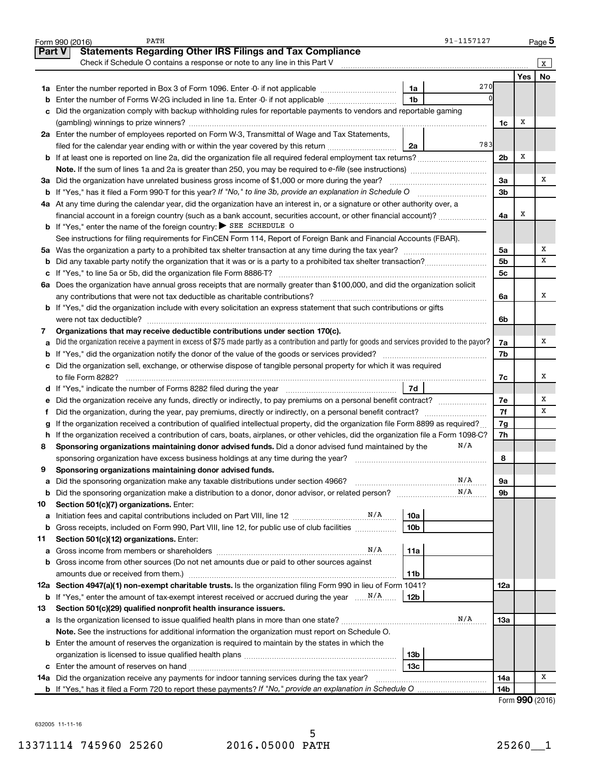Form 990 (2016) PATH 91-1157127 Page 5

## Part V Statements Regarding Other IRS Filings and Tax Compliance

Check if Schedule O contains a response or note to any line in this Part V [X]

| | | | | | Yes | No |
|---|---|---|---|---|---|---|
| **1a** | Enter the number reported in Box 3 of Form 1096. Enter -0- if not applicable | 1a | 270 | | | |
| **b** | Enter the number of Forms W-2G included in line 1a. Enter -0- if not applicable | 1b | 0 | | | |
| **c** | Did the organization comply with backup withholding rules for reportable payments to vendors and reportable gaming (gambling) winnings to prize winners? | | | 1c | X | |
| **2a** | Enter the number of employees reported on Form W-3, Transmittal of Wage and Tax Statements, filed for the calendar year ending with or within the year covered by this return | 2a | 783 | | | |
| **b** | If at least one is reported on line 2a, did the organization file all required federal employment tax returns? | | | 2b | X | |
| | **Note.** If the sum of lines 1a and 2a is greater than 250, you may be required to *e-file* (see instructions) | | | | | |
| **3a** | Did the organization have unrelated business gross income of $1,000 or more during the year? | | | 3a | | X |
| **b** | If "Yes," has it filed a Form 990-T for this year? *If "No," to line 3b, provide an explanation in Schedule O* | | | 3b | | |
| **4a** | At any time during the calendar year, did the organization have an interest in, or a signature or other authority over, a financial account in a foreign country (such as a bank account, securities account, or other financial account)? | | | 4a | X | |
| **b** | If "Yes," enter the name of the foreign country: ▶ SEE SCHEDULE O | | | | | |
| | See instructions for filing requirements for FinCEN Form 114, Report of Foreign Bank and Financial Accounts (FBAR). | | | | | |
| **5a** | Was the organization a party to a prohibited tax shelter transaction at any time during the tax year? | | | 5a | | X |
| **b** | Did any taxable party notify the organization that it was or is a party to a prohibited tax shelter transaction? | | | 5b | | X |
| **c** | If "Yes," to line 5a or 5b, did the organization file Form 8886-T? | | | 5c | | |
| **6a** | Does the organization have annual gross receipts that are normally greater than $100,000, and did the organization solicit any contributions that were not tax deductible as charitable contributions? | | | 6a | | X |
| **b** | If "Yes," did the organization include with every solicitation an express statement that such contributions or gifts were not tax deductible? | | | 6b | | |
| **7** | **Organizations that may receive deductible contributions under section 170(c).** | | | | | |
| **a** | Did the organization receive a payment in excess of $75 made partly as a contribution and partly for goods and services provided to the payor? | | | 7a | | X |
| **b** | If "Yes," did the organization notify the donor of the value of the goods or services provided? | | | 7b | | |
| **c** | Did the organization sell, exchange, or otherwise dispose of tangible personal property for which it was required to file Form 8282? | | | 7c | | X |
| **d** | If "Yes," indicate the number of Forms 8282 filed during the year | 7d | | | | |
| **e** | Did the organization receive any funds, directly or indirectly, to pay premiums on a personal benefit contract? | | | 7e | | X |
| **f** | Did the organization, during the year, pay premiums, directly or indirectly, on a personal benefit contract? | | | 7f | | X |
| **g** | If the organization received a contribution of qualified intellectual property, did the organization file Form 8899 as required? | | | 7g | | |
| **h** | If the organization received a contribution of cars, boats, airplanes, or other vehicles, did the organization file a Form 1098-C? | | | 7h | | |
| **8** | **Sponsoring organizations maintaining donor advised funds.** Did a donor advised fund maintained by the sponsoring organization have excess business holdings at any time during the year? N/A | | | 8 | | |
| **9** | **Sponsoring organizations maintaining donor advised funds.** | | | | | |
| **a** | Did the sponsoring organization make any taxable distributions under section 4966? N/A | | | 9a | | |
| **b** | Did the sponsoring organization make a distribution to a donor, donor advisor, or related person? N/A | | | 9b | | |
| **10** | **Section 501(c)(7) organizations.** Enter: | | | | | |
| **a** | Initiation fees and capital contributions included on Part VIII, line 12 N/A | 10a | | | | |
| **b** | Gross receipts, included on Form 990, Part VIII, line 12, for public use of club facilities | 10b | | | | |
| **11** | **Section 501(c)(12) organizations.** Enter: | | | | | |
| **a** | Gross income from members or shareholders N/A | 11a | | | | |
| **b** | Gross income from other sources (Do not net amounts due or paid to other sources against amounts due or received from them.) | 11b | | | | |
| **12a** | **Section 4947(a)(1) non-exempt charitable trusts.** Is the organization filing Form 990 in lieu of Form 1041? | | | 12a | | |
| **b** | If "Yes," enter the amount of tax-exempt interest received or accrued during the year N/A | 12b | | | | |
| **13** | **Section 501(c)(29) qualified nonprofit health insurance issuers.** | | | | | |
| **a** | Is the organization licensed to issue qualified health plans in more than one state? N/A | | | 13a | | |
| | **Note.** See the instructions for additional information the organization must report on Schedule O. | | | | | |
| **b** | Enter the amount of reserves the organization is required to maintain by the states in which the organization is licensed to issue qualified health plans | 13b | | | | |
| **c** | Enter the amount of reserves on hand | 13c | | | | |
| **14a** | Did the organization receive any payments for indoor tanning services during the tax year? | | | 14a | | X |
| **b** | If "Yes," has it filed a Form 720 to report these payments? *If "No," provide an explanation in Schedule O* | | | 14b | | |

Form **990** (2016)

632005 11-11-16

13371114 745960 25260 2016.05000 PATH 25260__1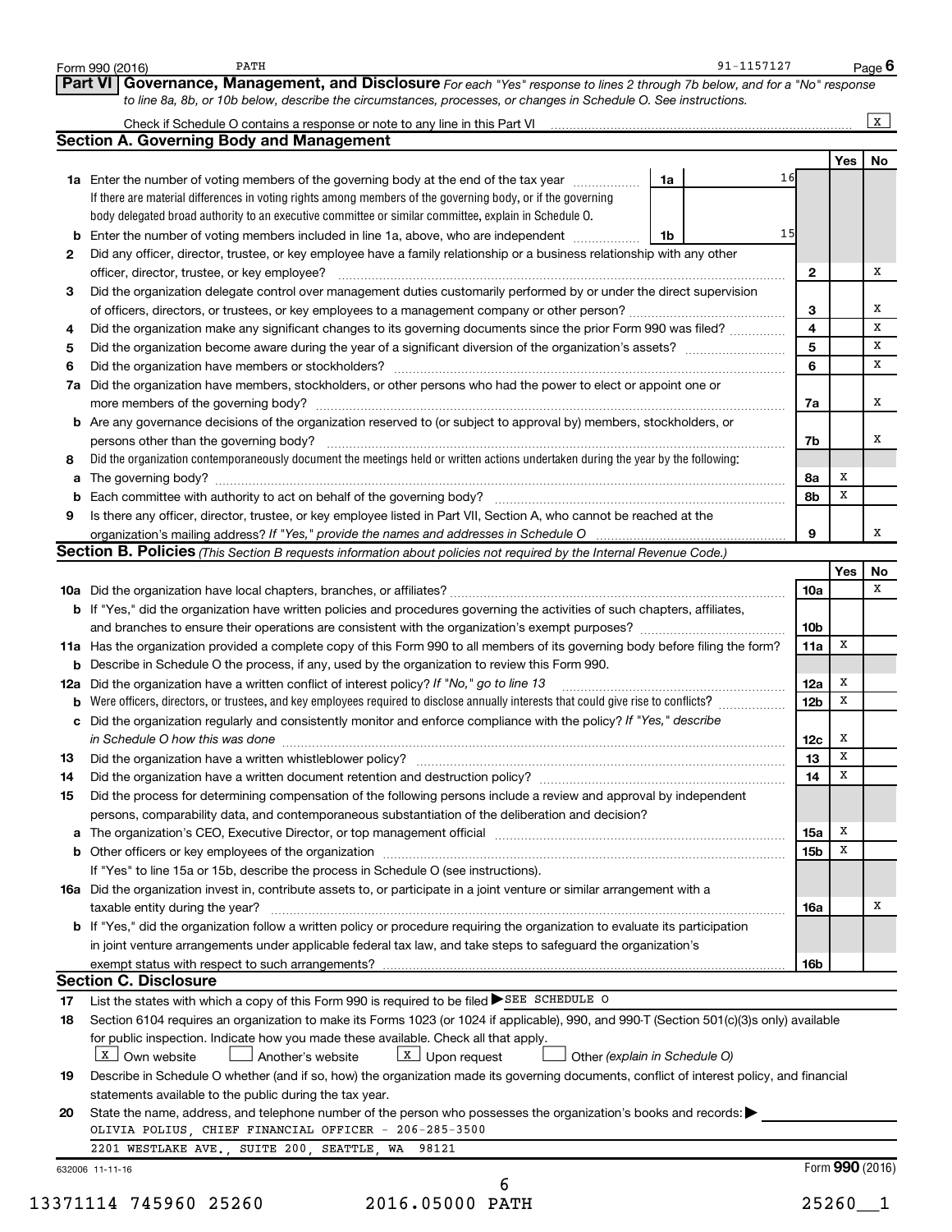Form 990 (2016) PATH 91-1157127 Page 6

## Part VI Governance, Management, and Disclosure

*For each "Yes" response to lines 2 through 7b below, and for a "No" response to line 8a, 8b, or 10b below, describe the circumstances, processes, or changes in Schedule O. See instructions.*

Check if Schedule O contains a response or note to any line in this Part VI [X]

### Section A. Governing Body and Management

| | | | | Yes | No |
|---|---|---|---|---|---|
| 1a | Enter the number of voting members of the governing body at the end of the tax year | 1a | 16 | | |
| | If there are material differences in voting rights among members of the governing body, or if the governing body delegated broad authority to an executive committee or similar committee, explain in Schedule O. | | | | |
| b | Enter the number of voting members included in line 1a, above, who are independent | 1b | 15 | | |
| 2 | Did any officer, director, trustee, or key employee have a family relationship or a business relationship with any other officer, director, trustee, or key employee? | 2 | | | X |
| 3 | Did the organization delegate control over management duties customarily performed by or under the direct supervision of officers, directors, or trustees, or key employees to a management company or other person? | 3 | | | X |
| 4 | Did the organization make any significant changes to its governing documents since the prior Form 990 was filed? | 4 | | | X |
| 5 | Did the organization become aware during the year of a significant diversion of the organization's assets? | 5 | | | X |
| 6 | Did the organization have members or stockholders? | 6 | | | X |
| 7a | Did the organization have members, stockholders, or other persons who had the power to elect or appoint one or more members of the governing body? | 7a | | | X |
| b | Are any governance decisions of the organization reserved to (or subject to approval by) members, stockholders, or persons other than the governing body? | 7b | | | X |
| 8 | Did the organization contemporaneously document the meetings held or written actions undertaken during the year by the following: | | | | |
| a | The governing body? | 8a | | X | |
| b | Each committee with authority to act on behalf of the governing body? | 8b | | X | |
| 9 | Is there any officer, director, trustee, or key employee listed in Part VII, Section A, who cannot be reached at the organization's mailing address? *If "Yes," provide the names and addresses in Schedule O* | 9 | | | X |

### Section B. Policies *(This Section B requests information about policies not required by the Internal Revenue Code.)*

| | | | Yes | No |
|---|---|---|---|---|
| 10a | Did the organization have local chapters, branches, or affiliates? | 10a | | X |
| b | If "Yes," did the organization have written policies and procedures governing the activities of such chapters, affiliates, and branches to ensure their operations are consistent with the organization's exempt purposes? | 10b | | |
| 11a | Has the organization provided a complete copy of this Form 990 to all members of its governing body before filing the form? | 11a | X | |
| b | Describe in Schedule O the process, if any, used by the organization to review this Form 990. | | | |
| 12a | Did the organization have a written conflict of interest policy? *If "No," go to line 13* | 12a | X | |
| b | Were officers, directors, or trustees, and key employees required to disclose annually interests that could give rise to conflicts? | 12b | X | |
| c | Did the organization regularly and consistently monitor and enforce compliance with the policy? *If "Yes," describe in Schedule O how this was done* | 12c | X | |
| 13 | Did the organization have a written whistleblower policy? | 13 | X | |
| 14 | Did the organization have a written document retention and destruction policy? | 14 | X | |
| 15 | Did the process for determining compensation of the following persons include a review and approval by independent persons, comparability data, and contemporaneous substantiation of the deliberation and decision? | | | |
| a | The organization's CEO, Executive Director, or top management official | 15a | X | |
| b | Other officers or key employees of the organization | 15b | X | |
| | If "Yes" to line 15a or 15b, describe the process in Schedule O (see instructions). | | | |
| 16a | Did the organization invest in, contribute assets to, or participate in a joint venture or similar arrangement with a taxable entity during the year? | 16a | | X |
| b | If "Yes," did the organization follow a written policy or procedure requiring the organization to evaluate its participation in joint venture arrangements under applicable federal tax law, and take steps to safeguard the organization's exempt status with respect to such arrangements? | 16b | | |

### Section C. Disclosure

17 List the states with which a copy of this Form 990 is required to be filed ▶ SEE SCHEDULE O

18 Section 6104 requires an organization to make its Forms 1023 (or 1024 if applicable), 990, and 990-T (Section 501(c)(3)s only) available for public inspection. Indicate how you made these available. Check all that apply.

[X] Own website [ ] Another's website [X] Upon request [ ] Other *(explain in Schedule O)*

19 Describe in Schedule O whether (and if so, how) the organization made its governing documents, conflict of interest policy, and financial statements available to the public during the tax year.

20 State the name, address, and telephone number of the person who possesses the organization's books and records: ▶

OLIVIA POLIUS, CHIEF FINANCIAL OFFICER - 206-285-3500

2201 WESTLAKE AVE., SUITE 200, SEATTLE, WA 98121

632006 11-11-16 Form 990 (2016)

13371114 745960 25260 2016.05000 PATH 25260__1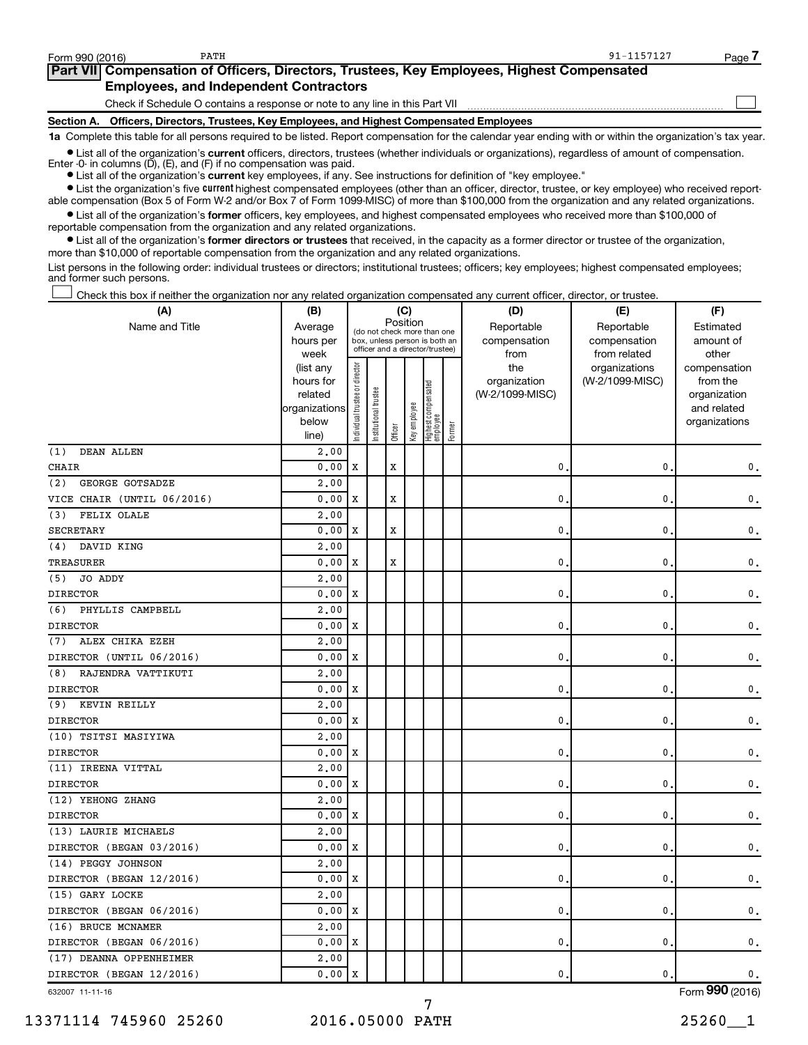Form 990 (2016) PATH 91-1157127

## Part VII Compensation of Officers, Directors, Trustees, Key Employees, Highest Compensated Employees, and Independent Contractors

Check if Schedule O contains a response or note to any line in this Part VII ☐

**Section A. Officers, Directors, Trustees, Key Employees, and Highest Compensated Employees**

**1a** Complete this table for all persons required to be listed. Report compensation for the calendar year ending with or within the organization's tax year.

- List all of the organization's **current** officers, directors, trustees (whether individuals or organizations), regardless of amount of compensation. Enter -0- in columns (D), (E), and (F) if no compensation was paid.
- List all of the organization's **current** key employees, if any. See instructions for definition of "key employee."
- List the organization's five **current** highest compensated employees (other than an officer, director, trustee, or key employee) who received reportable compensation (Box 5 of Form W-2 and/or Box 7 of Form 1099-MISC) of more than $100,000 from the organization and any related organizations.
- List all of the organization's **former** officers, key employees, and highest compensated employees who received more than $100,000 of reportable compensation from the organization and any related organizations.
- List all of the organization's **former directors or trustees** that received, in the capacity as a former director or trustee of the organization, more than $10,000 of reportable compensation from the organization and any related organizations.

List persons in the following order: individual trustees or directors; institutional trustees; officers; key employees; highest compensated employees; and former such persons.

☐ Check this box if neither the organization nor any related organization compensated any current officer, director, or trustee.

| (A) Name and Title | (B) Average hours per week (list any hours for related organizations below line) | (C) Position: Individual trustee or director | Institutional trustee | Officer | Key employee | Highest compensated employee | Former | (D) Reportable compensation from the organization (W-2/1099-MISC) | (E) Reportable compensation from related organizations (W-2/1099-MISC) | (F) Estimated amount of other compensation from the organization and related organizations |
|---|---|---|---|---|---|---|---|---|---|---|
| (1) DEAN ALLEN<br>CHAIR | 2.00<br>0.00 | X | | X | | | | 0. | 0. | 0. |
| (2) GEORGE GOTSADZE<br>VICE CHAIR (UNTIL 06/2016) | 2.00<br>0.00 | X | | X | | | | 0. | 0. | 0. |
| (3) FELIX OLALE<br>SECRETARY | 2.00<br>0.00 | X | | X | | | | 0. | 0. | 0. |
| (4) DAVID KING<br>TREASURER | 2.00<br>0.00 | X | | X | | | | 0. | 0. | 0. |
| (5) JO ADDY<br>DIRECTOR | 2.00<br>0.00 | X | | | | | | 0. | 0. | 0. |
| (6) PHYLLIS CAMPBELL<br>DIRECTOR | 2.00<br>0.00 | X | | | | | | 0. | 0. | 0. |
| (7) ALEX CHIKA EZEH<br>DIRECTOR (UNTIL 06/2016) | 2.00<br>0.00 | X | | | | | | 0. | 0. | 0. |
| (8) RAJENDRA VATTIKUTI<br>DIRECTOR | 2.00<br>0.00 | X | | | | | | 0. | 0. | 0. |
| (9) KEVIN REILLY<br>DIRECTOR | 2.00<br>0.00 | X | | | | | | 0. | 0. | 0. |
| (10) TSITSI MASIYIWA<br>DIRECTOR | 2.00<br>0.00 | X | | | | | | 0. | 0. | 0. |
| (11) IREENA VITTAL<br>DIRECTOR | 2.00<br>0.00 | X | | | | | | 0. | 0. | 0. |
| (12) YEHONG ZHANG<br>DIRECTOR | 2.00<br>0.00 | X | | | | | | 0. | 0. | 0. |
| (13) LAURIE MICHAELS<br>DIRECTOR (BEGAN 03/2016) | 2.00<br>0.00 | X | | | | | | 0. | 0. | 0. |
| (14) PEGGY JOHNSON<br>DIRECTOR (BEGAN 12/2016) | 2.00<br>0.00 | X | | | | | | 0. | 0. | 0. |
| (15) GARY LOCKE<br>DIRECTOR (BEGAN 06/2016) | 2.00<br>0.00 | X | | | | | | 0. | 0. | 0. |
| (16) BRUCE MCNAMER<br>DIRECTOR (BEGAN 06/2016) | 2.00<br>0.00 | X | | | | | | 0. | 0. | 0. |
| (17) DEANNA OPPENHEIMER<br>DIRECTOR (BEGAN 12/2016) | 2.00<br>0.00 | X | | | | | | 0. | 0. | 0. |

632007 11-11-16 Form 990 (2016)

13371114 745960 25260 2016.05000 PATH 25260__1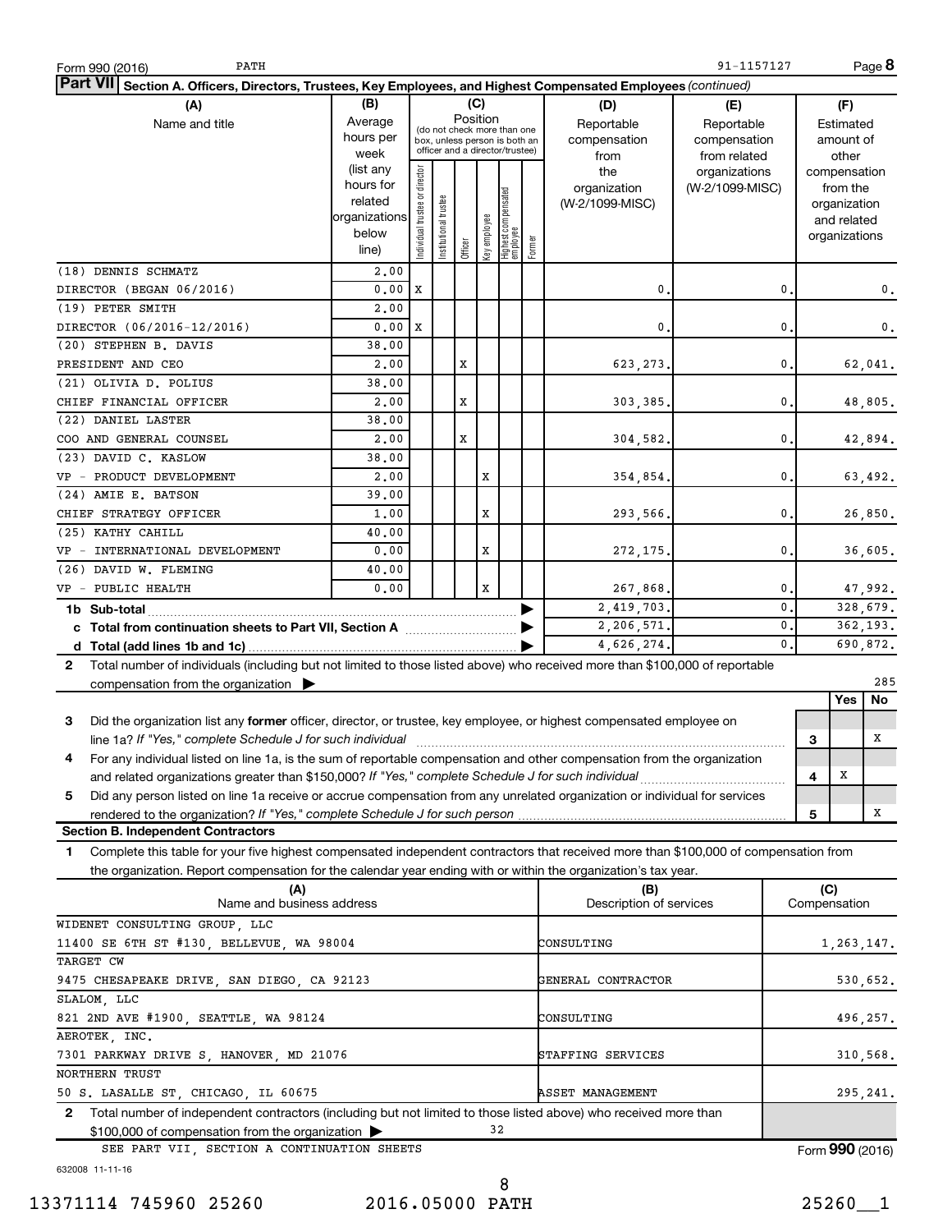Form 990 (2016) PATH 91-1157127 Page **8**

**Part VII** **Section A. Officers, Directors, Trustees, Key Employees, and Highest Compensated Employees** *(continued)*

| (A) Name and title | (B) Average hours per week (list any hours for related organizations below line) | (C) Position: Individual trustee or director | Institutional trustee | Officer | Key employee | Highest compensated employee | Former | (D) Reportable compensation from the organization (W-2/1099-MISC) | (E) Reportable compensation from related organizations (W-2/1099-MISC) | (F) Estimated amount of other compensation from the organization and related organizations |
|---|---|---|---|---|---|---|---|---|---|---|
| (18) DENNIS SCHMATZ<br>DIRECTOR (BEGAN 06/2016) | 2.00<br>0.00 | X | | | | | | 0. | 0. | 0. |
| (19) PETER SMITH<br>DIRECTOR (06/2016-12/2016) | 2.00<br>0.00 | X | | | | | | 0. | 0. | 0. |
| (20) STEPHEN B. DAVIS<br>PRESIDENT AND CEO | 38.00<br>2.00 | | | X | | | | 623,273. | 0. | 62,041. |
| (21) OLIVIA D. POLIUS<br>CHIEF FINANCIAL OFFICER | 38.00<br>2.00 | | | X | | | | 303,385. | 0. | 48,805. |
| (22) DANIEL LASTER<br>COO AND GENERAL COUNSEL | 38.00<br>2.00 | | | X | | | | 304,582. | 0. | 42,894. |
| (23) DAVID C. KASLOW<br>VP - PRODUCT DEVELOPMENT | 38.00<br>2.00 | | | | X | | | 354,854. | 0. | 63,492. |
| (24) AMIE E. BATSON<br>CHIEF STRATEGY OFFICER | 39.00<br>1.00 | | | | X | | | 293,566. | 0. | 26,850. |
| (25) KATHY CAHILL<br>VP - INTERNATIONAL DEVELOPMENT | 40.00<br>0.00 | | | | X | | | 272,175. | 0. | 36,605. |
| (26) DAVID W. FLEMING<br>VP - PUBLIC HEALTH | 40.00<br>0.00 | | | | X | | | 267,868. | 0. | 47,992. |
| **1b Sub-total** | | | | | | | | 2,419,703. | 0. | 328,679. |
| **c Total from continuation sheets to Part VII, Section A** | | | | | | | | 2,206,571. | 0. | 362,193. |
| **d Total (add lines 1b and 1c)** | | | | | | | | 4,626,274. | 0. | 690,872. |

**2** Total number of individuals (including but not limited to those listed above) who received more than $100,000 of reportable compensation from the organization ▶ 285

| | | Yes | No |
|---|---|---|---|
| **3** Did the organization list any **former** officer, director, or trustee, key employee, or highest compensated employee on line 1a? *If "Yes," complete Schedule J for such individual* | 3 | | X |
| **4** For any individual listed on line 1a, is the sum of reportable compensation and other compensation from the organization and related organizations greater than $150,000? *If "Yes," complete Schedule J for such individual* | 4 | X | |
| **5** Did any person listed on line 1a receive or accrue compensation from any unrelated organization or individual for services rendered to the organization? *If "Yes," complete Schedule J for such person* | 5 | | X |

**Section B. Independent Contractors**

**1** Complete this table for your five highest compensated independent contractors that received more than $100,000 of compensation from the organization. Report compensation for the calendar year ending with or within the organization's tax year.

| (A) Name and business address | (B) Description of services | (C) Compensation |
|---|---|---|
| WIDENET CONSULTING GROUP, LLC<br>11400 SE 6TH ST #130, BELLEVUE, WA 98004 | CONSULTING | 1,263,147. |
| TARGET CW<br>9475 CHESAPEAKE DRIVE, SAN DIEGO, CA 92123 | GENERAL CONTRACTOR | 530,652. |
| SLALOM, LLC<br>821 2ND AVE #1900, SEATTLE, WA 98124 | CONSULTING | 496,257. |
| AEROTEK, INC.<br>7301 PARKWAY DRIVE S, HANOVER, MD 21076 | STAFFING SERVICES | 310,568. |
| NORTHERN TRUST<br>50 S. LASALLE ST, CHICAGO, IL 60675 | ASSET MANAGEMENT | 295,241. |

**2** Total number of independent contractors (including but not limited to those listed above) who received more than $100,000 of compensation from the organization ▶ 32

SEE PART VII, SECTION A CONTINUATION SHEETS

Form **990** (2016)

632008 11-11-16

13371114 745960 25260 2016.05000 PATH 25260__1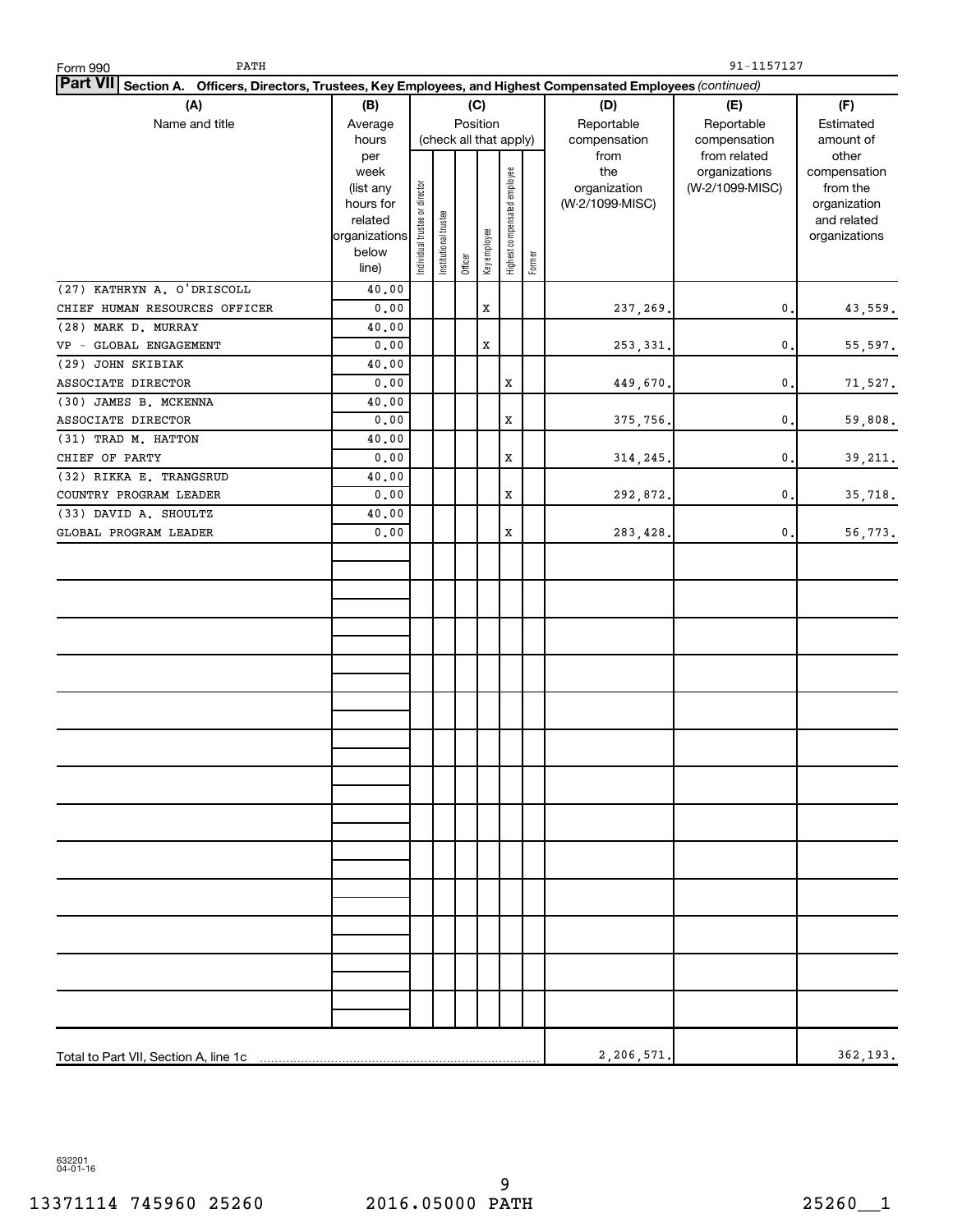Form 990 PATH 91-1157127

**Part VII Section A. Officers, Directors, Trustees, Key Employees, and Highest Compensated Employees** *(continued)*

| (A) Name and title | (B) Average hours per week (list any hours for related organizations below line) | (C) Position (check all that apply): Individual trustee or director | Institutional trustee | Officer | Key employee | Highest compensated employee | Former | (D) Reportable compensation from the organization (W-2/1099-MISC) | (E) Reportable compensation from related organizations (W-2/1099-MISC) | (F) Estimated amount of other compensation from the organization and related organizations |
|---|---|---|---|---|---|---|---|---|---|---|
| (27) KATHRYN A. O'DRISCOLL<br>CHIEF HUMAN RESOURCES OFFICER | 40.00<br>0.00 | | | | X | | | 237,269. | 0. | 43,559. |
| (28) MARK D. MURRAY<br>VP - GLOBAL ENGAGEMENT | 40.00<br>0.00 | | | | X | | | 253,331. | 0. | 55,597. |
| (29) JOHN SKIBIAK<br>ASSOCIATE DIRECTOR | 40.00<br>0.00 | | | | | X | | 449,670. | 0. | 71,527. |
| (30) JAMES B. MCKENNA<br>ASSOCIATE DIRECTOR | 40.00<br>0.00 | | | | | X | | 375,756. | 0. | 59,808. |
| (31) TRAD M. HATTON<br>CHIEF OF PARTY | 40.00<br>0.00 | | | | | X | | 314,245. | 0. | 39,211. |
| (32) RIKKA E. TRANGSRUD<br>COUNTRY PROGRAM LEADER | 40.00<br>0.00 | | | | | X | | 292,872. | 0. | 35,718. |
| (33) DAVID A. SHOULTZ<br>GLOBAL PROGRAM LEADER | 40.00<br>0.00 | | | | | X | | 283,428. | 0. | 56,773. |
| Total to Part VII, Section A, line 1c | | | | | | | | 2,206,571. | | 362,193. |

632201
04-01-16

13371114 745960 25260 2016.05000 PATH 25260__1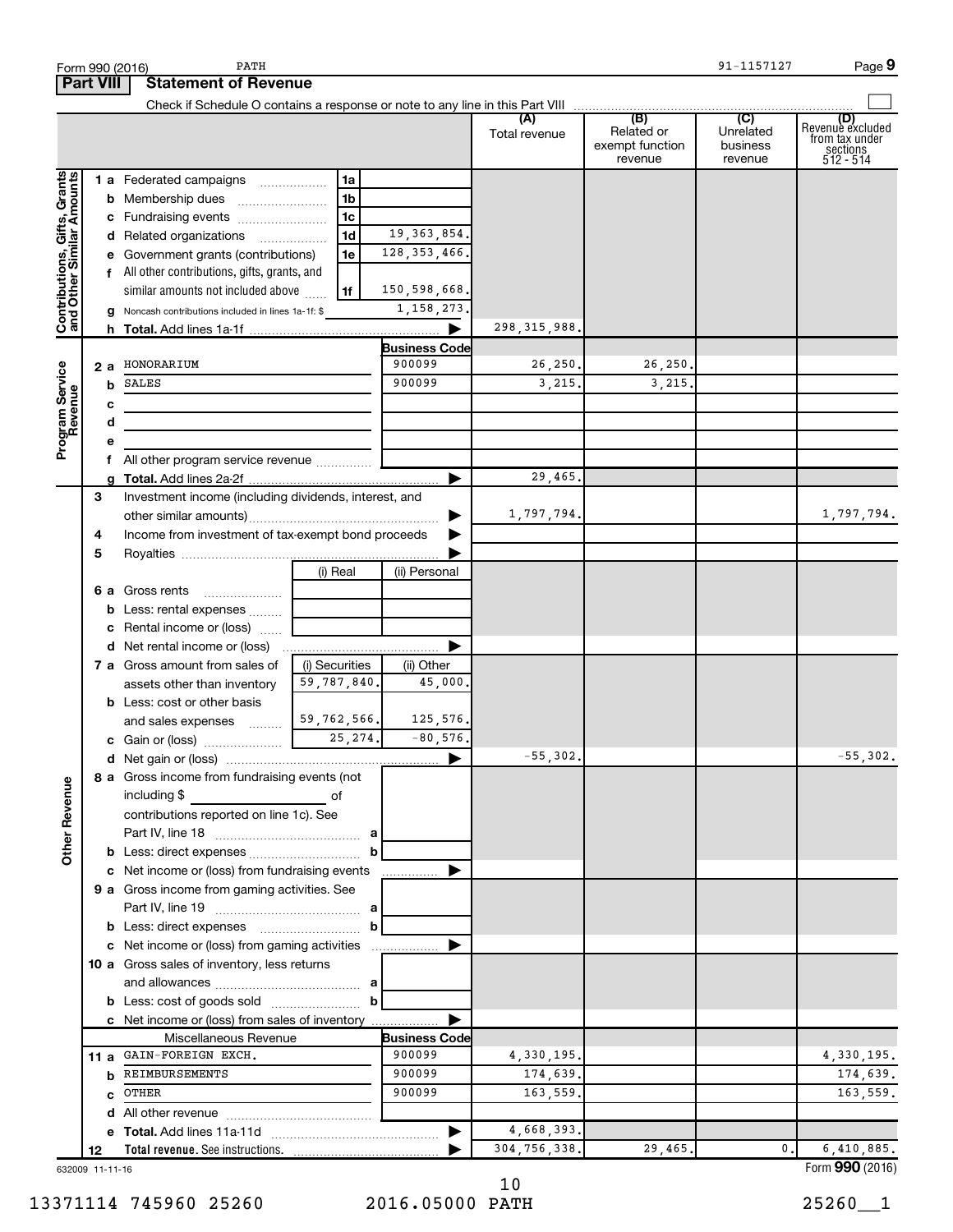Form 990 (2016) PATH 91-1157127 Page **9**

## Part VIII Statement of Revenue

Check if Schedule O contains a response or note to any line in this Part VIII ☐

| | | | | (A) Total revenue | (B) Related or exempt function revenue | (C) Unrelated business revenue | (D) Revenue excluded from tax under sections 512 - 514 |
|---|---|---|---|---|---|---|---|
| **Contributions, Gifts, Grants and Other Similar Amounts** | 1 a Federated campaigns | 1a | | | | | |
| | b Membership dues | 1b | | | | | |
| | c Fundraising events | 1c | | | | | |
| | d Related organizations | 1d | 19,363,854. | | | | |
| | e Government grants (contributions) | 1e | 128,353,466. | | | | |
| | f All other contributions, gifts, grants, and similar amounts not included above | 1f | 150,598,668. | | | | |
| | g Noncash contributions included in lines 1a-1f: $ | | 1,158,273. | | | | |
| | h **Total.** Add lines 1a-1f | | ▶ | 298,315,988. | | | |
| **Program Service Revenue** | | | **Business Code** | | | | |
| | 2 a HONORARIUM | | 900099 | 26,250. | 26,250. | | |
| | b SALES | | 900099 | 3,215. | 3,215. | | |
| | c | | | | | | |
| | d | | | | | | |
| | e | | | | | | |
| | f All other program service revenue | | | | | | |
| | g **Total.** Add lines 2a-2f | | ▶ | 29,465. | | | |
| | 3 Investment income (including dividends, interest, and other similar amounts) | | ▶ | 1,797,794. | | | 1,797,794. |
| | 4 Income from investment of tax-exempt bond proceeds | | ▶ | | | | |
| | 5 Royalties | | ▶ | | | | |
| | | (i) Real | (ii) Personal | | | | |
| | 6 a Gross rents | | | | | | |
| | b Less: rental expenses | | | | | | |
| | c Rental income or (loss) | | | | | | |
| | d Net rental income or (loss) | | ▶ | | | | |
| | 7 a Gross amount from sales of assets other than inventory | (i) Securities 59,787,840. | (ii) Other 45,000. | | | | |
| | b Less: cost or other basis and sales expenses | 59,762,566. | 125,576. | | | | |
| | c Gain or (loss) | 25,274. | -80,576. | | | | |
| | d Net gain or (loss) | | ▶ | -55,302. | | | -55,302. |
| **Other Revenue** | 8 a Gross income from fundraising events (not including $ of contributions reported on line 1c). See Part IV, line 18 | a | | | | | |
| | b Less: direct expenses | b | | | | | |
| | c Net income or (loss) from fundraising events | | ▶ | | | | |
| | 9 a Gross income from gaming activities. See Part IV, line 19 | a | | | | | |
| | b Less: direct expenses | b | | | | | |
| | c Net income or (loss) from gaming activities | | ▶ | | | | |
| | 10 a Gross sales of inventory, less returns and allowances | a | | | | | |
| | b Less: cost of goods sold | b | | | | | |
| | c Net income or (loss) from sales of inventory | | ▶ | | | | |
| | Miscellaneous Revenue | | **Business Code** | | | | |
| | 11 a GAIN-FOREIGN EXCH. | | 900099 | 4,330,195. | | | 4,330,195. |
| | b REIMBURSEMENTS | | 900099 | 174,639. | | | 174,639. |
| | c OTHER | | 900099 | 163,559. | | | 163,559. |
| | d All other revenue | | | | | | |
| | e **Total.** Add lines 11a-11d | | ▶ | 4,668,393. | | | |
| | 12 **Total revenue.** See instructions. | | ▶ | 304,756,338. | 29,465. | 0. | 6,410,885. |

632009 11-11-16

Form **990** (2016)

13371114 745960 25260 2016.05000 PATH 25260__1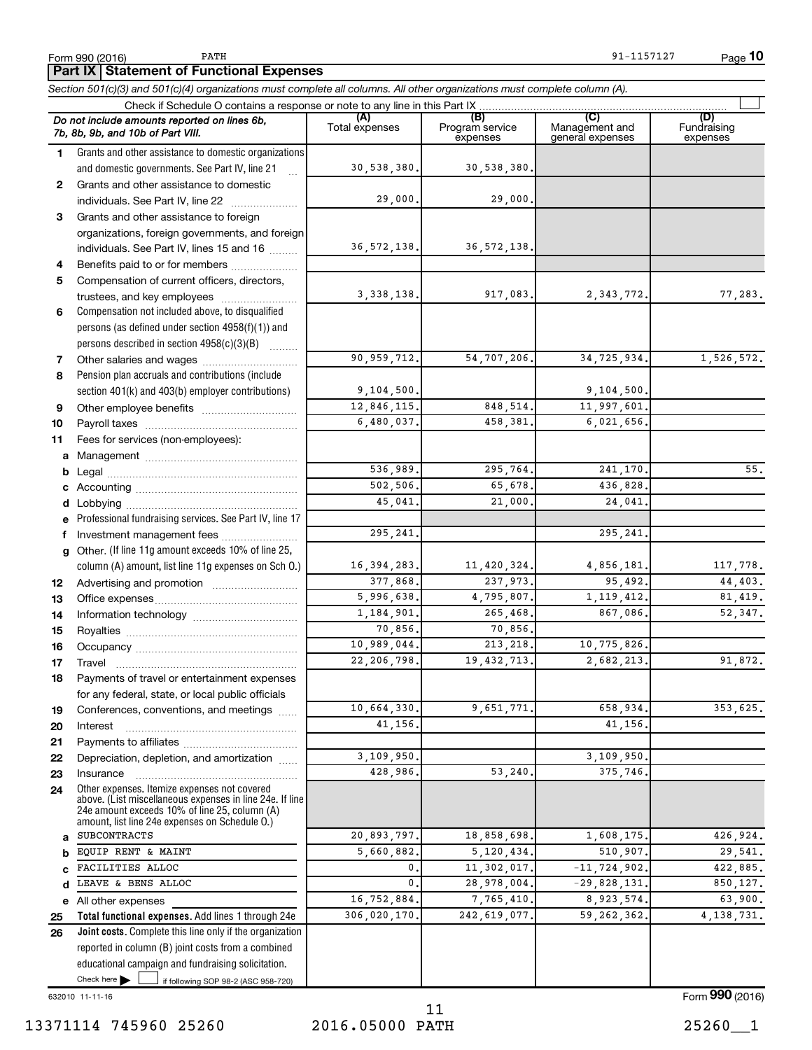Form 990 (2016) PATH 91-1157127 Page **10**

## Part IX Statement of Functional Expenses

*Section 501(c)(3) and 501(c)(4) organizations must complete all columns. All other organizations must complete column (A).*

Check if Schedule O contains a response or note to any line in this Part IX

| *Do not include amounts reported on lines 6b, 7b, 8b, 9b, and 10b of Part VIII.* | (A) Total expenses | (B) Program service expenses | (C) Management and general expenses | (D) Fundraising expenses |
|---|---|---|---|---|
| **1** Grants and other assistance to domestic organizations and domestic governments. See Part IV, line 21 | 30,538,380. | 30,538,380. | | |
| **2** Grants and other assistance to domestic individuals. See Part IV, line 22 | 29,000. | 29,000. | | |
| **3** Grants and other assistance to foreign organizations, foreign governments, and foreign individuals. See Part IV, lines 15 and 16 | 36,572,138. | 36,572,138. | | |
| **4** Benefits paid to or for members | | | | |
| **5** Compensation of current officers, directors, trustees, and key employees | 3,338,138. | 917,083. | 2,343,772. | 77,283. |
| **6** Compensation not included above, to disqualified persons (as defined under section 4958(f)(1)) and persons described in section 4958(c)(3)(B) | | | | |
| **7** Other salaries and wages | 90,959,712. | 54,707,206. | 34,725,934. | 1,526,572. |
| **8** Pension plan accruals and contributions (include section 401(k) and 403(b) employer contributions) | 9,104,500. | | 9,104,500. | |
| **9** Other employee benefits | 12,846,115. | 848,514. | 11,997,601. | |
| **10** Payroll taxes | 6,480,037. | 458,381. | 6,021,656. | |
| **11** Fees for services (non-employees): | | | | |
| **a** Management | | | | |
| **b** Legal | 536,989. | 295,764. | 241,170. | 55. |
| **c** Accounting | 502,506. | 65,678. | 436,828. | |
| **d** Lobbying | 45,041. | 21,000. | 24,041. | |
| **e** Professional fundraising services. See Part IV, line 17 | | | | |
| **f** Investment management fees | 295,241. | | 295,241. | |
| **g** Other. (If line 11g amount exceeds 10% of line 25, column (A) amount, list line 11g expenses on Sch O.) | 16,394,283. | 11,420,324. | 4,856,181. | 117,778. |
| **12** Advertising and promotion | 377,868. | 237,973. | 95,492. | 44,403. |
| **13** Office expenses | 5,996,638. | 4,795,807. | 1,119,412. | 81,419. |
| **14** Information technology | 1,184,901. | 265,468. | 867,086. | 52,347. |
| **15** Royalties | 70,856. | 70,856. | | |
| **16** Occupancy | 10,989,044. | 213,218. | 10,775,826. | |
| **17** Travel | 22,206,798. | 19,432,713. | 2,682,213. | 91,872. |
| **18** Payments of travel or entertainment expenses for any federal, state, or local public officials | | | | |
| **19** Conferences, conventions, and meetings | 10,664,330. | 9,651,771. | 658,934. | 353,625. |
| **20** Interest | 41,156. | | 41,156. | |
| **21** Payments to affiliates | | | | |
| **22** Depreciation, depletion, and amortization | 3,109,950. | | 3,109,950. | |
| **23** Insurance | 428,986. | 53,240. | 375,746. | |
| **24** Other expenses. Itemize expenses not covered above. (List miscellaneous expenses in line 24e. If line 24e amount exceeds 10% of line 25, column (A) amount, list line 24e expenses on Schedule O.) | | | | |
| **a** SUBCONTRACTS | 20,893,797. | 18,858,698. | 1,608,175. | 426,924. |
| **b** EQUIP RENT & MAINT | 5,660,882. | 5,120,434. | 510,907. | 29,541. |
| **c** FACILITIES ALLOC | 0. | 11,302,017. | -11,724,902. | 422,885. |
| **d** LEAVE & BENS ALLOC | 0. | 28,978,004. | -29,828,131. | 850,127. |
| **e** All other expenses | 16,752,884. | 7,765,410. | 8,923,574. | 63,900. |
| **25 Total functional expenses.** Add lines 1 through 24e | 306,020,170. | 242,619,077. | 59,262,362. | 4,138,731. |
| **26 Joint costs.** Complete this line only if the organization reported in column (B) joint costs from a combined educational campaign and fundraising solicitation. Check here ☐ if following SOP 98-2 (ASC 958-720) | | | | |

632010 11-11-16

Form **990** (2016)

13371114 745960 25260 2016.05000 PATH 25260__1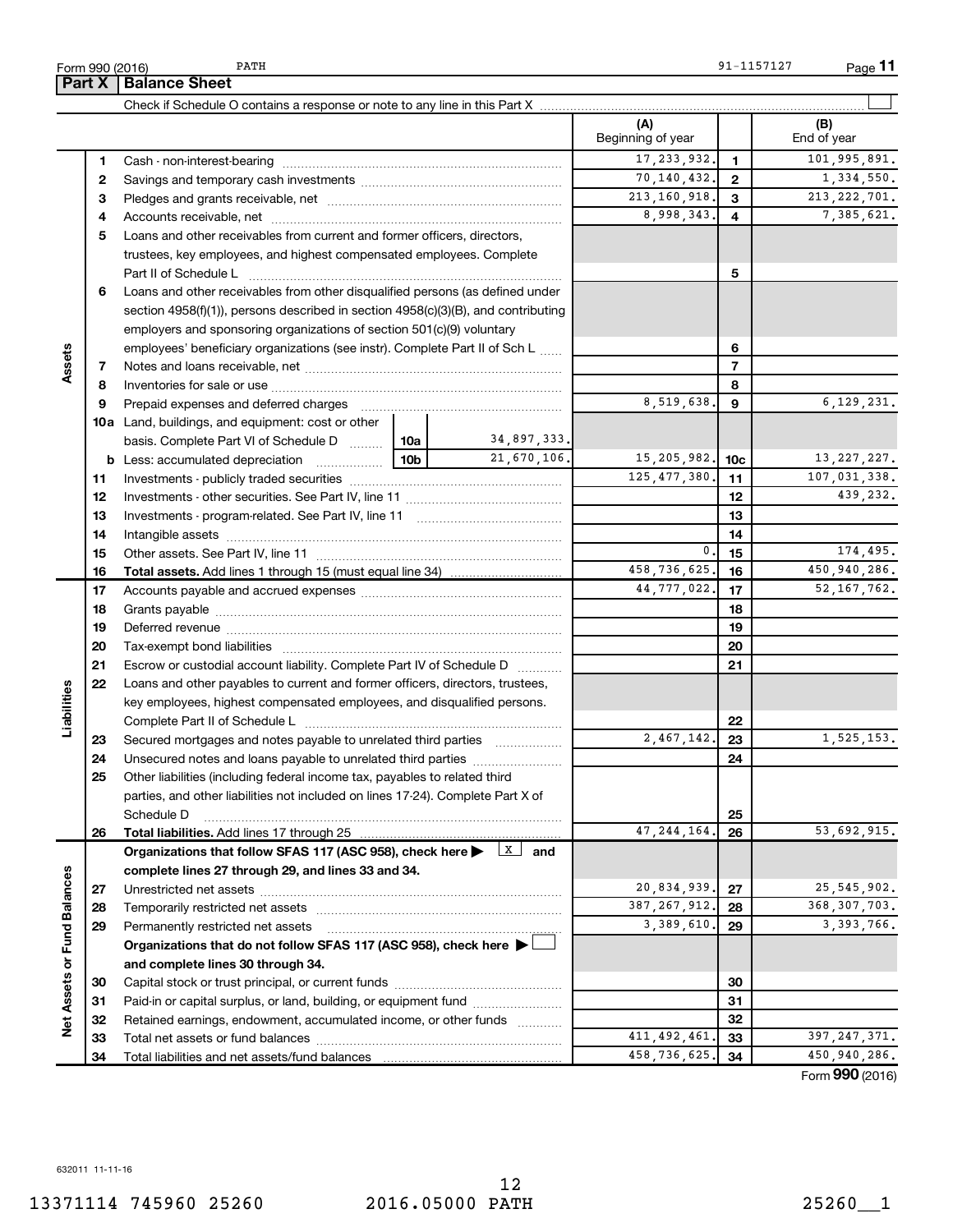Form 990 (2016) PATH 91-1157127 Page **11**

## Part X | Balance Sheet

Check if Schedule O contains a response or note to any line in this Part X ☐

| | | | (A) Beginning of year | | (B) End of year |
|---|---|---|---|---|---|
| **Assets** | 1 | Cash - non-interest-bearing | 17,233,932. | 1 | 101,995,891. |
| | 2 | Savings and temporary cash investments | 70,140,432. | 2 | 1,334,550. |
| | 3 | Pledges and grants receivable, net | 213,160,918. | 3 | 213,222,701. |
| | 4 | Accounts receivable, net | 8,998,343. | 4 | 7,385,621. |
| | 5 | Loans and other receivables from current and former officers, directors, trustees, key employees, and highest compensated employees. Complete Part II of Schedule L | | 5 | |
| | 6 | Loans and other receivables from other disqualified persons (as defined under section 4958(f)(1)), persons described in section 4958(c)(3)(B), and contributing employers and sponsoring organizations of section 501(c)(9) voluntary employees' beneficiary organizations (see instr). Complete Part II of Sch L | | 6 | |
| | 7 | Notes and loans receivable, net | | 7 | |
| | 8 | Inventories for sale or use | | 8 | |
| | 9 | Prepaid expenses and deferred charges | 8,519,638. | 9 | 6,129,231. |
| | 10a | Land, buildings, and equipment: cost or other basis. Complete Part VI of Schedule D — 10a: 34,897,333. | | | |
| | b | Less: accumulated depreciation — 10b: 21,670,106. | 15,205,982. | 10c | 13,227,227. |
| | 11 | Investments - publicly traded securities | 125,477,380. | 11 | 107,031,338. |
| | 12 | Investments - other securities. See Part IV, line 11 | | 12 | 439,232. |
| | 13 | Investments - program-related. See Part IV, line 11 | | 13 | |
| | 14 | Intangible assets | | 14 | |
| | 15 | Other assets. See Part IV, line 11 | 0. | 15 | 174,495. |
| | 16 | **Total assets.** Add lines 1 through 15 (must equal line 34) | 458,736,625. | 16 | 450,940,286. |
| **Liabilities** | 17 | Accounts payable and accrued expenses | 44,777,022. | 17 | 52,167,762. |
| | 18 | Grants payable | | 18 | |
| | 19 | Deferred revenue | | 19 | |
| | 20 | Tax-exempt bond liabilities | | 20 | |
| | 21 | Escrow or custodial account liability. Complete Part IV of Schedule D | | 21 | |
| | 22 | Loans and other payables to current and former officers, directors, trustees, key employees, highest compensated employees, and disqualified persons. Complete Part II of Schedule L | | 22 | |
| | 23 | Secured mortgages and notes payable to unrelated third parties | 2,467,142. | 23 | 1,525,153. |
| | 24 | Unsecured notes and loans payable to unrelated third parties | | 24 | |
| | 25 | Other liabilities (including federal income tax, payables to related third parties, and other liabilities not included on lines 17-24). Complete Part X of Schedule D | | 25 | |
| | 26 | **Total liabilities.** Add lines 17 through 25 | 47,244,164. | 26 | 53,692,915. |
| **Net Assets or Fund Balances** | | **Organizations that follow SFAS 117 (ASC 958), check here ▶ ☒ and complete lines 27 through 29, and lines 33 and 34.** | | | |
| | 27 | Unrestricted net assets | 20,834,939. | 27 | 25,545,902. |
| | 28 | Temporarily restricted net assets | 387,267,912. | 28 | 368,307,703. |
| | 29 | Permanently restricted net assets | 3,389,610. | 29 | 3,393,766. |
| | | **Organizations that do not follow SFAS 117 (ASC 958), check here ▶ ☐ and complete lines 30 through 34.** | | | |
| | 30 | Capital stock or trust principal, or current funds | | 30 | |
| | 31 | Paid-in or capital surplus, or land, building, or equipment fund | | 31 | |
| | 32 | Retained earnings, endowment, accumulated income, or other funds | | 32 | |
| | 33 | Total net assets or fund balances | 411,492,461. | 33 | 397,247,371. |
| | 34 | Total liabilities and net assets/fund balances | 458,736,625. | 34 | 450,940,286. |

Form **990** (2016)

632011 11-11-16

13371114 745960 25260 2016.05000 PATH 25260__1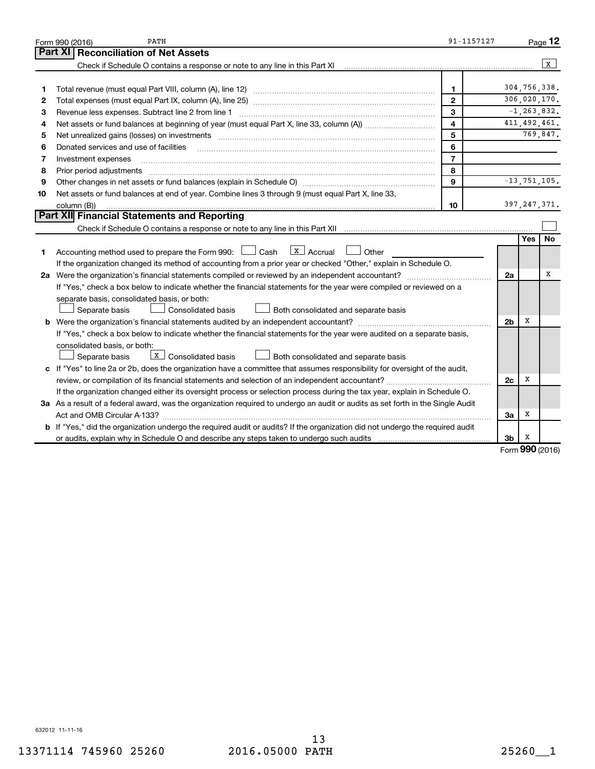Form 990 (2016) PATH 91-1157127 Page **12**

## Part XI Reconciliation of Net Assets

Check if Schedule O contains a response or note to any line in this Part XI ..... [X]

| | | | |
|---|---|---|---|
| 1 | Total revenue (must equal Part VIII, column (A), line 12) | 1 | 304,756,338. |
| 2 | Total expenses (must equal Part IX, column (A), line 25) | 2 | 306,020,170. |
| 3 | Revenue less expenses. Subtract line 2 from line 1 | 3 | -1,263,832. |
| 4 | Net assets or fund balances at beginning of year (must equal Part X, line 33, column (A)) | 4 | 411,492,461. |
| 5 | Net unrealized gains (losses) on investments | 5 | 769,847. |
| 6 | Donated services and use of facilities | 6 | |
| 7 | Investment expenses | 7 | |
| 8 | Prior period adjustments | 8 | |
| 9 | Other changes in net assets or fund balances (explain in Schedule O) | 9 | -13,751,105. |
| 10 | Net assets or fund balances at end of year. Combine lines 3 through 9 (must equal Part X, line 33, column (B)) | 10 | 397,247,371. |

## Part XII Financial Statements and Reporting

Check if Schedule O contains a response or note to any line in this Part XII ..... [ ]

| | | | Yes | No |
|---|---|---|---|---|
| 1 | Accounting method used to prepare the Form 990: [ ] Cash [X] Accrual [ ] Other<br>If the organization changed its method of accounting from a prior year or checked "Other," explain in Schedule O. | | | |
| 2a | Were the organization's financial statements compiled or reviewed by an independent accountant?<br>If "Yes," check a box below to indicate whether the financial statements for the year were compiled or reviewed on a separate basis, consolidated basis, or both:<br>[ ] Separate basis [ ] Consolidated basis [ ] Both consolidated and separate basis | 2a | | X |
| b | Were the organization's financial statements audited by an independent accountant?<br>If "Yes," check a box below to indicate whether the financial statements for the year were audited on a separate basis, consolidated basis, or both:<br>[ ] Separate basis [X] Consolidated basis [ ] Both consolidated and separate basis | 2b | X | |
| c | If "Yes" to line 2a or 2b, does the organization have a committee that assumes responsibility for oversight of the audit, review, or compilation of its financial statements and selection of an independent accountant?<br>If the organization changed either its oversight process or selection process during the tax year, explain in Schedule O. | 2c | X | |
| 3a | As a result of a federal award, was the organization required to undergo an audit or audits as set forth in the Single Audit Act and OMB Circular A-133? | 3a | X | |
| b | If "Yes," did the organization undergo the required audit or audits? If the organization did not undergo the required audit or audits, explain why in Schedule O and describe any steps taken to undergo such audits | 3b | X | |

Form **990** (2016)

632012 11-11-16

13371114 745960 25260 2016.05000 PATH 25260__1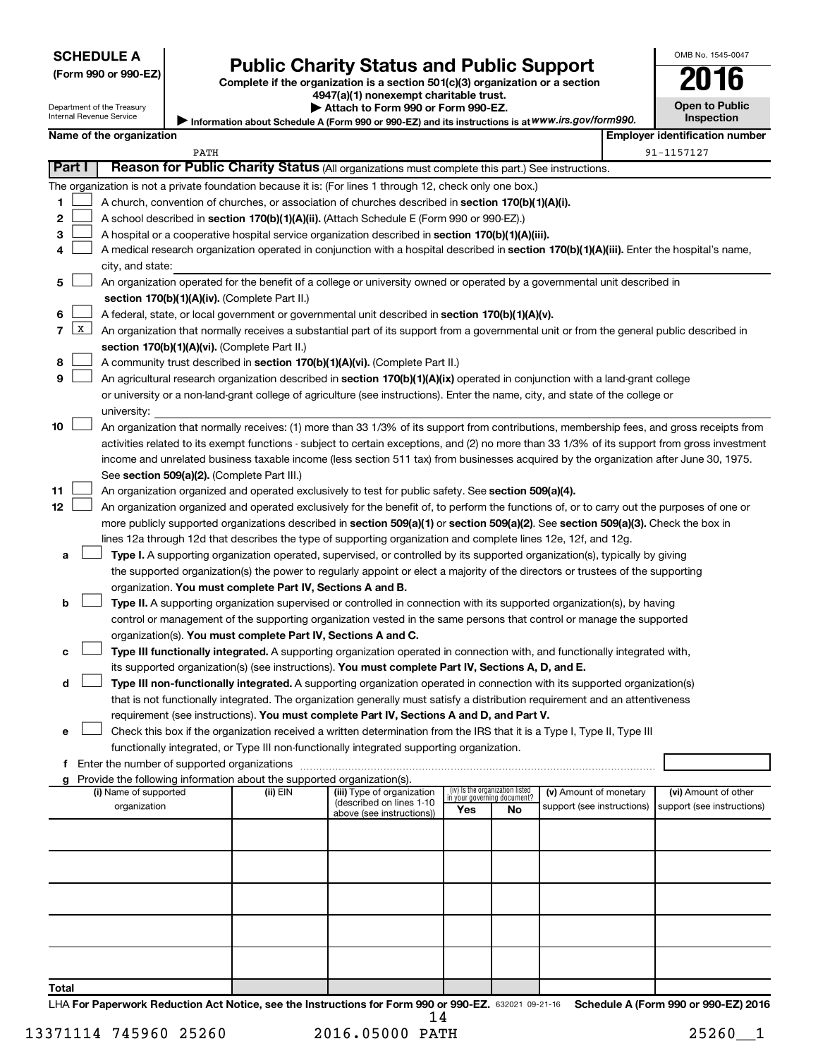**SCHEDULE A**
**(Form 990 or 990-EZ)**

Department of the Treasury
Internal Revenue Service

# Public Charity Status and Public Support

**Complete if the organization is a section 501(c)(3) organization or a section 4947(a)(1) nonexempt charitable trust.**
**▶ Attach to Form 990 or Form 990-EZ.**
**▶ Information about Schedule A (Form 990 or 990-EZ) and its instructions is at** *www.irs.gov/form990.*

OMB No. 1545-0047

**2016**

**Open to Public Inspection**

| Name of the organization | Employer identification number |
|---|---|
| PATH | 91-1157127 |

**Part I** **Reason for Public Charity Status** (All organizations must complete this part.) See instructions.

The organization is not a private foundation because it is: (For lines 1 through 12, check only one box.)

1. [ ] A church, convention of churches, or association of churches described in **section 170(b)(1)(A)(i).**
2. [ ] A school described in **section 170(b)(1)(A)(ii).** (Attach Schedule E (Form 990 or 990-EZ).)
3. [ ] A hospital or a cooperative hospital service organization described in **section 170(b)(1)(A)(iii).**
4. [ ] A medical research organization operated in conjunction with a hospital described in **section 170(b)(1)(A)(iii).** Enter the hospital's name, city, and state:
5. [ ] An organization operated for the benefit of a college or university owned or operated by a governmental unit described in **section 170(b)(1)(A)(iv).** (Complete Part II.)
6. [ ] A federal, state, or local government or governmental unit described in **section 170(b)(1)(A)(v).**
7. [X] An organization that normally receives a substantial part of its support from a governmental unit or from the general public described in **section 170(b)(1)(A)(vi).** (Complete Part II.)
8. [ ] A community trust described in **section 170(b)(1)(A)(vi).** (Complete Part II.)
9. [ ] An agricultural research organization described in **section 170(b)(1)(A)(ix)** operated in conjunction with a land-grant college or university or a non-land-grant college of agriculture (see instructions). Enter the name, city, and state of the college or university:
10. [ ] An organization that normally receives: (1) more than 33 1/3% of its support from contributions, membership fees, and gross receipts from activities related to its exempt functions - subject to certain exceptions, and (2) no more than 33 1/3% of its support from gross investment income and unrelated business taxable income (less section 511 tax) from businesses acquired by the organization after June 30, 1975. See **section 509(a)(2).** (Complete Part III.)
11. [ ] An organization organized and operated exclusively to test for public safety. See **section 509(a)(4).**
12. [ ] An organization organized and operated exclusively for the benefit of, to perform the functions of, or to carry out the purposes of one or more publicly supported organizations described in **section 509(a)(1)** or **section 509(a)(2)**. See **section 509(a)(3).** Check the box in lines 12a through 12d that describes the type of supporting organization and complete lines 12e, 12f, and 12g.
   - **a** [ ] **Type I.** A supporting organization operated, supervised, or controlled by its supported organization(s), typically by giving the supported organization(s) the power to regularly appoint or elect a majority of the directors or trustees of the supporting organization. **You must complete Part IV, Sections A and B.**
   - **b** [ ] **Type II.** A supporting organization supervised or controlled in connection with its supported organization(s), by having control or management of the supporting organization vested in the same persons that control or manage the supported organization(s). **You must complete Part IV, Sections A and C.**
   - **c** [ ] **Type III functionally integrated.** A supporting organization operated in connection with, and functionally integrated with, its supported organization(s) (see instructions). **You must complete Part IV, Sections A, D, and E.**
   - **d** [ ] **Type III non-functionally integrated.** A supporting organization operated in connection with its supported organization(s) that is not functionally integrated. The organization generally must satisfy a distribution requirement and an attentiveness requirement (see instructions). **You must complete Part IV, Sections A and D, and Part V.**
   - **e** [ ] Check this box if the organization received a written determination from the IRS that it is a Type I, Type II, Type III functionally integrated, or Type III non-functionally integrated supporting organization.
   - **f** Enter the number of supported organizations
   - **g** Provide the following information about the supported organization(s).

| (i) Name of supported organization | (ii) EIN | (iii) Type of organization (described on lines 1-10 above (see instructions)) | (iv) Is the organization listed in your governing document? Yes | No | (v) Amount of monetary support (see instructions) | (vi) Amount of other support (see instructions) |
|---|---|---|---|---|---|---|
| | | | | | | |
| | | | | | | |
| | | | | | | |
| | | | | | | |
| | | | | | | |
| **Total** | | | | | | |

LHA **For Paperwork Reduction Act Notice, see the Instructions for Form 990 or 990-EZ.** 632021 09-21-16 **Schedule A (Form 990 or 990-EZ) 2016**

13371114 745960 25260 2016.05000 PATH 25260__1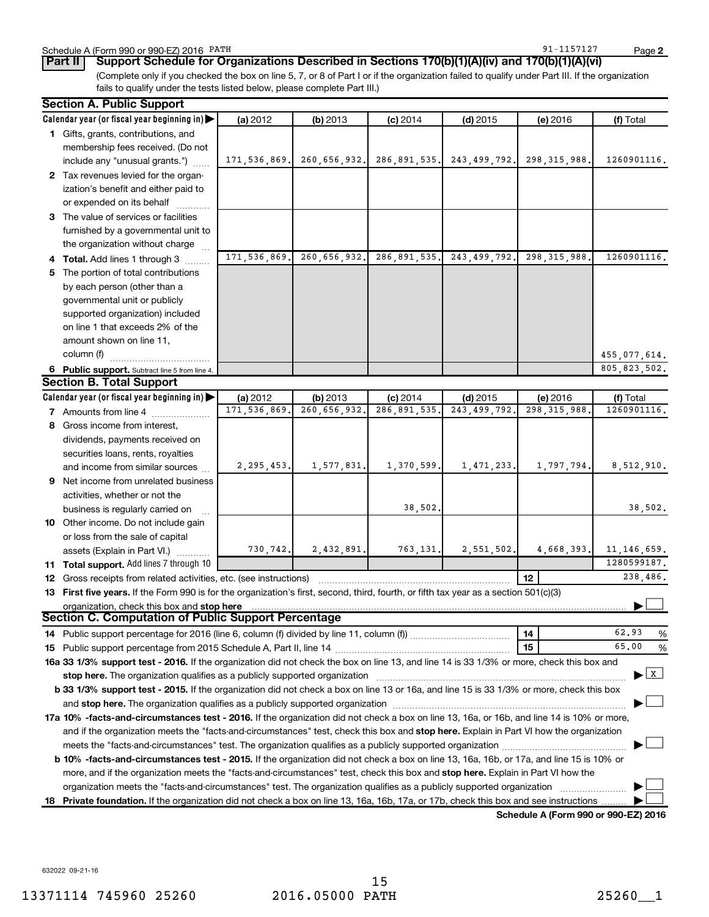Schedule A (Form 990 or 990-EZ) 2016 PATH 91-1157127 Page 2

## Part II Support Schedule for Organizations Described in Sections 170(b)(1)(A)(iv) and 170(b)(1)(A)(vi)

(Complete only if you checked the box on line 5, 7, or 8 of Part I or if the organization failed to qualify under Part III. If the organization fails to qualify under the tests listed below, please complete Part III.)

### Section A. Public Support

| Calendar year (or fiscal year beginning in) | (a) 2012 | (b) 2013 | (c) 2014 | (d) 2015 | (e) 2016 | (f) Total |
|---|---|---|---|---|---|---|
| **1** Gifts, grants, contributions, and membership fees received. (Do not include any "unusual grants.") | 171,536,869. | 260,656,932. | 286,891,535. | 243,499,792. | 298,315,988. | 1260901116. |
| **2** Tax revenues levied for the organization's benefit and either paid to or expended on its behalf | | | | | | |
| **3** The value of services or facilities furnished by a governmental unit to the organization without charge | | | | | | |
| **4 Total.** Add lines 1 through 3 | 171,536,869. | 260,656,932. | 286,891,535. | 243,499,792. | 298,315,988. | 1260901116. |
| **5** The portion of total contributions by each person (other than a governmental unit or publicly supported organization) included on line 1 that exceeds 2% of the amount shown on line 11, column (f) | | | | | | 455,077,614. |
| **6 Public support.** Subtract line 5 from line 4. | | | | | | 805,823,502. |

### Section B. Total Support

| Calendar year (or fiscal year beginning in) | (a) 2012 | (b) 2013 | (c) 2014 | (d) 2015 | (e) 2016 | (f) Total |
|---|---|---|---|---|---|---|
| **7** Amounts from line 4 | 171,536,869. | 260,656,932. | 286,891,535. | 243,499,792. | 298,315,988. | 1260901116. |
| **8** Gross income from interest, dividends, payments received on securities loans, rents, royalties and income from similar sources | 2,295,453. | 1,577,831. | 1,370,599. | 1,471,233. | 1,797,794. | 8,512,910. |
| **9** Net income from unrelated business activities, whether or not the business is regularly carried on | | | 38,502. | | | 38,502. |
| **10** Other income. Do not include gain or loss from the sale of capital assets (Explain in Part VI.) | 730,742. | 2,432,891. | 763,131. | 2,551,502. | 4,668,393. | 11,146,659. |
| **11 Total support.** Add lines 7 through 10 | | | | | | 1280599187. |
| **12** Gross receipts from related activities, etc. (see instructions) | | | | | **12** | 238,486. |

**13 First five years.** If the Form 990 is for the organization's first, second, third, fourth, or fifth tax year as a section 501(c)(3) organization, check this box and **stop here** ☐

### Section C. Computation of Public Support Percentage

| | | |
|---|---|---|
| **14** Public support percentage for 2016 (line 6, column (f) divided by line 11, column (f)) | **14** | 62.93 % |
| **15** Public support percentage from 2015 Schedule A, Part II, line 14 | **15** | 65.00 % |

**16a 33 1/3% support test - 2016.** If the organization did not check the box on line 13, and line 14 is 33 1/3% or more, check this box and **stop here.** The organization qualifies as a publicly supported organization ☒

**b 33 1/3% support test - 2015.** If the organization did not check a box on line 13 or 16a, and line 15 is 33 1/3% or more, check this box and **stop here.** The organization qualifies as a publicly supported organization ☐

**17a 10% -facts-and-circumstances test - 2016.** If the organization did not check a box on line 13, 16a, or 16b, and line 14 is 10% or more, and if the organization meets the "facts-and-circumstances" test, check this box and **stop here.** Explain in Part VI how the organization meets the "facts-and-circumstances" test. The organization qualifies as a publicly supported organization ☐

**b 10% -facts-and-circumstances test - 2015.** If the organization did not check a box on line 13, 16a, 16b, or 17a, and line 15 is 10% or more, and if the organization meets the "facts-and-circumstances" test, check this box and **stop here.** Explain in Part VI how the organization meets the "facts-and-circumstances" test. The organization qualifies as a publicly supported organization ☐

**18 Private foundation.** If the organization did not check a box on line 13, 16a, 16b, 17a, or 17b, check this box and see instructions ☐

**Schedule A (Form 990 or 990-EZ) 2016**

632022 09-21-16

13371114 745960 25260 2016.05000 PATH 25260__1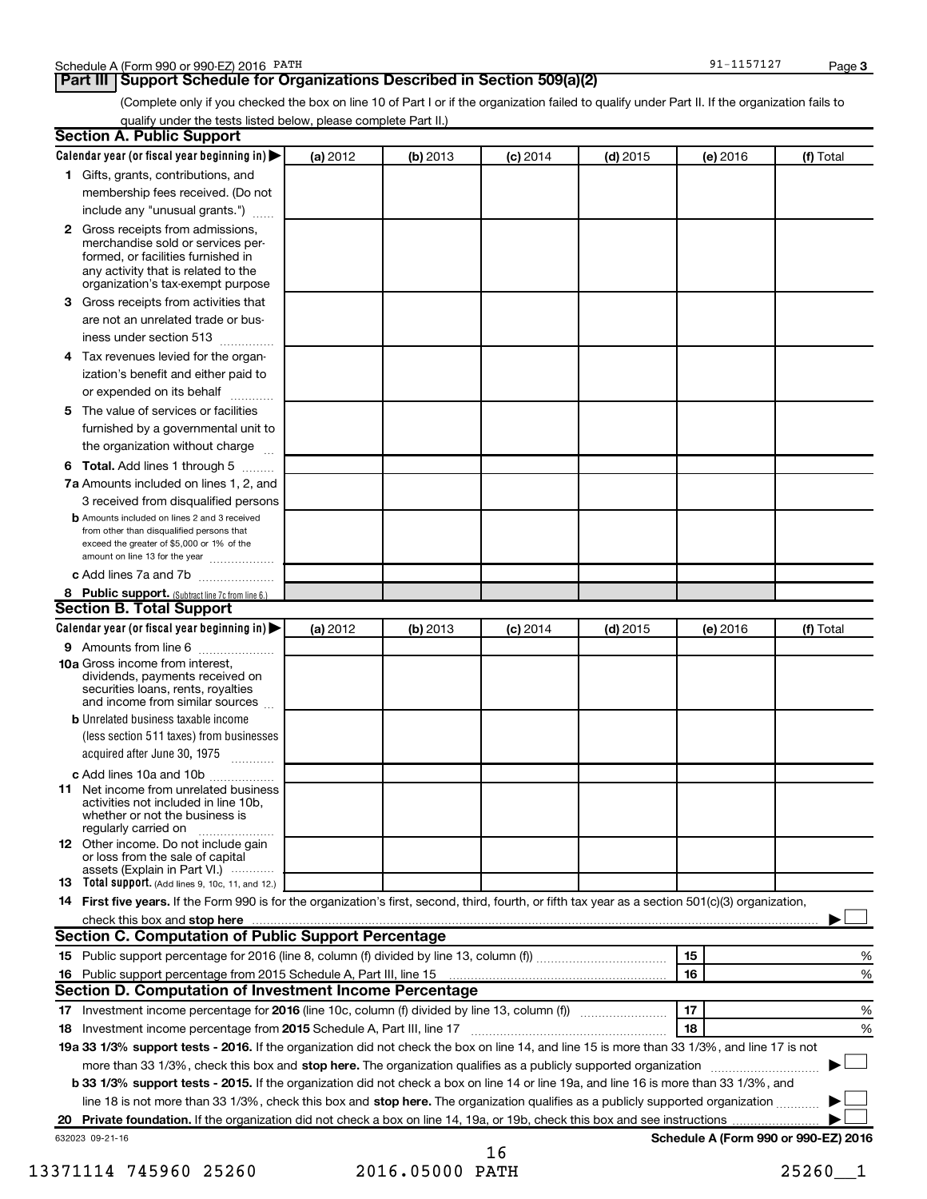Schedule A (Form 990 or 990-EZ) 2016 PATH 91-1157127 Page 3

## Part III Support Schedule for Organizations Described in Section 509(a)(2)

(Complete only if you checked the box on line 10 of Part I or if the organization failed to qualify under Part II. If the organization fails to qualify under the tests listed below, please complete Part II.)

### Section A. Public Support

| Calendar year (or fiscal year beginning in) ▶ | (a) 2012 | (b) 2013 | (c) 2014 | (d) 2015 | (e) 2016 | (f) Total |
|---|---|---|---|---|---|---|
| **1** Gifts, grants, contributions, and membership fees received. (Do not include any "unusual grants.") | | | | | | |
| **2** Gross receipts from admissions, merchandise sold or services performed, or facilities furnished in any activity that is related to the organization's tax-exempt purpose | | | | | | |
| **3** Gross receipts from activities that are not an unrelated trade or business under section 513 | | | | | | |
| **4** Tax revenues levied for the organization's benefit and either paid to or expended on its behalf | | | | | | |
| **5** The value of services or facilities furnished by a governmental unit to the organization without charge | | | | | | |
| **6 Total.** Add lines 1 through 5 | | | | | | |
| **7a** Amounts included on lines 1, 2, and 3 received from disqualified persons | | | | | | |
| **b** Amounts included on lines 2 and 3 received from other than disqualified persons that exceed the greater of $5,000 or 1% of the amount on line 13 for the year | | | | | | |
| **c** Add lines 7a and 7b | | | | | | |
| **8 Public support.** (Subtract line 7c from line 6.) | | | | | | |

### Section B. Total Support

| Calendar year (or fiscal year beginning in) ▶ | (a) 2012 | (b) 2013 | (c) 2014 | (d) 2015 | (e) 2016 | (f) Total |
|---|---|---|---|---|---|---|
| **9** Amounts from line 6 | | | | | | |
| **10a** Gross income from interest, dividends, payments received on securities loans, rents, royalties and income from similar sources | | | | | | |
| **b** Unrelated business taxable income (less section 511 taxes) from businesses acquired after June 30, 1975 | | | | | | |
| **c** Add lines 10a and 10b | | | | | | |
| **11** Net income from unrelated business activities not included in line 10b, whether or not the business is regularly carried on | | | | | | |
| **12** Other income. Do not include gain or loss from the sale of capital assets (Explain in Part VI.) | | | | | | |
| **13 Total support.** (Add lines 9, 10c, 11, and 12.) | | | | | | |

**14 First five years.** If the Form 990 is for the organization's first, second, third, fourth, or fifth tax year as a section 501(c)(3) organization, check this box and **stop here** ▶ ☐

### Section C. Computation of Public Support Percentage

| | | |
|---|---|---|
| **15** Public support percentage for 2016 (line 8, column (f) divided by line 13, column (f)) | 15 | % |
| **16** Public support percentage from 2015 Schedule A, Part III, line 15 | 16 | % |

### Section D. Computation of Investment Income Percentage

| | | |
|---|---|---|
| **17** Investment income percentage for **2016** (line 10c, column (f) divided by line 13, column (f)) | 17 | % |
| **18** Investment income percentage from **2015** Schedule A, Part III, line 17 | 18 | % |

**19a 33 1/3% support tests - 2016.** If the organization did not check the box on line 14, and line 15 is more than 33 1/3%, and line 17 is not more than 33 1/3%, check this box and **stop here.** The organization qualifies as a publicly supported organization ▶ ☐

**b 33 1/3% support tests - 2015.** If the organization did not check a box on line 14 or line 19a, and line 16 is more than 33 1/3%, and line 18 is not more than 33 1/3%, check this box and **stop here.** The organization qualifies as a publicly supported organization ▶ ☐

**20 Private foundation.** If the organization did not check a box on line 14, 19a, or 19b, check this box and see instructions ▶ ☐

632023 09-21-16 **Schedule A (Form 990 or 990-EZ) 2016**

13371114 745960 25260 2016.05000 PATH 25260__1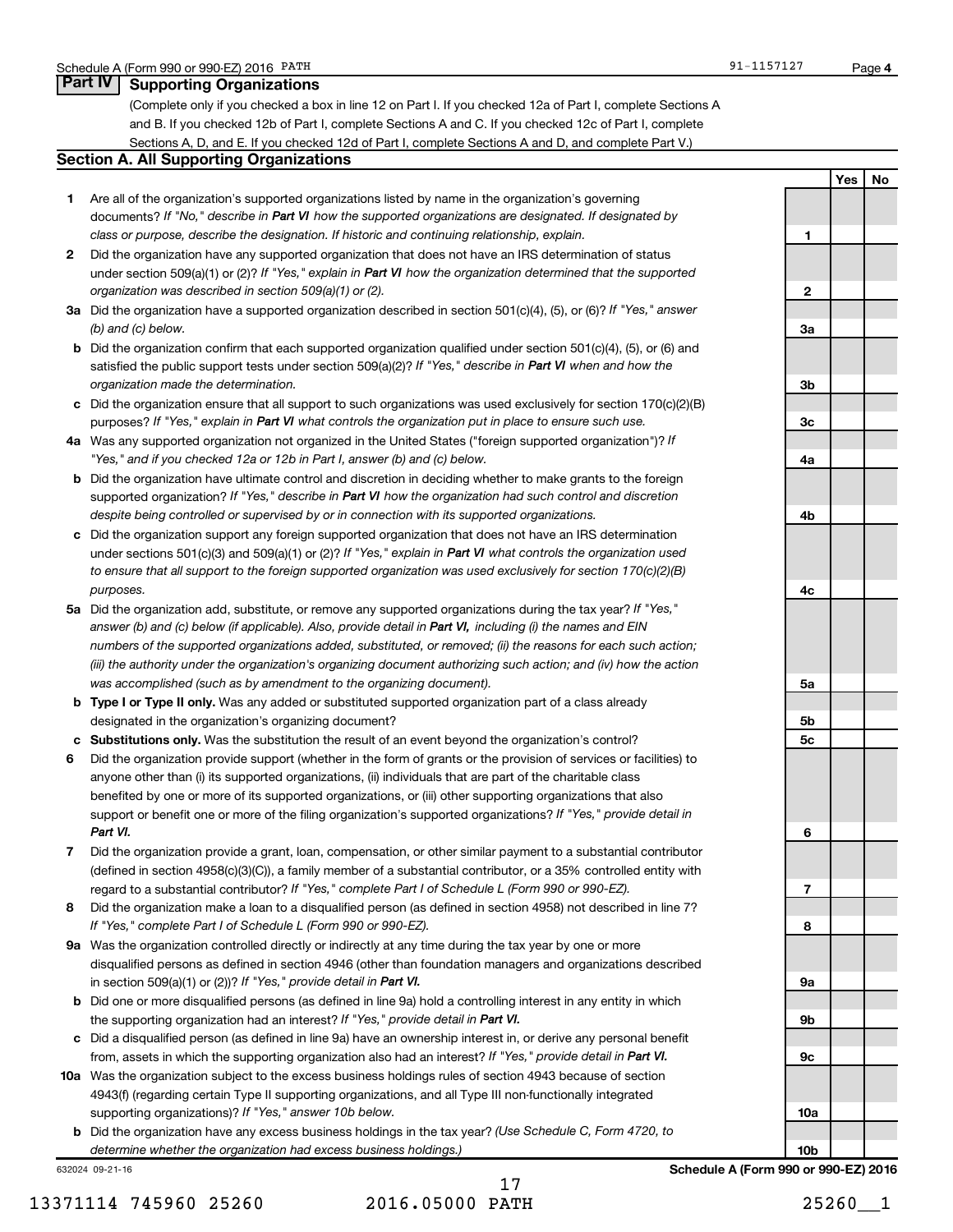## Part IV Supporting Organizations

(Complete only if you checked a box in line 12 on Part I. If you checked 12a of Part I, complete Sections A and B. If you checked 12b of Part I, complete Sections A and C. If you checked 12c of Part I, complete Sections A, D, and E. If you checked 12d of Part I, complete Sections A and D, and complete Part V.)

### Section A. All Supporting Organizations

| | | | Yes | No |
|---|---|---|---|---|
| **1** | Are all of the organization's supported organizations listed by name in the organization's governing documents? *If "No," describe in **Part VI** how the supported organizations are designated. If designated by class or purpose, describe the designation. If historic and continuing relationship, explain.* | 1 | | |
| **2** | Did the organization have any supported organization that does not have an IRS determination of status under section 509(a)(1) or (2)? *If "Yes," explain in **Part VI** how the organization determined that the supported organization was described in section 509(a)(1) or (2).* | 2 | | |
| **3a** | Did the organization have a supported organization described in section 501(c)(4), (5), or (6)? *If "Yes," answer (b) and (c) below.* | 3a | | |
| **b** | Did the organization confirm that each supported organization qualified under section 501(c)(4), (5), or (6) and satisfied the public support tests under section 509(a)(2)? *If "Yes," describe in **Part VI** when and how the organization made the determination.* | 3b | | |
| **c** | Did the organization ensure that all support to such organizations was used exclusively for section 170(c)(2)(B) purposes? *If "Yes," explain in **Part VI** what controls the organization put in place to ensure such use.* | 3c | | |
| **4a** | Was any supported organization not organized in the United States ("foreign supported organization")? *If "Yes," and if you checked 12a or 12b in Part I, answer (b) and (c) below.* | 4a | | |
| **b** | Did the organization have ultimate control and discretion in deciding whether to make grants to the foreign supported organization? *If "Yes," describe in **Part VI** how the organization had such control and discretion despite being controlled or supervised by or in connection with its supported organizations.* | 4b | | |
| **c** | Did the organization support any foreign supported organization that does not have an IRS determination under sections 501(c)(3) and 509(a)(1) or (2)? *If "Yes," explain in **Part VI** what controls the organization used to ensure that all support to the foreign supported organization was used exclusively for section 170(c)(2)(B) purposes.* | 4c | | |
| **5a** | Did the organization add, substitute, or remove any supported organizations during the tax year? *If "Yes," answer (b) and (c) below (if applicable). Also, provide detail in **Part VI,** including (i) the names and EIN numbers of the supported organizations added, substituted, or removed; (ii) the reasons for each such action; (iii) the authority under the organization's organizing document authorizing such action; and (iv) how the action was accomplished (such as by amendment to the organizing document).* | 5a | | |
| **b** | **Type I or Type II only.** Was any added or substituted supported organization part of a class already designated in the organization's organizing document? | 5b | | |
| **c** | **Substitutions only.** Was the substitution the result of an event beyond the organization's control? | 5c | | |
| **6** | Did the organization provide support (whether in the form of grants or the provision of services or facilities) to anyone other than (i) its supported organizations, (ii) individuals that are part of the charitable class benefited by one or more of its supported organizations, or (iii) other supporting organizations that also support or benefit one or more of the filing organization's supported organizations? *If "Yes," provide detail in **Part VI.*** | 6 | | |
| **7** | Did the organization provide a grant, loan, compensation, or other similar payment to a substantial contributor (defined in section 4958(c)(3)(C)), a family member of a substantial contributor, or a 35% controlled entity with regard to a substantial contributor? *If "Yes," complete Part I of Schedule L (Form 990 or 990-EZ).* | 7 | | |
| **8** | Did the organization make a loan to a disqualified person (as defined in section 4958) not described in line 7? *If "Yes," complete Part I of Schedule L (Form 990 or 990-EZ).* | 8 | | |
| **9a** | Was the organization controlled directly or indirectly at any time during the tax year by one or more disqualified persons as defined in section 4946 (other than foundation managers and organizations described in section 509(a)(1) or (2))? *If "Yes," provide detail in **Part VI.*** | 9a | | |
| **b** | Did one or more disqualified persons (as defined in line 9a) hold a controlling interest in any entity in which the supporting organization had an interest? *If "Yes," provide detail in **Part VI.*** | 9b | | |
| **c** | Did a disqualified person (as defined in line 9a) have an ownership interest in, or derive any personal benefit from, assets in which the supporting organization also had an interest? *If "Yes," provide detail in **Part VI.*** | 9c | | |
| **10a** | Was the organization subject to the excess business holdings rules of section 4943 because of section 4943(f) (regarding certain Type II supporting organizations, and all Type III non-functionally integrated supporting organizations)? *If "Yes," answer 10b below.* | 10a | | |
| **b** | Did the organization have any excess business holdings in the tax year? *(Use Schedule C, Form 4720, to determine whether the organization had excess business holdings.)* | 10b | | |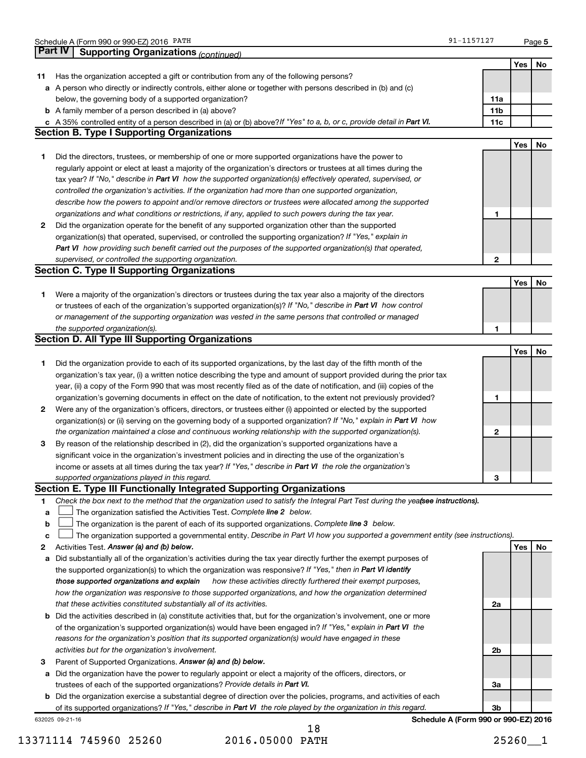## Part IV | Supporting Organizations *(continued)*

| | | | Yes | No |
|---|---|---|---|---|
| **11** | Has the organization accepted a gift or contribution from any of the following persons? | | | |
| **a** | A person who directly or indirectly controls, either alone or together with persons described in (b) and (c) below, the governing body of a supported organization? | **11a** | | |
| **b** | A family member of a person described in (a) above? | **11b** | | |
| **c** | A 35% controlled entity of a person described in (a) or (b) above? *If "Yes" to a, b, or c, provide detail in* ***Part VI.*** | **11c** | | |

### Section B. Type I Supporting Organizations

| | | | Yes | No |
|---|---|---|---|---|
| **1** | Did the directors, trustees, or membership of one or more supported organizations have the power to regularly appoint or elect at least a majority of the organization's directors or trustees at all times during the tax year? *If "No," describe in* ***Part VI*** *how the supported organization(s) effectively operated, supervised, or controlled the organization's activities. If the organization had more than one supported organization, describe how the powers to appoint and/or remove directors or trustees were allocated among the supported organizations and what conditions or restrictions, if any, applied to such powers during the tax year.* | **1** | | |
| **2** | Did the organization operate for the benefit of any supported organization other than the supported organization(s) that operated, supervised, or controlled the supporting organization? *If "Yes," explain in* ***Part VI*** *how providing such benefit carried out the purposes of the supported organization(s) that operated, supervised, or controlled the supporting organization.* | **2** | | |

### Section C. Type II Supporting Organizations

| | | | Yes | No |
|---|---|---|---|---|
| **1** | Were a majority of the organization's directors or trustees during the tax year also a majority of the directors or trustees of each of the organization's supported organization(s)? *If "No," describe in* ***Part VI*** *how control or management of the supporting organization was vested in the same persons that controlled or managed the supported organization(s).* | **1** | | |

### Section D. All Type III Supporting Organizations

| | | | Yes | No |
|---|---|---|---|---|
| **1** | Did the organization provide to each of its supported organizations, by the last day of the fifth month of the organization's tax year, (i) a written notice describing the type and amount of support provided during the prior tax year, (ii) a copy of the Form 990 that was most recently filed as of the date of notification, and (iii) copies of the organization's governing documents in effect on the date of notification, to the extent not previously provided? | **1** | | |
| **2** | Were any of the organization's officers, directors, or trustees either (i) appointed or elected by the supported organization(s) or (ii) serving on the governing body of a supported organization? *If "No," explain in* ***Part VI*** *how the organization maintained a close and continuous working relationship with the supported organization(s).* | **2** | | |
| **3** | By reason of the relationship described in (2), did the organization's supported organizations have a significant voice in the organization's investment policies and in directing the use of the organization's income or assets at all times during the tax year? *If "Yes," describe in* ***Part VI*** *the role the organization's supported organizations played in this regard.* | **3** | | |

### Section E. Type III Functionally Integrated Supporting Organizations

**1** *Check the box next to the method that the organization used to satisfy the Integral Part Test during the year* ***(see instructions).***

- **a** ☐ The organization satisfied the Activities Test. *Complete* ***line 2*** *below.*
- **b** ☐ The organization is the parent of each of its supported organizations. *Complete* ***line 3*** *below.*
- **c** ☐ The organization supported a governmental entity. *Describe in Part VI how you supported a government entity (see instructions).*

| | | | Yes | No |
|---|---|---|---|---|
| **2** | Activities Test. ***Answer (a) and (b) below.*** | | | |
| **a** | Did substantially all of the organization's activities during the tax year directly further the exempt purposes of the supported organization(s) to which the organization was responsive? *If "Yes," then in* ***Part VI identify those supported organizations and explain*** *how these activities directly furthered their exempt purposes, how the organization was responsive to those supported organizations, and how the organization determined that these activities constituted substantially all of its activities.* | **2a** | | |
| **b** | Did the activities described in (a) constitute activities that, but for the organization's involvement, one or more of the organization's supported organization(s) would have been engaged in? *If "Yes," explain in* ***Part VI*** *the reasons for the organization's position that its supported organization(s) would have engaged in these activities but for the organization's involvement.* | **2b** | | |
| **3** | Parent of Supported Organizations. ***Answer (a) and (b) below.*** | | | |
| **a** | Did the organization have the power to regularly appoint or elect a majority of the officers, directors, or trustees of each of the supported organizations? *Provide details in* ***Part VI.*** | **3a** | | |
| **b** | Did the organization exercise a substantial degree of direction over the policies, programs, and activities of each of its supported organizations? *If "Yes," describe in* ***Part VI*** *the role played by the organization in this regard.* | **3b** | | |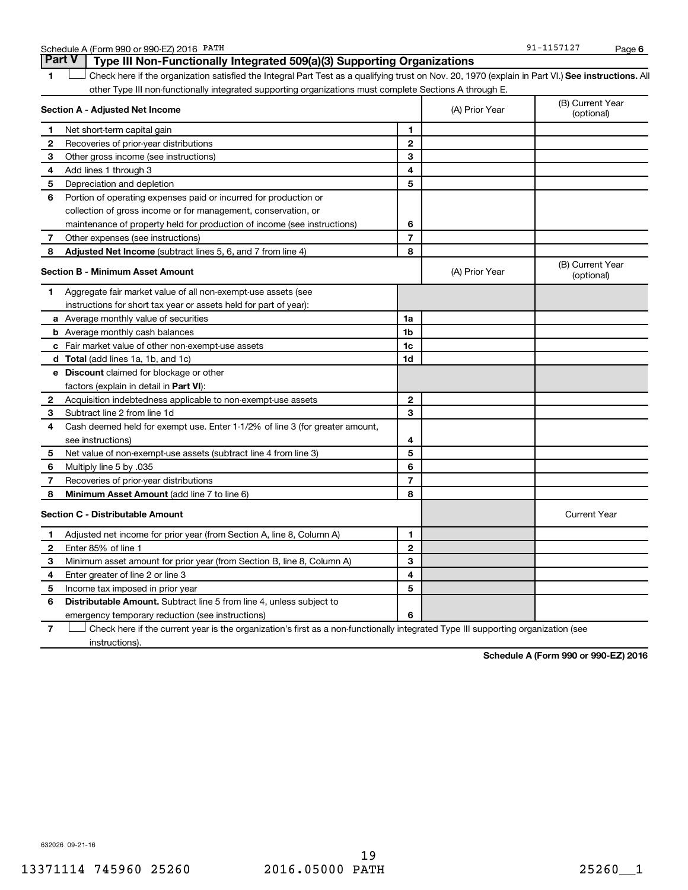Schedule A (Form 990 or 990-EZ) 2016 PATH 91-1157127

## Part V Type III Non-Functionally Integrated 509(a)(3) Supporting Organizations

**1** ☐ Check here if the organization satisfied the Integral Part Test as a qualifying trust on Nov. 20, 1970 (explain in Part VI.) **See instructions.** All other Type III non-functionally integrated supporting organizations must complete Sections A through E.

| **Section A - Adjusted Net Income** | | (A) Prior Year | (B) Current Year (optional) |
|---|---|---|---|
| **1** Net short-term capital gain | **1** | | |
| **2** Recoveries of prior-year distributions | **2** | | |
| **3** Other gross income (see instructions) | **3** | | |
| **4** Add lines 1 through 3 | **4** | | |
| **5** Depreciation and depletion | **5** | | |
| **6** Portion of operating expenses paid or incurred for production or collection of gross income or for management, conservation, or maintenance of property held for production of income (see instructions) | **6** | | |
| **7** Other expenses (see instructions) | **7** | | |
| **8** **Adjusted Net Income** (subtract lines 5, 6, and 7 from line 4) | **8** | | |

| **Section B - Minimum Asset Amount** | | (A) Prior Year | (B) Current Year (optional) |
|---|---|---|---|
| **1** Aggregate fair market value of all non-exempt-use assets (see instructions for short tax year or assets held for part of year): | | | |
| **a** Average monthly value of securities | **1a** | | |
| **b** Average monthly cash balances | **1b** | | |
| **c** Fair market value of other non-exempt-use assets | **1c** | | |
| **d** **Total** (add lines 1a, 1b, and 1c) | **1d** | | |
| **e** **Discount** claimed for blockage or other factors (explain in detail in **Part VI**): | | | |
| **2** Acquisition indebtedness applicable to non-exempt-use assets | **2** | | |
| **3** Subtract line 2 from line 1d | **3** | | |
| **4** Cash deemed held for exempt use. Enter 1-1/2% of line 3 (for greater amount, see instructions) | **4** | | |
| **5** Net value of non-exempt-use assets (subtract line 4 from line 3) | **5** | | |
| **6** Multiply line 5 by .035 | **6** | | |
| **7** Recoveries of prior-year distributions | **7** | | |
| **8** **Minimum Asset Amount** (add line 7 to line 6) | **8** | | |

| **Section C - Distributable Amount** | | | Current Year |
|---|---|---|---|
| **1** Adjusted net income for prior year (from Section A, line 8, Column A) | **1** | | |
| **2** Enter 85% of line 1 | **2** | | |
| **3** Minimum asset amount for prior year (from Section B, line 8, Column A) | **3** | | |
| **4** Enter greater of line 2 or line 3 | **4** | | |
| **5** Income tax imposed in prior year | **5** | | |
| **6** **Distributable Amount.** Subtract line 5 from line 4, unless subject to emergency temporary reduction (see instructions) | **6** | | |

**7** ☐ Check here if the current year is the organization's first as a non-functionally integrated Type III supporting organization (see instructions).

**Schedule A (Form 990 or 990-EZ) 2016**

632026 09-21-16

13371114 745960 25260 2016.05000 PATH 25260__1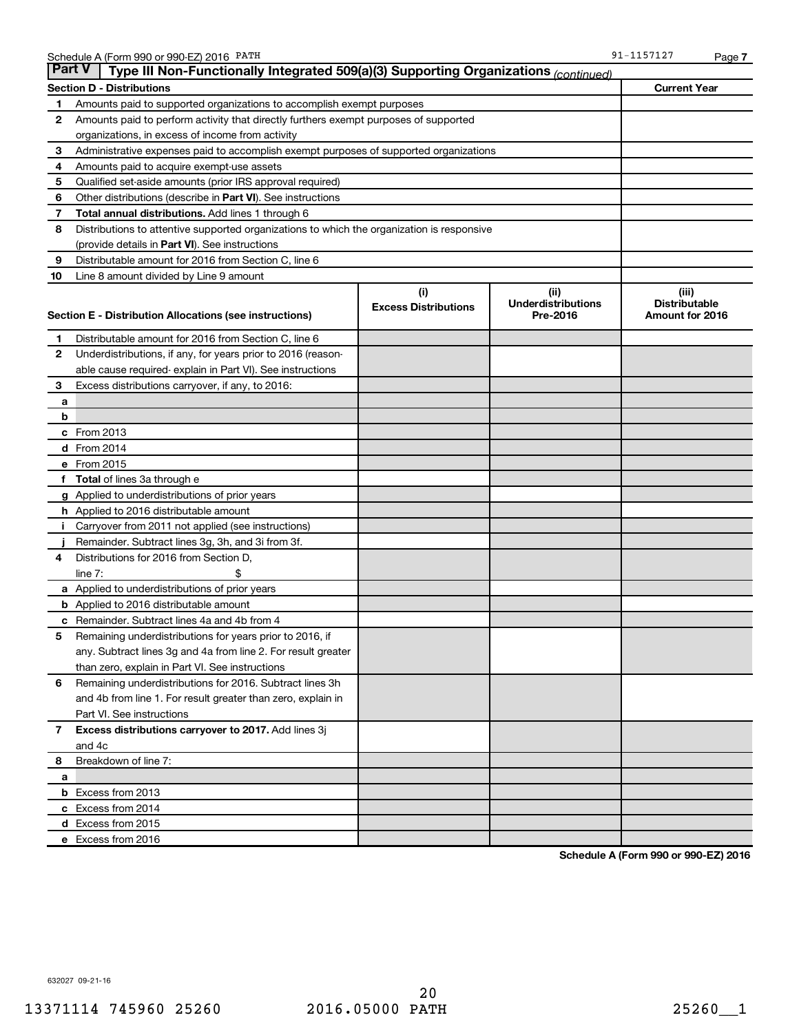## Part V — Type III Non-Functionally Integrated 509(a)(3) Supporting Organizations *(continued)*

| Section D - Distributions | | Current Year |
|---|---|---|
| 1 | Amounts paid to supported organizations to accomplish exempt purposes | |
| 2 | Amounts paid to perform activity that directly furthers exempt purposes of supported organizations, in excess of income from activity | |
| 3 | Administrative expenses paid to accomplish exempt purposes of supported organizations | |
| 4 | Amounts paid to acquire exempt-use assets | |
| 5 | Qualified set-aside amounts (prior IRS approval required) | |
| 6 | Other distributions (describe in **Part VI**). See instructions | |
| 7 | **Total annual distributions.** Add lines 1 through 6 | |
| 8 | Distributions to attentive supported organizations to which the organization is responsive (provide details in **Part VI**). See instructions | |
| 9 | Distributable amount for 2016 from Section C, line 6 | |
| 10 | Line 8 amount divided by Line 9 amount | |

| Section E - Distribution Allocations (see instructions) | (i) Excess Distributions | (ii) Underdistributions Pre-2016 | (iii) Distributable Amount for 2016 |
|---|---|---|---|
| **1** Distributable amount for 2016 from Section C, line 6 | | | |
| **2** Underdistributions, if any, for years prior to 2016 (reasonable cause required- explain in Part VI). See instructions | | | |
| **3** Excess distributions carryover, if any, to 2016: | | | |
| **a** | | | |
| **b** | | | |
| **c** From 2013 | | | |
| **d** From 2014 | | | |
| **e** From 2015 | | | |
| **f** **Total** of lines 3a through e | | | |
| **g** Applied to underdistributions of prior years | | | |
| **h** Applied to 2016 distributable amount | | | |
| **i** Carryover from 2011 not applied (see instructions) | | | |
| **j** Remainder. Subtract lines 3g, 3h, and 3i from 3f. | | | |
| **4** Distributions for 2016 from Section D, line 7: $ | | | |
| **a** Applied to underdistributions of prior years | | | |
| **b** Applied to 2016 distributable amount | | | |
| **c** Remainder. Subtract lines 4a and 4b from 4 | | | |
| **5** Remaining underdistributions for years prior to 2016, if any. Subtract lines 3g and 4a from line 2. For result greater than zero, explain in Part VI. See instructions | | | |
| **6** Remaining underdistributions for 2016. Subtract lines 3h and 4b from line 1. For result greater than zero, explain in Part VI. See instructions | | | |
| **7** **Excess distributions carryover to 2017.** Add lines 3j and 4c | | | |
| **8** Breakdown of line 7: | | | |
| **a** | | | |
| **b** Excess from 2013 | | | |
| **c** Excess from 2014 | | | |
| **d** Excess from 2015 | | | |
| **e** Excess from 2016 | | | |

**Schedule A (Form 990 or 990-EZ) 2016**

632027 09-21-16

13371114 745960 25260 2016.05000 PATH 25260__1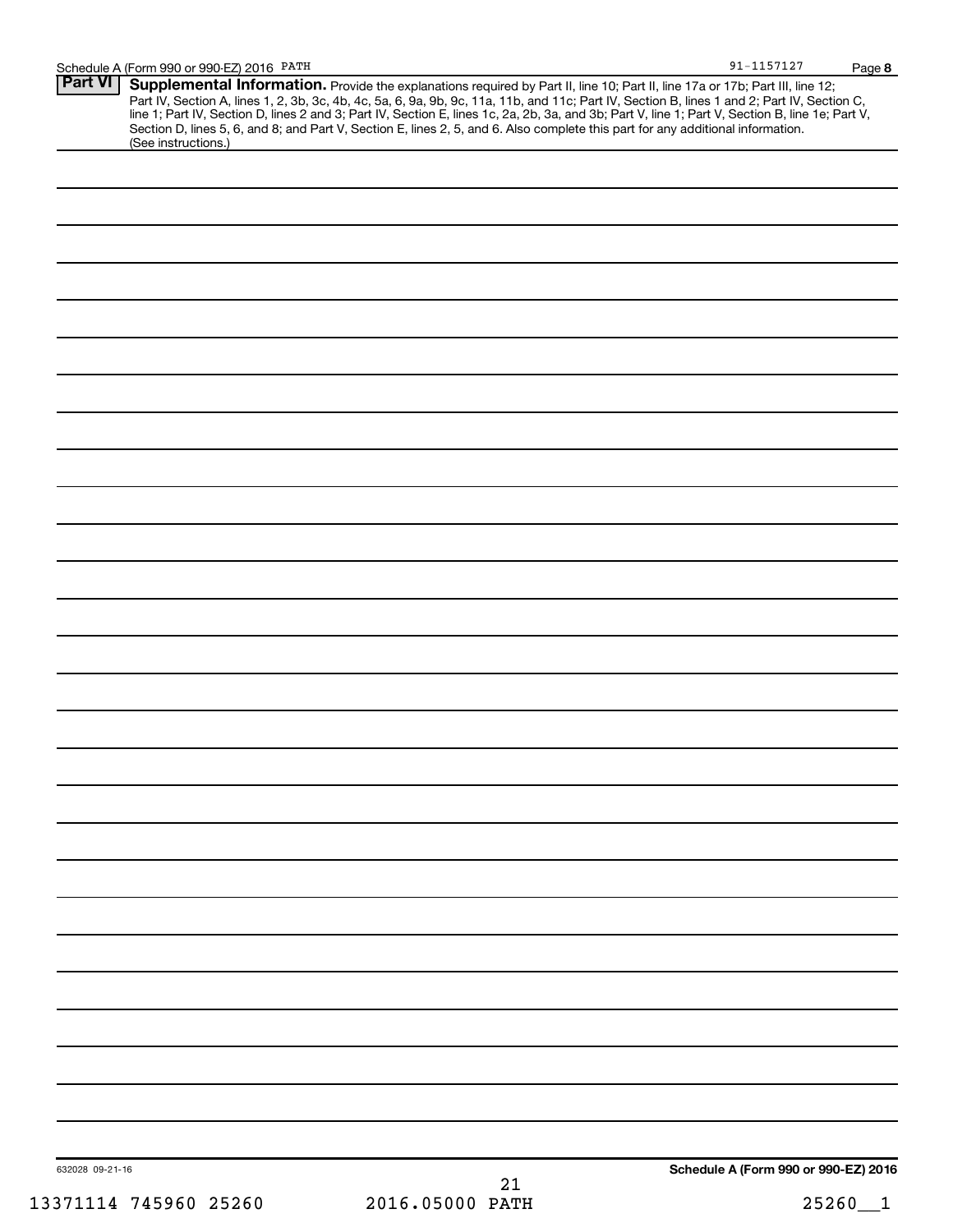**Part VI** **Supplemental Information.** Provide the explanations required by Part II, line 10; Part II, line 17a or 17b; Part III, line 12; Part IV, Section A, lines 1, 2, 3b, 3c, 4b, 4c, 5a, 6, 9a, 9b, 9c, 11a, 11b, and 11c; Part IV, Section B, lines 1 and 2; Part IV, Section C, line 1; Part IV, Section D, lines 2 and 3; Part IV, Section E, lines 1c, 2a, 2b, 3a, and 3b; Part V, line 1; Part V, Section B, line 1e; Part V, Section D, lines 5, 6, and 8; and Part V, Section E, lines 2, 5, and 6. Also complete this part for any additional information. (See instructions.)

632028 09-21-16

**Schedule A (Form 990 or 990-EZ) 2016**

13371114 745960 25260 2016.05000 PATH 25260__1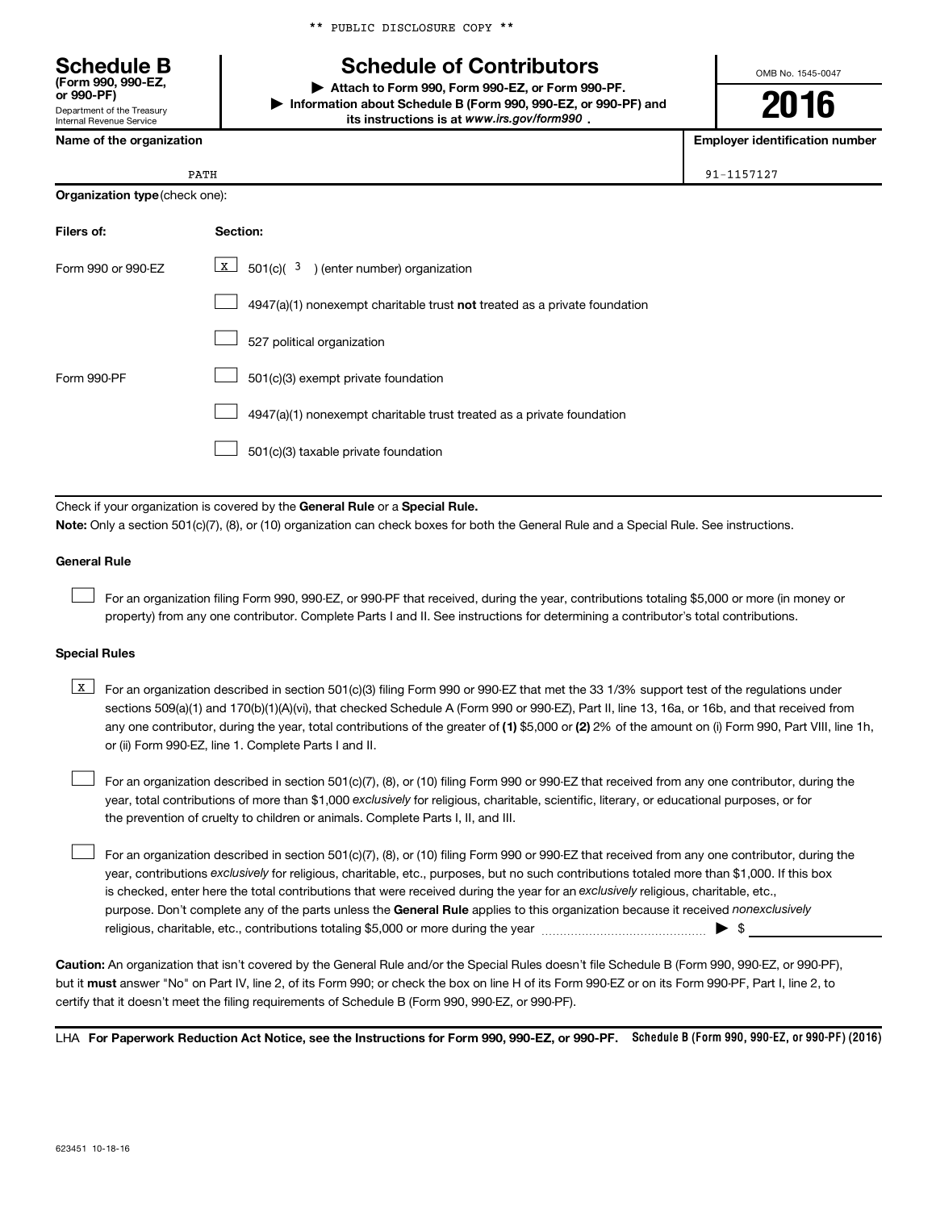** PUBLIC DISCLOSURE COPY **

**Schedule B**
**(Form 990, 990-EZ, or 990-PF)**
Department of the Treasury
Internal Revenue Service

# Schedule of Contributors

▶ **Attach to Form 990, Form 990-EZ, or Form 990-PF.**
▶ **Information about Schedule B (Form 990, 990-EZ, or 990-PF) and its instructions is at** ***www.irs.gov/form990*** **.**

OMB No. 1545-0047

**2016**

| **Name of the organization** | **Employer identification number** |
|---|---|
| PATH | 91-1157127 |

**Organization type** (check one):

| **Filers of:** | **Section:** |
|---|---|
| Form 990 or 990-EZ | [X] 501(c)( 3 ) (enter number) organization |
| | [ ] 4947(a)(1) nonexempt charitable trust **not** treated as a private foundation |
| | [ ] 527 political organization |
| Form 990-PF | [ ] 501(c)(3) exempt private foundation |
| | [ ] 4947(a)(1) nonexempt charitable trust treated as a private foundation |
| | [ ] 501(c)(3) taxable private foundation |

Check if your organization is covered by the **General Rule** or a **Special Rule.**

**Note:** Only a section 501(c)(7), (8), or (10) organization can check boxes for both the General Rule and a Special Rule. See instructions.

### General Rule

[ ] For an organization filing Form 990, 990-EZ, or 990-PF that received, during the year, contributions totaling $5,000 or more (in money or property) from any one contributor. Complete Parts I and II. See instructions for determining a contributor's total contributions.

### Special Rules

[X] For an organization described in section 501(c)(3) filing Form 990 or 990-EZ that met the 33 1/3% support test of the regulations under sections 509(a)(1) and 170(b)(1)(A)(vi), that checked Schedule A (Form 990 or 990-EZ), Part II, line 13, 16a, or 16b, and that received from any one contributor, during the year, total contributions of the greater of **(1)** $5,000 or **(2)** 2% of the amount on (i) Form 990, Part VIII, line 1h, or (ii) Form 990-EZ, line 1. Complete Parts I and II.

[ ] For an organization described in section 501(c)(7), (8), or (10) filing Form 990 or 990-EZ that received from any one contributor, during the year, total contributions of more than $1,000 *exclusively* for religious, charitable, scientific, literary, or educational purposes, or for the prevention of cruelty to children or animals. Complete Parts I, II, and III.

[ ] For an organization described in section 501(c)(7), (8), or (10) filing Form 990 or 990-EZ that received from any one contributor, during the year, contributions *exclusively* for religious, charitable, etc., purposes, but no such contributions totaled more than $1,000. If this box is checked, enter here the total contributions that were received during the year for an *exclusively* religious, charitable, etc., purpose. Don't complete any of the parts unless the **General Rule** applies to this organization because it received *nonexclusively* religious, charitable, etc., contributions totaling $5,000 or more during the year ▶ $ ____________

**Caution:** An organization that isn't covered by the General Rule and/or the Special Rules doesn't file Schedule B (Form 990, 990-EZ, or 990-PF), but it **must** answer "No" on Part IV, line 2, of its Form 990; or check the box on line H of its Form 990-EZ or on its Form 990-PF, Part I, line 2, to certify that it doesn't meet the filing requirements of Schedule B (Form 990, 990-EZ, or 990-PF).

LHA **For Paperwork Reduction Act Notice, see the Instructions for Form 990, 990-EZ, or 990-PF.** **Schedule B (Form 990, 990-EZ, or 990-PF) (2016)**

623451 10-18-16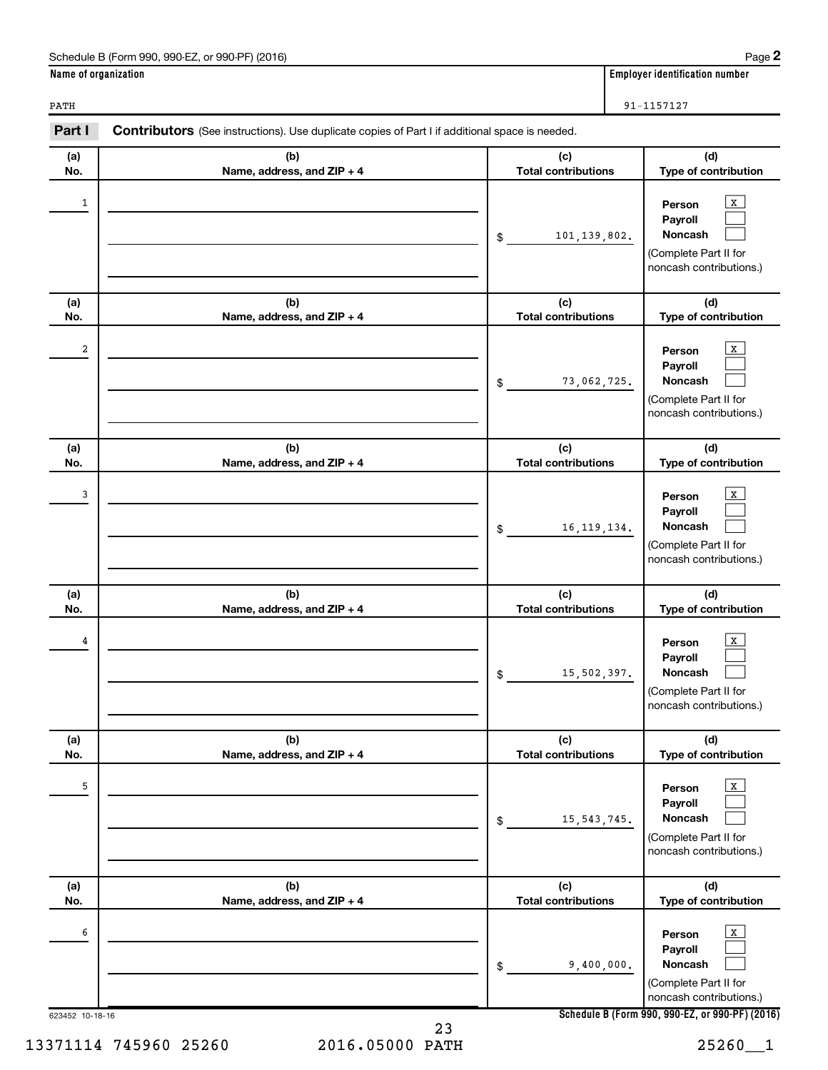Schedule B (Form 990, 990-EZ, or 990-PF) (2016) Page **2**

| Name of organization | Employer identification number |
|---|---|
| PATH | 91-1157127 |

**Part I** **Contributors** (See instructions). Use duplicate copies of Part I if additional space is needed.

| (a) No. | (b) Name, address, and ZIP + 4 | (c) Total contributions | (d) Type of contribution |
|---|---|---|---|
| 1 | | $ 101,139,802. | Person [X] Payroll [ ] Noncash [ ] (Complete Part II for noncash contributions.) |
| 2 | | $ 73,062,725. | Person [X] Payroll [ ] Noncash [ ] (Complete Part II for noncash contributions.) |
| 3 | | $ 16,119,134. | Person [X] Payroll [ ] Noncash [ ] (Complete Part II for noncash contributions.) |
| 4 | | $ 15,502,397. | Person [X] Payroll [ ] Noncash [ ] (Complete Part II for noncash contributions.) |
| 5 | | $ 15,543,745. | Person [X] Payroll [ ] Noncash [ ] (Complete Part II for noncash contributions.) |
| 6 | | $ 9,400,000. | Person [X] Payroll [ ] Noncash [ ] (Complete Part II for noncash contributions.) |

623452 10-18-16

**Schedule B (Form 990, 990-EZ, or 990-PF) (2016)**

13371114 745960 25260 2016.05000 PATH 25260__1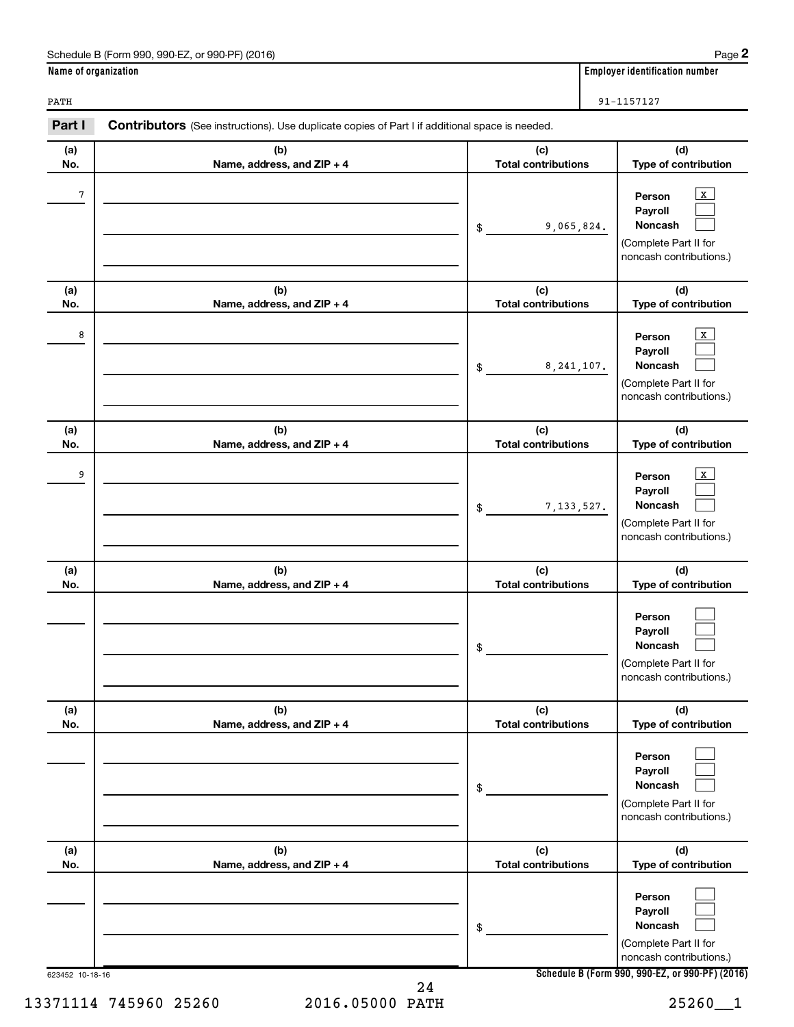Schedule B (Form 990, 990-EZ, or 990-PF) (2016) Page **2**

| Name of organization | Employer identification number |
|---|---|
| PATH | 91-1157127 |

**Part I** **Contributors** (See instructions). Use duplicate copies of Part I if additional space is needed.

| (a) No. | (b) Name, address, and ZIP + 4 | (c) Total contributions | (d) Type of contribution |
|---|---|---|---|
| 7 | | $ 9,065,824. | Person [X] Payroll [ ] Noncash [ ] (Complete Part II for noncash contributions.) |
| 8 | | $ 8,241,107. | Person [X] Payroll [ ] Noncash [ ] (Complete Part II for noncash contributions.) |
| 9 | | $ 7,133,527. | Person [X] Payroll [ ] Noncash [ ] (Complete Part II for noncash contributions.) |
| | | $ | Person [ ] Payroll [ ] Noncash [ ] (Complete Part II for noncash contributions.) |
| | | $ | Person [ ] Payroll [ ] Noncash [ ] (Complete Part II for noncash contributions.) |
| | | $ | Person [ ] Payroll [ ] Noncash [ ] (Complete Part II for noncash contributions.) |

623452 10-18-16 **Schedule B (Form 990, 990-EZ, or 990-PF) (2016)**

13371114 745960 25260 2016.05000 PATH 25260__1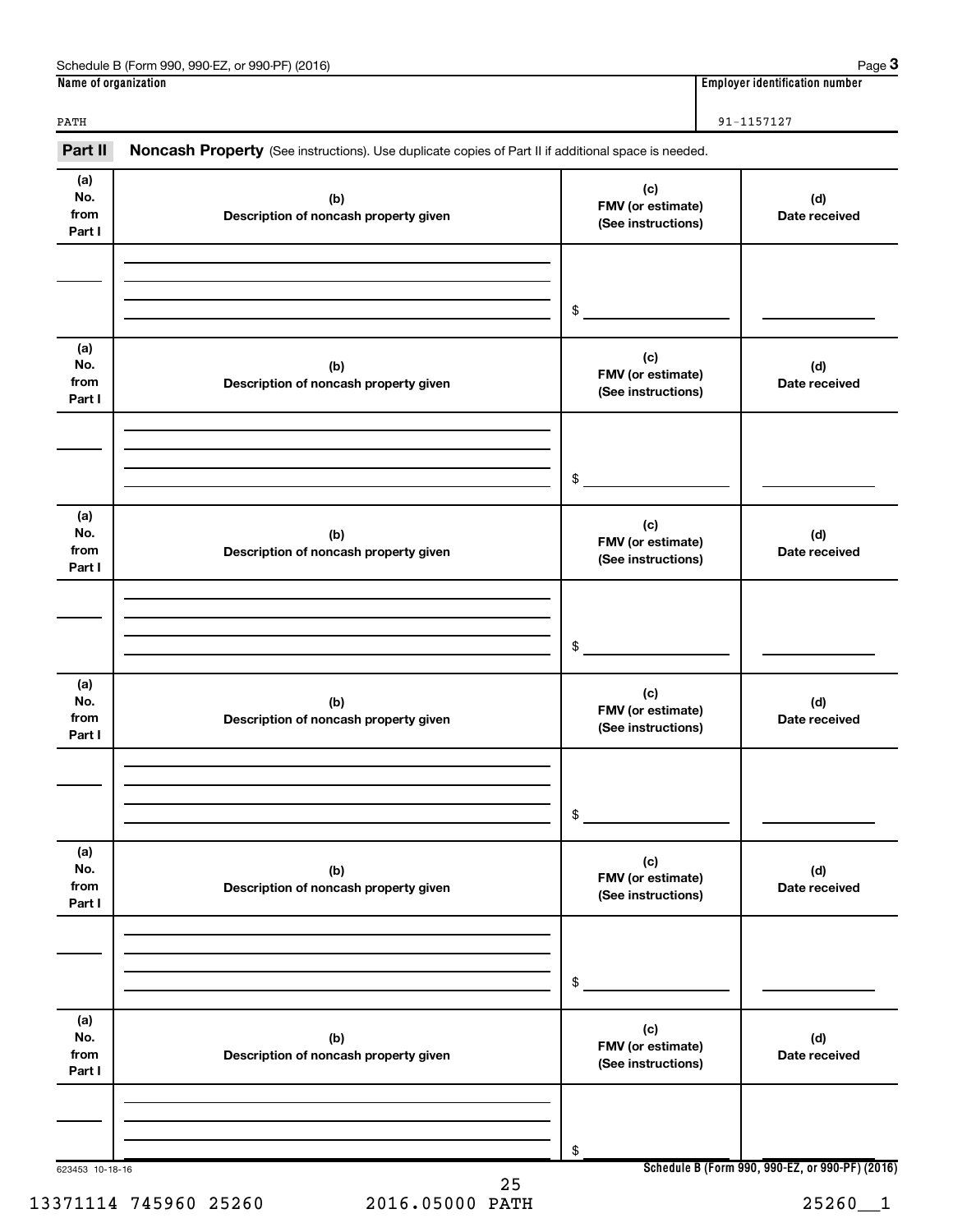Schedule B (Form 990, 990-EZ, or 990-PF) (2016) Page **3**

| Name of organization | Employer identification number |
|---|---|
| PATH | 91-1157127 |

**Part II** **Noncash Property** (See instructions). Use duplicate copies of Part II if additional space is needed.

| (a) No. from Part I | (b) Description of noncash property given | (c) FMV (or estimate) (See instructions) | (d) Date received |
|---|---|---|---|
| | | $ | |

| (a) No. from Part I | (b) Description of noncash property given | (c) FMV (or estimate) (See instructions) | (d) Date received |
|---|---|---|---|
| | | $ | |

| (a) No. from Part I | (b) Description of noncash property given | (c) FMV (or estimate) (See instructions) | (d) Date received |
|---|---|---|---|
| | | $ | |

| (a) No. from Part I | (b) Description of noncash property given | (c) FMV (or estimate) (See instructions) | (d) Date received |
|---|---|---|---|
| | | $ | |

| (a) No. from Part I | (b) Description of noncash property given | (c) FMV (or estimate) (See instructions) | (d) Date received |
|---|---|---|---|
| | | $ | |

| (a) No. from Part I | (b) Description of noncash property given | (c) FMV (or estimate) (See instructions) | (d) Date received |
|---|---|---|---|
| | | $ | |

623453 10-18-16 **Schedule B (Form 990, 990-EZ, or 990-PF) (2016)**

13371114 745960 25260 2016.05000 PATH 25260__1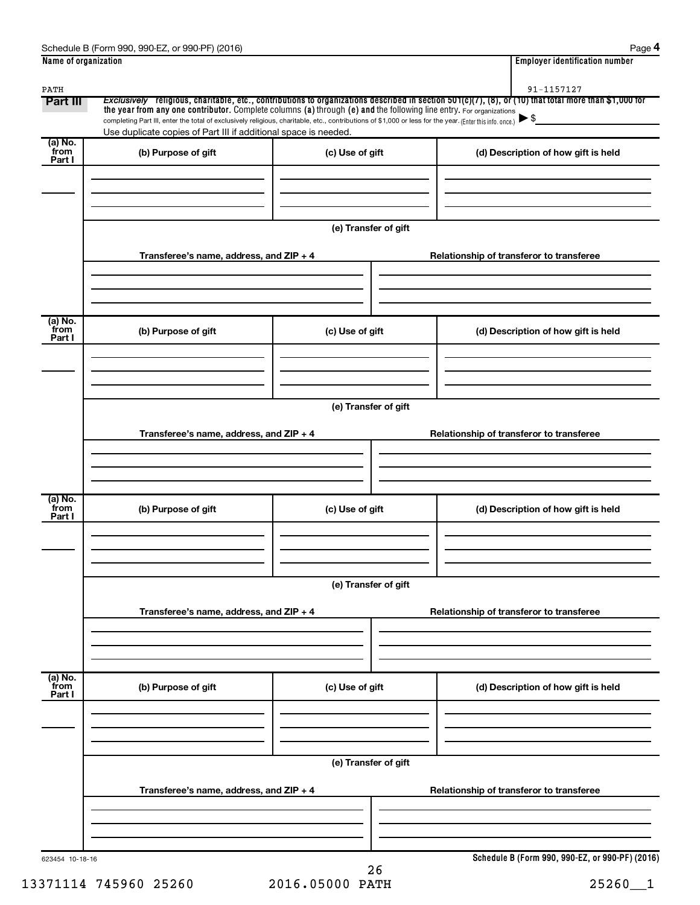Schedule B (Form 990, 990-EZ, or 990-PF) (2016)

| Name of organization | Employer identification number |
|---|---|
| PATH | 91-1157127 |

**Part III** *Exclusively* religious, charitable, etc., contributions to organizations described in section 501(c)(7), (8), or (10) that total more than $1,000 for the year from any one contributor. Complete columns (a) through (e) and the following line entry. For organizations completing Part III, enter the total of exclusively religious, charitable, etc., contributions of $1,000 or less for the year. (Enter this info. once.) ▶ $

Use duplicate copies of Part III if additional space is needed.

| (a) No. from Part I | (b) Purpose of gift | (c) Use of gift | (d) Description of how gift is held |
|---|---|---|---|
| | | | |

(e) Transfer of gift

| Transferee's name, address, and ZIP + 4 | Relationship of transferor to transferee |
|---|---|
| | |

| (a) No. from Part I | (b) Purpose of gift | (c) Use of gift | (d) Description of how gift is held |
|---|---|---|---|
| | | | |

(e) Transfer of gift

| Transferee's name, address, and ZIP + 4 | Relationship of transferor to transferee |
|---|---|
| | |

| (a) No. from Part I | (b) Purpose of gift | (c) Use of gift | (d) Description of how gift is held |
|---|---|---|---|
| | | | |

(e) Transfer of gift

| Transferee's name, address, and ZIP + 4 | Relationship of transferor to transferee |
|---|---|
| | |

| (a) No. from Part I | (b) Purpose of gift | (c) Use of gift | (d) Description of how gift is held |
|---|---|---|---|
| | | | |

(e) Transfer of gift

| Transferee's name, address, and ZIP + 4 | Relationship of transferor to transferee |
|---|---|
| | |

623454 10-18-16

Schedule B (Form 990, 990-EZ, or 990-PF) (2016)

13371114 745960 25260 2016.05000 PATH 25260__1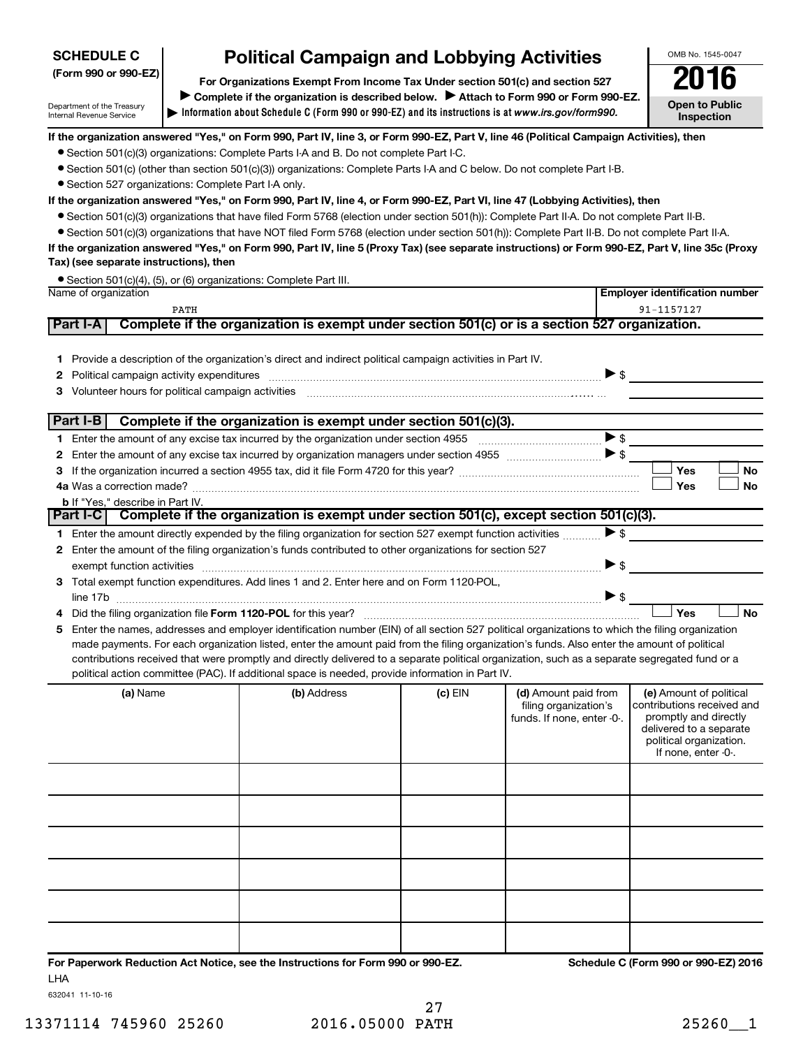**SCHEDULE C**
**(Form 990 or 990-EZ)**

Department of the Treasury
Internal Revenue Service

# Political Campaign and Lobbying Activities

**For Organizations Exempt From Income Tax Under section 501(c) and section 527**

▶ **Complete if the organization is described below.** ▶ **Attach to Form 990 or Form 990-EZ.**

▶ **Information about Schedule C (Form 990 or 990-EZ) and its instructions is at** ***www.irs.gov/form990.***

OMB No. 1545-0047

**2016**

**Open to Public Inspection**

**If the organization answered "Yes," on Form 990, Part IV, line 3, or Form 990-EZ, Part V, line 46 (Political Campaign Activities), then**

- Section 501(c)(3) organizations: Complete Parts I-A and B. Do not complete Part I-C.
- Section 501(c) (other than section 501(c)(3)) organizations: Complete Parts I-A and C below. Do not complete Part I-B.
- Section 527 organizations: Complete Part I-A only.

**If the organization answered "Yes," on Form 990, Part IV, line 4, or Form 990-EZ, Part VI, line 47 (Lobbying Activities), then**

- Section 501(c)(3) organizations that have filed Form 5768 (election under section 501(h)): Complete Part II-A. Do not complete Part II-B.
- Section 501(c)(3) organizations that have NOT filed Form 5768 (election under section 501(h)): Complete Part II-B. Do not complete Part II-A.

**If the organization answered "Yes," on Form 990, Part IV, line 5 (Proxy Tax) (see separate instructions) or Form 990-EZ, Part V, line 35c (Proxy Tax) (see separate instructions), then**

- Section 501(c)(4), (5), or (6) organizations: Complete Part III.

| Name of organization | Employer identification number |
|---|---|
| PATH | 91-1157127 |

## Part I-A Complete if the organization is exempt under section 501(c) or is a section 527 organization.

1. Provide a description of the organization's direct and indirect political campaign activities in Part IV.
2. Political campaign activity expenditures ▶ $
3. Volunteer hours for political campaign activities

## Part I-B Complete if the organization is exempt under section 501(c)(3).

1. Enter the amount of any excise tax incurred by the organization under section 4955 ▶ $
2. Enter the amount of any excise tax incurred by organization managers under section 4955 ▶ $
3. If the organization incurred a section 4955 tax, did it file Form 4720 for this year? ☐ Yes ☐ No

4a Was a correction made? ☐ Yes ☐ No

**b** If "Yes," describe in Part IV.

## Part I-C Complete if the organization is exempt under section 501(c), except section 501(c)(3).

1. Enter the amount directly expended by the filing organization for section 527 exempt function activities ▶ $
2. Enter the amount of the filing organization's funds contributed to other organizations for section 527 exempt function activities ▶ $
3. Total exempt function expenditures. Add lines 1 and 2. Enter here and on Form 1120-POL, line 17b ▶ $
4. Did the filing organization file **Form 1120-POL** for this year? ☐ Yes ☐ No
5. Enter the names, addresses and employer identification number (EIN) of all section 527 political organizations to which the filing organization made payments. For each organization listed, enter the amount paid from the filing organization's funds. Also enter the amount of political contributions received that were promptly and directly delivered to a separate political organization, such as a separate segregated fund or a political action committee (PAC). If additional space is needed, provide information in Part IV.

| (a) Name | (b) Address | (c) EIN | (d) Amount paid from filing organization's funds. If none, enter -0-. | (e) Amount of political contributions received and promptly and directly delivered to a separate political organization. If none, enter -0-. |
|---|---|---|---|---|
| | | | | |
| | | | | |
| | | | | |
| | | | | |
| | | | | |
| | | | | |

**For Paperwork Reduction Act Notice, see the Instructions for Form 990 or 990-EZ.** **Schedule C (Form 990 or 990-EZ) 2016**

LHA

632041 11-10-16

13371114 745960 25260 2016.05000 PATH 25260__1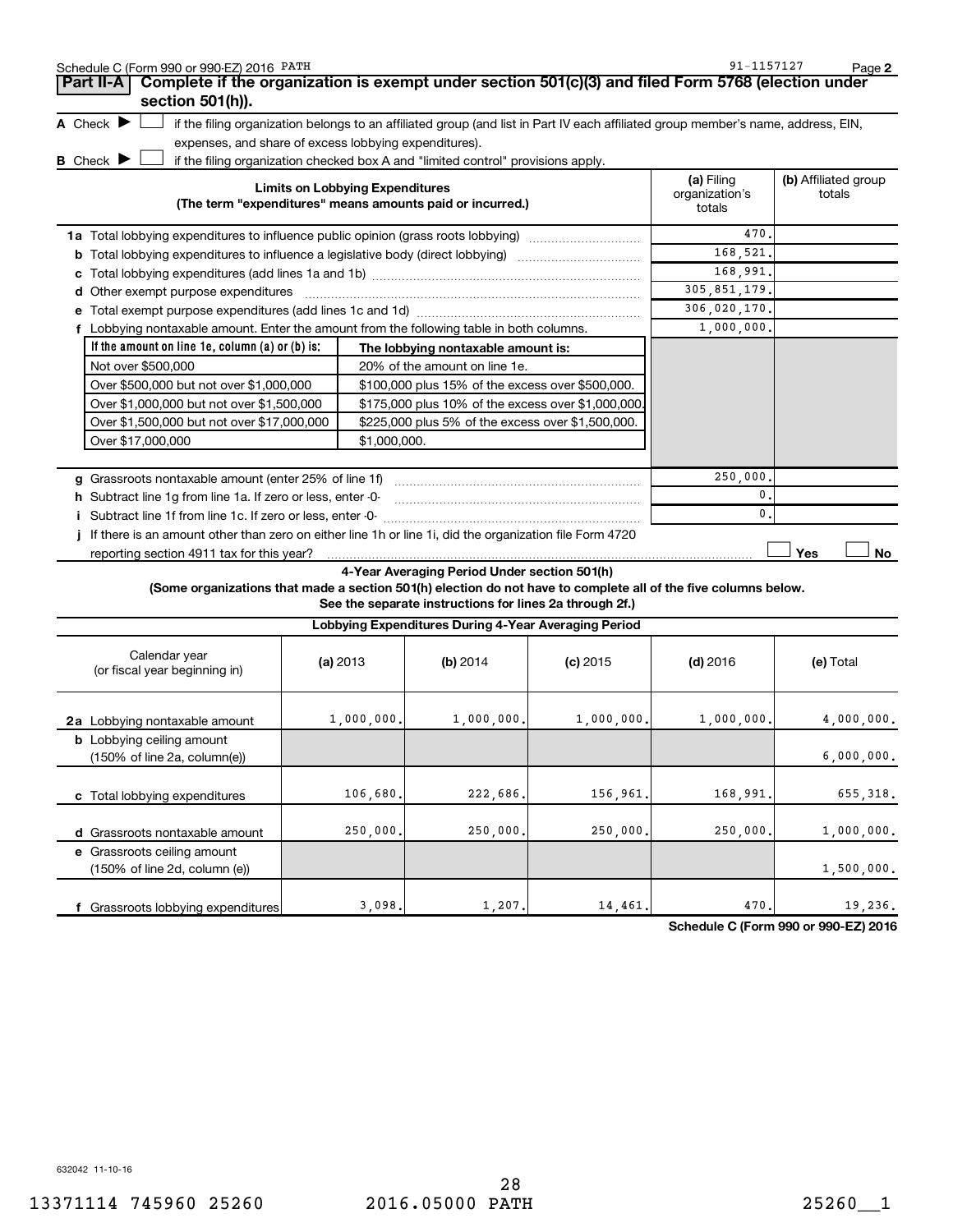Schedule C (Form 990 or 990-EZ) 2016 PATH 91-1157127 Page 2

## Part II-A Complete if the organization is exempt under section 501(c)(3) and filed Form 5768 (election under section 501(h)).

**A** Check ▶ ☐ if the filing organization belongs to an affiliated group (and list in Part IV each affiliated group member's name, address, EIN, expenses, and share of excess lobbying expenditures).

**B** Check ▶ ☐ if the filing organization checked box A and "limited control" provisions apply.

| Limits on Lobbying Expenditures (The term "expenditures" means amounts paid or incurred.) | (a) Filing organization's totals | (b) Affiliated group totals |
|---|---|---|
| **1a** Total lobbying expenditures to influence public opinion (grass roots lobbying) | 470. | |
| **b** Total lobbying expenditures to influence a legislative body (direct lobbying) | 168,521. | |
| **c** Total lobbying expenditures (add lines 1a and 1b) | 168,991. | |
| **d** Other exempt purpose expenditures | 305,851,179. | |
| **e** Total exempt purpose expenditures (add lines 1c and 1d) | 306,020,170. | |
| **f** Lobbying nontaxable amount. Enter the amount from the following table in both columns. | 1,000,000. | |

| If the amount on line 1e, column (a) or (b) is: | The lobbying nontaxable amount is: |
|---|---|
| Not over $500,000 | 20% of the amount on line 1e. |
| Over $500,000 but not over $1,000,000 | $100,000 plus 15% of the excess over $500,000. |
| Over $1,000,000 but not over $1,500,000 | $175,000 plus 10% of the excess over $1,000,000. |
| Over $1,500,000 but not over $17,000,000 | $225,000 plus 5% of the excess over $1,500,000. |
| Over $17,000,000 | $1,000,000. |

| | (a) | (b) |
|---|---|---|
| **g** Grassroots nontaxable amount (enter 25% of line 1f) | 250,000. | |
| **h** Subtract line 1g from line 1a. If zero or less, enter -0- | 0. | |
| **i** Subtract line 1f from line 1c. If zero or less, enter -0- | 0. | |
| **j** If there is an amount other than zero on either line 1h or line 1i, did the organization file Form 4720 reporting section 4911 tax for this year? | ☐ Yes | ☐ No |

### 4-Year Averaging Period Under section 501(h)

**(Some organizations that made a section 501(h) election do not have to complete all of the five columns below. See the separate instructions for lines 2a through 2f.)**

**Lobbying Expenditures During 4-Year Averaging Period**

| Calendar year (or fiscal year beginning in) | (a) 2013 | (b) 2014 | (c) 2015 | (d) 2016 | (e) Total |
|---|---|---|---|---|---|
| **2a** Lobbying nontaxable amount | 1,000,000. | 1,000,000. | 1,000,000. | 1,000,000. | 4,000,000. |
| **b** Lobbying ceiling amount (150% of line 2a, column(e)) | | | | | 6,000,000. |
| **c** Total lobbying expenditures | 106,680. | 222,686. | 156,961. | 168,991. | 655,318. |
| **d** Grassroots nontaxable amount | 250,000. | 250,000. | 250,000. | 250,000. | 1,000,000. |
| **e** Grassroots ceiling amount (150% of line 2d, column (e)) | | | | | 1,500,000. |
| **f** Grassroots lobbying expenditures | 3,098. | 1,207. | 14,461. | 470. | 19,236. |

Schedule C (Form 990 or 990-EZ) 2016

632042 11-10-16

13371114 745960 25260 2016.05000 PATH 25260__1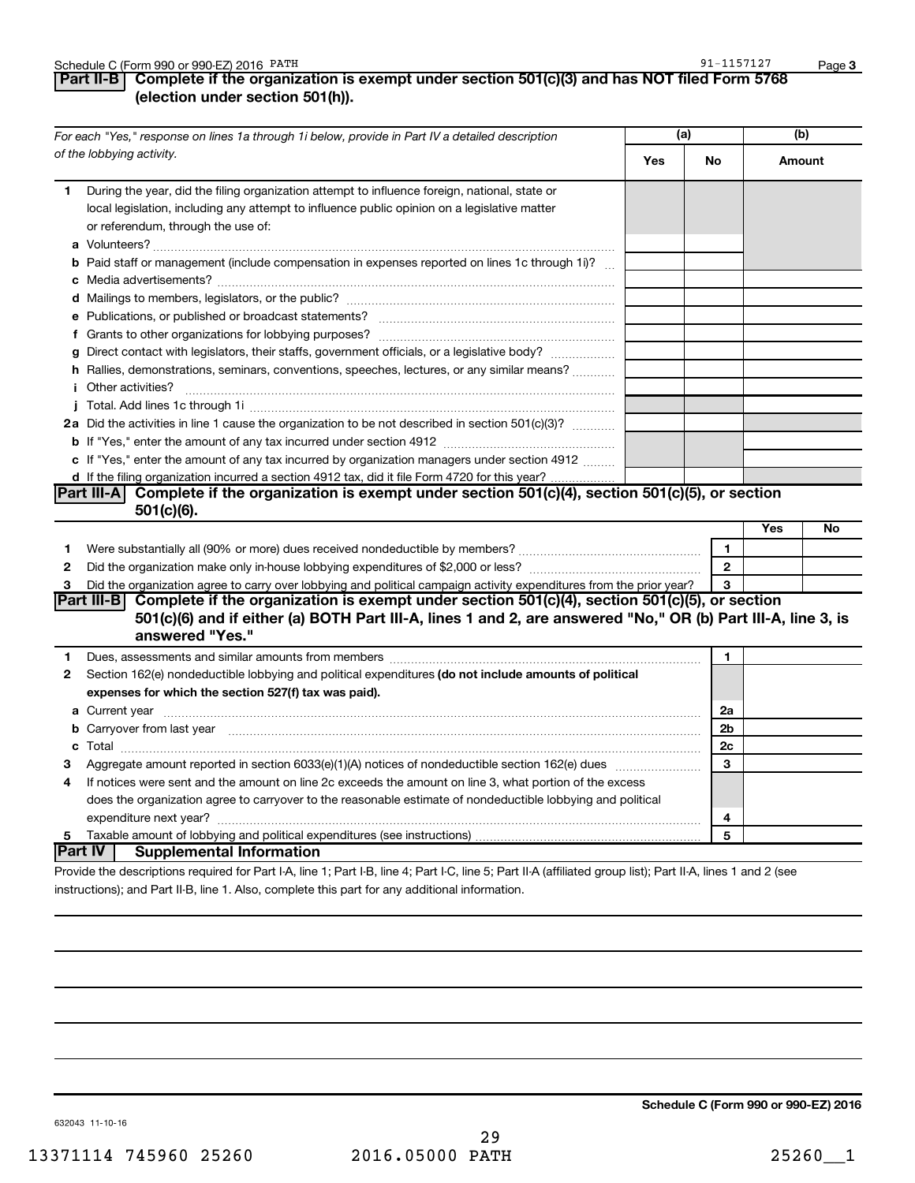Schedule C (Form 990 or 990-EZ) 2016 PATH 91-1157127

## Part II-B Complete if the organization is exempt under section 501(c)(3) and has NOT filed Form 5768 (election under section 501(h)).

| *For each "Yes," response on lines 1a through 1i below, provide in Part IV a detailed description of the lobbying activity.* | (a) Yes | (a) No | (b) Amount |
|---|---|---|---|
| **1** During the year, did the filing organization attempt to influence foreign, national, state or local legislation, including any attempt to influence public opinion on a legislative matter or referendum, through the use of: | | | |
| **a** Volunteers? | | | |
| **b** Paid staff or management (include compensation in expenses reported on lines 1c through 1i)? | | | |
| **c** Media advertisements? | | | |
| **d** Mailings to members, legislators, or the public? | | | |
| **e** Publications, or published or broadcast statements? | | | |
| **f** Grants to other organizations for lobbying purposes? | | | |
| **g** Direct contact with legislators, their staffs, government officials, or a legislative body? | | | |
| **h** Rallies, demonstrations, seminars, conventions, speeches, lectures, or any similar means? | | | |
| **i** Other activities? | | | |
| **j** Total. Add lines 1c through 1i | | | |
| **2a** Did the activities in line 1 cause the organization to be not described in section 501(c)(3)? | | | |
| **b** If "Yes," enter the amount of any tax incurred under section 4912 | | | |
| **c** If "Yes," enter the amount of any tax incurred by organization managers under section 4912 | | | |
| **d** If the filing organization incurred a section 4912 tax, did it file Form 4720 for this year? | | | |

## Part III-A Complete if the organization is exempt under section 501(c)(4), section 501(c)(5), or section 501(c)(6).

| | | Yes | No |
|---|---|---|---|
| **1** Were substantially all (90% or more) dues received nondeductible by members? | 1 | | |
| **2** Did the organization make only in-house lobbying expenditures of $2,000 or less? | 2 | | |
| **3** Did the organization agree to carry over lobbying and political campaign activity expenditures from the prior year? | 3 | | |

## Part III-B Complete if the organization is exempt under section 501(c)(4), section 501(c)(5), or section 501(c)(6) and if either (a) BOTH Part III-A, lines 1 and 2, are answered "No," OR (b) Part III-A, line 3, is answered "Yes."

| | | |
|---|---|---|
| **1** Dues, assessments and similar amounts from members | 1 | |
| **2** Section 162(e) nondeductible lobbying and political expenditures **(do not include amounts of political expenses for which the section 527(f) tax was paid).** | | |
| **a** Current year | 2a | |
| **b** Carryover from last year | 2b | |
| **c** Total | 2c | |
| **3** Aggregate amount reported in section 6033(e)(1)(A) notices of nondeductible section 162(e) dues | 3 | |
| **4** If notices were sent and the amount on line 2c exceeds the amount on line 3, what portion of the excess does the organization agree to carryover to the reasonable estimate of nondeductible lobbying and political expenditure next year? | 4 | |
| **5** Taxable amount of lobbying and political expenditures (see instructions) | 5 | |

## Part IV Supplemental Information

Provide the descriptions required for Part I-A, line 1; Part I-B, line 4; Part I-C, line 5; Part II-A (affiliated group list); Part II-A, lines 1 and 2 (see instructions); and Part II-B, line 1. Also, complete this part for any additional information.

632043 11-10-16

**Schedule C (Form 990 or 990-EZ) 2016**

13371114 745960 25260 2016.05000 PATH 25260__1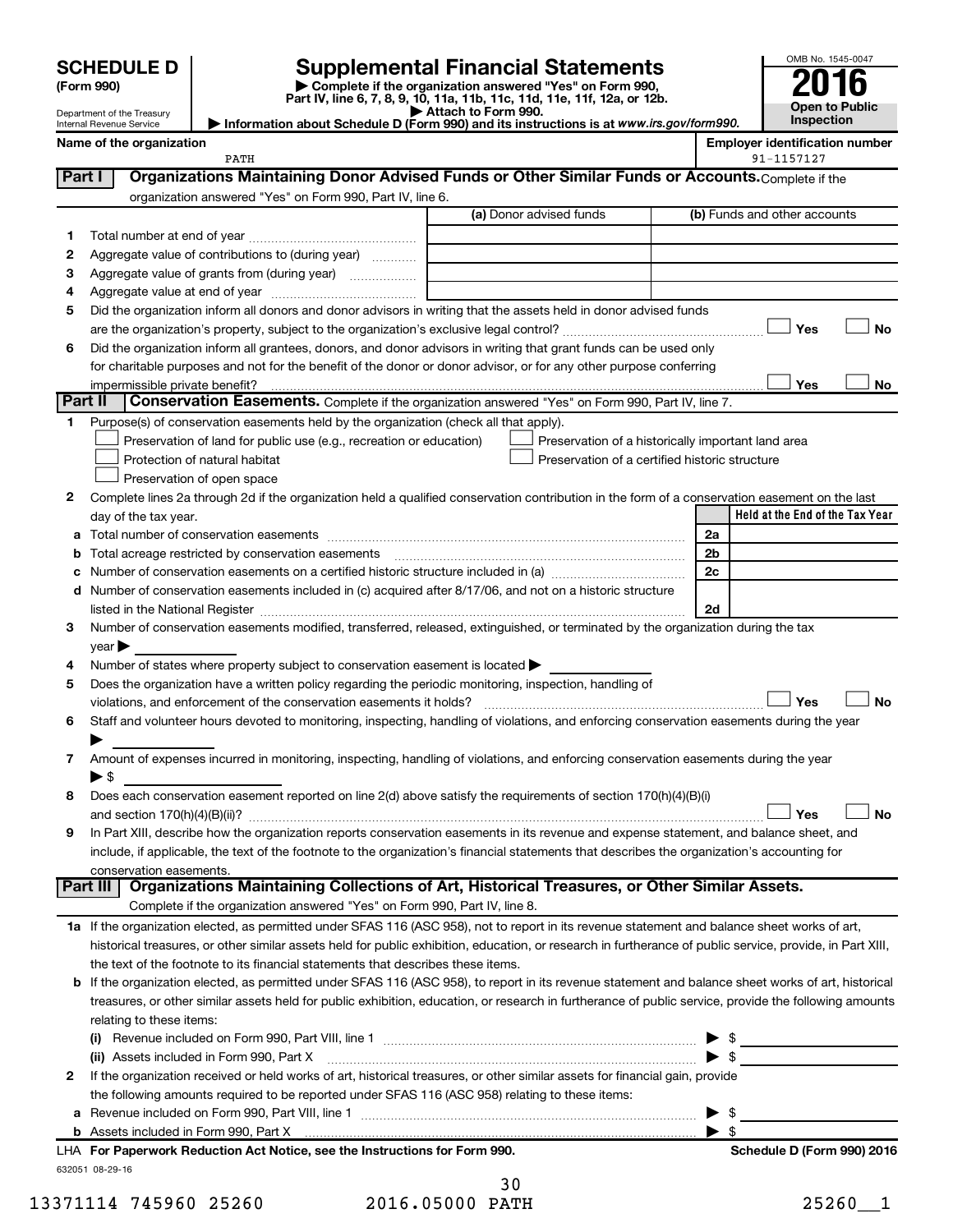**SCHEDULE D (Form 990)**

Department of the Treasury
Internal Revenue Service

# Supplemental Financial Statements

▶ Complete if the organization answered "Yes" on Form 990, Part IV, line 6, 7, 8, 9, 10, 11a, 11b, 11c, 11d, 11e, 11f, 12a, or 12b.
▶ Attach to Form 990.
▶ Information about Schedule D (Form 990) and its instructions is at www.irs.gov/form990.

OMB No. 1545-0047

**2016**

**Open to Public Inspection**

**Name of the organization**
PATH

**Employer identification number**
91-1157127

## Part I Organizations Maintaining Donor Advised Funds or Other Similar Funds or Accounts.

Complete if the organization answered "Yes" on Form 990, Part IV, line 6.

| | | (a) Donor advised funds | (b) Funds and other accounts |
|---|---|---|---|
| 1 | Total number at end of year | | |
| 2 | Aggregate value of contributions to (during year) | | |
| 3 | Aggregate value of grants from (during year) | | |
| 4 | Aggregate value at end of year | | |

5 Did the organization inform all donors and donor advisors in writing that the assets held in donor advised funds are the organization's property, subject to the organization's exclusive legal control? ☐ Yes ☐ No

6 Did the organization inform all grantees, donors, and donor advisors in writing that grant funds can be used only for charitable purposes and not for the benefit of the donor or donor advisor, or for any other purpose conferring impermissible private benefit? ☐ Yes ☐ No

## Part II Conservation Easements.

Complete if the organization answered "Yes" on Form 990, Part IV, line 7.

1 Purpose(s) of conservation easements held by the organization (check all that apply).

☐ Preservation of land for public use (e.g., recreation or education)
☐ Protection of natural habitat
☐ Preservation of open space
☐ Preservation of a historically important land area
☐ Preservation of a certified historic structure

2 Complete lines 2a through 2d if the organization held a qualified conservation contribution in the form of a conservation easement on the last day of the tax year.

| | | | Held at the End of the Tax Year |
|---|---|---|---|
| a | Total number of conservation easements | 2a | |
| b | Total acreage restricted by conservation easements | 2b | |
| c | Number of conservation easements on a certified historic structure included in (a) | 2c | |
| d | Number of conservation easements included in (c) acquired after 8/17/06, and not on a historic structure listed in the National Register | 2d | |

3 Number of conservation easements modified, transferred, released, extinguished, or terminated by the organization during the tax year ▶

4 Number of states where property subject to conservation easement is located ▶

5 Does the organization have a written policy regarding the periodic monitoring, inspection, handling of violations, and enforcement of the conservation easements it holds? ☐ Yes ☐ No

6 Staff and volunteer hours devoted to monitoring, inspecting, handling of violations, and enforcing conservation easements during the year ▶

7 Amount of expenses incurred in monitoring, inspecting, handling of violations, and enforcing conservation easements during the year ▶ $

8 Does each conservation easement reported on line 2(d) above satisfy the requirements of section 170(h)(4)(B)(i) and section 170(h)(4)(B)(ii)? ☐ Yes ☐ No

9 In Part XIII, describe how the organization reports conservation easements in its revenue and expense statement, and balance sheet, and include, if applicable, the text of the footnote to the organization's financial statements that describes the organization's accounting for conservation easements.

## Part III Organizations Maintaining Collections of Art, Historical Treasures, or Other Similar Assets.

Complete if the organization answered "Yes" on Form 990, Part IV, line 8.

1a If the organization elected, as permitted under SFAS 116 (ASC 958), not to report in its revenue statement and balance sheet works of art, historical treasures, or other similar assets held for public exhibition, education, or research in furtherance of public service, provide, in Part XIII, the text of the footnote to its financial statements that describes these items.

b If the organization elected, as permitted under SFAS 116 (ASC 958), to report in its revenue statement and balance sheet works of art, historical treasures, or other similar assets held for public exhibition, education, or research in furtherance of public service, provide the following amounts relating to these items:

(i) Revenue included on Form 990, Part VIII, line 1 ▶ $

(ii) Assets included in Form 990, Part X ▶ $

2 If the organization received or held works of art, historical treasures, or other similar assets for financial gain, provide the following amounts required to be reported under SFAS 116 (ASC 958) relating to these items:

a Revenue included on Form 990, Part VIII, line 1 ▶ $

b Assets included in Form 990, Part X ▶ $

LHA For Paperwork Reduction Act Notice, see the Instructions for Form 990. **Schedule D (Form 990) 2016**

632051 08-29-16

13371114 745960 25260 2016.05000 PATH 25260__1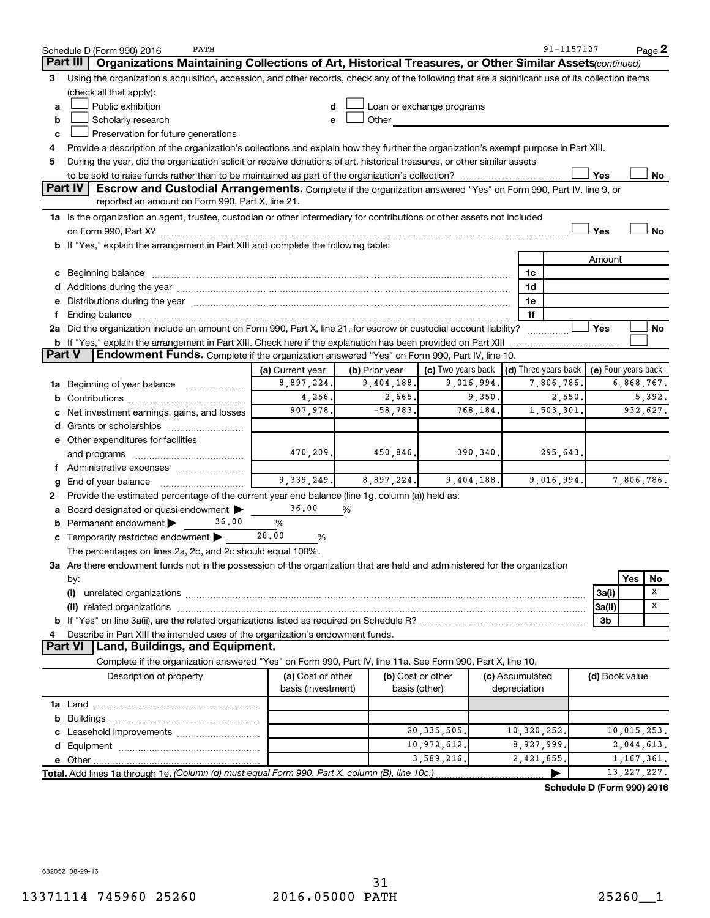Schedule D (Form 990) 2016 PATH 91-1157127 Page 2

## Part III Organizations Maintaining Collections of Art, Historical Treasures, or Other Similar Assets *(continued)*

3 Using the organization's acquisition, accession, and other records, check any of the following that are a significant use of its collection items (check all that apply):

- a ☐ Public exhibition
- b ☐ Scholarly research
- c ☐ Preservation for future generations
- d ☐ Loan or exchange programs
- e ☐ Other

4 Provide a description of the organization's collections and explain how they further the organization's exempt purpose in Part XIII.

5 During the year, did the organization solicit or receive donations of art, historical treasures, or other similar assets to be sold to raise funds rather than to be maintained as part of the organization's collection? ☐ Yes ☐ No

## Part IV Escrow and Custodial Arrangements.

Complete if the organization answered "Yes" on Form 990, Part IV, line 9, or reported an amount on Form 990, Part X, line 21.

1a Is the organization an agent, trustee, custodian or other intermediary for contributions or other assets not included on Form 990, Part X? ☐ Yes ☐ No

b If "Yes," explain the arrangement in Part XIII and complete the following table:

| | | Amount |
|---|---|---|
| c Beginning balance | 1c | |
| d Additions during the year | 1d | |
| e Distributions during the year | 1e | |
| f Ending balance | 1f | |

2a Did the organization include an amount on Form 990, Part X, line 21, for escrow or custodial account liability? ☐ Yes ☐ No

b If "Yes," explain the arrangement in Part XIII. Check here if the explanation has been provided on Part XIII ☐

## Part V Endowment Funds.

Complete if the organization answered "Yes" on Form 990, Part IV, line 10.

| | (a) Current year | (b) Prior year | (c) Two years back | (d) Three years back | (e) Four years back |
|---|---|---|---|---|---|
| 1a Beginning of year balance | 8,897,224. | 9,404,188. | 9,016,994. | 7,806,786. | 6,868,767. |
| b Contributions | 4,256. | 2,665. | 9,350. | 2,550. | 5,392. |
| c Net investment earnings, gains, and losses | 907,978. | -58,783. | 768,184. | 1,503,301. | 932,627. |
| d Grants or scholarships | | | | | |
| e Other expenditures for facilities and programs | 470,209. | 450,846. | 390,340. | 295,643. | |
| f Administrative expenses | | | | | |
| g End of year balance | 9,339,249. | 8,897,224. | 9,404,188. | 9,016,994. | 7,806,786. |

2 Provide the estimated percentage of the current year end balance (line 1g, column (a)) held as:

- a Board designated or quasi-endowment ▶ 36.00 %
- b Permanent endowment ▶ 36.00 %
- c Temporarily restricted endowment ▶ 28.00 %

The percentages on lines 2a, 2b, and 2c should equal 100%.

3a Are there endowment funds not in the possession of the organization that are held and administered for the organization by:

| | | Yes | No |
|---|---|---|---|
| (i) unrelated organizations | 3a(i) | | X |
| (ii) related organizations | 3a(ii) | | X |
| b If "Yes" on line 3a(ii), are the related organizations listed as required on Schedule R? | 3b | | |

4 Describe in Part XIII the intended uses of the organization's endowment funds.

## Part VI Land, Buildings, and Equipment.

Complete if the organization answered "Yes" on Form 990, Part IV, line 11a. See Form 990, Part X, line 10.

| Description of property | (a) Cost or other basis (investment) | (b) Cost or other basis (other) | (c) Accumulated depreciation | (d) Book value |
|---|---|---|---|---|
| 1a Land | | | | |
| b Buildings | | | | |
| c Leasehold improvements | | 20,335,505. | 10,320,252. | 10,015,253. |
| d Equipment | | 10,972,612. | 8,927,999. | 2,044,613. |
| e Other | | 3,589,216. | 2,421,855. | 1,167,361. |
| **Total.** Add lines 1a through 1e. *(Column (d) must equal Form 990, Part X, column (B), line 10c.)* ▶ | | | | 13,227,227. |

**Schedule D (Form 990) 2016**

632052 08-29-16

13371114 745960 25260 2016.05000 PATH 25260__1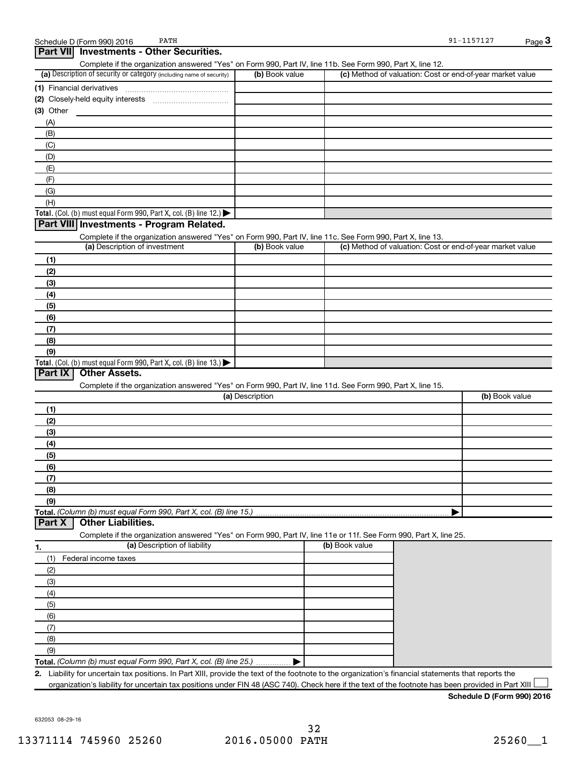Schedule D (Form 990) 2016 PATH 91-1157127 Page 3

## Part VII Investments - Other Securities.

Complete if the organization answered "Yes" on Form 990, Part IV, line 11b. See Form 990, Part X, line 12.

| (a) Description of security or category (including name of security) | (b) Book value | (c) Method of valuation: Cost or end-of-year market value |
|---|---|---|
| (1) Financial derivatives | | |
| (2) Closely-held equity interests | | |
| (3) Other | | |
| (A) | | |
| (B) | | |
| (C) | | |
| (D) | | |
| (E) | | |
| (F) | | |
| (G) | | |
| (H) | | |
| **Total.** (Col. (b) must equal Form 990, Part X, col. (B) line 12.) ▶ | | |

## Part VIII Investments - Program Related.

Complete if the organization answered "Yes" on Form 990, Part IV, line 11c. See Form 990, Part X, line 13.

| (a) Description of investment | (b) Book value | (c) Method of valuation: Cost or end-of-year market value |
|---|---|---|
| (1) | | |
| (2) | | |
| (3) | | |
| (4) | | |
| (5) | | |
| (6) | | |
| (7) | | |
| (8) | | |
| (9) | | |
| **Total.** (Col. (b) must equal Form 990, Part X, col. (B) line 13.) ▶ | | |

## Part IX Other Assets.

Complete if the organization answered "Yes" on Form 990, Part IV, line 11d. See Form 990, Part X, line 15.

| (a) Description | (b) Book value |
|---|---|
| (1) | |
| (2) | |
| (3) | |
| (4) | |
| (5) | |
| (6) | |
| (7) | |
| (8) | |
| (9) | |
| **Total.** *(Column (b) must equal Form 990, Part X, col. (B) line 15.)* ▶ | |

## Part X Other Liabilities.

Complete if the organization answered "Yes" on Form 990, Part IV, line 11e or 11f. See Form 990, Part X, line 25.

| 1. (a) Description of liability | (b) Book value |
|---|---|
| (1) Federal income taxes | |
| (2) | |
| (3) | |
| (4) | |
| (5) | |
| (6) | |
| (7) | |
| (8) | |
| (9) | |
| **Total.** *(Column (b) must equal Form 990, Part X, col. (B) line 25.)* ▶ | |

2. Liability for uncertain tax positions. In Part XIII, provide the text of the footnote to the organization's financial statements that reports the organization's liability for uncertain tax positions under FIN 48 (ASC 740). Check here if the text of the footnote has been provided in Part XIII ☐

**Schedule D (Form 990) 2016**

632053 08-29-16

13371114 745960 25260 2016.05000 PATH 25260__1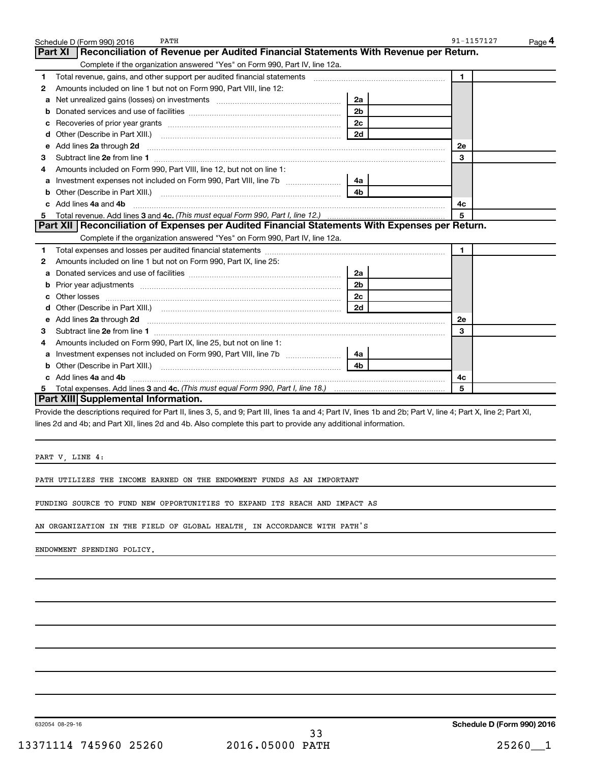Schedule D (Form 990) 2016 PATH 91-1157127 Page 4

## Part XI Reconciliation of Revenue per Audited Financial Statements With Revenue per Return.

Complete if the organization answered "Yes" on Form 990, Part IV, line 12a.

| | | | | | |
|---|---|---|---|---|---|
| 1 | Total revenue, gains, and other support per audited financial statements | | | 1 | |
| 2 | Amounts included on line 1 but not on Form 990, Part VIII, line 12: | | | | |
| a | Net unrealized gains (losses) on investments | 2a | | | |
| b | Donated services and use of facilities | 2b | | | |
| c | Recoveries of prior year grants | 2c | | | |
| d | Other (Describe in Part XIII.) | 2d | | | |
| e | Add lines **2a** through **2d** | | | 2e | |
| 3 | Subtract line **2e** from line **1** | | | 3 | |
| 4 | Amounts included on Form 990, Part VIII, line 12, but not on line 1: | | | | |
| a | Investment expenses not included on Form 990, Part VIII, line 7b | 4a | | | |
| b | Other (Describe in Part XIII.) | 4b | | | |
| c | Add lines **4a** and **4b** | | | 4c | |
| 5 | Total revenue. Add lines **3** and **4c.** *(This must equal Form 990, Part I, line 12.)* | | | 5 | |

## Part XII Reconciliation of Expenses per Audited Financial Statements With Expenses per Return.

Complete if the organization answered "Yes" on Form 990, Part IV, line 12a.

| | | | | | |
|---|---|---|---|---|---|
| 1 | Total expenses and losses per audited financial statements | | | 1 | |
| 2 | Amounts included on line 1 but not on Form 990, Part IX, line 25: | | | | |
| a | Donated services and use of facilities | 2a | | | |
| b | Prior year adjustments | 2b | | | |
| c | Other losses | 2c | | | |
| d | Other (Describe in Part XIII.) | 2d | | | |
| e | Add lines **2a** through **2d** | | | 2e | |
| 3 | Subtract line **2e** from line **1** | | | 3 | |
| 4 | Amounts included on Form 990, Part IX, line 25, but not on line 1: | | | | |
| a | Investment expenses not included on Form 990, Part VIII, line 7b | 4a | | | |
| b | Other (Describe in Part XIII.) | 4b | | | |
| c | Add lines **4a** and **4b** | | | 4c | |
| 5 | Total expenses. Add lines **3** and **4c.** *(This must equal Form 990, Part I, line 18.)* | | | 5 | |

## Part XIII Supplemental Information.

Provide the descriptions required for Part II, lines 3, 5, and 9; Part III, lines 1a and 4; Part IV, lines 1b and 2b; Part V, line 4; Part X, line 2; Part XI, lines 2d and 4b; and Part XII, lines 2d and 4b. Also complete this part to provide any additional information.

PART V, LINE 4:

PATH UTILIZES THE INCOME EARNED ON THE ENDOWMENT FUNDS AS AN IMPORTANT FUNDING SOURCE TO FUND NEW OPPORTUNITIES TO EXPAND ITS REACH AND IMPACT AS AN ORGANIZATION IN THE FIELD OF GLOBAL HEALTH, IN ACCORDANCE WITH PATH'S ENDOWMENT SPENDING POLICY.

632054 08-29-16 **Schedule D (Form 990) 2016**

13371114 745960 25260 2016.05000 PATH 25260__1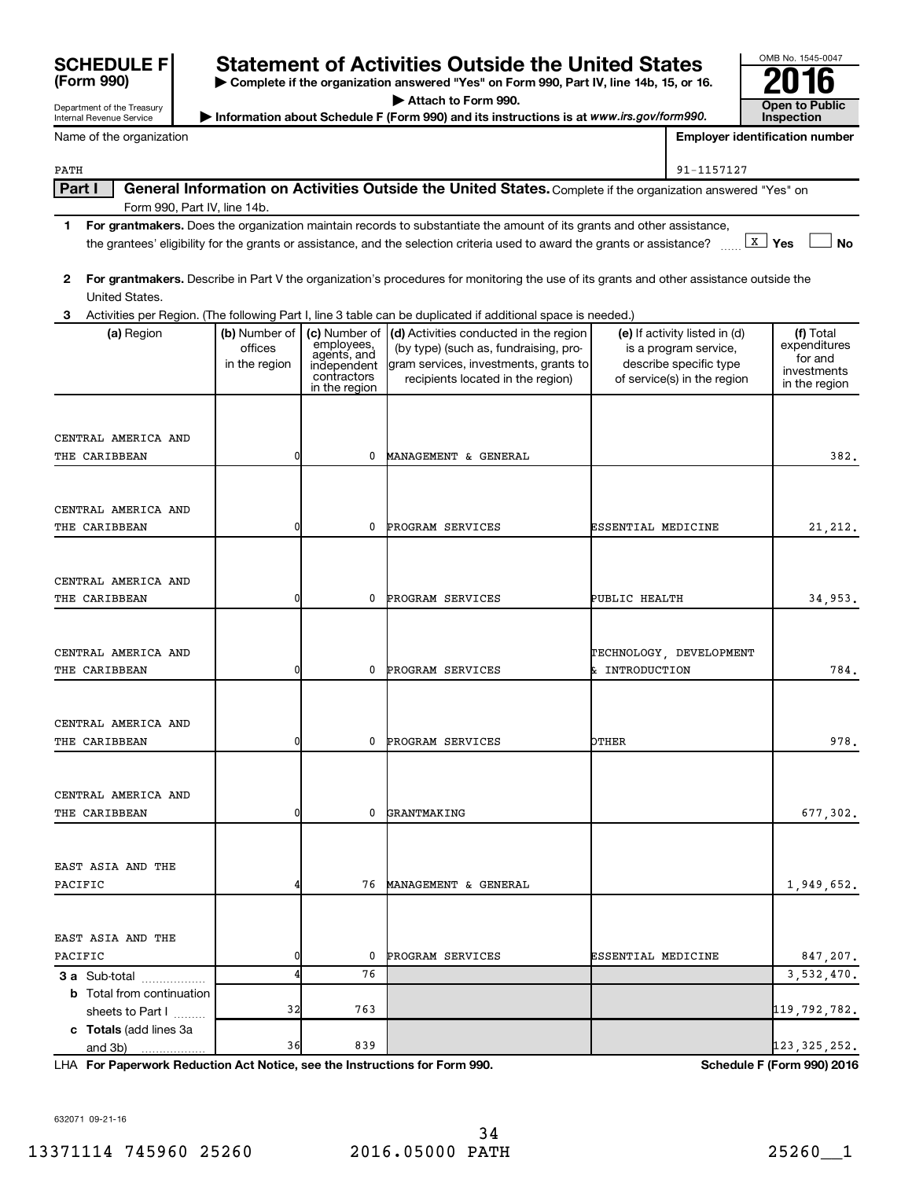# SCHEDULE F (Form 990)

Department of the Treasury
Internal Revenue Service

## Statement of Activities Outside the United States

▶ Complete if the organization answered "Yes" on Form 990, Part IV, line 14b, 15, or 16.
▶ Attach to Form 990.
▶ Information about Schedule F (Form 990) and its instructions is at *www.irs.gov/form990.*

OMB No. 1545-0047

**2016**

**Open to Public Inspection**

Name of the organization: PATH

Employer identification number: 91-1157127

**Part I General Information on Activities Outside the United States.** Complete if the organization answered "Yes" on Form 990, Part IV, line 14b.

1 **For grantmakers.** Does the organization maintain records to substantiate the amount of its grants and other assistance, the grantees' eligibility for the grants or assistance, and the selection criteria used to award the grants or assistance? ☒ Yes ☐ No

2 **For grantmakers.** Describe in Part V the organization's procedures for monitoring the use of its grants and other assistance outside the United States.

3 Activities per Region. (The following Part I, line 3 table can be duplicated if additional space is needed.)

| (a) Region | (b) Number of offices in the region | (c) Number of employees, agents, and independent contractors in the region | (d) Activities conducted in the region (by type) (such as, fundraising, program services, investments, grants to recipients located in the region) | (e) If activity listed in (d) is a program service, describe specific type of service(s) in the region | (f) Total expenditures for and investments in the region |
|---|---|---|---|---|---|
| CENTRAL AMERICA AND THE CARIBBEAN | 0 | 0 | MANAGEMENT & GENERAL | | 382. |
| CENTRAL AMERICA AND THE CARIBBEAN | 0 | 0 | PROGRAM SERVICES | ESSENTIAL MEDICINE | 21,212. |
| CENTRAL AMERICA AND THE CARIBBEAN | 0 | 0 | PROGRAM SERVICES | PUBLIC HEALTH | 34,953. |
| CENTRAL AMERICA AND THE CARIBBEAN | 0 | 0 | PROGRAM SERVICES | TECHNOLOGY, DEVELOPMENT & INTRODUCTION | 784. |
| CENTRAL AMERICA AND THE CARIBBEAN | 0 | 0 | PROGRAM SERVICES | OTHER | 978. |
| CENTRAL AMERICA AND THE CARIBBEAN | 0 | 0 | GRANTMAKING | | 677,302. |
| EAST ASIA AND THE PACIFIC | 4 | 76 | MANAGEMENT & GENERAL | | 1,949,652. |
| EAST ASIA AND THE PACIFIC | 0 | 0 | PROGRAM SERVICES | ESSENTIAL MEDICINE | 847,207. |
| **3 a** Sub-total | 4 | 76 | | | 3,532,470. |
| **b** Total from continuation sheets to Part I | 32 | 763 | | | 119,792,782. |
| **c Totals** (add lines 3a and 3b) | 36 | 839 | | | 123,325,252. |

LHA **For Paperwork Reduction Act Notice, see the Instructions for Form 990.** **Schedule F (Form 990) 2016**

632071 09-21-16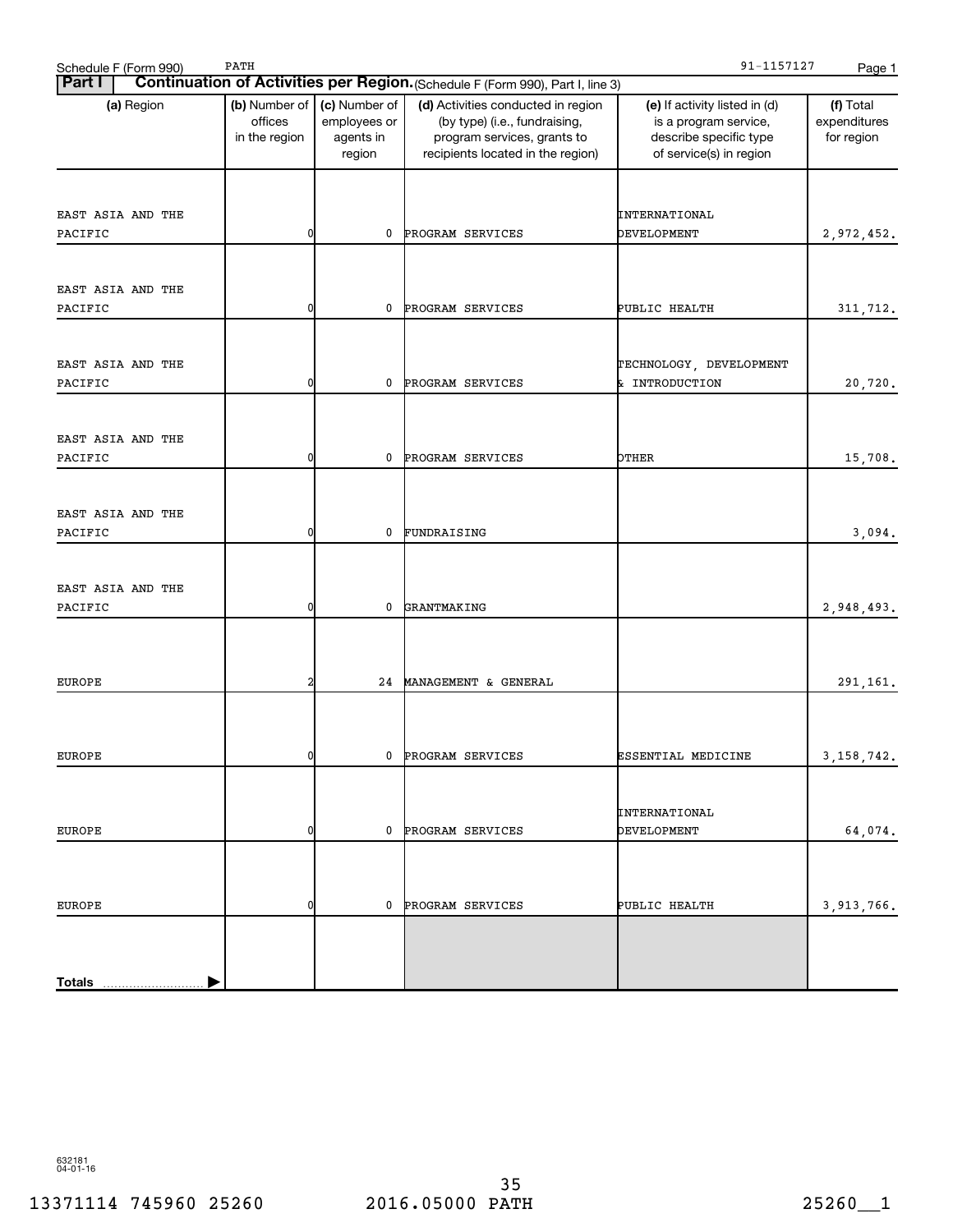Schedule F (Form 990) PATH 91-1157127

**Part I Continuation of Activities per Region.** (Schedule F (Form 990), Part I, line 3)

| (a) Region | (b) Number of offices in the region | (c) Number of employees or agents in region | (d) Activities conducted in region (by type) (i.e., fundraising, program services, grants to recipients located in the region) | (e) If activity listed in (d) is a program service, describe specific type of service(s) in region | (f) Total expenditures for region |
|---|---|---|---|---|---|
| EAST ASIA AND THE PACIFIC | 0 | 0 | PROGRAM SERVICES | INTERNATIONAL DEVELOPMENT | 2,972,452. |
| EAST ASIA AND THE PACIFIC | 0 | 0 | PROGRAM SERVICES | PUBLIC HEALTH | 311,712. |
| EAST ASIA AND THE PACIFIC | 0 | 0 | PROGRAM SERVICES | TECHNOLOGY, DEVELOPMENT & INTRODUCTION | 20,720. |
| EAST ASIA AND THE PACIFIC | 0 | 0 | PROGRAM SERVICES | OTHER | 15,708. |
| EAST ASIA AND THE PACIFIC | 0 | 0 | FUNDRAISING | | 3,094. |
| EAST ASIA AND THE PACIFIC | 0 | 0 | GRANTMAKING | | 2,948,493. |
| EUROPE | 2 | 24 | MANAGEMENT & GENERAL | | 291,161. |
| EUROPE | 0 | 0 | PROGRAM SERVICES | ESSENTIAL MEDICINE | 3,158,742. |
| EUROPE | 0 | 0 | PROGRAM SERVICES | INTERNATIONAL DEVELOPMENT | 64,074. |
| EUROPE | 0 | 0 | PROGRAM SERVICES | PUBLIC HEALTH | 3,913,766. |
| **Totals** | | | | | |

632181 04-01-16

13371114 745960 25260 2016.05000 PATH 25260__1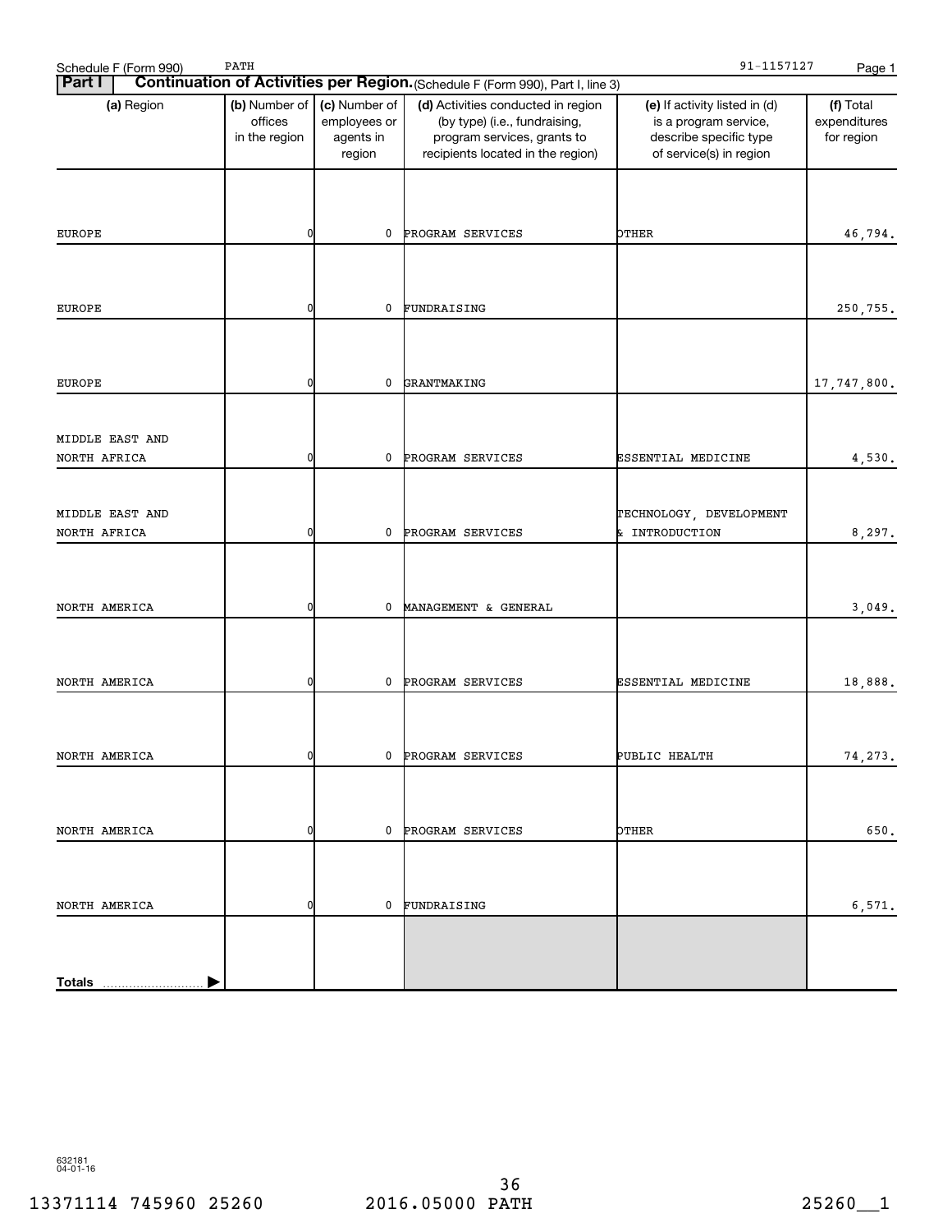Schedule F (Form 990) PATH 91-1157127

**Part I** **Continuation of Activities per Region.** (Schedule F (Form 990), Part I, line 3)

| (a) Region | (b) Number of offices in the region | (c) Number of employees or agents in region | (d) Activities conducted in region (by type) (i.e., fundraising, program services, grants to recipients located in the region) | (e) If activity listed in (d) is a program service, describe specific type of service(s) in region | (f) Total expenditures for region |
|---|---|---|---|---|---|
| EUROPE | 0 | 0 | PROGRAM SERVICES | OTHER | 46,794. |
| EUROPE | 0 | 0 | FUNDRAISING | | 250,755. |
| EUROPE | 0 | 0 | GRANTMAKING | | 17,747,800. |
| MIDDLE EAST AND NORTH AFRICA | 0 | 0 | PROGRAM SERVICES | ESSENTIAL MEDICINE | 4,530. |
| MIDDLE EAST AND NORTH AFRICA | 0 | 0 | PROGRAM SERVICES | TECHNOLOGY, DEVELOPMENT & INTRODUCTION | 8,297. |
| NORTH AMERICA | 0 | 0 | MANAGEMENT & GENERAL | | 3,049. |
| NORTH AMERICA | 0 | 0 | PROGRAM SERVICES | ESSENTIAL MEDICINE | 18,888. |
| NORTH AMERICA | 0 | 0 | PROGRAM SERVICES | PUBLIC HEALTH | 74,273. |
| NORTH AMERICA | 0 | 0 | PROGRAM SERVICES | OTHER | 650. |
| NORTH AMERICA | 0 | 0 | FUNDRAISING | | 6,571. |
| **Totals** | | | | | |

632181
04-01-16

13371114 745960 25260 2016.05000 PATH 25260__1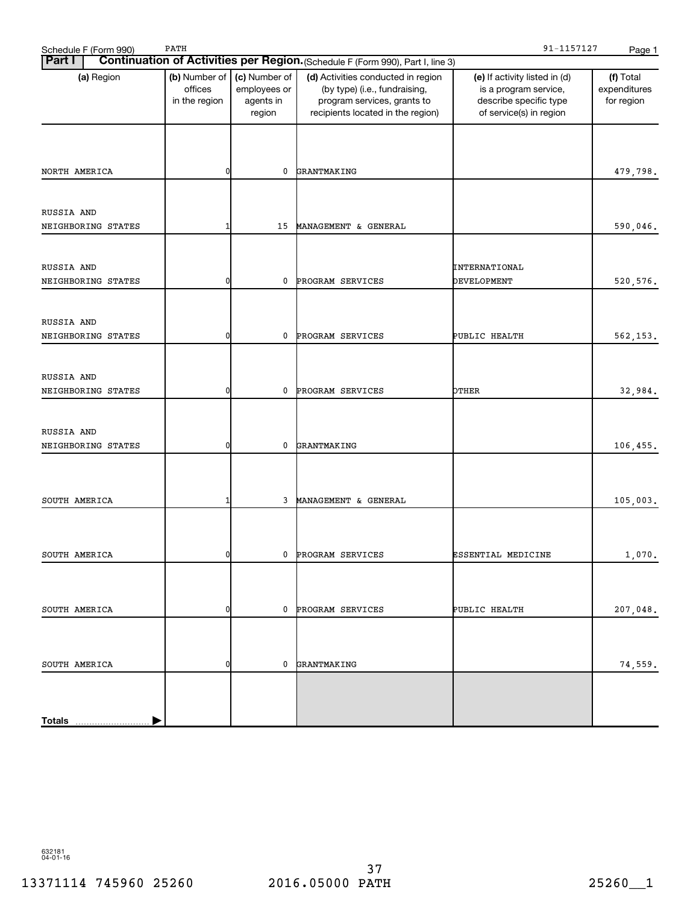Schedule F (Form 990) PATH 91-1157127

**Part I** **Continuation of Activities per Region.** (Schedule F (Form 990), Part I, line 3)

| (a) Region | (b) Number of offices in the region | (c) Number of employees or agents in region | (d) Activities conducted in region (by type) (i.e., fundraising, program services, grants to recipients located in the region) | (e) If activity listed in (d) is a program service, describe specific type of service(s) in region | (f) Total expenditures for region |
|---|---|---|---|---|---|
| NORTH AMERICA | 0 | 0 | GRANTMAKING | | 479,798. |
| RUSSIA AND NEIGHBORING STATES | 1 | 15 | MANAGEMENT & GENERAL | | 590,046. |
| RUSSIA AND NEIGHBORING STATES | 0 | 0 | PROGRAM SERVICES | INTERNATIONAL DEVELOPMENT | 520,576. |
| RUSSIA AND NEIGHBORING STATES | 0 | 0 | PROGRAM SERVICES | PUBLIC HEALTH | 562,153. |
| RUSSIA AND NEIGHBORING STATES | 0 | 0 | PROGRAM SERVICES | OTHER | 32,984. |
| RUSSIA AND NEIGHBORING STATES | 0 | 0 | GRANTMAKING | | 106,455. |
| SOUTH AMERICA | 1 | 3 | MANAGEMENT & GENERAL | | 105,003. |
| SOUTH AMERICA | 0 | 0 | PROGRAM SERVICES | ESSENTIAL MEDICINE | 1,070. |
| SOUTH AMERICA | 0 | 0 | PROGRAM SERVICES | PUBLIC HEALTH | 207,048. |
| SOUTH AMERICA | 0 | 0 | GRANTMAKING | | 74,559. |
| **Totals** | | | | | |

632181 04-01-16

13371114 745960 25260 2016.05000 PATH 25260__1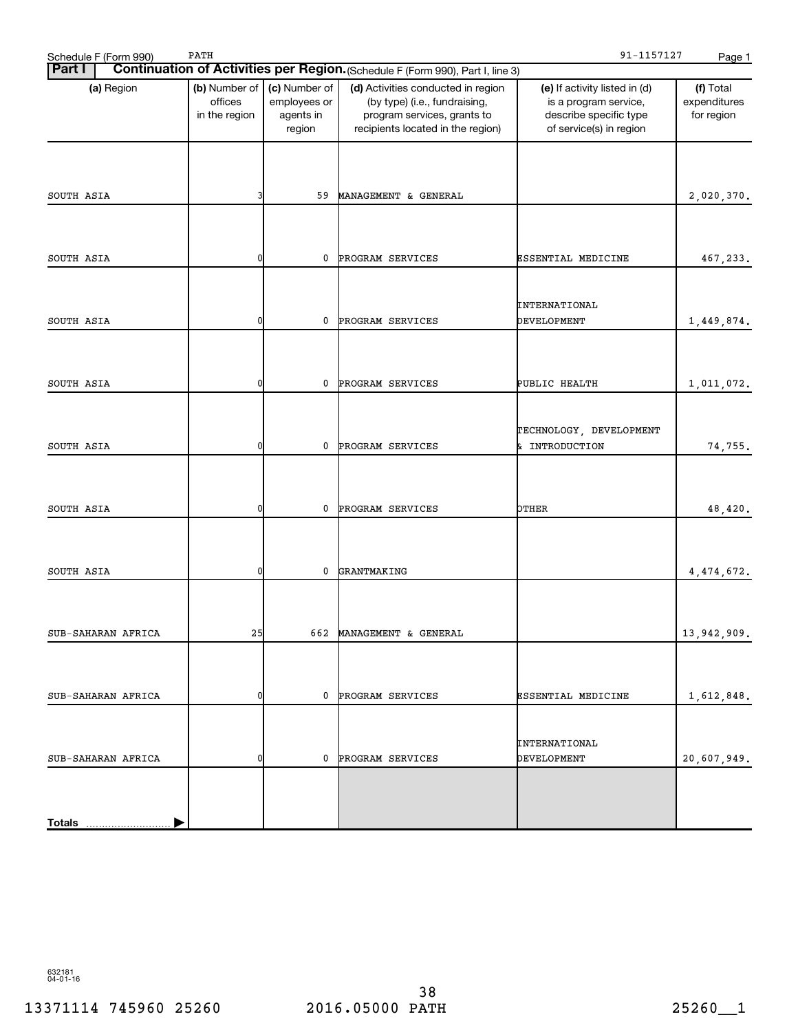Schedule F (Form 990) PATH 91-1157127

**Part I** **Continuation of Activities per Region.** (Schedule F (Form 990), Part I, line 3)

| (a) Region | (b) Number of offices in the region | (c) Number of employees or agents in region | (d) Activities conducted in region (by type) (i.e., fundraising, program services, grants to recipients located in the region) | (e) If activity listed in (d) is a program service, describe specific type of service(s) in region | (f) Total expenditures for region |
|---|---|---|---|---|---|
| SOUTH ASIA | 3 | 59 | MANAGEMENT & GENERAL | | 2,020,370. |
| SOUTH ASIA | 0 | 0 | PROGRAM SERVICES | ESSENTIAL MEDICINE | 467,233. |
| SOUTH ASIA | 0 | 0 | PROGRAM SERVICES | INTERNATIONAL DEVELOPMENT | 1,449,874. |
| SOUTH ASIA | 0 | 0 | PROGRAM SERVICES | PUBLIC HEALTH | 1,011,072. |
| SOUTH ASIA | 0 | 0 | PROGRAM SERVICES | TECHNOLOGY, DEVELOPMENT & INTRODUCTION | 74,755. |
| SOUTH ASIA | 0 | 0 | PROGRAM SERVICES | OTHER | 48,420. |
| SOUTH ASIA | 0 | 0 | GRANTMAKING | | 4,474,672. |
| SUB-SAHARAN AFRICA | 25 | 662 | MANAGEMENT & GENERAL | | 13,942,909. |
| SUB-SAHARAN AFRICA | 0 | 0 | PROGRAM SERVICES | ESSENTIAL MEDICINE | 1,612,848. |
| SUB-SAHARAN AFRICA | 0 | 0 | PROGRAM SERVICES | INTERNATIONAL DEVELOPMENT | 20,607,949. |
| **Totals** | | | | | |

632181 04-01-16

13371114 745960 25260 2016.05000 PATH 25260__1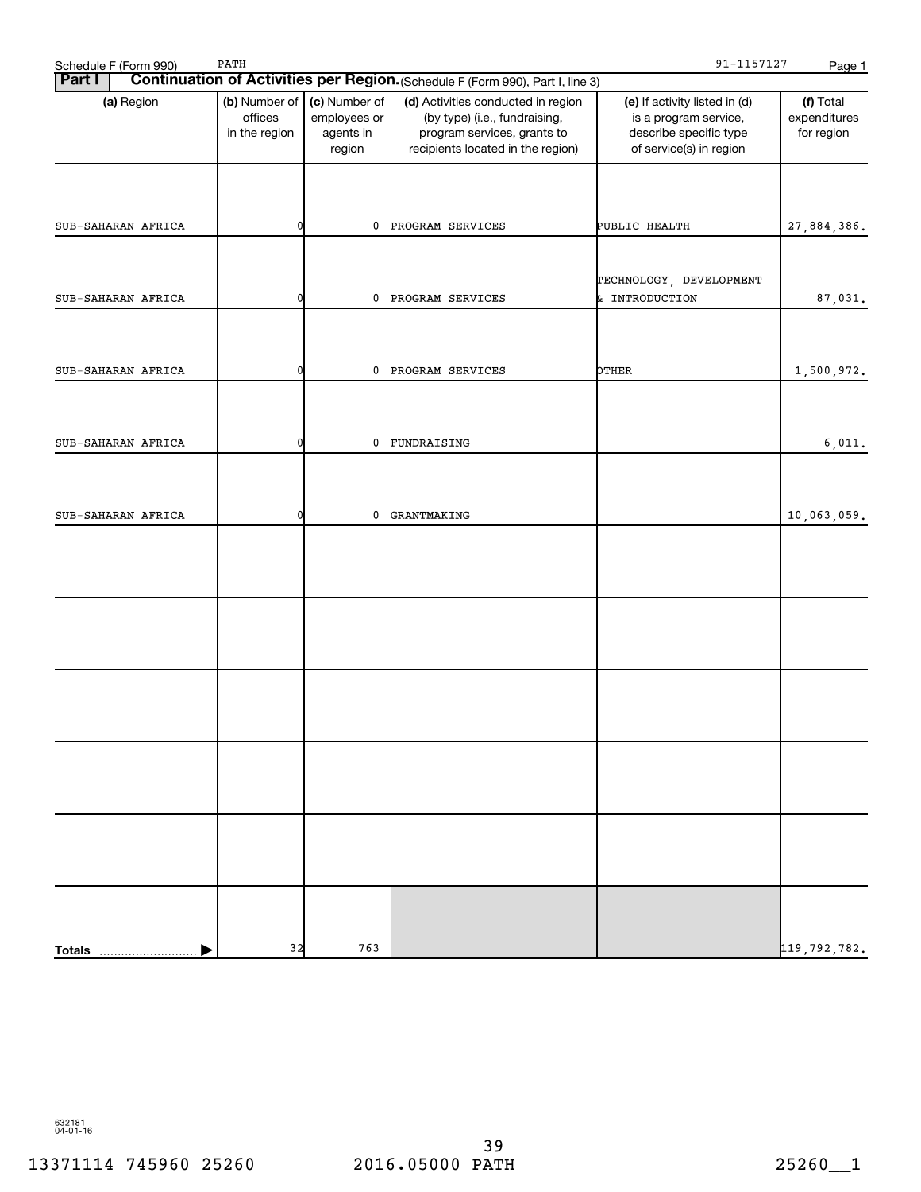Schedule F (Form 990) PATH 91-1157127

**Part I** **Continuation of Activities per Region.** (Schedule F (Form 990), Part I, line 3)

| (a) Region | (b) Number of offices in the region | (c) Number of employees or agents in region | (d) Activities conducted in region (by type) (i.e., fundraising, program services, grants to recipients located in the region) | (e) If activity listed in (d) is a program service, describe specific type of service(s) in region | (f) Total expenditures for region |
|---|---|---|---|---|---|
| SUB-SAHARAN AFRICA | 0 | 0 | PROGRAM SERVICES | PUBLIC HEALTH | 27,884,386. |
| SUB-SAHARAN AFRICA | 0 | 0 | PROGRAM SERVICES | TECHNOLOGY, DEVELOPMENT & INTRODUCTION | 87,031. |
| SUB-SAHARAN AFRICA | 0 | 0 | PROGRAM SERVICES | OTHER | 1,500,972. |
| SUB-SAHARAN AFRICA | 0 | 0 | FUNDRAISING | | 6,011. |
| SUB-SAHARAN AFRICA | 0 | 0 | GRANTMAKING | | 10,063,059. |
| | | | | | |
| | | | | | |
| | | | | | |
| | | | | | |
| | | | | | |
| **Totals** | 32 | 763 | | | 119,792,782. |

632181 04-01-16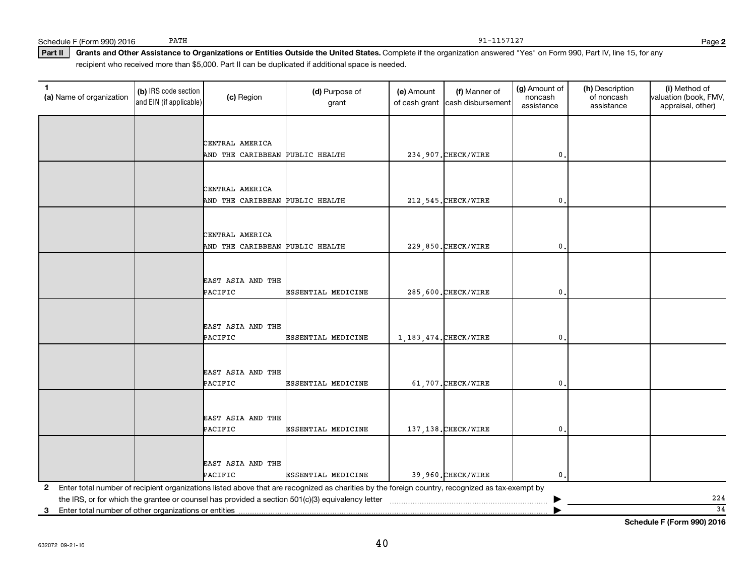Schedule F (Form 990) 2016 PATH 91-1157127 Page **2**

**Part II** **Grants and Other Assistance to Organizations or Entities Outside the United States.** Complete if the organization answered "Yes" on Form 990, Part IV, line 15, for any recipient who received more than $5,000. Part II can be duplicated if additional space is needed.

| 1 (a) Name of organization | (b) IRS code section and EIN (if applicable) | (c) Region | (d) Purpose of grant | (e) Amount of cash grant | (f) Manner of cash disbursement | (g) Amount of noncash assistance | (h) Description of noncash assistance | (i) Method of valuation (book, FMV, appraisal, other) |
|---|---|---|---|---|---|---|---|---|
| | | CENTRAL AMERICA AND THE CARIBBEAN | PUBLIC HEALTH | 234,907. | CHECK/WIRE | 0. | | |
| | | CENTRAL AMERICA AND THE CARIBBEAN | PUBLIC HEALTH | 212,545. | CHECK/WIRE | 0. | | |
| | | CENTRAL AMERICA AND THE CARIBBEAN | PUBLIC HEALTH | 229,850. | CHECK/WIRE | 0. | | |
| | | EAST ASIA AND THE PACIFIC | ESSENTIAL MEDICINE | 285,600. | CHECK/WIRE | 0. | | |
| | | EAST ASIA AND THE PACIFIC | ESSENTIAL MEDICINE | 1,183,474. | CHECK/WIRE | 0. | | |
| | | EAST ASIA AND THE PACIFIC | ESSENTIAL MEDICINE | 61,707. | CHECK/WIRE | 0. | | |
| | | EAST ASIA AND THE PACIFIC | ESSENTIAL MEDICINE | 137,138. | CHECK/WIRE | 0. | | |
| | | EAST ASIA AND THE PACIFIC | ESSENTIAL MEDICINE | 39,960. | CHECK/WIRE | 0. | | |

**2** Enter total number of recipient organizations listed above that are recognized as charities by the foreign country, recognized as tax-exempt by the IRS, or for which the grantee or counsel has provided a section 501(c)(3) equivalency letter ▶ 224

**3** Enter total number of other organizations or entities ▶ 34

**Schedule F (Form 990) 2016**

632072 09-21-16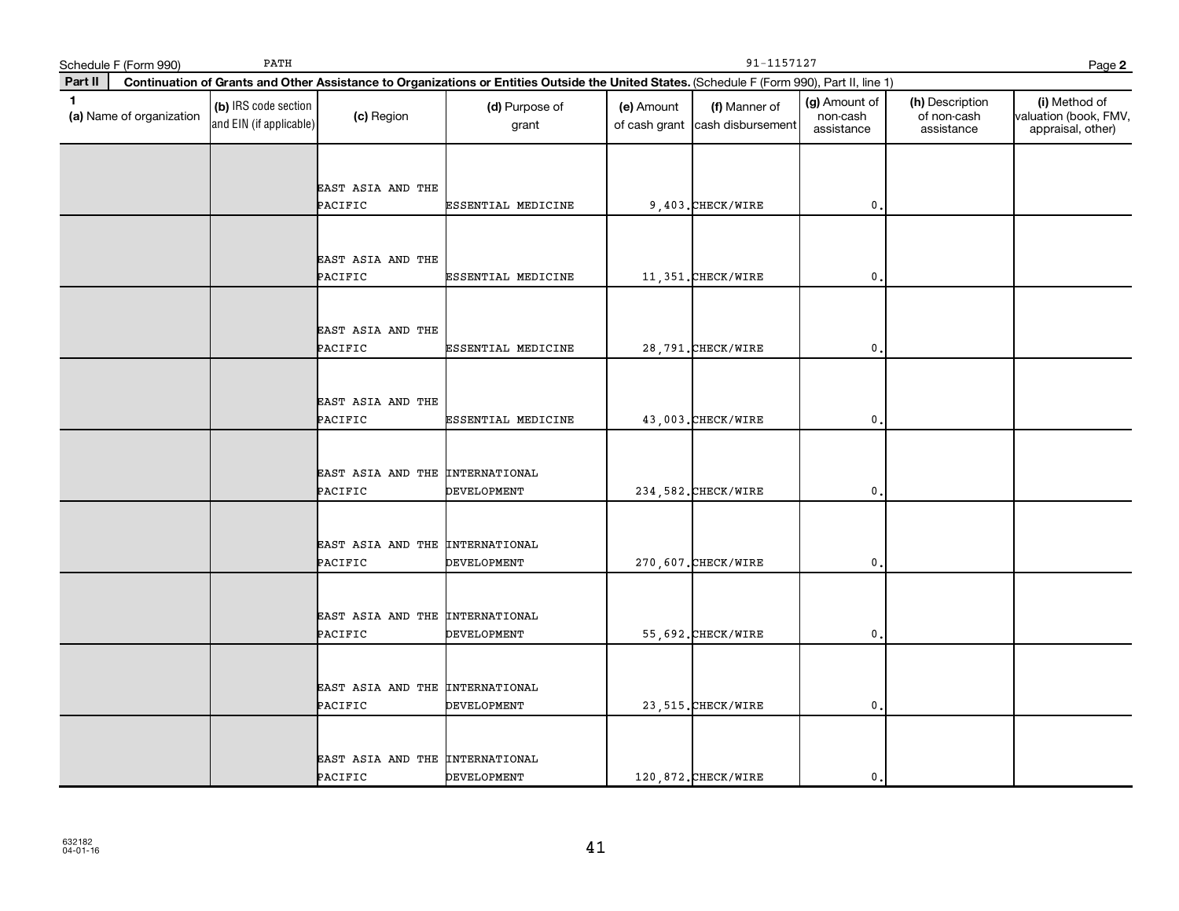Schedule F (Form 990) PATH 91-1157127 Page **2**

**Part II** **Continuation of Grants and Other Assistance to Organizations or Entities Outside the United States.** (Schedule F (Form 990), Part II, line 1)

| 1 (a) Name of organization | (b) IRS code section and EIN (if applicable) | (c) Region | (d) Purpose of grant | (e) Amount of cash grant | (f) Manner of cash disbursement | (g) Amount of non-cash assistance | (h) Description of non-cash assistance | (i) Method of valuation (book, FMV, appraisal, other) |
|---|---|---|---|---|---|---|---|---|
| | | EAST ASIA AND THE PACIFIC | ESSENTIAL MEDICINE | 9,403. | CHECK/WIRE | 0. | | |
| | | EAST ASIA AND THE PACIFIC | ESSENTIAL MEDICINE | 11,351. | CHECK/WIRE | 0. | | |
| | | EAST ASIA AND THE PACIFIC | ESSENTIAL MEDICINE | 28,791. | CHECK/WIRE | 0. | | |
| | | EAST ASIA AND THE PACIFIC | ESSENTIAL MEDICINE | 43,003. | CHECK/WIRE | 0. | | |
| | | EAST ASIA AND THE PACIFIC | INTERNATIONAL DEVELOPMENT | 234,582. | CHECK/WIRE | 0. | | |
| | | EAST ASIA AND THE PACIFIC | INTERNATIONAL DEVELOPMENT | 270,607. | CHECK/WIRE | 0. | | |
| | | EAST ASIA AND THE PACIFIC | INTERNATIONAL DEVELOPMENT | 55,692. | CHECK/WIRE | 0. | | |
| | | EAST ASIA AND THE PACIFIC | INTERNATIONAL DEVELOPMENT | 23,515. | CHECK/WIRE | 0. | | |
| | | EAST ASIA AND THE PACIFIC | INTERNATIONAL DEVELOPMENT | 120,872. | CHECK/WIRE | 0. | | |

632182
04-01-16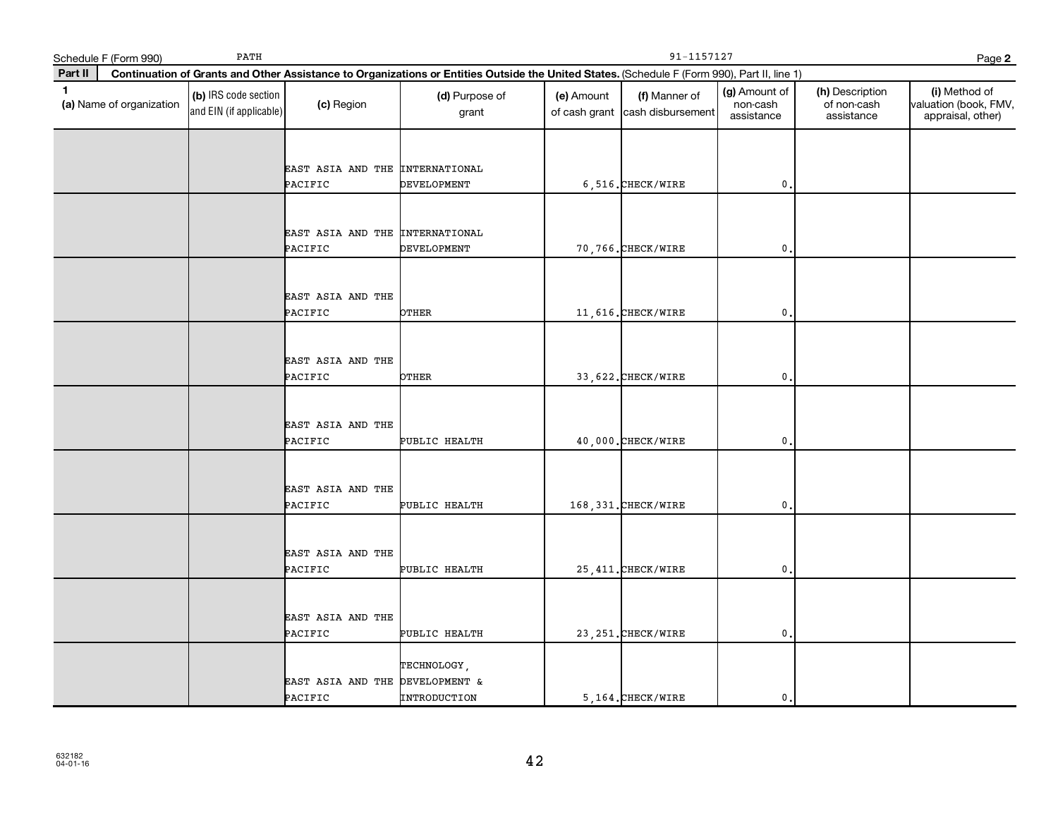Schedule F (Form 990) PATH 91-1157127 Page **2**

**Part II** **Continuation of Grants and Other Assistance to Organizations or Entities Outside the United States.** (Schedule F (Form 990), Part II, line 1)

| 1 (a) Name of organization | (b) IRS code section and EIN (if applicable) | (c) Region | (d) Purpose of grant | (e) Amount of cash grant | (f) Manner of cash disbursement | (g) Amount of non-cash assistance | (h) Description of non-cash assistance | (i) Method of valuation (book, FMV, appraisal, other) |
|---|---|---|---|---|---|---|---|---|
| | | EAST ASIA AND THE PACIFIC | INTERNATIONAL DEVELOPMENT | 6,516. | CHECK/WIRE | 0. | | |
| | | EAST ASIA AND THE PACIFIC | INTERNATIONAL DEVELOPMENT | 70,766. | CHECK/WIRE | 0. | | |
| | | EAST ASIA AND THE PACIFIC | OTHER | 11,616. | CHECK/WIRE | 0. | | |
| | | EAST ASIA AND THE PACIFIC | OTHER | 33,622. | CHECK/WIRE | 0. | | |
| | | EAST ASIA AND THE PACIFIC | PUBLIC HEALTH | 40,000. | CHECK/WIRE | 0. | | |
| | | EAST ASIA AND THE PACIFIC | PUBLIC HEALTH | 168,331. | CHECK/WIRE | 0. | | |
| | | EAST ASIA AND THE PACIFIC | PUBLIC HEALTH | 25,411. | CHECK/WIRE | 0. | | |
| | | EAST ASIA AND THE PACIFIC | PUBLIC HEALTH | 23,251. | CHECK/WIRE | 0. | | |
| | | EAST ASIA AND THE PACIFIC | TECHNOLOGY, DEVELOPMENT & INTRODUCTION | 5,164. | CHECK/WIRE | 0. | | |

632182
04-01-16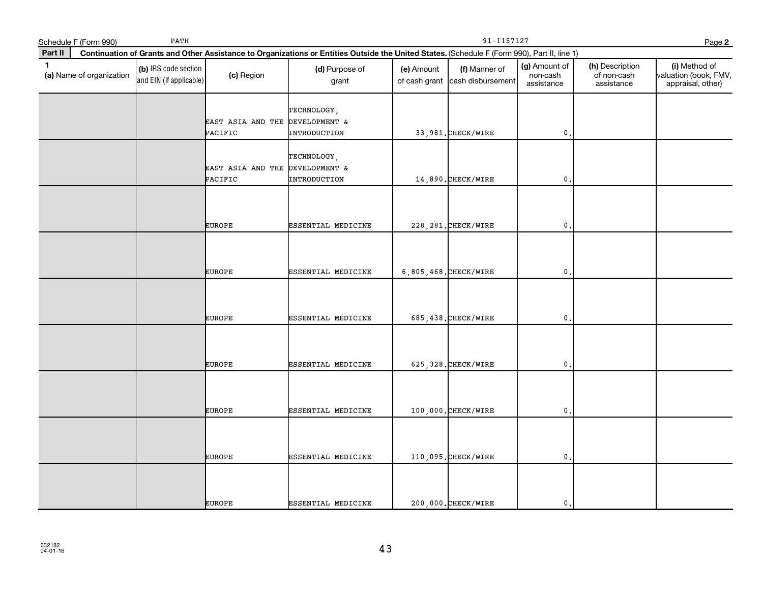Schedule F (Form 990) PATH 91-1157127

**Part II** **Continuation of Grants and Other Assistance to Organizations or Entities Outside the United States.** (Schedule F (Form 990), Part II, line 1)

| 1 (a) Name of organization | (b) IRS code section and EIN (if applicable) | (c) Region | (d) Purpose of grant | (e) Amount of cash grant | (f) Manner of cash disbursement | (g) Amount of non-cash assistance | (h) Description of non-cash assistance | (i) Method of valuation (book, FMV, appraisal, other) |
|---|---|---|---|---|---|---|---|---|
| | | EAST ASIA AND THE PACIFIC | TECHNOLOGY, DEVELOPMENT & INTRODUCTION | 33,981. | CHECK/WIRE | 0. | | |
| | | EAST ASIA AND THE PACIFIC | TECHNOLOGY, DEVELOPMENT & INTRODUCTION | 14,890. | CHECK/WIRE | 0. | | |
| | | EUROPE | ESSENTIAL MEDICINE | 228,281. | CHECK/WIRE | 0. | | |
| | | EUROPE | ESSENTIAL MEDICINE | 6,805,468. | CHECK/WIRE | 0. | | |
| | | EUROPE | ESSENTIAL MEDICINE | 685,438. | CHECK/WIRE | 0. | | |
| | | EUROPE | ESSENTIAL MEDICINE | 625,328. | CHECK/WIRE | 0. | | |
| | | EUROPE | ESSENTIAL MEDICINE | 100,000. | CHECK/WIRE | 0. | | |
| | | EUROPE | ESSENTIAL MEDICINE | 110,095. | CHECK/WIRE | 0. | | |
| | | EUROPE | ESSENTIAL MEDICINE | 200,000. | CHECK/WIRE | 0. | | |

632182
04-01-16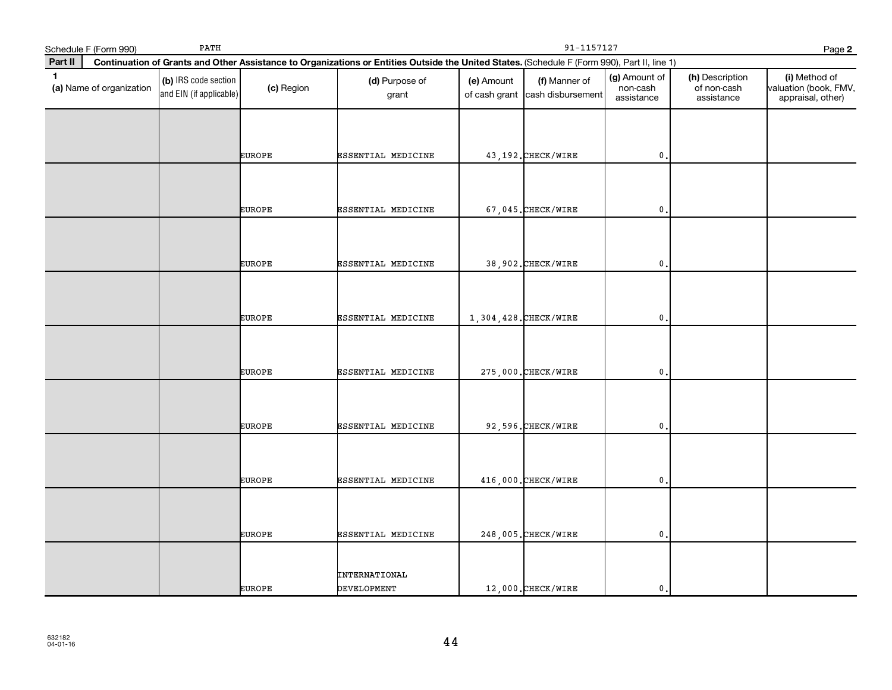Schedule F (Form 990) PATH 91-1157127 Page **2**

**Part II** **Continuation of Grants and Other Assistance to Organizations or Entities Outside the United States.** (Schedule F (Form 990), Part II, line 1)

| 1 (a) Name of organization | (b) IRS code section and EIN (if applicable) | (c) Region | (d) Purpose of grant | (e) Amount of cash grant | (f) Manner of cash disbursement | (g) Amount of non-cash assistance | (h) Description of non-cash assistance | (i) Method of valuation (book, FMV, appraisal, other) |
|---|---|---|---|---|---|---|---|---|
| | | EUROPE | ESSENTIAL MEDICINE | 43,192. | CHECK/WIRE | 0. | | |
| | | EUROPE | ESSENTIAL MEDICINE | 67,045. | CHECK/WIRE | 0. | | |
| | | EUROPE | ESSENTIAL MEDICINE | 38,902. | CHECK/WIRE | 0. | | |
| | | EUROPE | ESSENTIAL MEDICINE | 1,304,428. | CHECK/WIRE | 0. | | |
| | | EUROPE | ESSENTIAL MEDICINE | 275,000. | CHECK/WIRE | 0. | | |
| | | EUROPE | ESSENTIAL MEDICINE | 92,596. | CHECK/WIRE | 0. | | |
| | | EUROPE | ESSENTIAL MEDICINE | 416,000. | CHECK/WIRE | 0. | | |
| | | EUROPE | ESSENTIAL MEDICINE | 248,005. | CHECK/WIRE | 0. | | |
| | | EUROPE | INTERNATIONAL DEVELOPMENT | 12,000. | CHECK/WIRE | 0. | | |

632182
04-01-16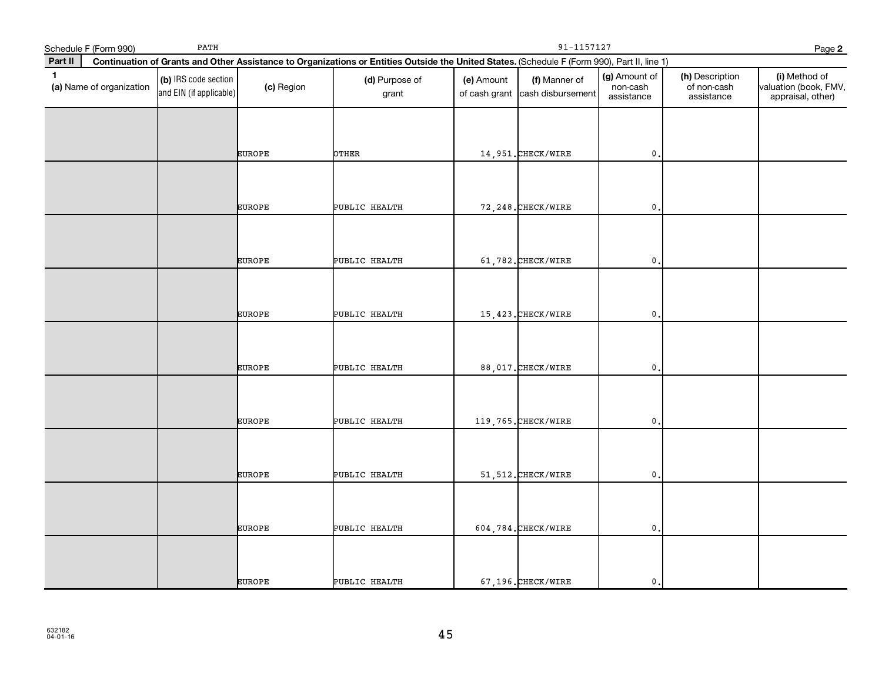Schedule F (Form 990) PATH 91-1157127 Page **2**

**Part II** **Continuation of Grants and Other Assistance to Organizations or Entities Outside the United States.** (Schedule F (Form 990), Part II, line 1)

| 1 (a) Name of organization | (b) IRS code section and EIN (if applicable) | (c) Region | (d) Purpose of grant | (e) Amount of cash grant | (f) Manner of cash disbursement | (g) Amount of non-cash assistance | (h) Description of non-cash assistance | (i) Method of valuation (book, FMV, appraisal, other) |
|---|---|---|---|---|---|---|---|---|
| | | EUROPE | OTHER | 14,951. | CHECK/WIRE | 0. | | |
| | | EUROPE | PUBLIC HEALTH | 72,248. | CHECK/WIRE | 0. | | |
| | | EUROPE | PUBLIC HEALTH | 61,782. | CHECK/WIRE | 0. | | |
| | | EUROPE | PUBLIC HEALTH | 15,423. | CHECK/WIRE | 0. | | |
| | | EUROPE | PUBLIC HEALTH | 88,017. | CHECK/WIRE | 0. | | |
| | | EUROPE | PUBLIC HEALTH | 119,765. | CHECK/WIRE | 0. | | |
| | | EUROPE | PUBLIC HEALTH | 51,512. | CHECK/WIRE | 0. | | |
| | | EUROPE | PUBLIC HEALTH | 604,784. | CHECK/WIRE | 0. | | |
| | | EUROPE | PUBLIC HEALTH | 67,196. | CHECK/WIRE | 0. | | |

632182
04-01-16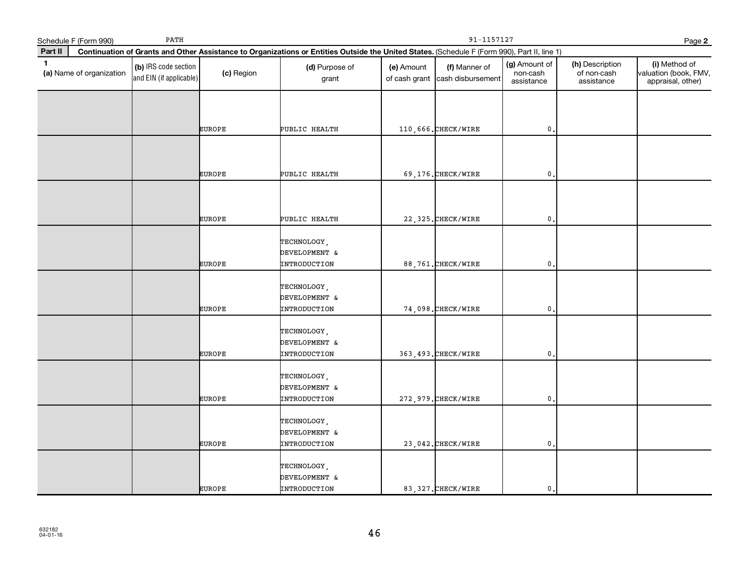Schedule F (Form 990) PATH 91-1157127 Page 2

**Part II Continuation of Grants and Other Assistance to Organizations or Entities Outside the United States.** (Schedule F (Form 990), Part II, line 1)

| 1 (a) Name of organization | (b) IRS code section and EIN (if applicable) | (c) Region | (d) Purpose of grant | (e) Amount of cash grant | (f) Manner of cash disbursement | (g) Amount of non-cash assistance | (h) Description of non-cash assistance | (i) Method of valuation (book, FMV, appraisal, other) |
|---|---|---|---|---|---|---|---|---|
| | | EUROPE | PUBLIC HEALTH | 110,666. | CHECK/WIRE | 0. | | |
| | | EUROPE | PUBLIC HEALTH | 69,176. | CHECK/WIRE | 0. | | |
| | | EUROPE | PUBLIC HEALTH | 22,325. | CHECK/WIRE | 0. | | |
| | | EUROPE | TECHNOLOGY, DEVELOPMENT & INTRODUCTION | 88,761. | CHECK/WIRE | 0. | | |
| | | EUROPE | TECHNOLOGY, DEVELOPMENT & INTRODUCTION | 74,098. | CHECK/WIRE | 0. | | |
| | | EUROPE | TECHNOLOGY, DEVELOPMENT & INTRODUCTION | 363,493. | CHECK/WIRE | 0. | | |
| | | EUROPE | TECHNOLOGY, DEVELOPMENT & INTRODUCTION | 272,979. | CHECK/WIRE | 0. | | |
| | | EUROPE | TECHNOLOGY, DEVELOPMENT & INTRODUCTION | 23,042. | CHECK/WIRE | 0. | | |
| | | EUROPE | TECHNOLOGY, DEVELOPMENT & INTRODUCTION | 83,327. | CHECK/WIRE | 0. | | |

632182 04-01-16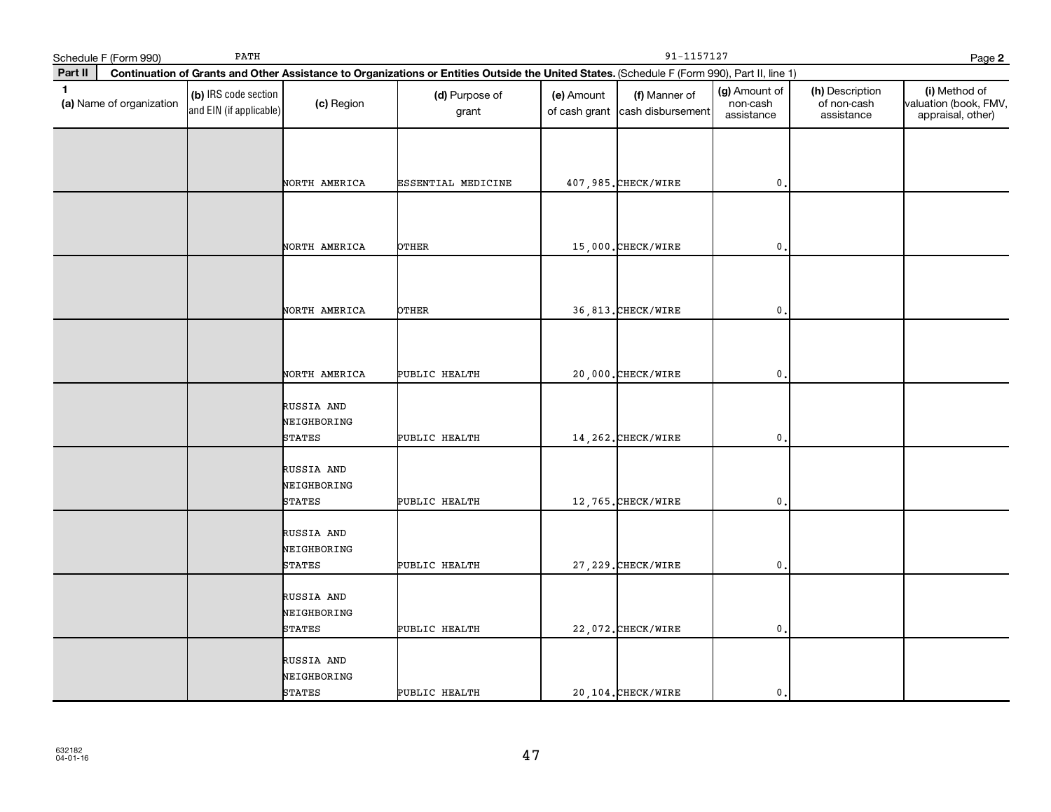Schedule F (Form 990) PATH 91-1157127

**Part II Continuation of Grants and Other Assistance to Organizations or Entities Outside the United States.** (Schedule F (Form 990), Part II, line 1)

| 1 (a) Name of organization | (b) IRS code section and EIN (if applicable) | (c) Region | (d) Purpose of grant | (e) Amount of cash grant | (f) Manner of cash disbursement | (g) Amount of non-cash assistance | (h) Description of non-cash assistance | (i) Method of valuation (book, FMV, appraisal, other) |
|---|---|---|---|---|---|---|---|---|
| | | NORTH AMERICA | ESSENTIAL MEDICINE | 407,985. | CHECK/WIRE | 0. | | |
| | | NORTH AMERICA | OTHER | 15,000. | CHECK/WIRE | 0. | | |
| | | NORTH AMERICA | OTHER | 36,813. | CHECK/WIRE | 0. | | |
| | | NORTH AMERICA | PUBLIC HEALTH | 20,000. | CHECK/WIRE | 0. | | |
| | | RUSSIA AND NEIGHBORING STATES | PUBLIC HEALTH | 14,262. | CHECK/WIRE | 0. | | |
| | | RUSSIA AND NEIGHBORING STATES | PUBLIC HEALTH | 12,765. | CHECK/WIRE | 0. | | |
| | | RUSSIA AND NEIGHBORING STATES | PUBLIC HEALTH | 27,229. | CHECK/WIRE | 0. | | |
| | | RUSSIA AND NEIGHBORING STATES | PUBLIC HEALTH | 22,072. | CHECK/WIRE | 0. | | |
| | | RUSSIA AND NEIGHBORING STATES | PUBLIC HEALTH | 20,104. | CHECK/WIRE | 0. | | |

632182
04-01-16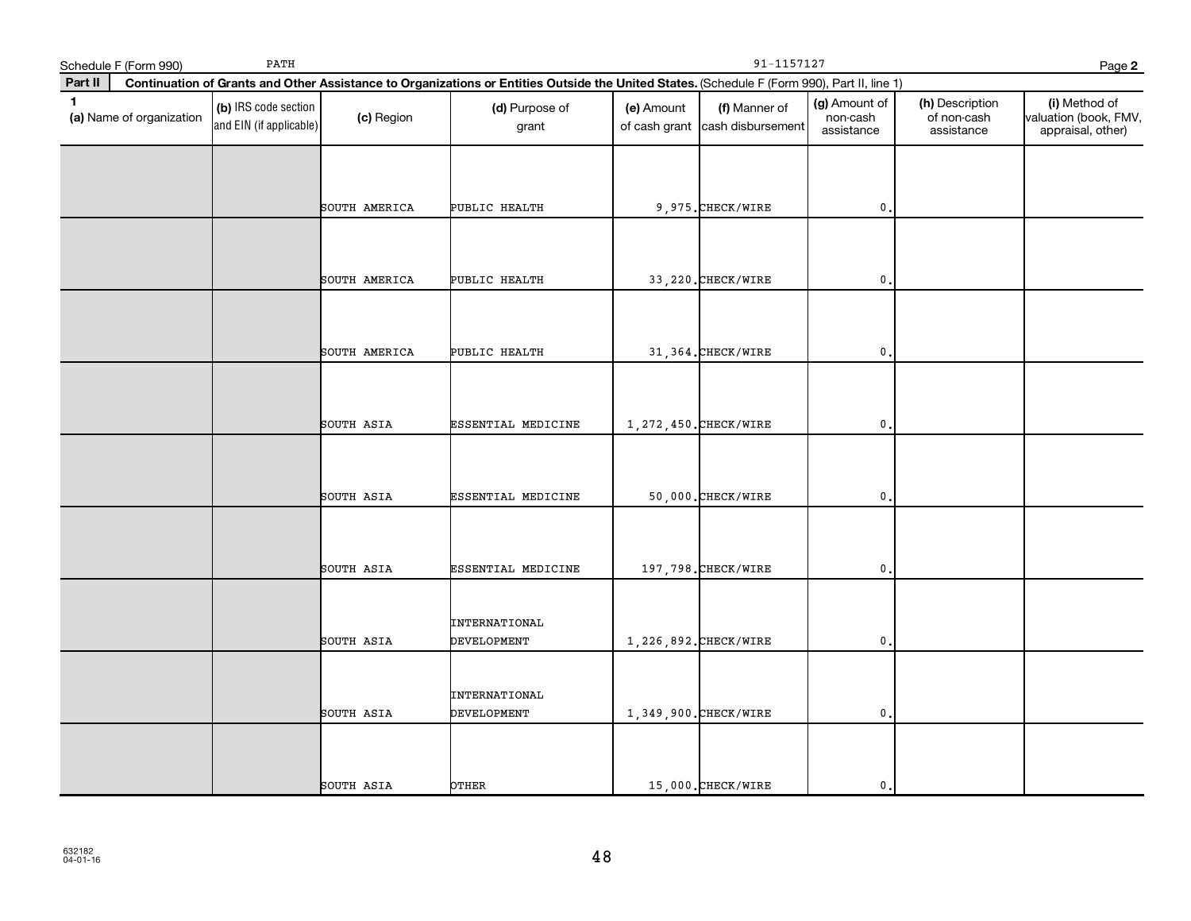Schedule F (Form 990) PATH 91-1157127 Page **2**

**Part II** **Continuation of Grants and Other Assistance to Organizations or Entities Outside the United States.** (Schedule F (Form 990), Part II, line 1)

| 1 (a) Name of organization | (b) IRS code section and EIN (if applicable) | (c) Region | (d) Purpose of grant | (e) Amount of cash grant | (f) Manner of cash disbursement | (g) Amount of non-cash assistance | (h) Description of non-cash assistance | (i) Method of valuation (book, FMV, appraisal, other) |
|---|---|---|---|---|---|---|---|---|
| | | SOUTH AMERICA | PUBLIC HEALTH | 9,975. | CHECK/WIRE | 0. | | |
| | | SOUTH AMERICA | PUBLIC HEALTH | 33,220. | CHECK/WIRE | 0. | | |
| | | SOUTH AMERICA | PUBLIC HEALTH | 31,364. | CHECK/WIRE | 0. | | |
| | | SOUTH ASIA | ESSENTIAL MEDICINE | 1,272,450. | CHECK/WIRE | 0. | | |
| | | SOUTH ASIA | ESSENTIAL MEDICINE | 50,000. | CHECK/WIRE | 0. | | |
| | | SOUTH ASIA | ESSENTIAL MEDICINE | 197,798. | CHECK/WIRE | 0. | | |
| | | SOUTH ASIA | INTERNATIONAL DEVELOPMENT | 1,226,892. | CHECK/WIRE | 0. | | |
| | | SOUTH ASIA | INTERNATIONAL DEVELOPMENT | 1,349,900. | CHECK/WIRE | 0. | | |
| | | SOUTH ASIA | OTHER | 15,000. | CHECK/WIRE | 0. | | |

632182
04-01-16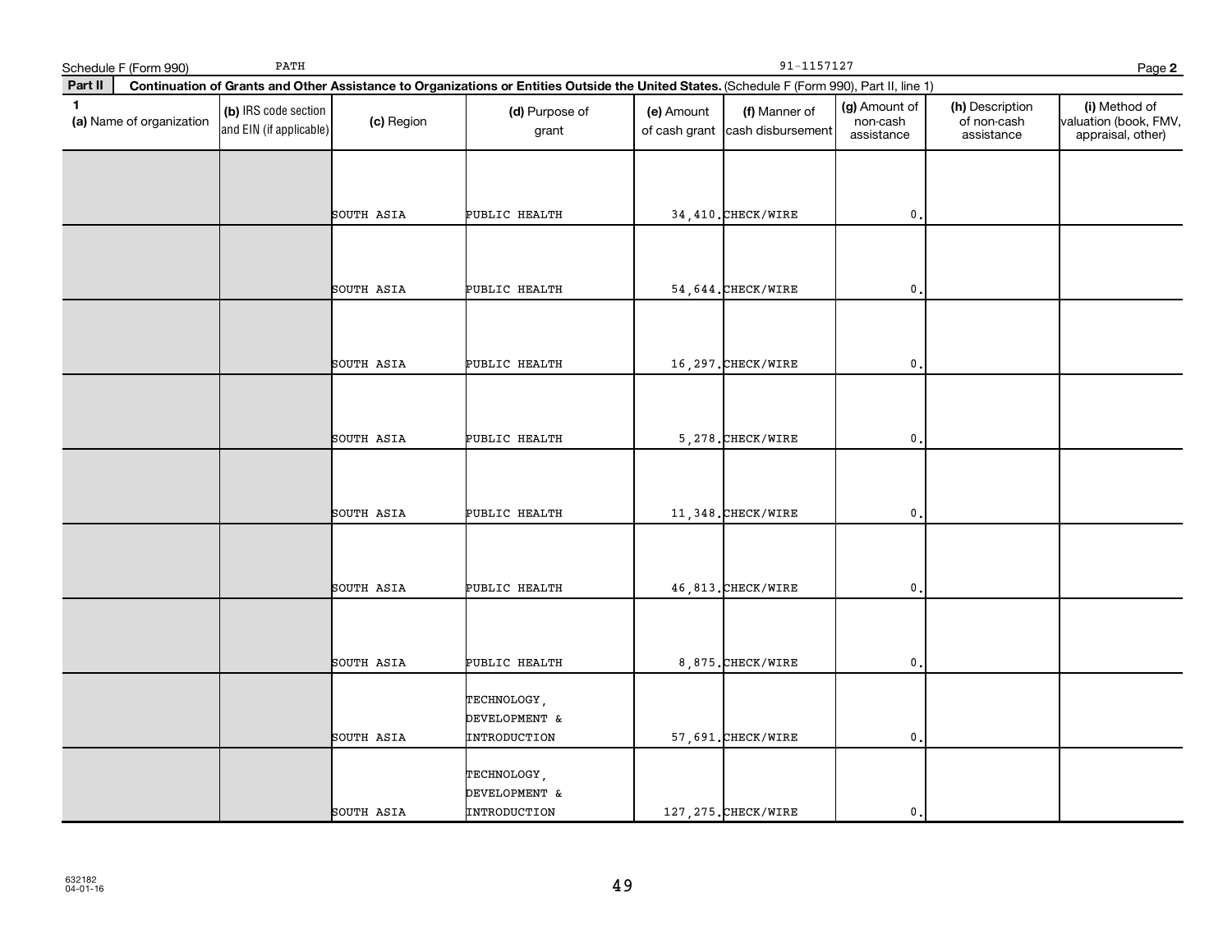Schedule F (Form 990) PATH 91-1157127

**Part II Continuation of Grants and Other Assistance to Organizations or Entities Outside the United States.** (Schedule F (Form 990), Part II, line 1)

| 1 (a) Name of organization | (b) IRS code section and EIN (if applicable) | (c) Region | (d) Purpose of grant | (e) Amount of cash grant | (f) Manner of cash disbursement | (g) Amount of non-cash assistance | (h) Description of non-cash assistance | (i) Method of valuation (book, FMV, appraisal, other) |
|---|---|---|---|---|---|---|---|---|
| | | SOUTH ASIA | PUBLIC HEALTH | 34,410. | CHECK/WIRE | 0. | | |
| | | SOUTH ASIA | PUBLIC HEALTH | 54,644. | CHECK/WIRE | 0. | | |
| | | SOUTH ASIA | PUBLIC HEALTH | 16,297. | CHECK/WIRE | 0. | | |
| | | SOUTH ASIA | PUBLIC HEALTH | 5,278. | CHECK/WIRE | 0. | | |
| | | SOUTH ASIA | PUBLIC HEALTH | 11,348. | CHECK/WIRE | 0. | | |
| | | SOUTH ASIA | PUBLIC HEALTH | 46,813. | CHECK/WIRE | 0. | | |
| | | SOUTH ASIA | PUBLIC HEALTH | 8,875. | CHECK/WIRE | 0. | | |
| | | SOUTH ASIA | TECHNOLOGY, DEVELOPMENT & INTRODUCTION | 57,691. | CHECK/WIRE | 0. | | |
| | | SOUTH ASIA | TECHNOLOGY, DEVELOPMENT & INTRODUCTION | 127,275. | CHECK/WIRE | 0. | | |

632182
04-01-16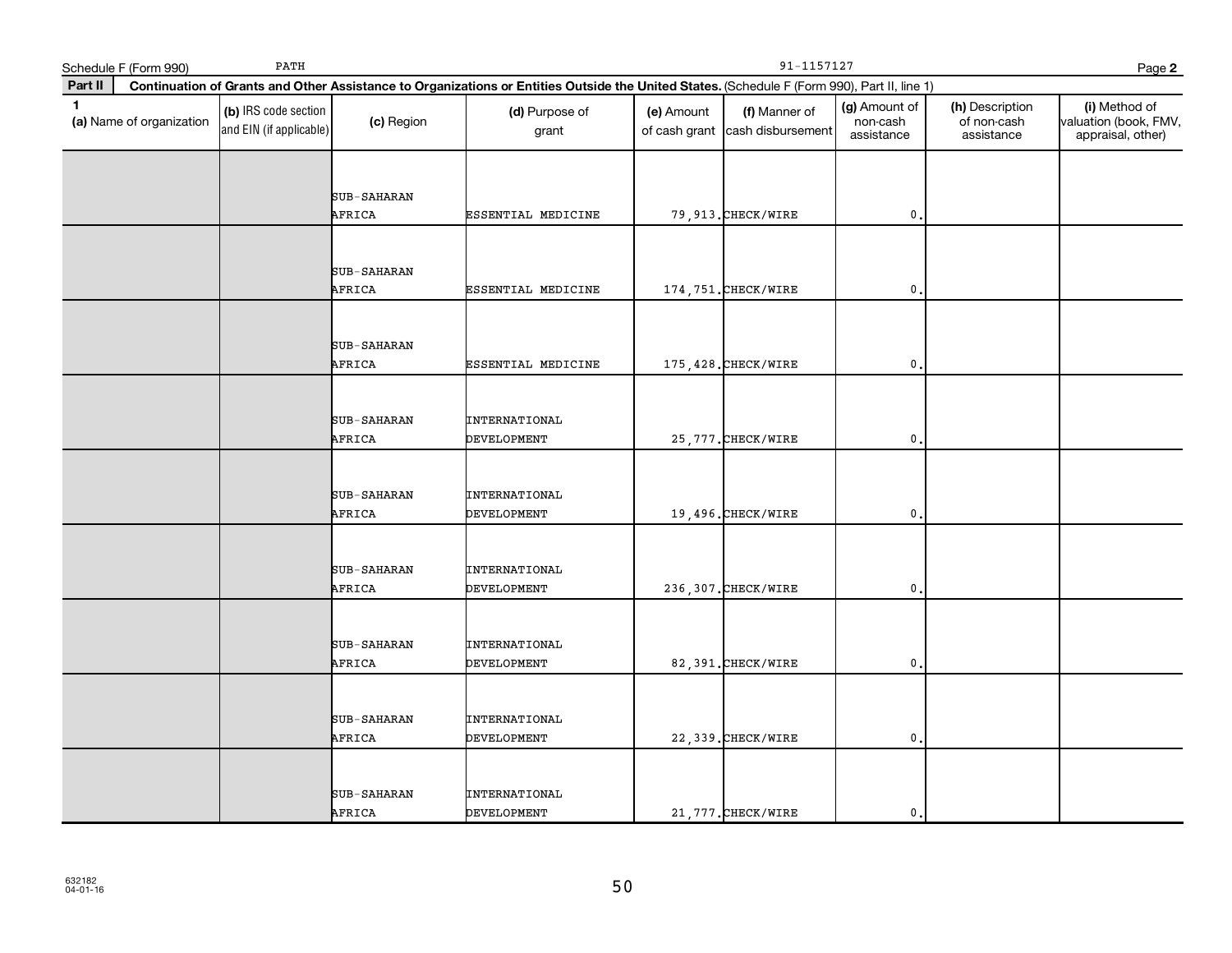Schedule F (Form 990) PATH 91-1157127

**Part II** **Continuation of Grants and Other Assistance to Organizations or Entities Outside the United States.** (Schedule F (Form 990), Part II, line 1)

| 1 (a) Name of organization | (b) IRS code section and EIN (if applicable) | (c) Region | (d) Purpose of grant | (e) Amount of cash grant | (f) Manner of cash disbursement | (g) Amount of non-cash assistance | (h) Description of non-cash assistance | (i) Method of valuation (book, FMV, appraisal, other) |
|---|---|---|---|---|---|---|---|---|
| | | SUB-SAHARAN AFRICA | ESSENTIAL MEDICINE | 79,913. | CHECK/WIRE | 0. | | |
| | | SUB-SAHARAN AFRICA | ESSENTIAL MEDICINE | 174,751. | CHECK/WIRE | 0. | | |
| | | SUB-SAHARAN AFRICA | ESSENTIAL MEDICINE | 175,428. | CHECK/WIRE | 0. | | |
| | | SUB-SAHARAN AFRICA | INTERNATIONAL DEVELOPMENT | 25,777. | CHECK/WIRE | 0. | | |
| | | SUB-SAHARAN AFRICA | INTERNATIONAL DEVELOPMENT | 19,496. | CHECK/WIRE | 0. | | |
| | | SUB-SAHARAN AFRICA | INTERNATIONAL DEVELOPMENT | 236,307. | CHECK/WIRE | 0. | | |
| | | SUB-SAHARAN AFRICA | INTERNATIONAL DEVELOPMENT | 82,391. | CHECK/WIRE | 0. | | |
| | | SUB-SAHARAN AFRICA | INTERNATIONAL DEVELOPMENT | 22,339. | CHECK/WIRE | 0. | | |
| | | SUB-SAHARAN AFRICA | INTERNATIONAL DEVELOPMENT | 21,777. | CHECK/WIRE | 0. | | |

632182 04-01-16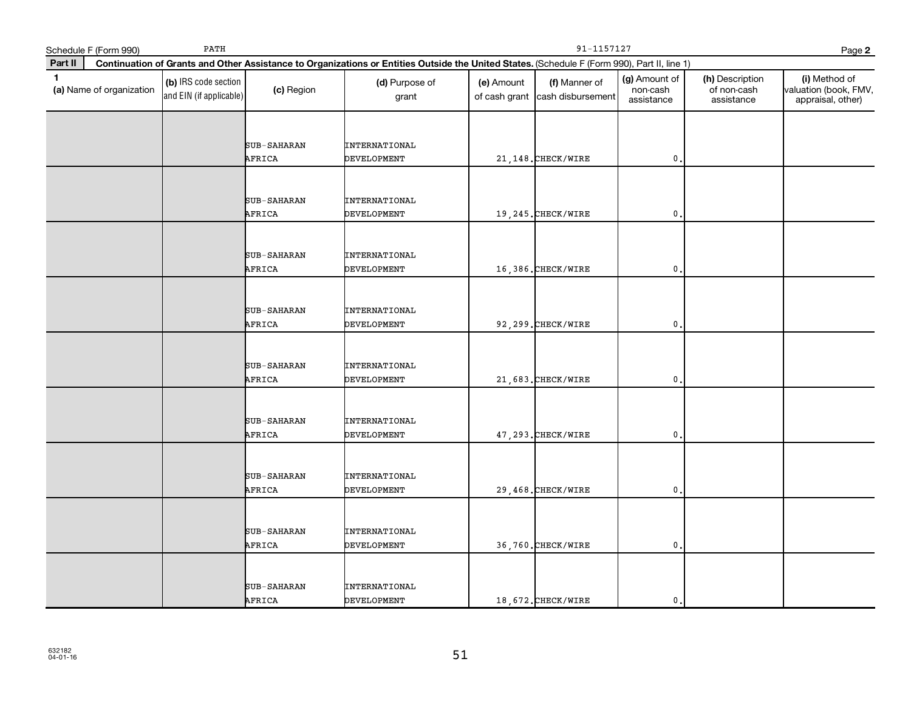Schedule F (Form 990) PATH 91-1157127 Page **2**

**Part II** **Continuation of Grants and Other Assistance to Organizations or Entities Outside the United States.** (Schedule F (Form 990), Part II, line 1)

| 1 (a) Name of organization | (b) IRS code section and EIN (if applicable) | (c) Region | (d) Purpose of grant | (e) Amount of cash grant | (f) Manner of cash disbursement | (g) Amount of non-cash assistance | (h) Description of non-cash assistance | (i) Method of valuation (book, FMV, appraisal, other) |
|---|---|---|---|---|---|---|---|---|
| | | SUB-SAHARAN AFRICA | INTERNATIONAL DEVELOPMENT | 21,148. | CHECK/WIRE | 0. | | |
| | | SUB-SAHARAN AFRICA | INTERNATIONAL DEVELOPMENT | 19,245. | CHECK/WIRE | 0. | | |
| | | SUB-SAHARAN AFRICA | INTERNATIONAL DEVELOPMENT | 16,386. | CHECK/WIRE | 0. | | |
| | | SUB-SAHARAN AFRICA | INTERNATIONAL DEVELOPMENT | 92,299. | CHECK/WIRE | 0. | | |
| | | SUB-SAHARAN AFRICA | INTERNATIONAL DEVELOPMENT | 21,683. | CHECK/WIRE | 0. | | |
| | | SUB-SAHARAN AFRICA | INTERNATIONAL DEVELOPMENT | 47,293. | CHECK/WIRE | 0. | | |
| | | SUB-SAHARAN AFRICA | INTERNATIONAL DEVELOPMENT | 29,468. | CHECK/WIRE | 0. | | |
| | | SUB-SAHARAN AFRICA | INTERNATIONAL DEVELOPMENT | 36,760. | CHECK/WIRE | 0. | | |
| | | SUB-SAHARAN AFRICA | INTERNATIONAL DEVELOPMENT | 18,672. | CHECK/WIRE | 0. | | |

632182
04-01-16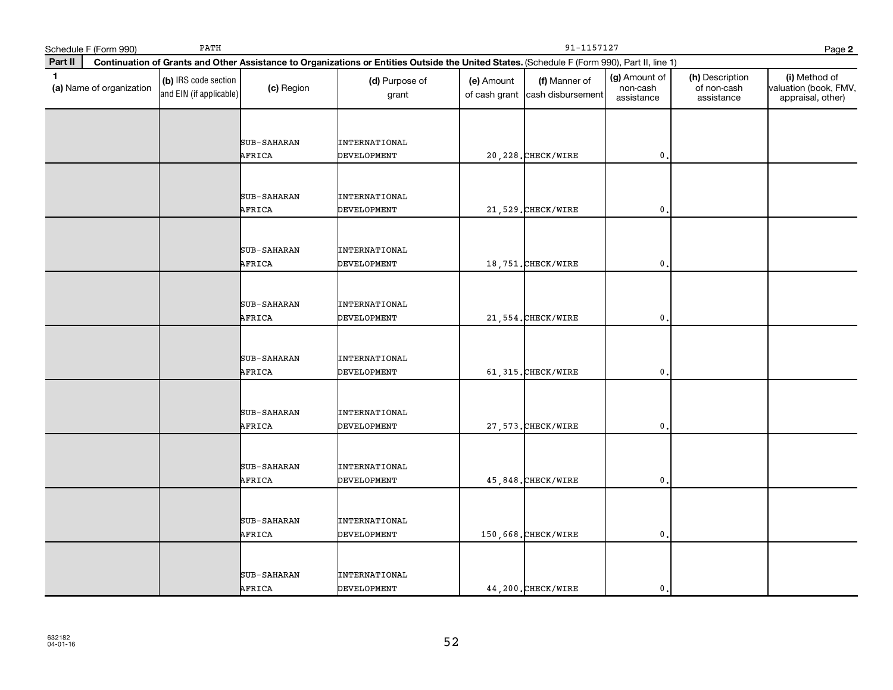Schedule F (Form 990) PATH 91-1157127 Page **2**

**Part II** **Continuation of Grants and Other Assistance to Organizations or Entities Outside the United States.** (Schedule F (Form 990), Part II, line 1)

| 1 (a) Name of organization | (b) IRS code section and EIN (if applicable) | (c) Region | (d) Purpose of grant | (e) Amount of cash grant | (f) Manner of cash disbursement | (g) Amount of non-cash assistance | (h) Description of non-cash assistance | (i) Method of valuation (book, FMV, appraisal, other) |
|---|---|---|---|---|---|---|---|---|
| | | SUB-SAHARAN AFRICA | INTERNATIONAL DEVELOPMENT | 20,228. | CHECK/WIRE | 0. | | |
| | | SUB-SAHARAN AFRICA | INTERNATIONAL DEVELOPMENT | 21,529. | CHECK/WIRE | 0. | | |
| | | SUB-SAHARAN AFRICA | INTERNATIONAL DEVELOPMENT | 18,751. | CHECK/WIRE | 0. | | |
| | | SUB-SAHARAN AFRICA | INTERNATIONAL DEVELOPMENT | 21,554. | CHECK/WIRE | 0. | | |
| | | SUB-SAHARAN AFRICA | INTERNATIONAL DEVELOPMENT | 61,315. | CHECK/WIRE | 0. | | |
| | | SUB-SAHARAN AFRICA | INTERNATIONAL DEVELOPMENT | 27,573. | CHECK/WIRE | 0. | | |
| | | SUB-SAHARAN AFRICA | INTERNATIONAL DEVELOPMENT | 45,848. | CHECK/WIRE | 0. | | |
| | | SUB-SAHARAN AFRICA | INTERNATIONAL DEVELOPMENT | 150,668. | CHECK/WIRE | 0. | | |
| | | SUB-SAHARAN AFRICA | INTERNATIONAL DEVELOPMENT | 44,200. | CHECK/WIRE | 0. | | |

632182
04-01-16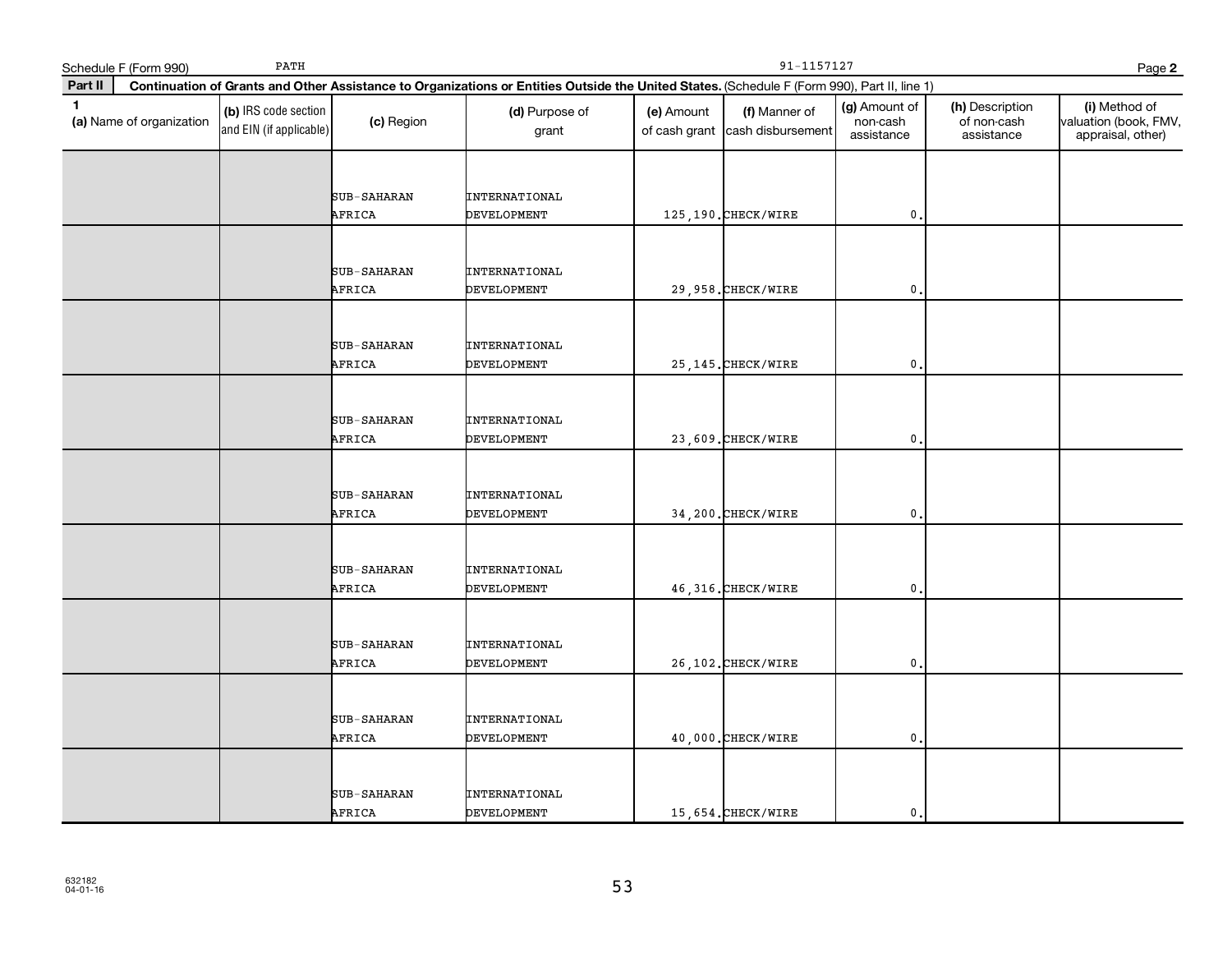Schedule F (Form 990) PATH 91-1157127

**Part II** **Continuation of Grants and Other Assistance to Organizations or Entities Outside the United States.** (Schedule F (Form 990), Part II, line 1)

| 1 (a) Name of organization | (b) IRS code section and EIN (if applicable) | (c) Region | (d) Purpose of grant | (e) Amount of cash grant | (f) Manner of cash disbursement | (g) Amount of non-cash assistance | (h) Description of non-cash assistance | (i) Method of valuation (book, FMV, appraisal, other) |
|---|---|---|---|---|---|---|---|---|
| | | SUB-SAHARAN AFRICA | INTERNATIONAL DEVELOPMENT | 125,190. | CHECK/WIRE | 0. | | |
| | | SUB-SAHARAN AFRICA | INTERNATIONAL DEVELOPMENT | 29,958. | CHECK/WIRE | 0. | | |
| | | SUB-SAHARAN AFRICA | INTERNATIONAL DEVELOPMENT | 25,145. | CHECK/WIRE | 0. | | |
| | | SUB-SAHARAN AFRICA | INTERNATIONAL DEVELOPMENT | 23,609. | CHECK/WIRE | 0. | | |
| | | SUB-SAHARAN AFRICA | INTERNATIONAL DEVELOPMENT | 34,200. | CHECK/WIRE | 0. | | |
| | | SUB-SAHARAN AFRICA | INTERNATIONAL DEVELOPMENT | 46,316. | CHECK/WIRE | 0. | | |
| | | SUB-SAHARAN AFRICA | INTERNATIONAL DEVELOPMENT | 26,102. | CHECK/WIRE | 0. | | |
| | | SUB-SAHARAN AFRICA | INTERNATIONAL DEVELOPMENT | 40,000. | CHECK/WIRE | 0. | | |
| | | SUB-SAHARAN AFRICA | INTERNATIONAL DEVELOPMENT | 15,654. | CHECK/WIRE | 0. | | |

632182
04-01-16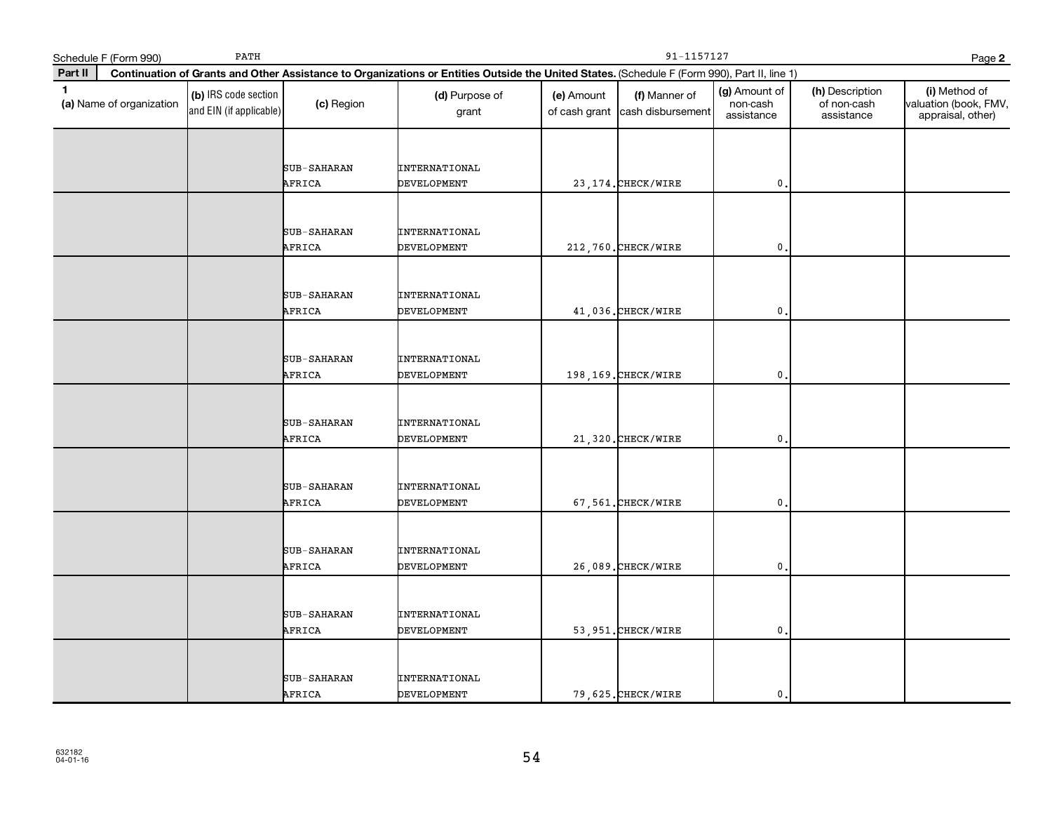Schedule F (Form 990) PATH 91-1157127

**Part II Continuation of Grants and Other Assistance to Organizations or Entities Outside the United States.** (Schedule F (Form 990), Part II, line 1)

| 1 (a) Name of organization | (b) IRS code section and EIN (if applicable) | (c) Region | (d) Purpose of grant | (e) Amount of cash grant | (f) Manner of cash disbursement | (g) Amount of non-cash assistance | (h) Description of non-cash assistance | (i) Method of valuation (book, FMV, appraisal, other) |
|---|---|---|---|---|---|---|---|---|
| | | SUB-SAHARAN AFRICA | INTERNATIONAL DEVELOPMENT | 23,174. | CHECK/WIRE | 0. | | |
| | | SUB-SAHARAN AFRICA | INTERNATIONAL DEVELOPMENT | 212,760. | CHECK/WIRE | 0. | | |
| | | SUB-SAHARAN AFRICA | INTERNATIONAL DEVELOPMENT | 41,036. | CHECK/WIRE | 0. | | |
| | | SUB-SAHARAN AFRICA | INTERNATIONAL DEVELOPMENT | 198,169. | CHECK/WIRE | 0. | | |
| | | SUB-SAHARAN AFRICA | INTERNATIONAL DEVELOPMENT | 21,320. | CHECK/WIRE | 0. | | |
| | | SUB-SAHARAN AFRICA | INTERNATIONAL DEVELOPMENT | 67,561. | CHECK/WIRE | 0. | | |
| | | SUB-SAHARAN AFRICA | INTERNATIONAL DEVELOPMENT | 26,089. | CHECK/WIRE | 0. | | |
| | | SUB-SAHARAN AFRICA | INTERNATIONAL DEVELOPMENT | 53,951. | CHECK/WIRE | 0. | | |
| | | SUB-SAHARAN AFRICA | INTERNATIONAL DEVELOPMENT | 79,625. | CHECK/WIRE | 0. | | |

632182
04-01-16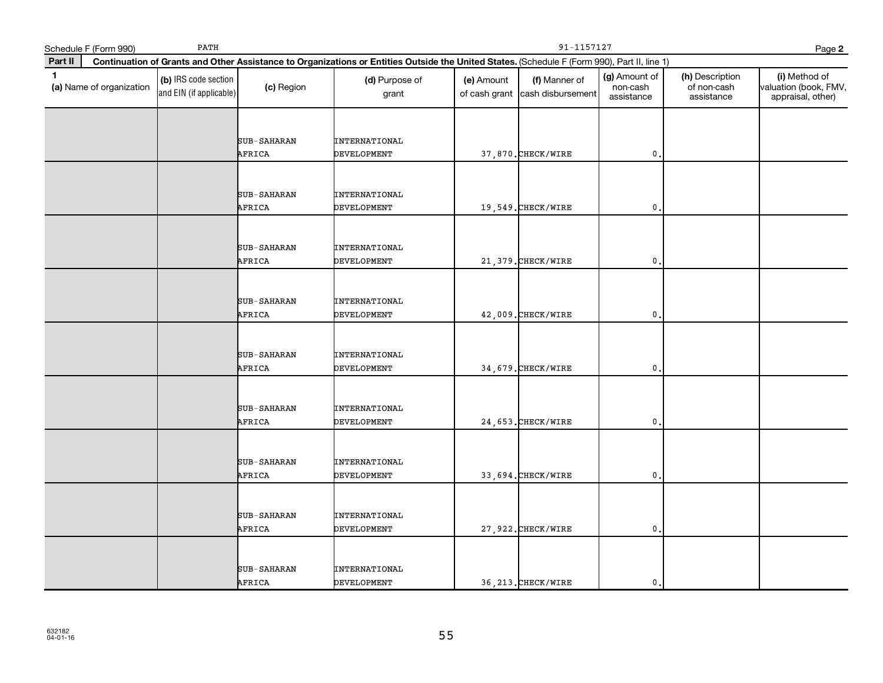Schedule F (Form 990) PATH 91-1157127

**Part II** **Continuation of Grants and Other Assistance to Organizations or Entities Outside the United States.** (Schedule F (Form 990), Part II, line 1)

| 1 (a) Name of organization | (b) IRS code section and EIN (if applicable) | (c) Region | (d) Purpose of grant | (e) Amount of cash grant | (f) Manner of cash disbursement | (g) Amount of non-cash assistance | (h) Description of non-cash assistance | (i) Method of valuation (book, FMV, appraisal, other) |
|---|---|---|---|---|---|---|---|---|
| | | SUB-SAHARAN AFRICA | INTERNATIONAL DEVELOPMENT | 37,870. | CHECK/WIRE | 0. | | |
| | | SUB-SAHARAN AFRICA | INTERNATIONAL DEVELOPMENT | 19,549. | CHECK/WIRE | 0. | | |
| | | SUB-SAHARAN AFRICA | INTERNATIONAL DEVELOPMENT | 21,379. | CHECK/WIRE | 0. | | |
| | | SUB-SAHARAN AFRICA | INTERNATIONAL DEVELOPMENT | 42,009. | CHECK/WIRE | 0. | | |
| | | SUB-SAHARAN AFRICA | INTERNATIONAL DEVELOPMENT | 34,679. | CHECK/WIRE | 0. | | |
| | | SUB-SAHARAN AFRICA | INTERNATIONAL DEVELOPMENT | 24,653. | CHECK/WIRE | 0. | | |
| | | SUB-SAHARAN AFRICA | INTERNATIONAL DEVELOPMENT | 33,694. | CHECK/WIRE | 0. | | |
| | | SUB-SAHARAN AFRICA | INTERNATIONAL DEVELOPMENT | 27,922. | CHECK/WIRE | 0. | | |
| | | SUB-SAHARAN AFRICA | INTERNATIONAL DEVELOPMENT | 36,213. | CHECK/WIRE | 0. | | |

632182
04-01-16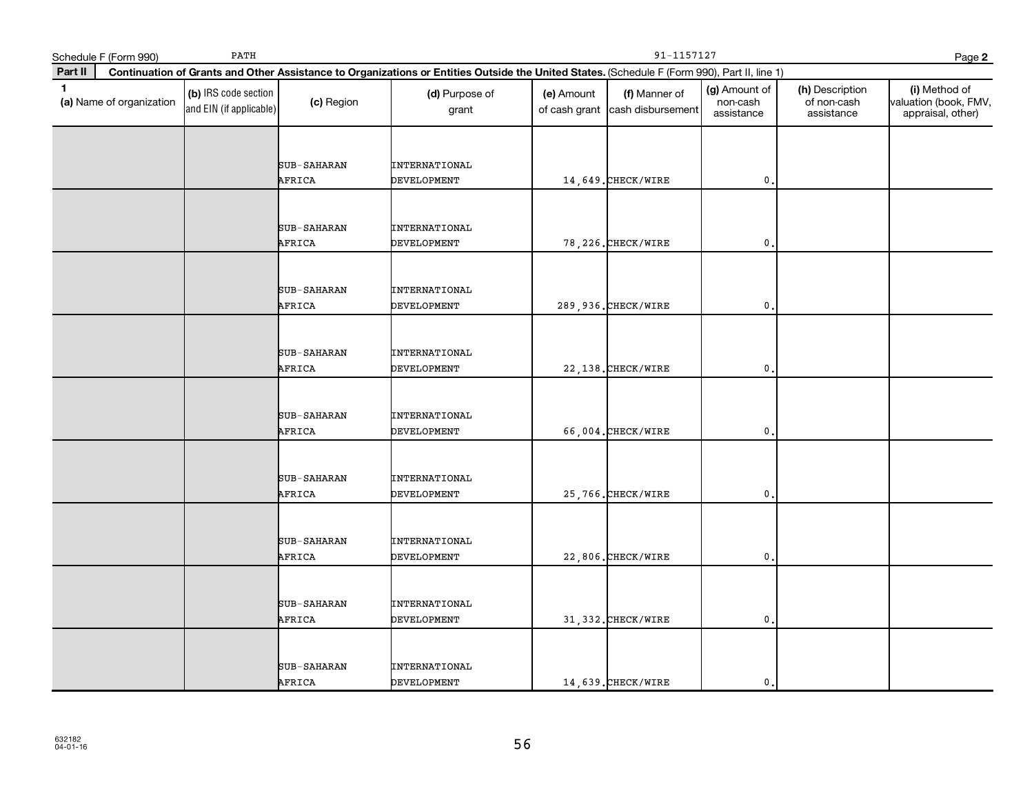Schedule F (Form 990) PATH 91-1157127

**Part II Continuation of Grants and Other Assistance to Organizations or Entities Outside the United States.** (Schedule F (Form 990), Part II, line 1)

| 1 (a) Name of organization | (b) IRS code section and EIN (if applicable) | (c) Region | (d) Purpose of grant | (e) Amount of cash grant | (f) Manner of cash disbursement | (g) Amount of non-cash assistance | (h) Description of non-cash assistance | (i) Method of valuation (book, FMV, appraisal, other) |
|---|---|---|---|---|---|---|---|---|
| | | SUB-SAHARAN AFRICA | INTERNATIONAL DEVELOPMENT | 14,649. | CHECK/WIRE | 0. | | |
| | | SUB-SAHARAN AFRICA | INTERNATIONAL DEVELOPMENT | 78,226. | CHECK/WIRE | 0. | | |
| | | SUB-SAHARAN AFRICA | INTERNATIONAL DEVELOPMENT | 289,936. | CHECK/WIRE | 0. | | |
| | | SUB-SAHARAN AFRICA | INTERNATIONAL DEVELOPMENT | 22,138. | CHECK/WIRE | 0. | | |
| | | SUB-SAHARAN AFRICA | INTERNATIONAL DEVELOPMENT | 66,004. | CHECK/WIRE | 0. | | |
| | | SUB-SAHARAN AFRICA | INTERNATIONAL DEVELOPMENT | 25,766. | CHECK/WIRE | 0. | | |
| | | SUB-SAHARAN AFRICA | INTERNATIONAL DEVELOPMENT | 22,806. | CHECK/WIRE | 0. | | |
| | | SUB-SAHARAN AFRICA | INTERNATIONAL DEVELOPMENT | 31,332. | CHECK/WIRE | 0. | | |
| | | SUB-SAHARAN AFRICA | INTERNATIONAL DEVELOPMENT | 14,639. | CHECK/WIRE | 0. | | |

632182
04-01-16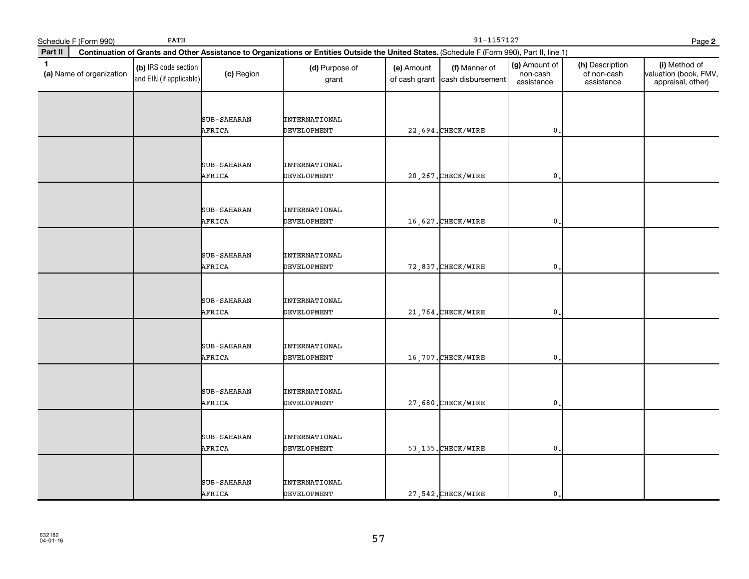Schedule F (Form 990) PATH 91-1157127

**Part II** **Continuation of Grants and Other Assistance to Organizations or Entities Outside the United States.** (Schedule F (Form 990), Part II, line 1)

| 1 (a) Name of organization | (b) IRS code section and EIN (if applicable) | (c) Region | (d) Purpose of grant | (e) Amount of cash grant | (f) Manner of cash disbursement | (g) Amount of non-cash assistance | (h) Description of non-cash assistance | (i) Method of valuation (book, FMV, appraisal, other) |
|---|---|---|---|---|---|---|---|---|
| | | SUB-SAHARAN AFRICA | INTERNATIONAL DEVELOPMENT | 22,694. | CHECK/WIRE | 0. | | |
| | | SUB-SAHARAN AFRICA | INTERNATIONAL DEVELOPMENT | 20,267. | CHECK/WIRE | 0. | | |
| | | SUB-SAHARAN AFRICA | INTERNATIONAL DEVELOPMENT | 16,627. | CHECK/WIRE | 0. | | |
| | | SUB-SAHARAN AFRICA | INTERNATIONAL DEVELOPMENT | 72,837. | CHECK/WIRE | 0. | | |
| | | SUB-SAHARAN AFRICA | INTERNATIONAL DEVELOPMENT | 21,764. | CHECK/WIRE | 0. | | |
| | | SUB-SAHARAN AFRICA | INTERNATIONAL DEVELOPMENT | 16,707. | CHECK/WIRE | 0. | | |
| | | SUB-SAHARAN AFRICA | INTERNATIONAL DEVELOPMENT | 27,680. | CHECK/WIRE | 0. | | |
| | | SUB-SAHARAN AFRICA | INTERNATIONAL DEVELOPMENT | 53,135. | CHECK/WIRE | 0. | | |
| | | SUB-SAHARAN AFRICA | INTERNATIONAL DEVELOPMENT | 27,542. | CHECK/WIRE | 0. | | |

632182
04-01-16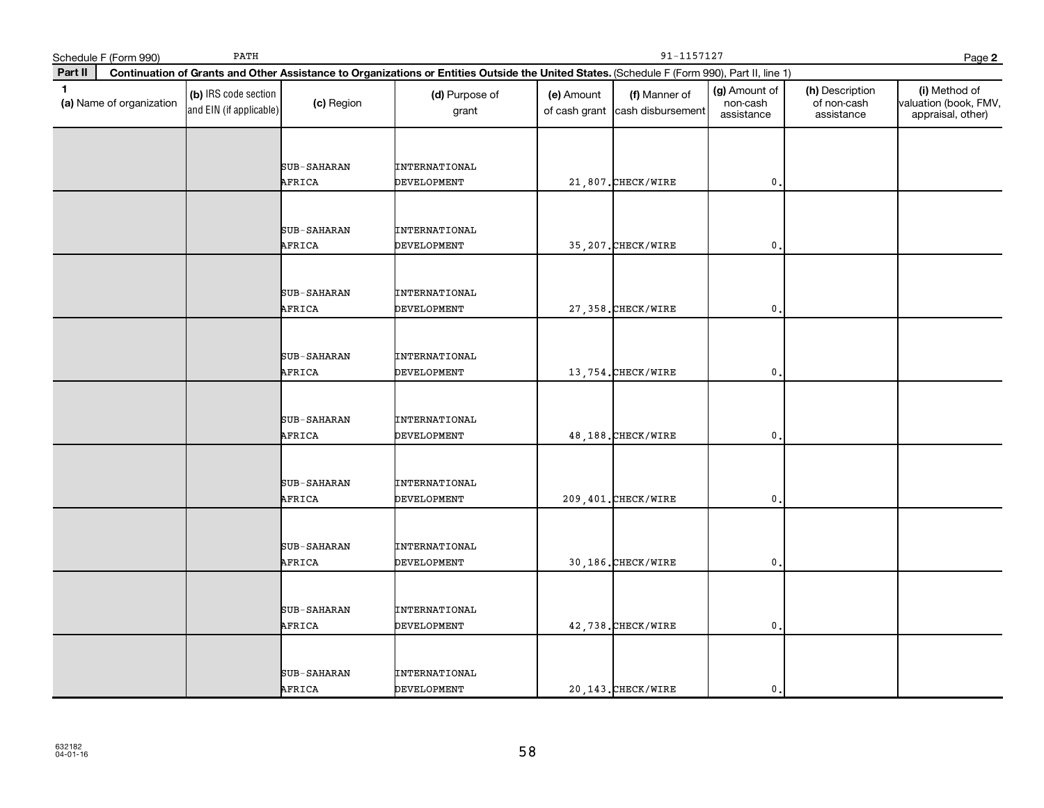Schedule F (Form 990) PATH 91-1157127

**Part II Continuation of Grants and Other Assistance to Organizations or Entities Outside the United States.** (Schedule F (Form 990), Part II, line 1)

| 1 (a) Name of organization | (b) IRS code section and EIN (if applicable) | (c) Region | (d) Purpose of grant | (e) Amount of cash grant | (f) Manner of cash disbursement | (g) Amount of non-cash assistance | (h) Description of non-cash assistance | (i) Method of valuation (book, FMV, appraisal, other) |
|---|---|---|---|---|---|---|---|---|
| | | SUB-SAHARAN AFRICA | INTERNATIONAL DEVELOPMENT | 21,807. | CHECK/WIRE | 0. | | |
| | | SUB-SAHARAN AFRICA | INTERNATIONAL DEVELOPMENT | 35,207. | CHECK/WIRE | 0. | | |
| | | SUB-SAHARAN AFRICA | INTERNATIONAL DEVELOPMENT | 27,358. | CHECK/WIRE | 0. | | |
| | | SUB-SAHARAN AFRICA | INTERNATIONAL DEVELOPMENT | 13,754. | CHECK/WIRE | 0. | | |
| | | SUB-SAHARAN AFRICA | INTERNATIONAL DEVELOPMENT | 48,188. | CHECK/WIRE | 0. | | |
| | | SUB-SAHARAN AFRICA | INTERNATIONAL DEVELOPMENT | 209,401. | CHECK/WIRE | 0. | | |
| | | SUB-SAHARAN AFRICA | INTERNATIONAL DEVELOPMENT | 30,186. | CHECK/WIRE | 0. | | |
| | | SUB-SAHARAN AFRICA | INTERNATIONAL DEVELOPMENT | 42,738. | CHECK/WIRE | 0. | | |
| | | SUB-SAHARAN AFRICA | INTERNATIONAL DEVELOPMENT | 20,143. | CHECK/WIRE | 0. | | |

632182
04-01-16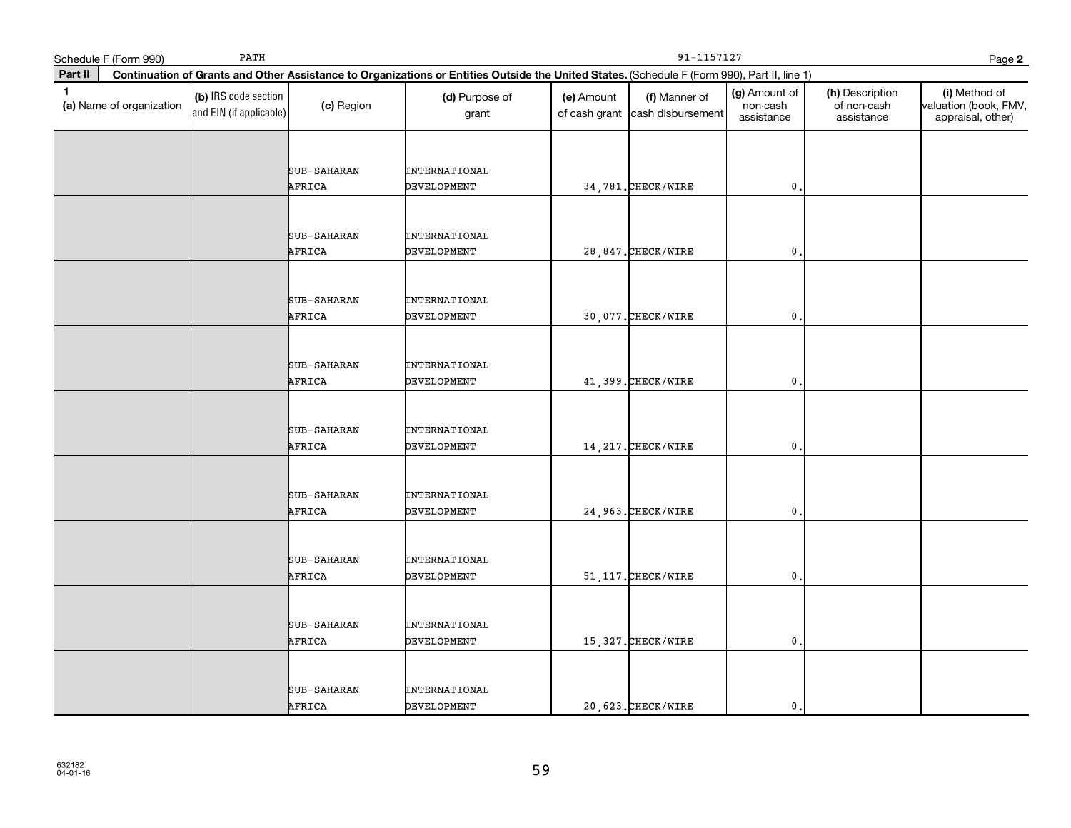Schedule F (Form 990) PATH 91-1157127 Page 2

**Part II** **Continuation of Grants and Other Assistance to Organizations or Entities Outside the United States.** (Schedule F (Form 990), Part II, line 1)

| 1 (a) Name of organization | (b) IRS code section and EIN (if applicable) | (c) Region | (d) Purpose of grant | (e) Amount of cash grant | (f) Manner of cash disbursement | (g) Amount of non-cash assistance | (h) Description of non-cash assistance | (i) Method of valuation (book, FMV, appraisal, other) |
|---|---|---|---|---|---|---|---|---|
| | | SUB-SAHARAN AFRICA | INTERNATIONAL DEVELOPMENT | 34,781. | CHECK/WIRE | 0. | | |
| | | SUB-SAHARAN AFRICA | INTERNATIONAL DEVELOPMENT | 28,847. | CHECK/WIRE | 0. | | |
| | | SUB-SAHARAN AFRICA | INTERNATIONAL DEVELOPMENT | 30,077. | CHECK/WIRE | 0. | | |
| | | SUB-SAHARAN AFRICA | INTERNATIONAL DEVELOPMENT | 41,399. | CHECK/WIRE | 0. | | |
| | | SUB-SAHARAN AFRICA | INTERNATIONAL DEVELOPMENT | 14,217. | CHECK/WIRE | 0. | | |
| | | SUB-SAHARAN AFRICA | INTERNATIONAL DEVELOPMENT | 24,963. | CHECK/WIRE | 0. | | |
| | | SUB-SAHARAN AFRICA | INTERNATIONAL DEVELOPMENT | 51,117. | CHECK/WIRE | 0. | | |
| | | SUB-SAHARAN AFRICA | INTERNATIONAL DEVELOPMENT | 15,327. | CHECK/WIRE | 0. | | |
| | | SUB-SAHARAN AFRICA | INTERNATIONAL DEVELOPMENT | 20,623. | CHECK/WIRE | 0. | | |

632182
04-01-16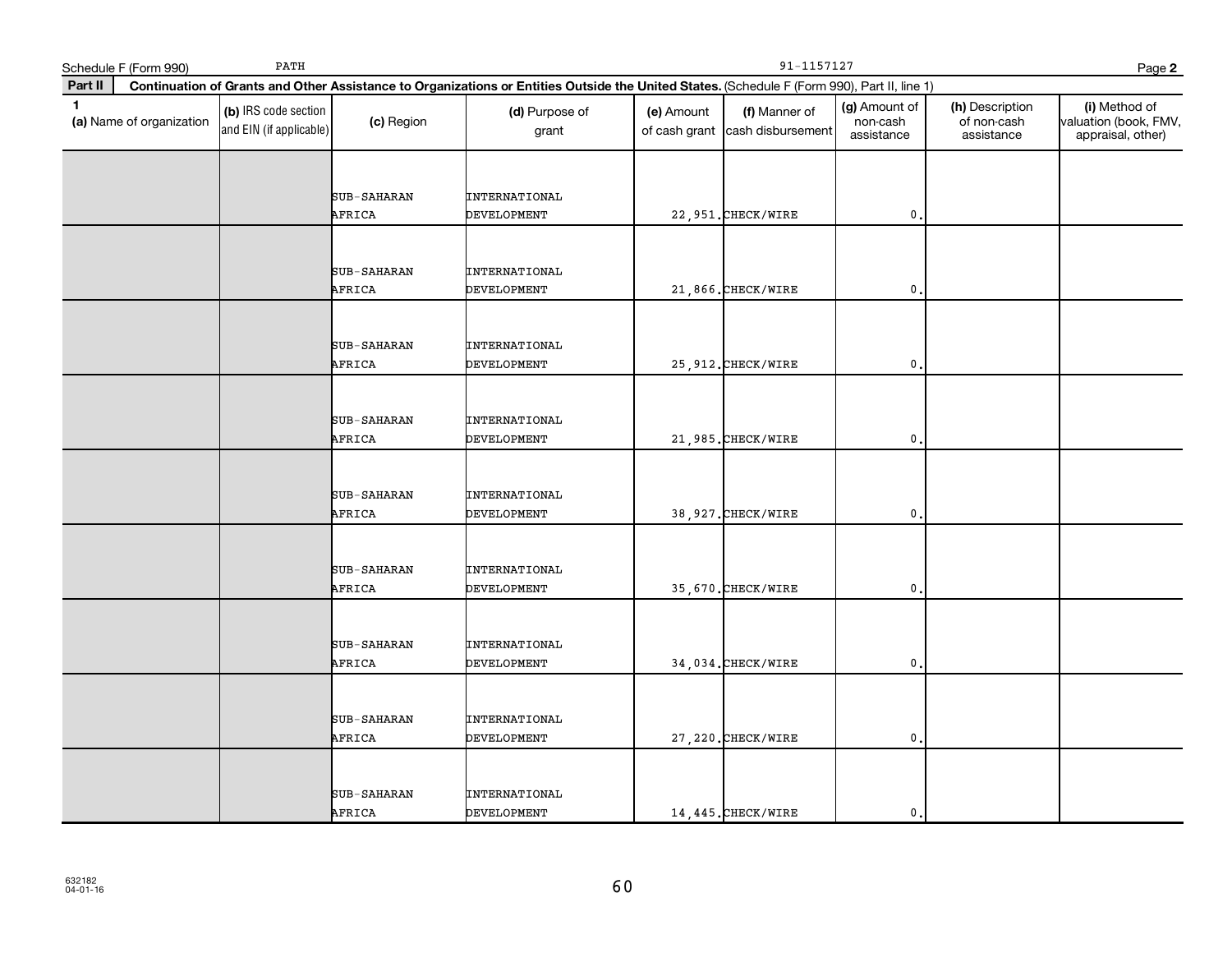Schedule F (Form 990) PATH 91-1157127 Page **2**

**Part II** **Continuation of Grants and Other Assistance to Organizations or Entities Outside the United States.** (Schedule F (Form 990), Part II, line 1)

| 1 (a) Name of organization | (b) IRS code section and EIN (if applicable) | (c) Region | (d) Purpose of grant | (e) Amount of cash grant | (f) Manner of cash disbursement | (g) Amount of non-cash assistance | (h) Description of non-cash assistance | (i) Method of valuation (book, FMV, appraisal, other) |
|---|---|---|---|---|---|---|---|---|
| | | SUB-SAHARAN AFRICA | INTERNATIONAL DEVELOPMENT | 22,951. | CHECK/WIRE | 0. | | |
| | | SUB-SAHARAN AFRICA | INTERNATIONAL DEVELOPMENT | 21,866. | CHECK/WIRE | 0. | | |
| | | SUB-SAHARAN AFRICA | INTERNATIONAL DEVELOPMENT | 25,912. | CHECK/WIRE | 0. | | |
| | | SUB-SAHARAN AFRICA | INTERNATIONAL DEVELOPMENT | 21,985. | CHECK/WIRE | 0. | | |
| | | SUB-SAHARAN AFRICA | INTERNATIONAL DEVELOPMENT | 38,927. | CHECK/WIRE | 0. | | |
| | | SUB-SAHARAN AFRICA | INTERNATIONAL DEVELOPMENT | 35,670. | CHECK/WIRE | 0. | | |
| | | SUB-SAHARAN AFRICA | INTERNATIONAL DEVELOPMENT | 34,034. | CHECK/WIRE | 0. | | |
| | | SUB-SAHARAN AFRICA | INTERNATIONAL DEVELOPMENT | 27,220. | CHECK/WIRE | 0. | | |
| | | SUB-SAHARAN AFRICA | INTERNATIONAL DEVELOPMENT | 14,445. | CHECK/WIRE | 0. | | |

632182
04-01-16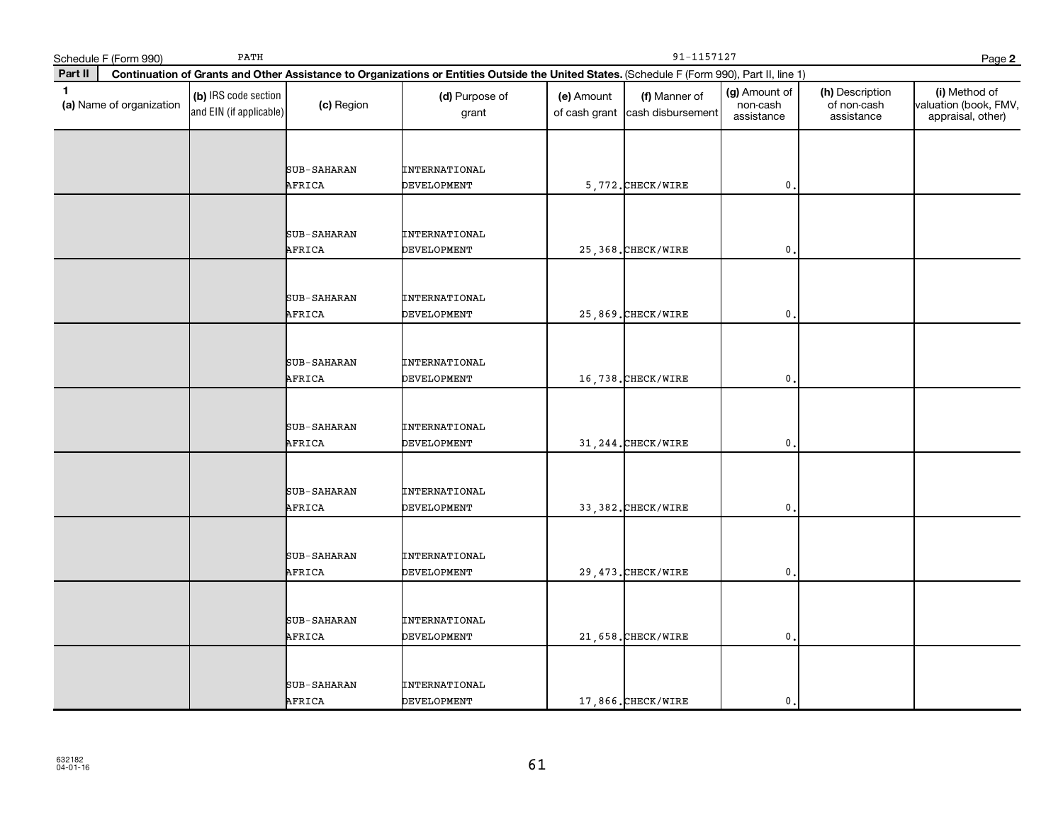Schedule F (Form 990) PATH 91-1157127 Page **2**

**Part II** **Continuation of Grants and Other Assistance to Organizations or Entities Outside the United States.** (Schedule F (Form 990), Part II, line 1)

| 1 (a) Name of organization | (b) IRS code section and EIN (if applicable) | (c) Region | (d) Purpose of grant | (e) Amount of cash grant | (f) Manner of cash disbursement | (g) Amount of non-cash assistance | (h) Description of non-cash assistance | (i) Method of valuation (book, FMV, appraisal, other) |
|---|---|---|---|---|---|---|---|---|
| | | SUB-SAHARAN AFRICA | INTERNATIONAL DEVELOPMENT | 5,772. | CHECK/WIRE | 0. | | |
| | | SUB-SAHARAN AFRICA | INTERNATIONAL DEVELOPMENT | 25,368. | CHECK/WIRE | 0. | | |
| | | SUB-SAHARAN AFRICA | INTERNATIONAL DEVELOPMENT | 25,869. | CHECK/WIRE | 0. | | |
| | | SUB-SAHARAN AFRICA | INTERNATIONAL DEVELOPMENT | 16,738. | CHECK/WIRE | 0. | | |
| | | SUB-SAHARAN AFRICA | INTERNATIONAL DEVELOPMENT | 31,244. | CHECK/WIRE | 0. | | |
| | | SUB-SAHARAN AFRICA | INTERNATIONAL DEVELOPMENT | 33,382. | CHECK/WIRE | 0. | | |
| | | SUB-SAHARAN AFRICA | INTERNATIONAL DEVELOPMENT | 29,473. | CHECK/WIRE | 0. | | |
| | | SUB-SAHARAN AFRICA | INTERNATIONAL DEVELOPMENT | 21,658. | CHECK/WIRE | 0. | | |
| | | SUB-SAHARAN AFRICA | INTERNATIONAL DEVELOPMENT | 17,866. | CHECK/WIRE | 0. | | |

632182
04-01-16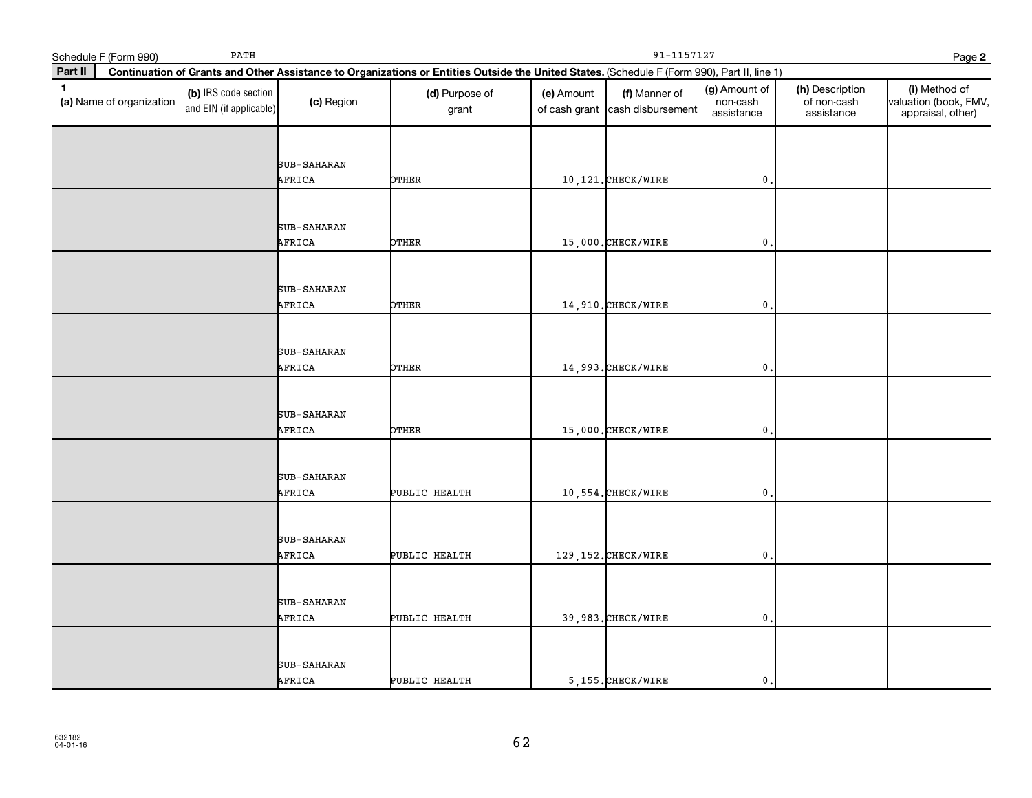Schedule F (Form 990) PATH 91-1157127 Page **2**

**Part II** **Continuation of Grants and Other Assistance to Organizations or Entities Outside the United States.** (Schedule F (Form 990), Part II, line 1)

| 1 (a) Name of organization | (b) IRS code section and EIN (if applicable) | (c) Region | (d) Purpose of grant | (e) Amount of cash grant | (f) Manner of cash disbursement | (g) Amount of non-cash assistance | (h) Description of non-cash assistance | (i) Method of valuation (book, FMV, appraisal, other) |
|---|---|---|---|---|---|---|---|---|
| | | SUB-SAHARAN AFRICA | OTHER | 10,121. | CHECK/WIRE | 0. | | |
| | | SUB-SAHARAN AFRICA | OTHER | 15,000. | CHECK/WIRE | 0. | | |
| | | SUB-SAHARAN AFRICA | OTHER | 14,910. | CHECK/WIRE | 0. | | |
| | | SUB-SAHARAN AFRICA | OTHER | 14,993. | CHECK/WIRE | 0. | | |
| | | SUB-SAHARAN AFRICA | OTHER | 15,000. | CHECK/WIRE | 0. | | |
| | | SUB-SAHARAN AFRICA | PUBLIC HEALTH | 10,554. | CHECK/WIRE | 0. | | |
| | | SUB-SAHARAN AFRICA | PUBLIC HEALTH | 129,152. | CHECK/WIRE | 0. | | |
| | | SUB-SAHARAN AFRICA | PUBLIC HEALTH | 39,983. | CHECK/WIRE | 0. | | |
| | | SUB-SAHARAN AFRICA | PUBLIC HEALTH | 5,155. | CHECK/WIRE | 0. | | |

632182
04-01-16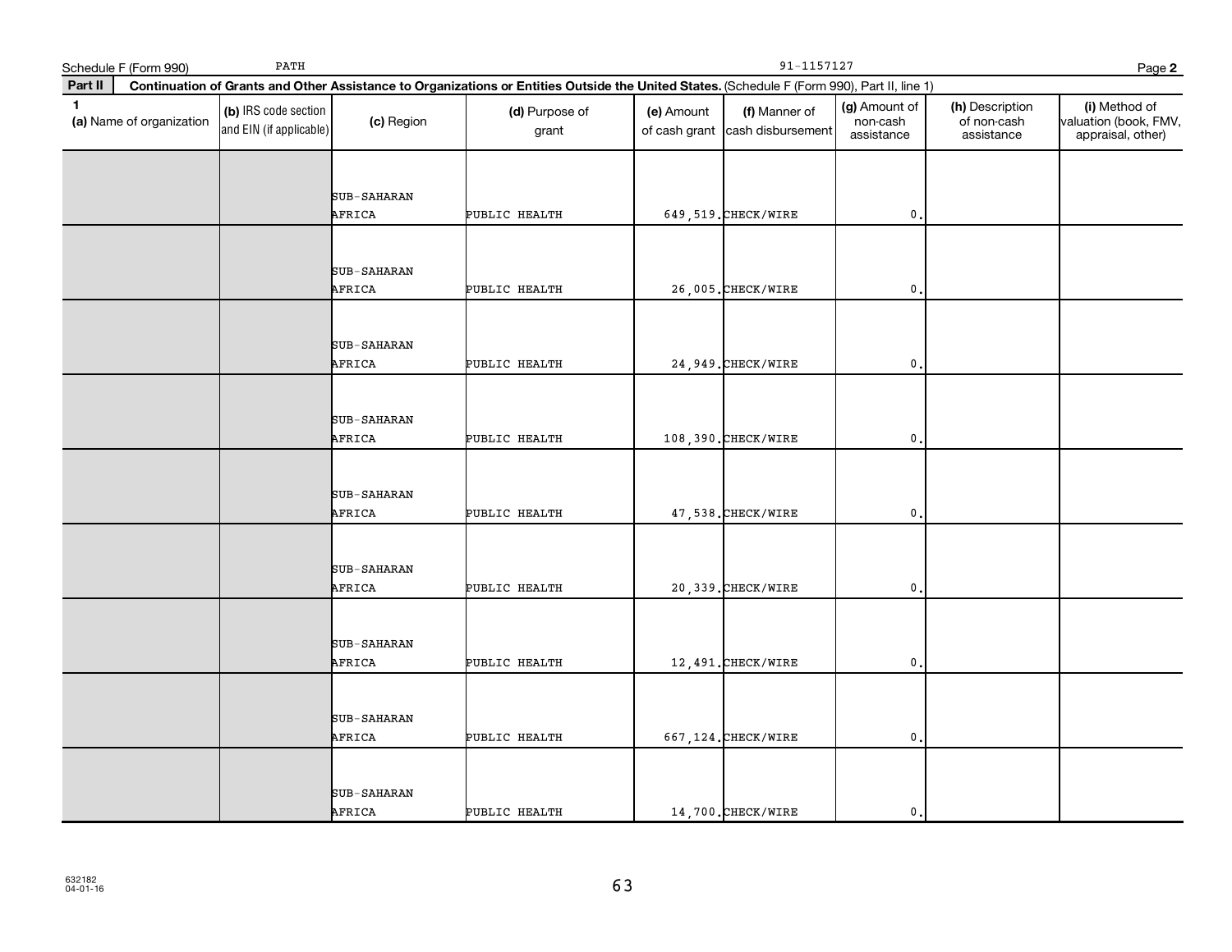Schedule F (Form 990) PATH 91-1157127

**Part II** **Continuation of Grants and Other Assistance to Organizations or Entities Outside the United States.** (Schedule F (Form 990), Part II, line 1)

| 1 (a) Name of organization | (b) IRS code section and EIN (if applicable) | (c) Region | (d) Purpose of grant | (e) Amount of cash grant | (f) Manner of cash disbursement | (g) Amount of non-cash assistance | (h) Description of non-cash assistance | (i) Method of valuation (book, FMV, appraisal, other) |
|---|---|---|---|---|---|---|---|---|
| | | SUB-SAHARAN AFRICA | PUBLIC HEALTH | 649,519. | CHECK/WIRE | 0. | | |
| | | SUB-SAHARAN AFRICA | PUBLIC HEALTH | 26,005. | CHECK/WIRE | 0. | | |
| | | SUB-SAHARAN AFRICA | PUBLIC HEALTH | 24,949. | CHECK/WIRE | 0. | | |
| | | SUB-SAHARAN AFRICA | PUBLIC HEALTH | 108,390. | CHECK/WIRE | 0. | | |
| | | SUB-SAHARAN AFRICA | PUBLIC HEALTH | 47,538. | CHECK/WIRE | 0. | | |
| | | SUB-SAHARAN AFRICA | PUBLIC HEALTH | 20,339. | CHECK/WIRE | 0. | | |
| | | SUB-SAHARAN AFRICA | PUBLIC HEALTH | 12,491. | CHECK/WIRE | 0. | | |
| | | SUB-SAHARAN AFRICA | PUBLIC HEALTH | 667,124. | CHECK/WIRE | 0. | | |
| | | SUB-SAHARAN AFRICA | PUBLIC HEALTH | 14,700. | CHECK/WIRE | 0. | | |

632182
04-01-16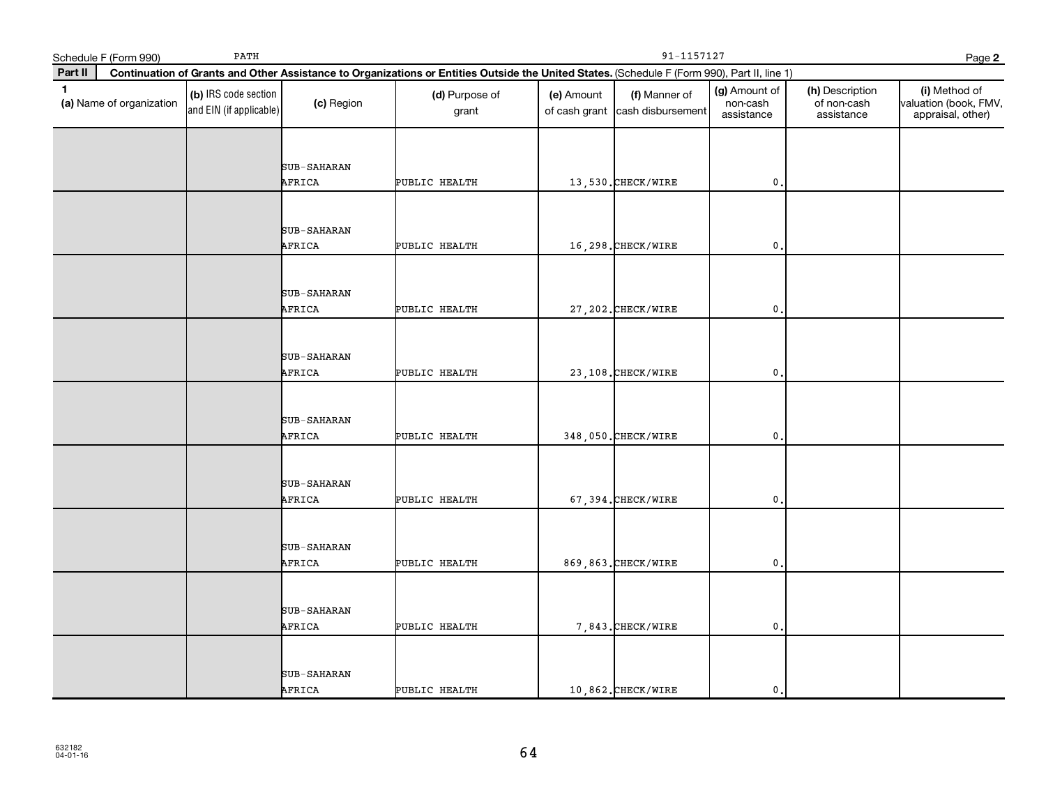Schedule F (Form 990) PATH 91-1157127 Page **2**

**Part II** **Continuation of Grants and Other Assistance to Organizations or Entities Outside the United States.** (Schedule F (Form 990), Part II, line 1)

| 1 (a) Name of organization | (b) IRS code section and EIN (if applicable) | (c) Region | (d) Purpose of grant | (e) Amount of cash grant | (f) Manner of cash disbursement | (g) Amount of non-cash assistance | (h) Description of non-cash assistance | (i) Method of valuation (book, FMV, appraisal, other) |
|---|---|---|---|---|---|---|---|---|
| | | SUB-SAHARAN AFRICA | PUBLIC HEALTH | 13,530. | CHECK/WIRE | 0. | | |
| | | SUB-SAHARAN AFRICA | PUBLIC HEALTH | 16,298. | CHECK/WIRE | 0. | | |
| | | SUB-SAHARAN AFRICA | PUBLIC HEALTH | 27,202. | CHECK/WIRE | 0. | | |
| | | SUB-SAHARAN AFRICA | PUBLIC HEALTH | 23,108. | CHECK/WIRE | 0. | | |
| | | SUB-SAHARAN AFRICA | PUBLIC HEALTH | 348,050. | CHECK/WIRE | 0. | | |
| | | SUB-SAHARAN AFRICA | PUBLIC HEALTH | 67,394. | CHECK/WIRE | 0. | | |
| | | SUB-SAHARAN AFRICA | PUBLIC HEALTH | 869,863. | CHECK/WIRE | 0. | | |
| | | SUB-SAHARAN AFRICA | PUBLIC HEALTH | 7,843. | CHECK/WIRE | 0. | | |
| | | SUB-SAHARAN AFRICA | PUBLIC HEALTH | 10,862. | CHECK/WIRE | 0. | | |

632182
04-01-16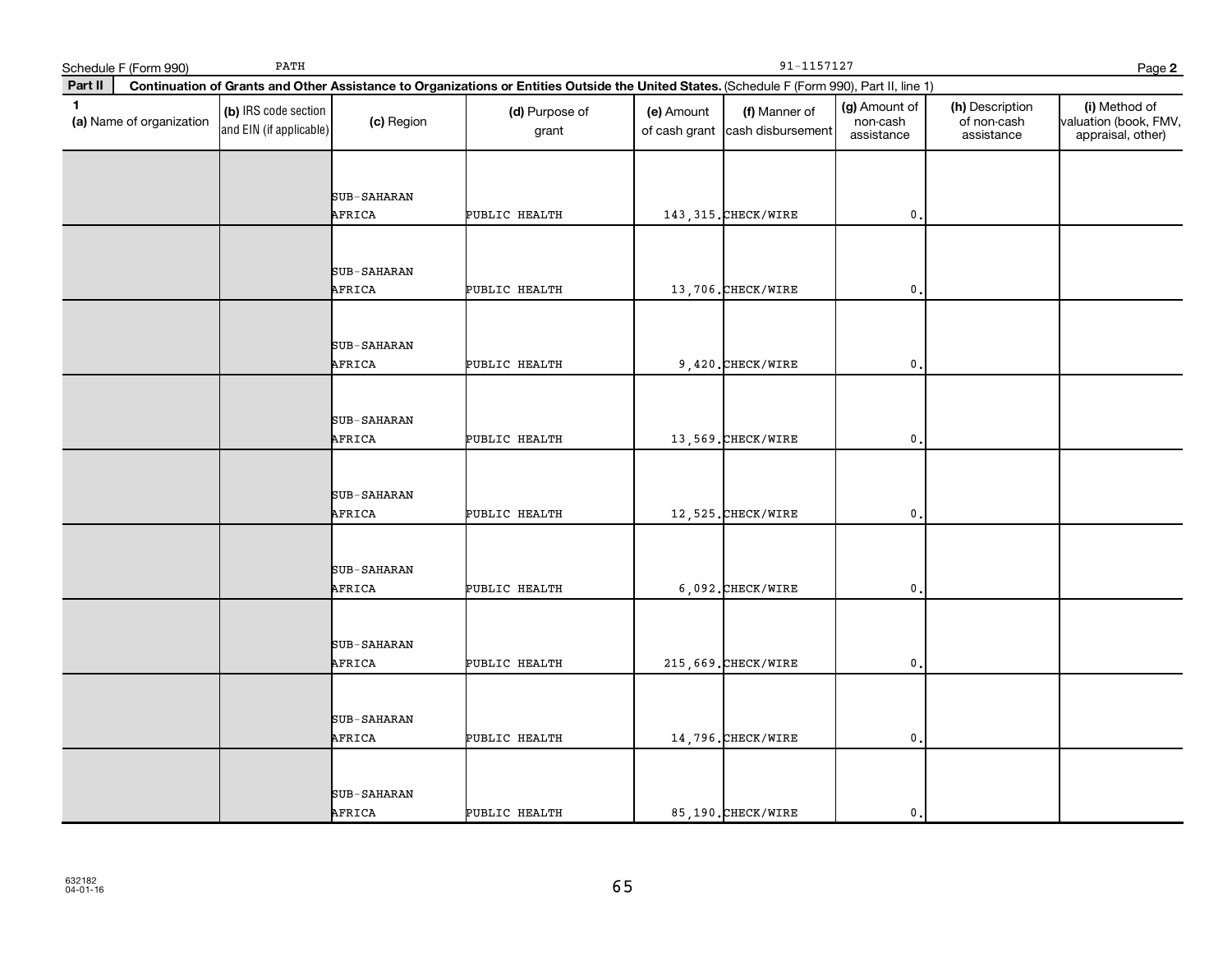Schedule F (Form 990) PATH 91-1157127 Page **2**

**Part II** **Continuation of Grants and Other Assistance to Organizations or Entities Outside the United States.** (Schedule F (Form 990), Part II, line 1)

| 1 (a) Name of organization | (b) IRS code section and EIN (if applicable) | (c) Region | (d) Purpose of grant | (e) Amount of cash grant | (f) Manner of cash disbursement | (g) Amount of non-cash assistance | (h) Description of non-cash assistance | (i) Method of valuation (book, FMV, appraisal, other) |
|---|---|---|---|---|---|---|---|---|
| | | SUB-SAHARAN AFRICA | PUBLIC HEALTH | 143,315. | CHECK/WIRE | 0. | | |
| | | SUB-SAHARAN AFRICA | PUBLIC HEALTH | 13,706. | CHECK/WIRE | 0. | | |
| | | SUB-SAHARAN AFRICA | PUBLIC HEALTH | 9,420. | CHECK/WIRE | 0. | | |
| | | SUB-SAHARAN AFRICA | PUBLIC HEALTH | 13,569. | CHECK/WIRE | 0. | | |
| | | SUB-SAHARAN AFRICA | PUBLIC HEALTH | 12,525. | CHECK/WIRE | 0. | | |
| | | SUB-SAHARAN AFRICA | PUBLIC HEALTH | 6,092. | CHECK/WIRE | 0. | | |
| | | SUB-SAHARAN AFRICA | PUBLIC HEALTH | 215,669. | CHECK/WIRE | 0. | | |
| | | SUB-SAHARAN AFRICA | PUBLIC HEALTH | 14,796. | CHECK/WIRE | 0. | | |
| | | SUB-SAHARAN AFRICA | PUBLIC HEALTH | 85,190. | CHECK/WIRE | 0. | | |

632182
04-01-16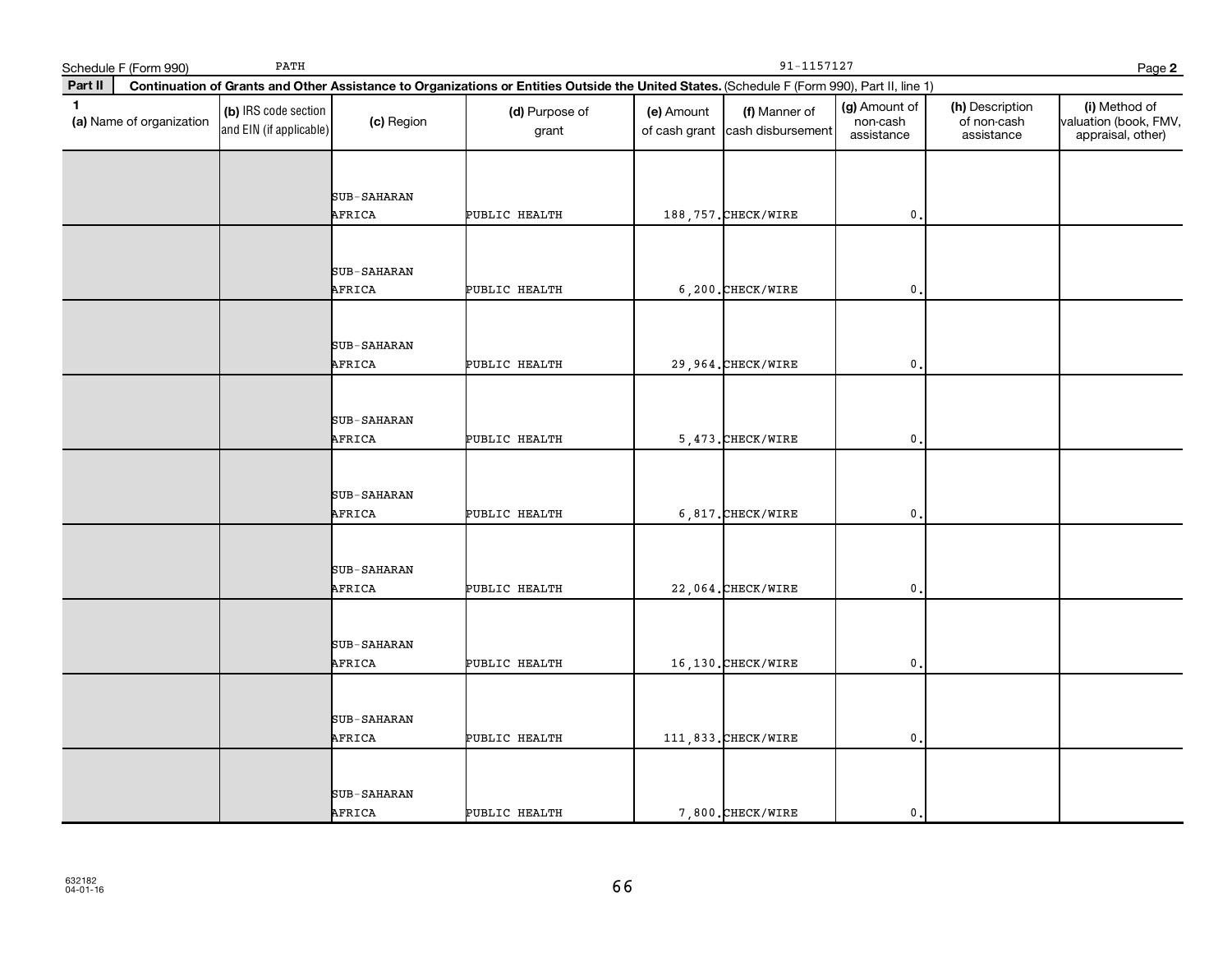Schedule F (Form 990)  PATH  91-1157127

**Part II  Continuation of Grants and Other Assistance to Organizations or Entities Outside the United States.** (Schedule F (Form 990), Part II, line 1)

| 1 (a) Name of organization | (b) IRS code section and EIN (if applicable) | (c) Region | (d) Purpose of grant | (e) Amount of cash grant | (f) Manner of cash disbursement | (g) Amount of non-cash assistance | (h) Description of non-cash assistance | (i) Method of valuation (book, FMV, appraisal, other) |
|---|---|---|---|---|---|---|---|---|
| | | SUB-SAHARAN AFRICA | PUBLIC HEALTH | 188,757. | CHECK/WIRE | 0. | | |
| | | SUB-SAHARAN AFRICA | PUBLIC HEALTH | 6,200. | CHECK/WIRE | 0. | | |
| | | SUB-SAHARAN AFRICA | PUBLIC HEALTH | 29,964. | CHECK/WIRE | 0. | | |
| | | SUB-SAHARAN AFRICA | PUBLIC HEALTH | 5,473. | CHECK/WIRE | 0. | | |
| | | SUB-SAHARAN AFRICA | PUBLIC HEALTH | 6,817. | CHECK/WIRE | 0. | | |
| | | SUB-SAHARAN AFRICA | PUBLIC HEALTH | 22,064. | CHECK/WIRE | 0. | | |
| | | SUB-SAHARAN AFRICA | PUBLIC HEALTH | 16,130. | CHECK/WIRE | 0. | | |
| | | SUB-SAHARAN AFRICA | PUBLIC HEALTH | 111,833. | CHECK/WIRE | 0. | | |
| | | SUB-SAHARAN AFRICA | PUBLIC HEALTH | 7,800. | CHECK/WIRE | 0. | | |

632182
04-01-16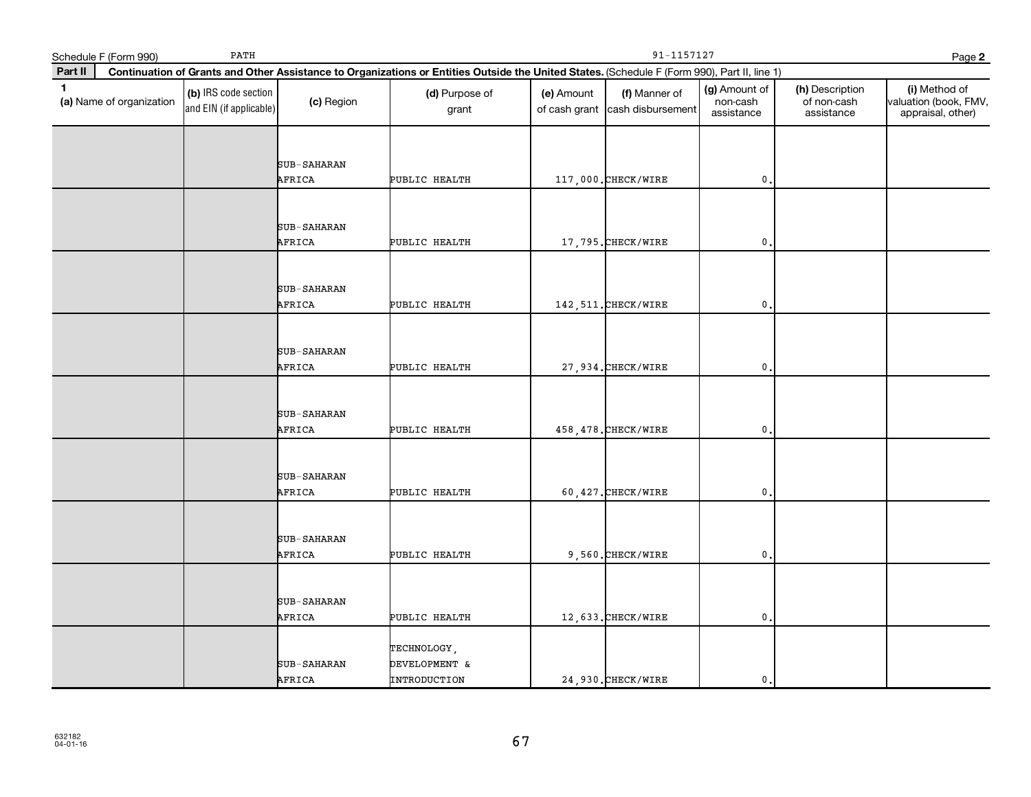Schedule F (Form 990) PATH 91-1157127

**Part II** **Continuation of Grants and Other Assistance to Organizations or Entities Outside the United States.** (Schedule F (Form 990), Part II, line 1)

| 1 (a) Name of organization | (b) IRS code section and EIN (if applicable) | (c) Region | (d) Purpose of grant | (e) Amount of cash grant | (f) Manner of cash disbursement | (g) Amount of non-cash assistance | (h) Description of non-cash assistance | (i) Method of valuation (book, FMV, appraisal, other) |
|---|---|---|---|---|---|---|---|---|
| | | SUB-SAHARAN AFRICA | PUBLIC HEALTH | 117,000. | CHECK/WIRE | 0. | | |
| | | SUB-SAHARAN AFRICA | PUBLIC HEALTH | 17,795. | CHECK/WIRE | 0. | | |
| | | SUB-SAHARAN AFRICA | PUBLIC HEALTH | 142,511. | CHECK/WIRE | 0. | | |
| | | SUB-SAHARAN AFRICA | PUBLIC HEALTH | 27,934. | CHECK/WIRE | 0. | | |
| | | SUB-SAHARAN AFRICA | PUBLIC HEALTH | 458,478. | CHECK/WIRE | 0. | | |
| | | SUB-SAHARAN AFRICA | PUBLIC HEALTH | 60,427. | CHECK/WIRE | 0. | | |
| | | SUB-SAHARAN AFRICA | PUBLIC HEALTH | 9,560. | CHECK/WIRE | 0. | | |
| | | SUB-SAHARAN AFRICA | PUBLIC HEALTH | 12,633. | CHECK/WIRE | 0. | | |
| | | SUB-SAHARAN AFRICA | TECHNOLOGY, DEVELOPMENT & INTRODUCTION | 24,930. | CHECK/WIRE | 0. | | |

632182
04-01-16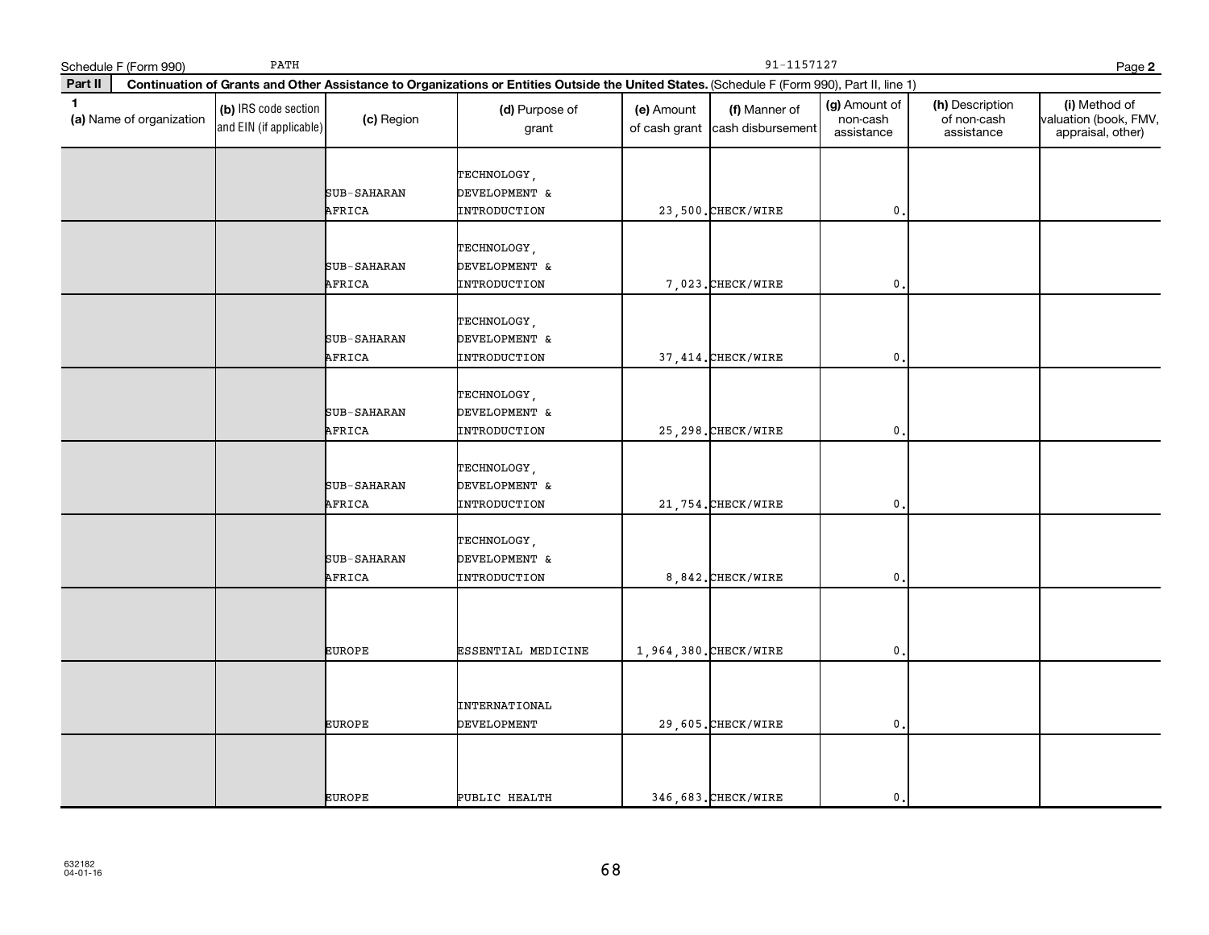Schedule F (Form 990) PATH 91-1157127 Page **2**

**Part II** **Continuation of Grants and Other Assistance to Organizations or Entities Outside the United States.** (Schedule F (Form 990), Part II, line 1)

| **1** (a) Name of organization | (b) IRS code section and EIN (if applicable) | (c) Region | (d) Purpose of grant | (e) Amount of cash grant | (f) Manner of cash disbursement | (g) Amount of non-cash assistance | (h) Description of non-cash assistance | (i) Method of valuation (book, FMV, appraisal, other) |
|---|---|---|---|---|---|---|---|---|
| | | SUB-SAHARAN AFRICA | TECHNOLOGY, DEVELOPMENT & INTRODUCTION | 23,500. | CHECK/WIRE | 0. | | |
| | | SUB-SAHARAN AFRICA | TECHNOLOGY, DEVELOPMENT & INTRODUCTION | 7,023. | CHECK/WIRE | 0. | | |
| | | SUB-SAHARAN AFRICA | TECHNOLOGY, DEVELOPMENT & INTRODUCTION | 37,414. | CHECK/WIRE | 0. | | |
| | | SUB-SAHARAN AFRICA | TECHNOLOGY, DEVELOPMENT & INTRODUCTION | 25,298. | CHECK/WIRE | 0. | | |
| | | SUB-SAHARAN AFRICA | TECHNOLOGY, DEVELOPMENT & INTRODUCTION | 21,754. | CHECK/WIRE | 0. | | |
| | | SUB-SAHARAN AFRICA | TECHNOLOGY, DEVELOPMENT & INTRODUCTION | 8,842. | CHECK/WIRE | 0. | | |
| | | EUROPE | ESSENTIAL MEDICINE | 1,964,380. | CHECK/WIRE | 0. | | |
| | | EUROPE | INTERNATIONAL DEVELOPMENT | 29,605. | CHECK/WIRE | 0. | | |
| | | EUROPE | PUBLIC HEALTH | 346,683. | CHECK/WIRE | 0. | | |

632182
04-01-16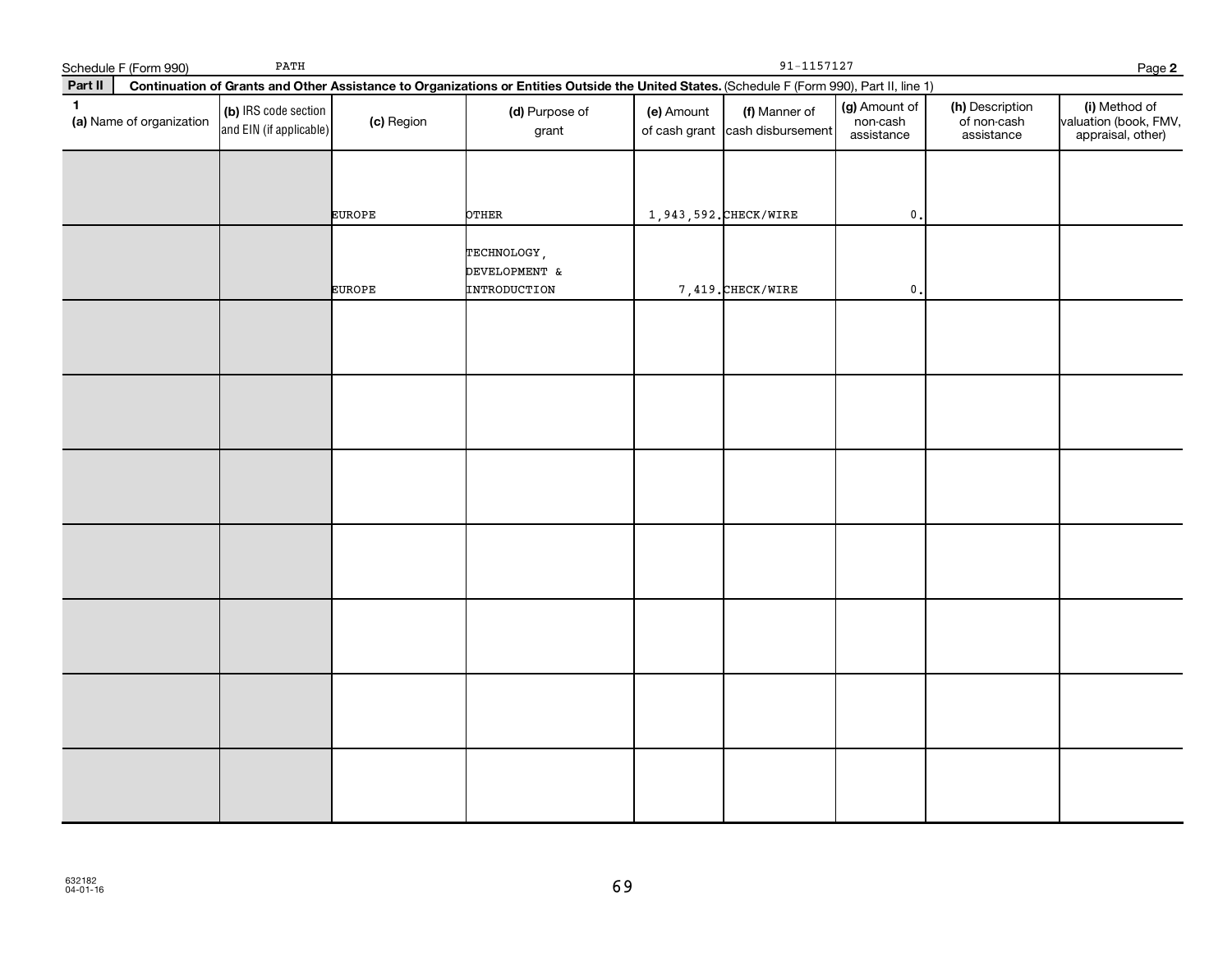Schedule F (Form 990) PATH 91-1157127 Page **2**

**Part II** **Continuation of Grants and Other Assistance to Organizations or Entities Outside the United States.** (Schedule F (Form 990), Part II, line 1)

| 1 (a) Name of organization | (b) IRS code section and EIN (if applicable) | (c) Region | (d) Purpose of grant | (e) Amount of cash grant | (f) Manner of cash disbursement | (g) Amount of non-cash assistance | (h) Description of non-cash assistance | (i) Method of valuation (book, FMV, appraisal, other) |
|---|---|---|---|---|---|---|---|---|
| | | EUROPE | OTHER | 1,943,592. | CHECK/WIRE | 0. | | |
| | | EUROPE | TECHNOLOGY, DEVELOPMENT & INTRODUCTION | 7,419. | CHECK/WIRE | 0. | | |
| | | | | | | | | |
| | | | | | | | | |
| | | | | | | | | |
| | | | | | | | | |
| | | | | | | | | |
| | | | | | | | | |
| | | | | | | | | |

632182
04-01-16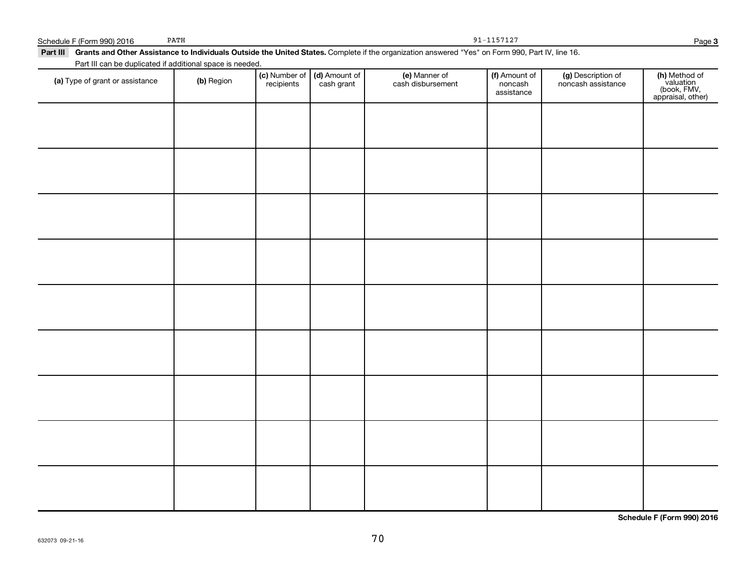Schedule F (Form 990) 2016 PATH 91-1157127

**Part III** **Grants and Other Assistance to Individuals Outside the United States.** Complete if the organization answered "Yes" on Form 990, Part IV, line 16.

Part III can be duplicated if additional space is needed.

| (a) Type of grant or assistance | (b) Region | (c) Number of recipients | (d) Amount of cash grant | (e) Manner of cash disbursement | (f) Amount of noncash assistance | (g) Description of noncash assistance | (h) Method of valuation (book, FMV, appraisal, other) |
|---|---|---|---|---|---|---|---|
| | | | | | | | |
| | | | | | | | |
| | | | | | | | |
| | | | | | | | |
| | | | | | | | |
| | | | | | | | |
| | | | | | | | |
| | | | | | | | |
| | | | | | | | |

**Schedule F (Form 990) 2016**

632073 09-21-16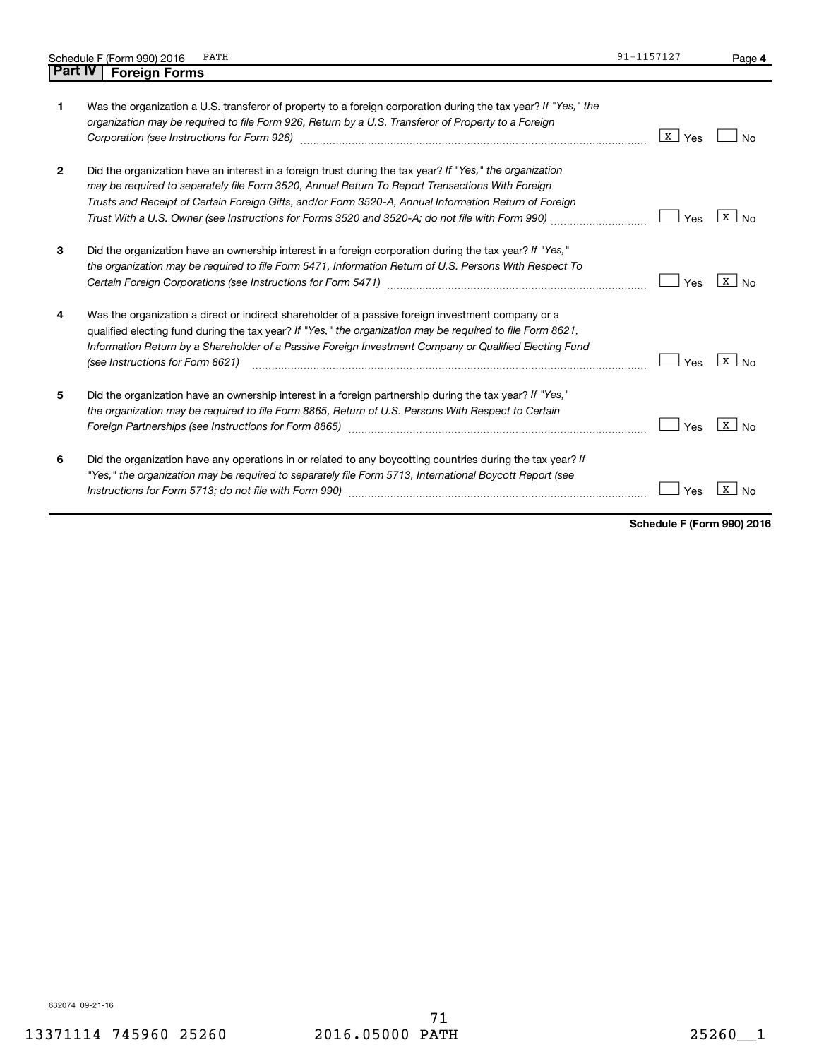Schedule F (Form 990) 2016 PATH 91-1157127

## Part IV Foreign Forms

| | | Yes | No |
|---|---|---|---|
| 1 | Was the organization a U.S. transferor of property to a foreign corporation during the tax year? *If "Yes," the organization may be required to file Form 926, Return by a U.S. Transferor of Property to a Foreign Corporation (see Instructions for Form 926)* | X | |
| 2 | Did the organization have an interest in a foreign trust during the tax year? *If "Yes," the organization may be required to separately file Form 3520, Annual Return To Report Transactions With Foreign Trusts and Receipt of Certain Foreign Gifts, and/or Form 3520-A, Annual Information Return of Foreign Trust With a U.S. Owner (see Instructions for Forms 3520 and 3520-A; do not file with Form 990)* | | X |
| 3 | Did the organization have an ownership interest in a foreign corporation during the tax year? *If "Yes," the organization may be required to file Form 5471, Information Return of U.S. Persons With Respect To Certain Foreign Corporations (see Instructions for Form 5471)* | | X |
| 4 | Was the organization a direct or indirect shareholder of a passive foreign investment company or a qualified electing fund during the tax year? *If "Yes," the organization may be required to file Form 8621, Information Return by a Shareholder of a Passive Foreign Investment Company or Qualified Electing Fund (see Instructions for Form 8621)* | | X |
| 5 | Did the organization have an ownership interest in a foreign partnership during the tax year? *If "Yes," the organization may be required to file Form 8865, Return of U.S. Persons With Respect to Certain Foreign Partnerships (see Instructions for Form 8865)* | | X |
| 6 | Did the organization have any operations in or related to any boycotting countries during the tax year? *If "Yes," the organization may be required to separately file Form 5713, International Boycott Report (see Instructions for Form 5713; do not file with Form 990)* | | X |

**Schedule F (Form 990) 2016**

632074 09-21-16

13371114 745960 25260 2016.05000 PATH 25260__1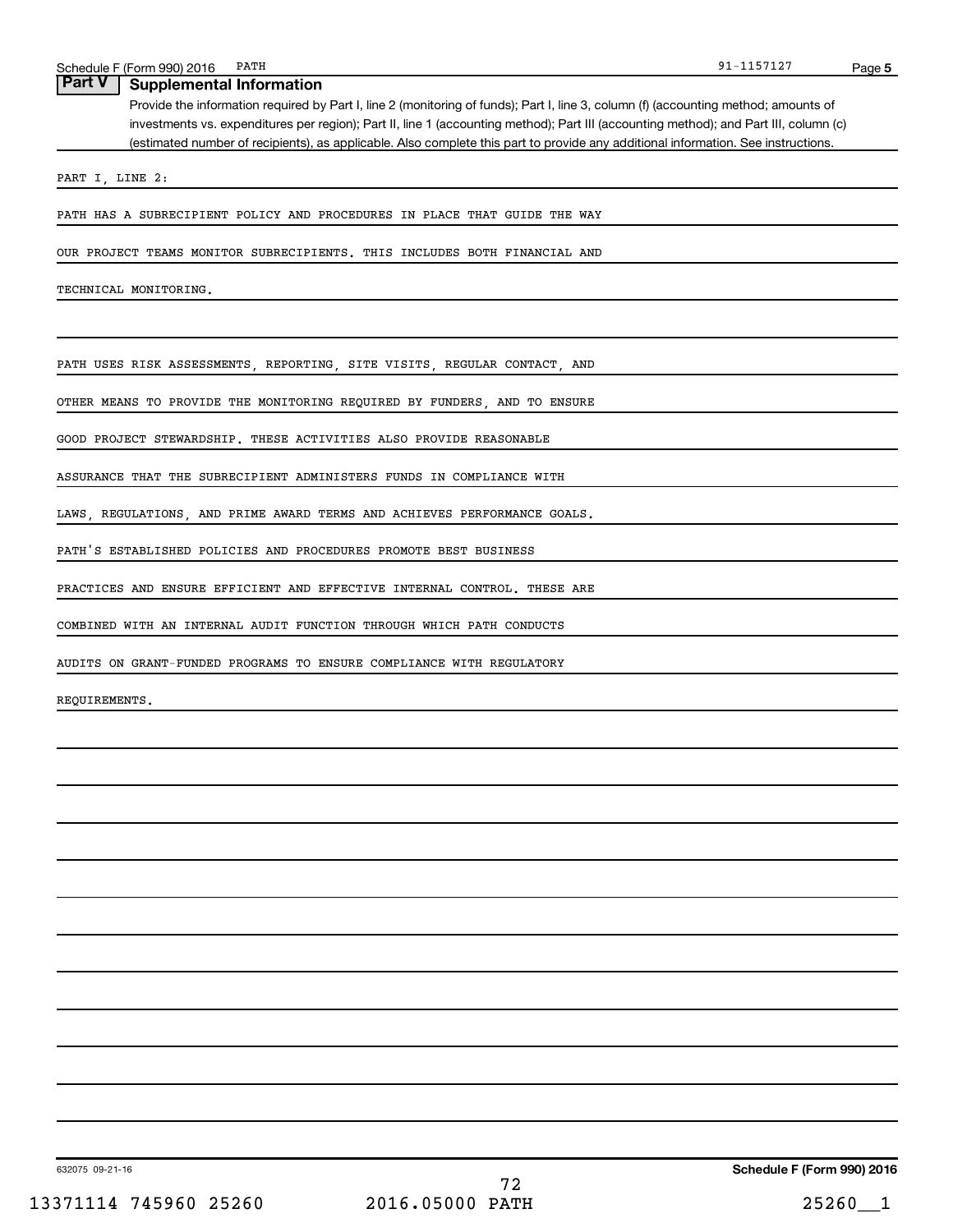## Part V Supplemental Information

Provide the information required by Part I, line 2 (monitoring of funds); Part I, line 3, column (f) (accounting method; amounts of investments vs. expenditures per region); Part II, line 1 (accounting method); Part III (accounting method); and Part III, column (c) (estimated number of recipients), as applicable. Also complete this part to provide any additional information. See instructions.

PART I, LINE 2:

PATH HAS A SUBRECIPIENT POLICY AND PROCEDURES IN PLACE THAT GUIDE THE WAY OUR PROJECT TEAMS MONITOR SUBRECIPIENTS. THIS INCLUDES BOTH FINANCIAL AND TECHNICAL MONITORING.

PATH USES RISK ASSESSMENTS, REPORTING, SITE VISITS, REGULAR CONTACT, AND OTHER MEANS TO PROVIDE THE MONITORING REQUIRED BY FUNDERS, AND TO ENSURE GOOD PROJECT STEWARDSHIP. THESE ACTIVITIES ALSO PROVIDE REASONABLE ASSURANCE THAT THE SUBRECIPIENT ADMINISTERS FUNDS IN COMPLIANCE WITH LAWS, REGULATIONS, AND PRIME AWARD TERMS AND ACHIEVES PERFORMANCE GOALS. PATH'S ESTABLISHED POLICIES AND PROCEDURES PROMOTE BEST BUSINESS PRACTICES AND ENSURE EFFICIENT AND EFFECTIVE INTERNAL CONTROL. THESE ARE COMBINED WITH AN INTERNAL AUDIT FUNCTION THROUGH WHICH PATH CONDUCTS AUDITS ON GRANT-FUNDED PROGRAMS TO ENSURE COMPLIANCE WITH REGULATORY REQUIREMENTS.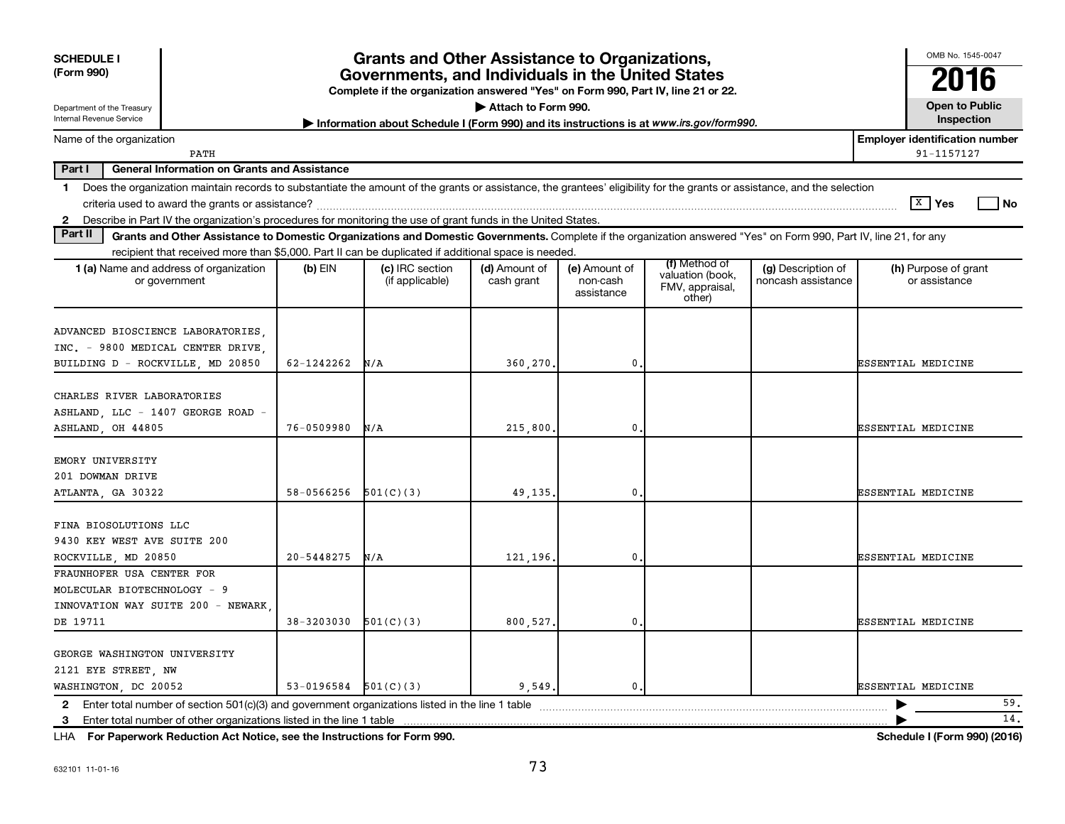**SCHEDULE I (Form 990)**

Department of the Treasury
Internal Revenue Service

# Grants and Other Assistance to Organizations, Governments, and Individuals in the United States

**Complete if the organization answered "Yes" on Form 990, Part IV, line 21 or 22.**

**▶ Attach to Form 990.**

**▶ Information about Schedule I (Form 990) and its instructions is at *www.irs.gov/form990*.**

OMB No. 1545-0047

**2016**

**Open to Public Inspection**

Name of the organization: PATH

**Employer identification number**: 91-1157127

**Part I — General Information on Grants and Assistance**

1 Does the organization maintain records to substantiate the amount of the grants or assistance, the grantees' eligibility for the grants or assistance, and the selection criteria used to award the grants or assistance? ☒ Yes ☐ No

2 Describe in Part IV the organization's procedures for monitoring the use of grant funds in the United States.

**Part II — Grants and Other Assistance to Domestic Organizations and Domestic Governments.** Complete if the organization answered "Yes" on Form 990, Part IV, line 21, for any recipient that received more than $5,000. Part II can be duplicated if additional space is needed.

| 1 (a) Name and address of organization or government | (b) EIN | (c) IRC section (if applicable) | (d) Amount of cash grant | (e) Amount of non-cash assistance | (f) Method of valuation (book, FMV, appraisal, other) | (g) Description of noncash assistance | (h) Purpose of grant or assistance |
|---|---|---|---|---|---|---|---|
| ADVANCED BIOSCIENCE LABORATORIES, INC. - 9800 MEDICAL CENTER DRIVE, BUILDING D - ROCKVILLE, MD 20850 | 62-1242262 | N/A | 360,270. | 0. | | | ESSENTIAL MEDICINE |
| CHARLES RIVER LABORATORIES ASHLAND, LLC - 1407 GEORGE ROAD - ASHLAND, OH 44805 | 76-0509980 | N/A | 215,800. | 0. | | | ESSENTIAL MEDICINE |
| EMORY UNIVERSITY 201 DOWMAN DRIVE ATLANTA, GA 30322 | 58-0566256 | 501(C)(3) | 49,135. | 0. | | | ESSENTIAL MEDICINE |
| FINA BIOSOLUTIONS LLC 9430 KEY WEST AVE SUITE 200 ROCKVILLE, MD 20850 | 20-5448275 | N/A | 121,196. | 0. | | | ESSENTIAL MEDICINE |
| FRAUNHOFER USA CENTER FOR MOLECULAR BIOTECHNOLOGY - 9 INNOVATION WAY SUITE 200 - NEWARK, DE 19711 | 38-3203030 | 501(C)(3) | 800,527. | 0. | | | ESSENTIAL MEDICINE |
| GEORGE WASHINGTON UNIVERSITY 2121 EYE STREET, NW WASHINGTON, DC 20052 | 53-0196584 | 501(C)(3) | 9,549. | 0. | | | ESSENTIAL MEDICINE |

2 Enter total number of section 501(c)(3) and government organizations listed in the line 1 table ▶ 59.

3 Enter total number of other organizations listed in the line 1 table ▶ 14.

LHA **For Paperwork Reduction Act Notice, see the Instructions for Form 990.** **Schedule I (Form 990) (2016)**

632101 11-01-16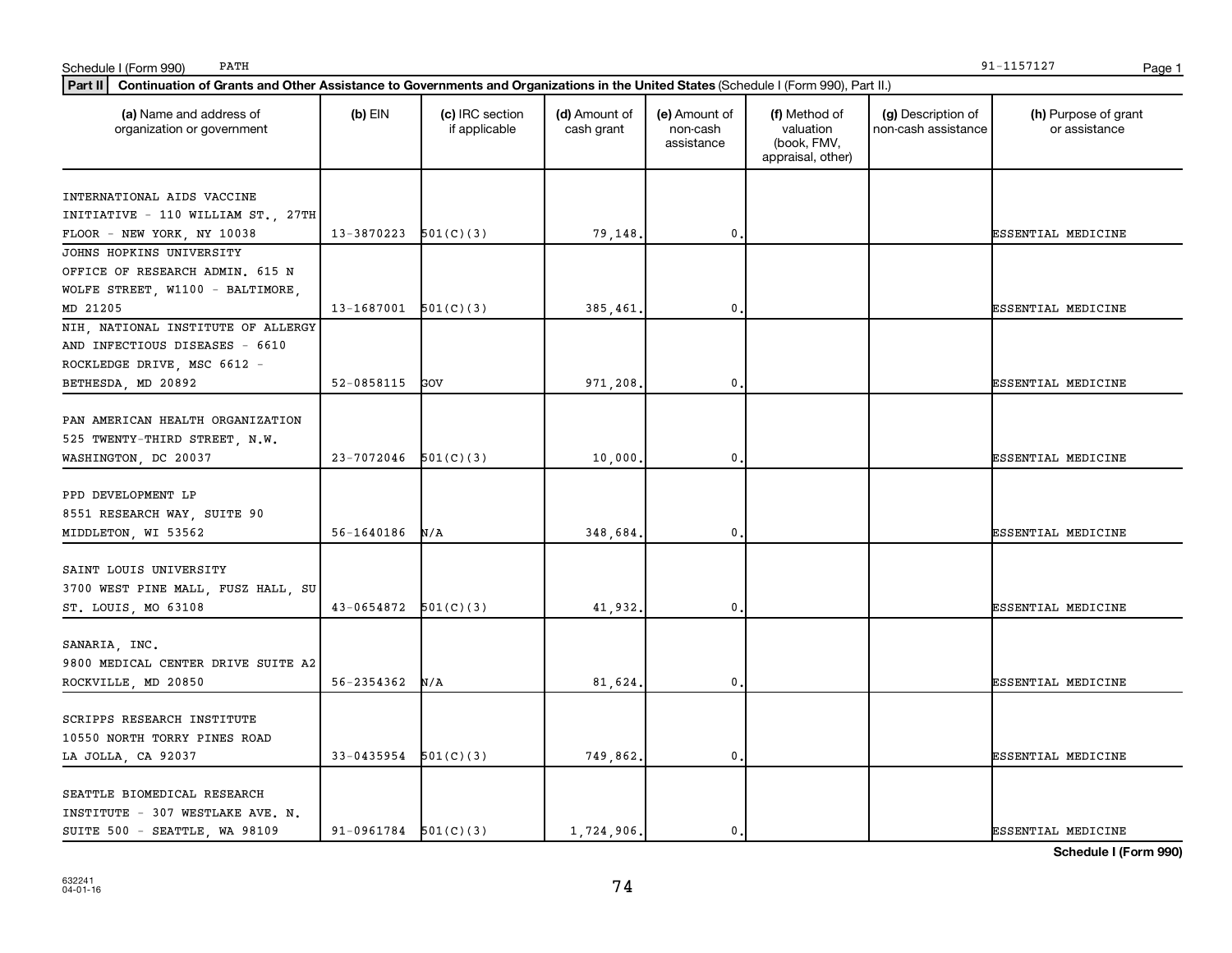Schedule I (Form 990) PATH 91-1157127

**Part II** **Continuation of Grants and Other Assistance to Governments and Organizations in the United States** (Schedule I (Form 990), Part II.)

| (a) Name and address of organization or government | (b) EIN | (c) IRC section if applicable | (d) Amount of cash grant | (e) Amount of non-cash assistance | (f) Method of valuation (book, FMV, appraisal, other) | (g) Description of non-cash assistance | (h) Purpose of grant or assistance |
|---|---|---|---|---|---|---|---|
| INTERNATIONAL AIDS VACCINE INITIATIVE - 110 WILLIAM ST., 27TH FLOOR - NEW YORK, NY 10038 | 13-3870223 | 501(C)(3) | 79,148. | 0. | | | ESSENTIAL MEDICINE |
| JOHNS HOPKINS UNIVERSITY OFFICE OF RESEARCH ADMIN. 615 N WOLFE STREET, W1100 - BALTIMORE, MD 21205 | 13-1687001 | 501(C)(3) | 385,461. | 0. | | | ESSENTIAL MEDICINE |
| NIH, NATIONAL INSTITUTE OF ALLERGY AND INFECTIOUS DISEASES - 6610 ROCKLEDGE DRIVE, MSC 6612 - BETHESDA, MD 20892 | 52-0858115 | GOV | 971,208. | 0. | | | ESSENTIAL MEDICINE |
| PAN AMERICAN HEALTH ORGANIZATION 525 TWENTY-THIRD STREET, N.W. WASHINGTON, DC 20037 | 23-7072046 | 501(C)(3) | 10,000. | 0. | | | ESSENTIAL MEDICINE |
| PPD DEVELOPMENT LP 8551 RESEARCH WAY, SUITE 90 MIDDLETON, WI 53562 | 56-1640186 | N/A | 348,684. | 0. | | | ESSENTIAL MEDICINE |
| SAINT LOUIS UNIVERSITY 3700 WEST PINE MALL, FUSZ HALL, SU ST. LOUIS, MO 63108 | 43-0654872 | 501(C)(3) | 41,932. | 0. | | | ESSENTIAL MEDICINE |
| SANARIA, INC. 9800 MEDICAL CENTER DRIVE SUITE A2 ROCKVILLE, MD 20850 | 56-2354362 | N/A | 81,624. | 0. | | | ESSENTIAL MEDICINE |
| SCRIPPS RESEARCH INSTITUTE 10550 NORTH TORRY PINES ROAD LA JOLLA, CA 92037 | 33-0435954 | 501(C)(3) | 749,862. | 0. | | | ESSENTIAL MEDICINE |
| SEATTLE BIOMEDICAL RESEARCH INSTITUTE - 307 WESTLAKE AVE. N. SUITE 500 - SEATTLE, WA 98109 | 91-0961784 | 501(C)(3) | 1,724,906. | 0. | | | ESSENTIAL MEDICINE |

**Schedule I (Form 990)**

632241 04-01-16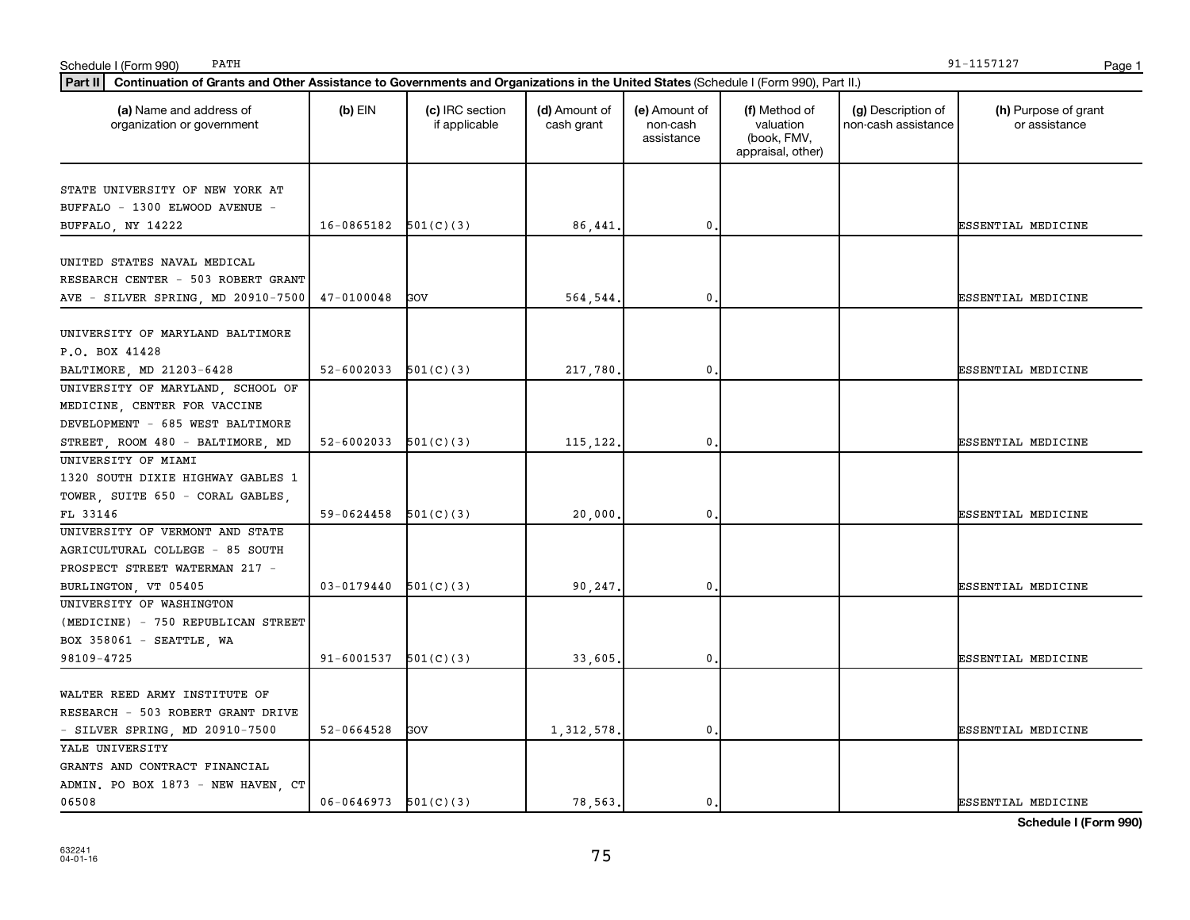Schedule I (Form 990) PATH 91-1157127

**Part II** **Continuation of Grants and Other Assistance to Governments and Organizations in the United States** (Schedule I (Form 990), Part II.)

| (a) Name and address of organization or government | (b) EIN | (c) IRC section if applicable | (d) Amount of cash grant | (e) Amount of non-cash assistance | (f) Method of valuation (book, FMV, appraisal, other) | (g) Description of non-cash assistance | (h) Purpose of grant or assistance |
|---|---|---|---|---|---|---|---|
| STATE UNIVERSITY OF NEW YORK AT BUFFALO - 1300 ELWOOD AVENUE - BUFFALO, NY 14222 | 16-0865182 | 501(C)(3) | 86,441. | 0. | | | ESSENTIAL MEDICINE |
| UNITED STATES NAVAL MEDICAL RESEARCH CENTER - 503 ROBERT GRANT AVE - SILVER SPRING, MD 20910-7500 | 47-0100048 | GOV | 564,544. | 0. | | | ESSENTIAL MEDICINE |
| UNIVERSITY OF MARYLAND BALTIMORE P.O. BOX 41428 BALTIMORE, MD 21203-6428 | 52-6002033 | 501(C)(3) | 217,780. | 0. | | | ESSENTIAL MEDICINE |
| UNIVERSITY OF MARYLAND, SCHOOL OF MEDICINE, CENTER FOR VACCINE DEVELOPMENT - 685 WEST BALTIMORE STREET, ROOM 480 - BALTIMORE, MD | 52-6002033 | 501(C)(3) | 115,122. | 0. | | | ESSENTIAL MEDICINE |
| UNIVERSITY OF MIAMI 1320 SOUTH DIXIE HIGHWAY GABLES 1 TOWER, SUITE 650 - CORAL GABLES, FL 33146 | 59-0624458 | 501(C)(3) | 20,000. | 0. | | | ESSENTIAL MEDICINE |
| UNIVERSITY OF VERMONT AND STATE AGRICULTURAL COLLEGE - 85 SOUTH PROSPECT STREET WATERMAN 217 - BURLINGTON, VT 05405 | 03-0179440 | 501(C)(3) | 90,247. | 0. | | | ESSENTIAL MEDICINE |
| UNIVERSITY OF WASHINGTON (MEDICINE) - 750 REPUBLICAN STREET BOX 358061 - SEATTLE, WA 98109-4725 | 91-6001537 | 501(C)(3) | 33,605. | 0. | | | ESSENTIAL MEDICINE |
| WALTER REED ARMY INSTITUTE OF RESEARCH - 503 ROBERT GRANT DRIVE - SILVER SPRING, MD 20910-7500 | 52-0664528 | GOV | 1,312,578. | 0. | | | ESSENTIAL MEDICINE |
| YALE UNIVERSITY GRANTS AND CONTRACT FINANCIAL ADMIN. PO BOX 1873 - NEW HAVEN, CT 06508 | 06-0646973 | 501(C)(3) | 78,563. | 0. | | | ESSENTIAL MEDICINE |

**Schedule I (Form 990)**

632241
04-01-16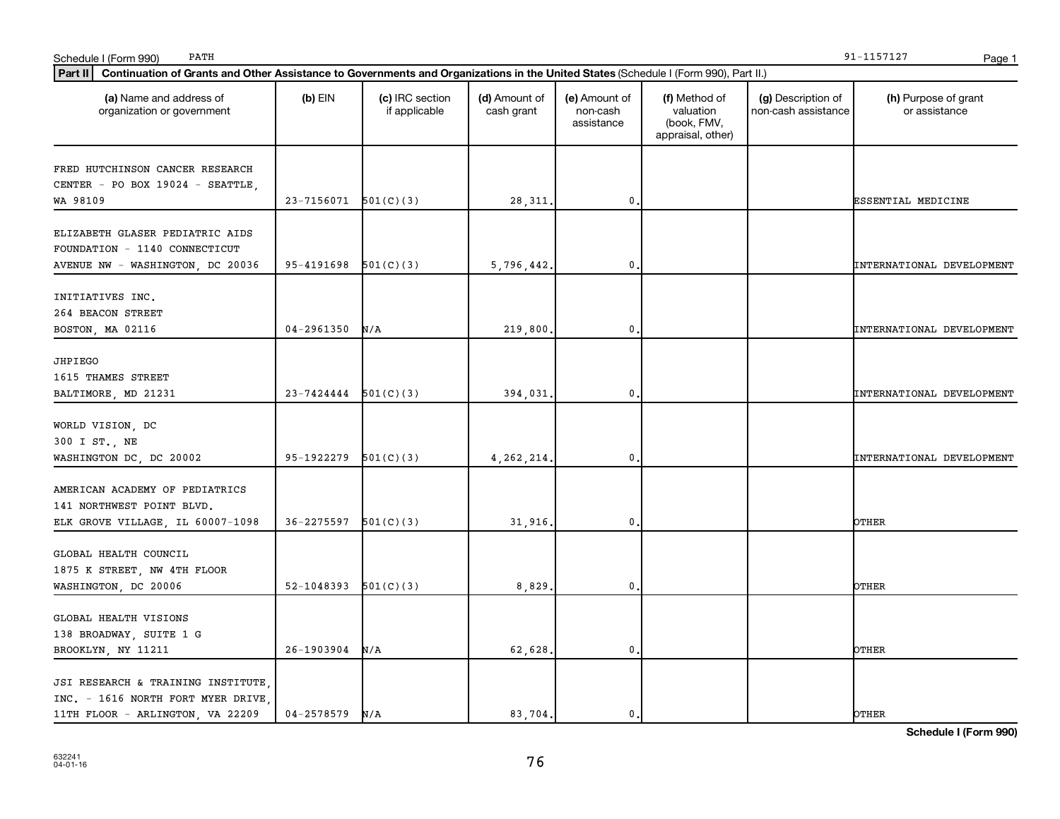Schedule I (Form 990) PATH 91-1157127

**Part II** **Continuation of Grants and Other Assistance to Governments and Organizations in the United States** (Schedule I (Form 990), Part II.)

| (a) Name and address of organization or government | (b) EIN | (c) IRC section if applicable | (d) Amount of cash grant | (e) Amount of non-cash assistance | (f) Method of valuation (book, FMV, appraisal, other) | (g) Description of non-cash assistance | (h) Purpose of grant or assistance |
|---|---|---|---|---|---|---|---|
| FRED HUTCHINSON CANCER RESEARCH CENTER - PO BOX 19024 - SEATTLE, WA 98109 | 23-7156071 | 501(C)(3) | 28,311. | 0. | | | ESSENTIAL MEDICINE |
| ELIZABETH GLASER PEDIATRIC AIDS FOUNDATION - 1140 CONNECTICUT AVENUE NW - WASHINGTON, DC 20036 | 95-4191698 | 501(C)(3) | 5,796,442. | 0. | | | INTERNATIONAL DEVELOPMENT |
| INITIATIVES INC. 264 BEACON STREET BOSTON, MA 02116 | 04-2961350 | N/A | 219,800. | 0. | | | INTERNATIONAL DEVELOPMENT |
| JHPIEGO 1615 THAMES STREET BALTIMORE, MD 21231 | 23-7424444 | 501(C)(3) | 394,031. | 0. | | | INTERNATIONAL DEVELOPMENT |
| WORLD VISION, DC 300 I ST., NE WASHINGTON DC, DC 20002 | 95-1922279 | 501(C)(3) | 4,262,214. | 0. | | | INTERNATIONAL DEVELOPMENT |
| AMERICAN ACADEMY OF PEDIATRICS 141 NORTHWEST POINT BLVD. ELK GROVE VILLAGE, IL 60007-1098 | 36-2275597 | 501(C)(3) | 31,916. | 0. | | | OTHER |
| GLOBAL HEALTH COUNCIL 1875 K STREET, NW 4TH FLOOR WASHINGTON, DC 20006 | 52-1048393 | 501(C)(3) | 8,829. | 0. | | | OTHER |
| GLOBAL HEALTH VISIONS 138 BROADWAY, SUITE 1 G BROOKLYN, NY 11211 | 26-1903904 | N/A | 62,628. | 0. | | | OTHER |
| JSI RESEARCH & TRAINING INSTITUTE, INC. - 1616 NORTH FORT MYER DRIVE, 11TH FLOOR - ARLINGTON, VA 22209 | 04-2578579 | N/A | 83,704. | 0. | | | OTHER |

**Schedule I (Form 990)**

632241
04-01-16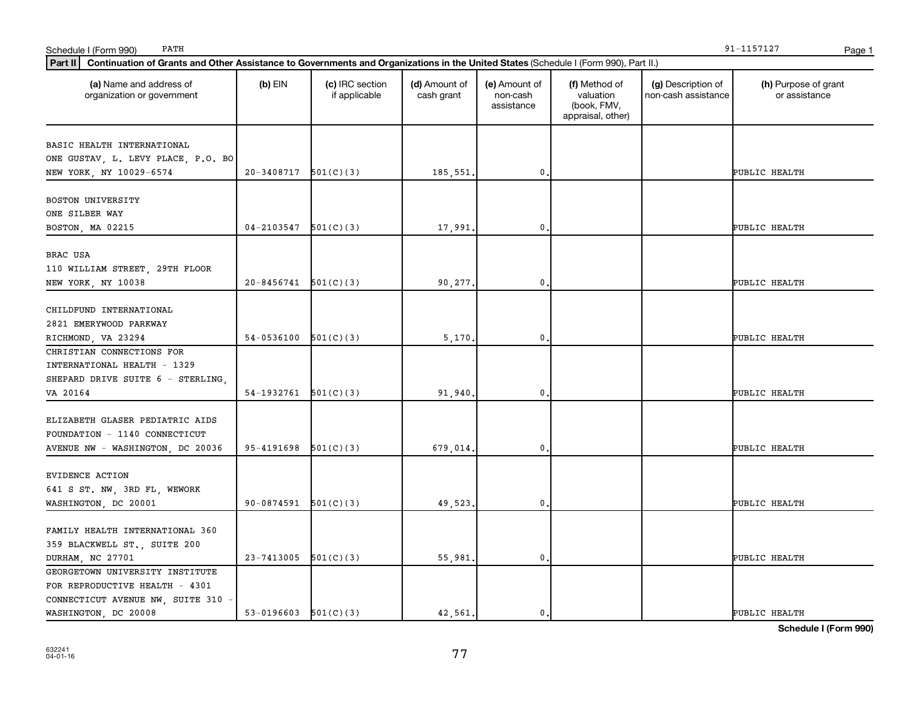Schedule I (Form 990) PATH 91-1157127

**Part II** **Continuation of Grants and Other Assistance to Governments and Organizations in the United States** (Schedule I (Form 990), Part II.)

| (a) Name and address of organization or government | (b) EIN | (c) IRC section if applicable | (d) Amount of cash grant | (e) Amount of non-cash assistance | (f) Method of valuation (book, FMV, appraisal, other) | (g) Description of non-cash assistance | (h) Purpose of grant or assistance |
|---|---|---|---|---|---|---|---|
| BASIC HEALTH INTERNATIONAL<br>ONE GUSTAV, L. LEVY PLACE, P.O. BO<br>NEW YORK, NY 10029-6574 | 20-3408717 | 501(C)(3) | 185,551. | 0. | | | PUBLIC HEALTH |
| BOSTON UNIVERSITY<br>ONE SILBER WAY<br>BOSTON, MA 02215 | 04-2103547 | 501(C)(3) | 17,991. | 0. | | | PUBLIC HEALTH |
| BRAC USA<br>110 WILLIAM STREET, 29TH FLOOR<br>NEW YORK, NY 10038 | 20-8456741 | 501(C)(3) | 90,277. | 0. | | | PUBLIC HEALTH |
| CHILDFUND INTERNATIONAL<br>2821 EMERYWOOD PARKWAY<br>RICHMOND, VA 23294 | 54-0536100 | 501(C)(3) | 5,170. | 0. | | | PUBLIC HEALTH |
| CHRISTIAN CONNECTIONS FOR<br>INTERNATIONAL HEALTH - 1329<br>SHEPARD DRIVE SUITE 6 - STERLING,<br>VA 20164 | 54-1932761 | 501(C)(3) | 91,940. | 0. | | | PUBLIC HEALTH |
| ELIZABETH GLASER PEDIATRIC AIDS<br>FOUNDATION - 1140 CONNECTICUT<br>AVENUE NW - WASHINGTON, DC 20036 | 95-4191698 | 501(C)(3) | 679,014. | 0. | | | PUBLIC HEALTH |
| EVIDENCE ACTION<br>641 S ST. NW, 3RD FL, WEWORK<br>WASHINGTON, DC 20001 | 90-0874591 | 501(C)(3) | 49,523. | 0. | | | PUBLIC HEALTH |
| FAMILY HEALTH INTERNATIONAL 360<br>359 BLACKWELL ST., SUITE 200<br>DURHAM, NC 27701 | 23-7413005 | 501(C)(3) | 55,981. | 0. | | | PUBLIC HEALTH |
| GEORGETOWN UNIVERSITY INSTITUTE<br>FOR REPRODUCTIVE HEALTH - 4301<br>CONNECTICUT AVENUE NW, SUITE 310 -<br>WASHINGTON, DC 20008 | 53-0196603 | 501(C)(3) | 42,561. | 0. | | | PUBLIC HEALTH |

**Schedule I (Form 990)**

632241
04-01-16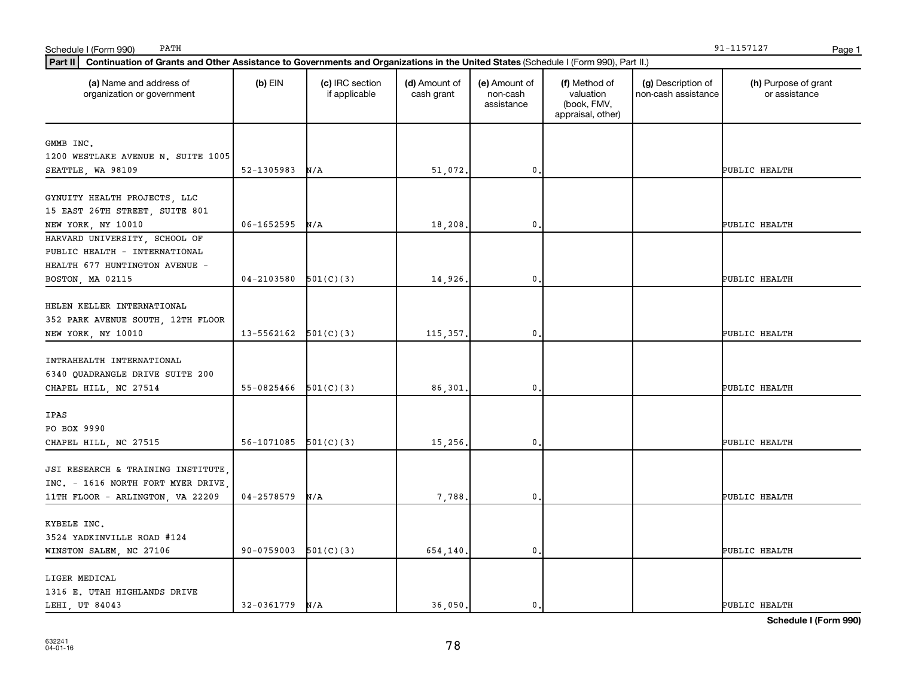Schedule I (Form 990) PATH 91-1157127

**Part II** **Continuation of Grants and Other Assistance to Governments and Organizations in the United States** (Schedule I (Form 990), Part II.)

| (a) Name and address of organization or government | (b) EIN | (c) IRC section if applicable | (d) Amount of cash grant | (e) Amount of non-cash assistance | (f) Method of valuation (book, FMV, appraisal, other) | (g) Description of non-cash assistance | (h) Purpose of grant or assistance |
|---|---|---|---|---|---|---|---|
| GMMB INC. 1200 WESTLAKE AVENUE N. SUITE 1005 SEATTLE, WA 98109 | 52-1305983 | N/A | 51,072. | 0. | | | PUBLIC HEALTH |
| GYNUITY HEALTH PROJECTS, LLC 15 EAST 26TH STREET, SUITE 801 NEW YORK, NY 10010 | 06-1652595 | N/A | 18,208. | 0. | | | PUBLIC HEALTH |
| HARVARD UNIVERSITY, SCHOOL OF PUBLIC HEALTH - INTERNATIONAL HEALTH 677 HUNTINGTON AVENUE - BOSTON, MA 02115 | 04-2103580 | 501(C)(3) | 14,926. | 0. | | | PUBLIC HEALTH |
| HELEN KELLER INTERNATIONAL 352 PARK AVENUE SOUTH, 12TH FLOOR NEW YORK, NY 10010 | 13-5562162 | 501(C)(3) | 115,357. | 0. | | | PUBLIC HEALTH |
| INTRAHEALTH INTERNATIONAL 6340 QUADRANGLE DRIVE SUITE 200 CHAPEL HILL, NC 27514 | 55-0825466 | 501(C)(3) | 86,301. | 0. | | | PUBLIC HEALTH |
| IPAS PO BOX 9990 CHAPEL HILL, NC 27515 | 56-1071085 | 501(C)(3) | 15,256. | 0. | | | PUBLIC HEALTH |
| JSI RESEARCH & TRAINING INSTITUTE, INC. - 1616 NORTH FORT MYER DRIVE, 11TH FLOOR - ARLINGTON, VA 22209 | 04-2578579 | N/A | 7,788. | 0. | | | PUBLIC HEALTH |
| KYBELE INC. 3524 YADKINVILLE ROAD #124 WINSTON SALEM, NC 27106 | 90-0759003 | 501(C)(3) | 654,140. | 0. | | | PUBLIC HEALTH |
| LIGER MEDICAL 1316 E. UTAH HIGHLANDS DRIVE LEHI, UT 84043 | 32-0361779 | N/A | 36,050. | 0. | | | PUBLIC HEALTH |

**Schedule I (Form 990)**

632241
04-01-16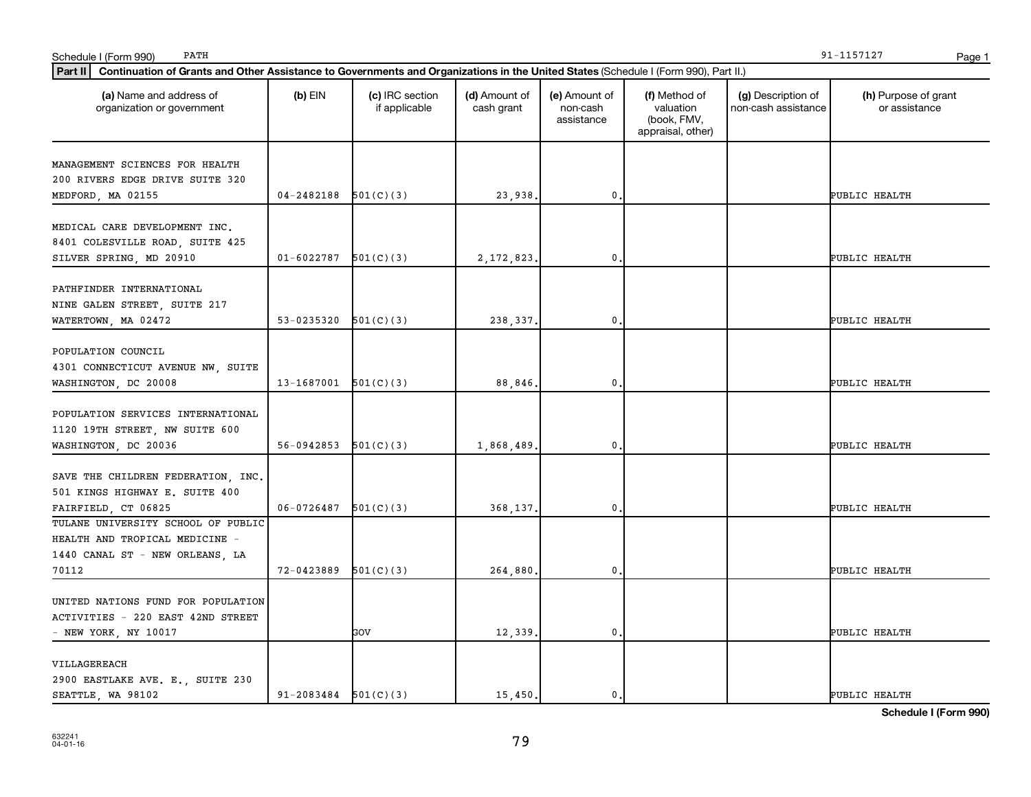Schedule I (Form 990) PATH 91-1157127

**Part II** **Continuation of Grants and Other Assistance to Governments and Organizations in the United States** (Schedule I (Form 990), Part II.)

| (a) Name and address of organization or government | (b) EIN | (c) IRC section if applicable | (d) Amount of cash grant | (e) Amount of non-cash assistance | (f) Method of valuation (book, FMV, appraisal, other) | (g) Description of non-cash assistance | (h) Purpose of grant or assistance |
|---|---|---|---|---|---|---|---|
| MANAGEMENT SCIENCES FOR HEALTH 200 RIVERS EDGE DRIVE SUITE 320 MEDFORD, MA 02155 | 04-2482188 | 501(C)(3) | 23,938. | 0. | | | PUBLIC HEALTH |
| MEDICAL CARE DEVELOPMENT INC. 8401 COLESVILLE ROAD, SUITE 425 SILVER SPRING, MD 20910 | 01-6022787 | 501(C)(3) | 2,172,823. | 0. | | | PUBLIC HEALTH |
| PATHFINDER INTERNATIONAL NINE GALEN STREET, SUITE 217 WATERTOWN, MA 02472 | 53-0235320 | 501(C)(3) | 238,337. | 0. | | | PUBLIC HEALTH |
| POPULATION COUNCIL 4301 CONNECTICUT AVENUE NW, SUITE WASHINGTON, DC 20008 | 13-1687001 | 501(C)(3) | 88,846. | 0. | | | PUBLIC HEALTH |
| POPULATION SERVICES INTERNATIONAL 1120 19TH STREET, NW SUITE 600 WASHINGTON, DC 20036 | 56-0942853 | 501(C)(3) | 1,868,489. | 0. | | | PUBLIC HEALTH |
| SAVE THE CHILDREN FEDERATION, INC. 501 KINGS HIGHWAY E. SUITE 400 FAIRFIELD, CT 06825 | 06-0726487 | 501(C)(3) | 368,137. | 0. | | | PUBLIC HEALTH |
| TULANE UNIVERSITY SCHOOL OF PUBLIC HEALTH AND TROPICAL MEDICINE - 1440 CANAL ST - NEW ORLEANS, LA 70112 | 72-0423889 | 501(C)(3) | 264,880. | 0. | | | PUBLIC HEALTH |
| UNITED NATIONS FUND FOR POPULATION ACTIVITIES - 220 EAST 42ND STREET - NEW YORK, NY 10017 | | GOV | 12,339. | 0. | | | PUBLIC HEALTH |
| VILLAGEREACH 2900 EASTLAKE AVE. E., SUITE 230 SEATTLE, WA 98102 | 91-2083484 | 501(C)(3) | 15,450. | 0. | | | PUBLIC HEALTH |

**Schedule I (Form 990)**

632241 04-01-16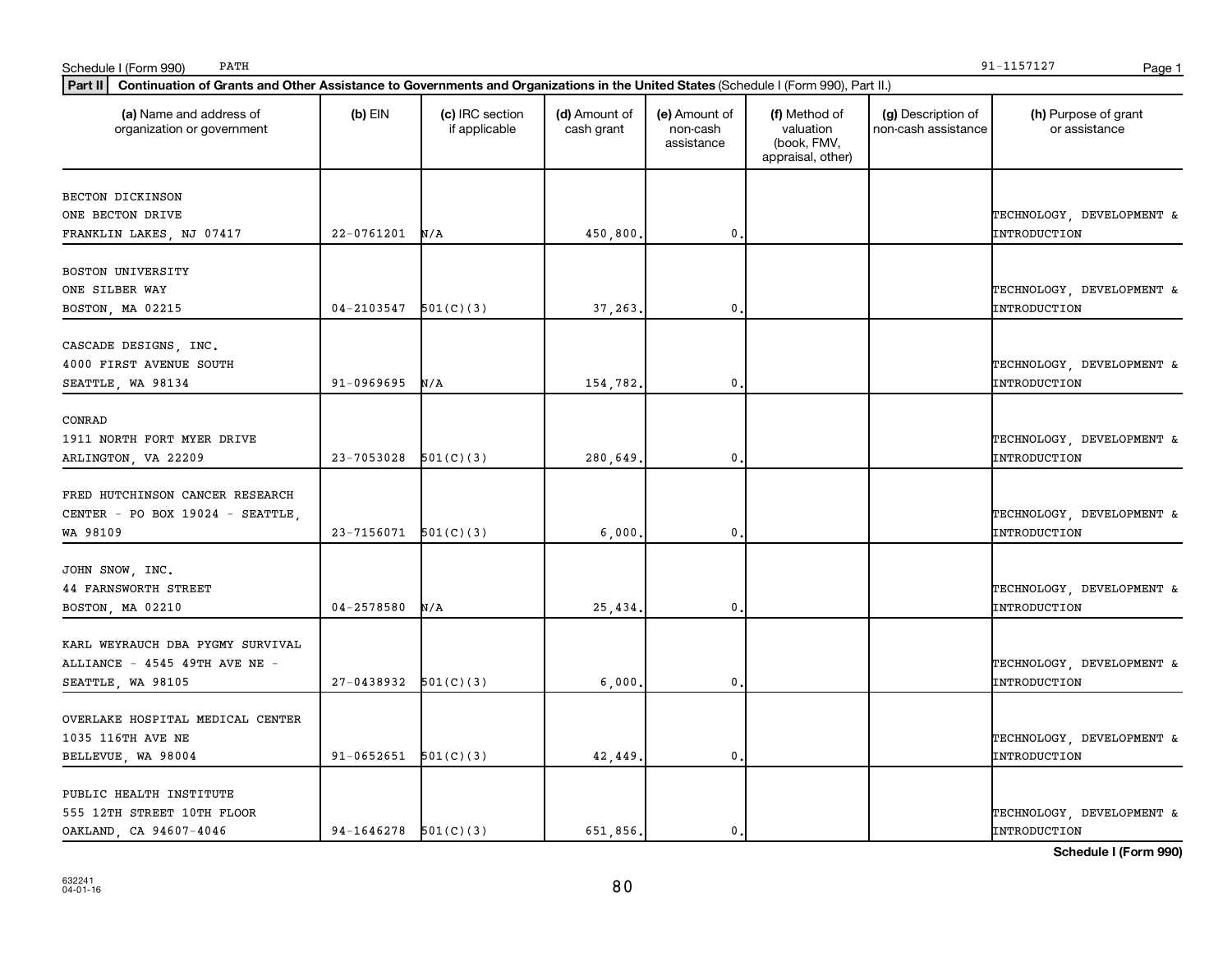Schedule I (Form 990) PATH 91-1157127

**Part II** **Continuation of Grants and Other Assistance to Governments and Organizations in the United States** (Schedule I (Form 990), Part II.)

| (a) Name and address of organization or government | (b) EIN | (c) IRC section if applicable | (d) Amount of cash grant | (e) Amount of non-cash assistance | (f) Method of valuation (book, FMV, appraisal, other) | (g) Description of non-cash assistance | (h) Purpose of grant or assistance |
|---|---|---|---|---|---|---|---|
| BECTON DICKINSON<br>ONE BECTON DRIVE<br>FRANKLIN LAKES, NJ 07417 | 22-0761201 | N/A | 450,800. | 0. | | | TECHNOLOGY, DEVELOPMENT & INTRODUCTION |
| BOSTON UNIVERSITY<br>ONE SILBER WAY<br>BOSTON, MA 02215 | 04-2103547 | 501(C)(3) | 37,263. | 0. | | | TECHNOLOGY, DEVELOPMENT & INTRODUCTION |
| CASCADE DESIGNS, INC.<br>4000 FIRST AVENUE SOUTH<br>SEATTLE, WA 98134 | 91-0969695 | N/A | 154,782. | 0. | | | TECHNOLOGY, DEVELOPMENT & INTRODUCTION |
| CONRAD<br>1911 NORTH FORT MYER DRIVE<br>ARLINGTON, VA 22209 | 23-7053028 | 501(C)(3) | 280,649. | 0. | | | TECHNOLOGY, DEVELOPMENT & INTRODUCTION |
| FRED HUTCHINSON CANCER RESEARCH CENTER - PO BOX 19024 - SEATTLE, WA 98109 | 23-7156071 | 501(C)(3) | 6,000. | 0. | | | TECHNOLOGY, DEVELOPMENT & INTRODUCTION |
| JOHN SNOW, INC.<br>44 FARNSWORTH STREET<br>BOSTON, MA 02210 | 04-2578580 | N/A | 25,434. | 0. | | | TECHNOLOGY, DEVELOPMENT & INTRODUCTION |
| KARL WEYRAUCH DBA PYGMY SURVIVAL ALLIANCE - 4545 49TH AVE NE - SEATTLE, WA 98105 | 27-0438932 | 501(C)(3) | 6,000. | 0. | | | TECHNOLOGY, DEVELOPMENT & INTRODUCTION |
| OVERLAKE HOSPITAL MEDICAL CENTER<br>1035 116TH AVE NE<br>BELLEVUE, WA 98004 | 91-0652651 | 501(C)(3) | 42,449. | 0. | | | TECHNOLOGY, DEVELOPMENT & INTRODUCTION |
| PUBLIC HEALTH INSTITUTE<br>555 12TH STREET 10TH FLOOR<br>OAKLAND, CA 94607-4046 | 94-1646278 | 501(C)(3) | 651,856. | 0. | | | TECHNOLOGY, DEVELOPMENT & INTRODUCTION |

**Schedule I (Form 990)**

632241
04-01-16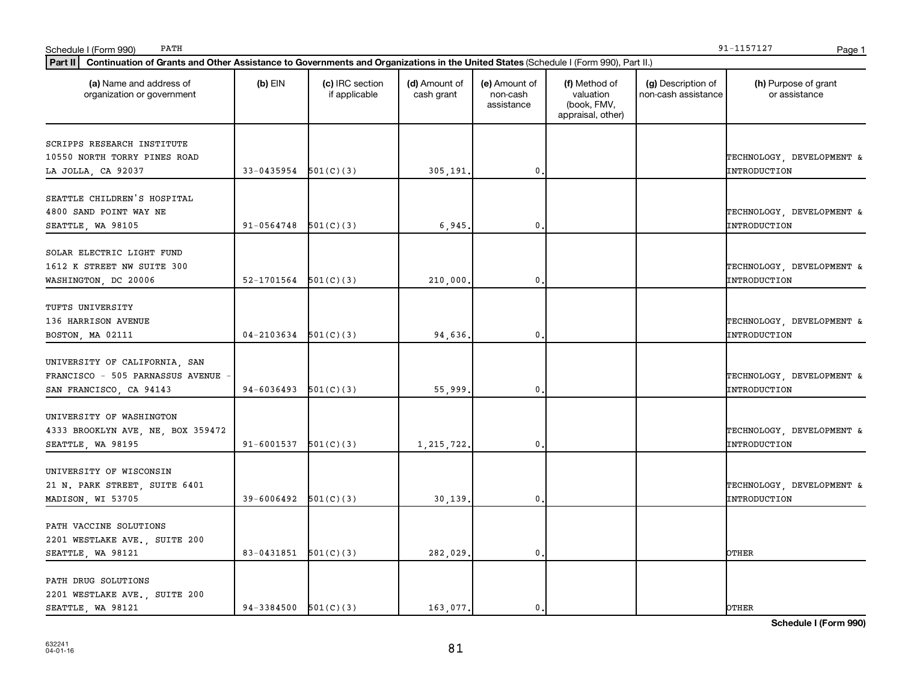Schedule I (Form 990) PATH 91-1157127

**Part II** **Continuation of Grants and Other Assistance to Governments and Organizations in the United States** (Schedule I (Form 990), Part II.)

| (a) Name and address of organization or government | (b) EIN | (c) IRC section if applicable | (d) Amount of cash grant | (e) Amount of non-cash assistance | (f) Method of valuation (book, FMV, appraisal, other) | (g) Description of non-cash assistance | (h) Purpose of grant or assistance |
|---|---|---|---|---|---|---|---|
| SCRIPPS RESEARCH INSTITUTE<br>10550 NORTH TORRY PINES ROAD<br>LA JOLLA, CA 92037 | 33-0435954 | 501(C)(3) | 305,191. | 0. | | | TECHNOLOGY, DEVELOPMENT & INTRODUCTION |
| SEATTLE CHILDREN'S HOSPITAL<br>4800 SAND POINT WAY NE<br>SEATTLE, WA 98105 | 91-0564748 | 501(C)(3) | 6,945. | 0. | | | TECHNOLOGY, DEVELOPMENT & INTRODUCTION |
| SOLAR ELECTRIC LIGHT FUND<br>1612 K STREET NW SUITE 300<br>WASHINGTON, DC 20006 | 52-1701564 | 501(C)(3) | 210,000. | 0. | | | TECHNOLOGY, DEVELOPMENT & INTRODUCTION |
| TUFTS UNIVERSITY<br>136 HARRISON AVENUE<br>BOSTON, MA 02111 | 04-2103634 | 501(C)(3) | 94,636. | 0. | | | TECHNOLOGY, DEVELOPMENT & INTRODUCTION |
| UNIVERSITY OF CALIFORNIA, SAN FRANCISCO - 505 PARNASSUS AVENUE -<br>SAN FRANCISCO, CA 94143 | 94-6036493 | 501(C)(3) | 55,999. | 0. | | | TECHNOLOGY, DEVELOPMENT & INTRODUCTION |
| UNIVERSITY OF WASHINGTON<br>4333 BROOKLYN AVE, NE, BOX 359472<br>SEATTLE, WA 98195 | 91-6001537 | 501(C)(3) | 1,215,722. | 0. | | | TECHNOLOGY, DEVELOPMENT & INTRODUCTION |
| UNIVERSITY OF WISCONSIN<br>21 N. PARK STREET, SUITE 6401<br>MADISON, WI 53705 | 39-6006492 | 501(C)(3) | 30,139. | 0. | | | TECHNOLOGY, DEVELOPMENT & INTRODUCTION |
| PATH VACCINE SOLUTIONS<br>2201 WESTLAKE AVE., SUITE 200<br>SEATTLE, WA 98121 | 83-0431851 | 501(C)(3) | 282,029. | 0. | | | OTHER |
| PATH DRUG SOLUTIONS<br>2201 WESTLAKE AVE., SUITE 200<br>SEATTLE, WA 98121 | 94-3384500 | 501(C)(3) | 163,077. | 0. | | | OTHER |

**Schedule I (Form 990)**

632241
04-01-16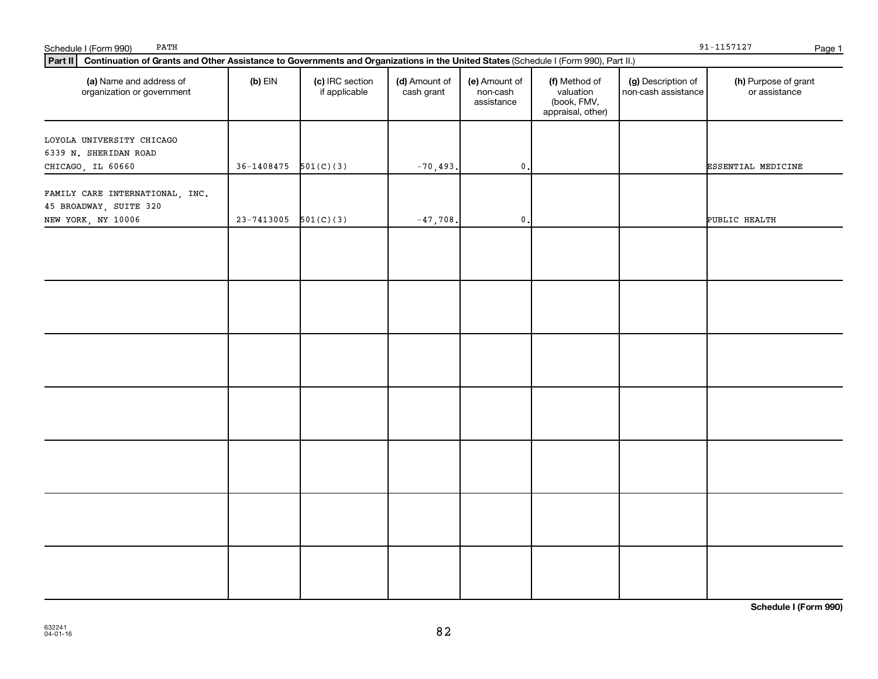Schedule I (Form 990) PATH 91-1157127

**Part II** **Continuation of Grants and Other Assistance to Governments and Organizations in the United States** (Schedule I (Form 990), Part II.)

| (a) Name and address of organization or government | (b) EIN | (c) IRC section if applicable | (d) Amount of cash grant | (e) Amount of non-cash assistance | (f) Method of valuation (book, FMV, appraisal, other) | (g) Description of non-cash assistance | (h) Purpose of grant or assistance |
|---|---|---|---|---|---|---|---|
| LOYOLA UNIVERSITY CHICAGO 6339 N. SHERIDAN ROAD CHICAGO, IL 60660 | 36-1408475 | 501(C)(3) | -70,493. | 0. | | | ESSENTIAL MEDICINE |
| FAMILY CARE INTERNATIONAL, INC. 45 BROADWAY, SUITE 320 NEW YORK, NY 10006 | 23-7413005 | 501(C)(3) | -47,708. | 0. | | | PUBLIC HEALTH |
| | | | | | | | |
| | | | | | | | |
| | | | | | | | |
| | | | | | | | |
| | | | | | | | |
| | | | | | | | |
| | | | | | | | |

**Schedule I (Form 990)**

632241
04-01-16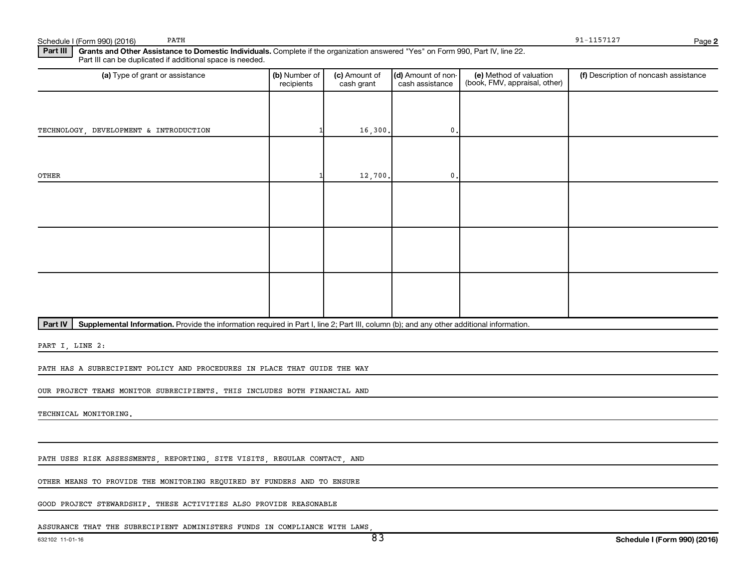Schedule I (Form 990) (2016) PATH 91-1157127 Page **2**

**Part III** **Grants and Other Assistance to Domestic Individuals.** Complete if the organization answered "Yes" on Form 990, Part IV, line 22. Part III can be duplicated if additional space is needed.

| (a) Type of grant or assistance | (b) Number of recipients | (c) Amount of cash grant | (d) Amount of non-cash assistance | (e) Method of valuation (book, FMV, appraisal, other) | (f) Description of noncash assistance |
|---|---|---|---|---|---|
| TECHNOLOGY, DEVELOPMENT & INTRODUCTION | 1 | 16,300. | 0. | | |
| OTHER | 1 | 12,700. | 0. | | |
| | | | | | |
| | | | | | |
| | | | | | |

**Part IV** **Supplemental Information.** Provide the information required in Part I, line 2; Part III, column (b); and any other additional information.

PART I, LINE 2:

PATH HAS A SUBRECIPIENT POLICY AND PROCEDURES IN PLACE THAT GUIDE THE WAY OUR PROJECT TEAMS MONITOR SUBRECIPIENTS. THIS INCLUDES BOTH FINANCIAL AND TECHNICAL MONITORING.

PATH USES RISK ASSESSMENTS, REPORTING, SITE VISITS, REGULAR CONTACT, AND OTHER MEANS TO PROVIDE THE MONITORING REQUIRED BY FUNDERS AND TO ENSURE GOOD PROJECT STEWARDSHIP. THESE ACTIVITIES ALSO PROVIDE REASONABLE ASSURANCE THAT THE SUBRECIPIENT ADMINISTERS FUNDS IN COMPLIANCE WITH LAWS,

632102 11-01-16 **Schedule I (Form 990) (2016)**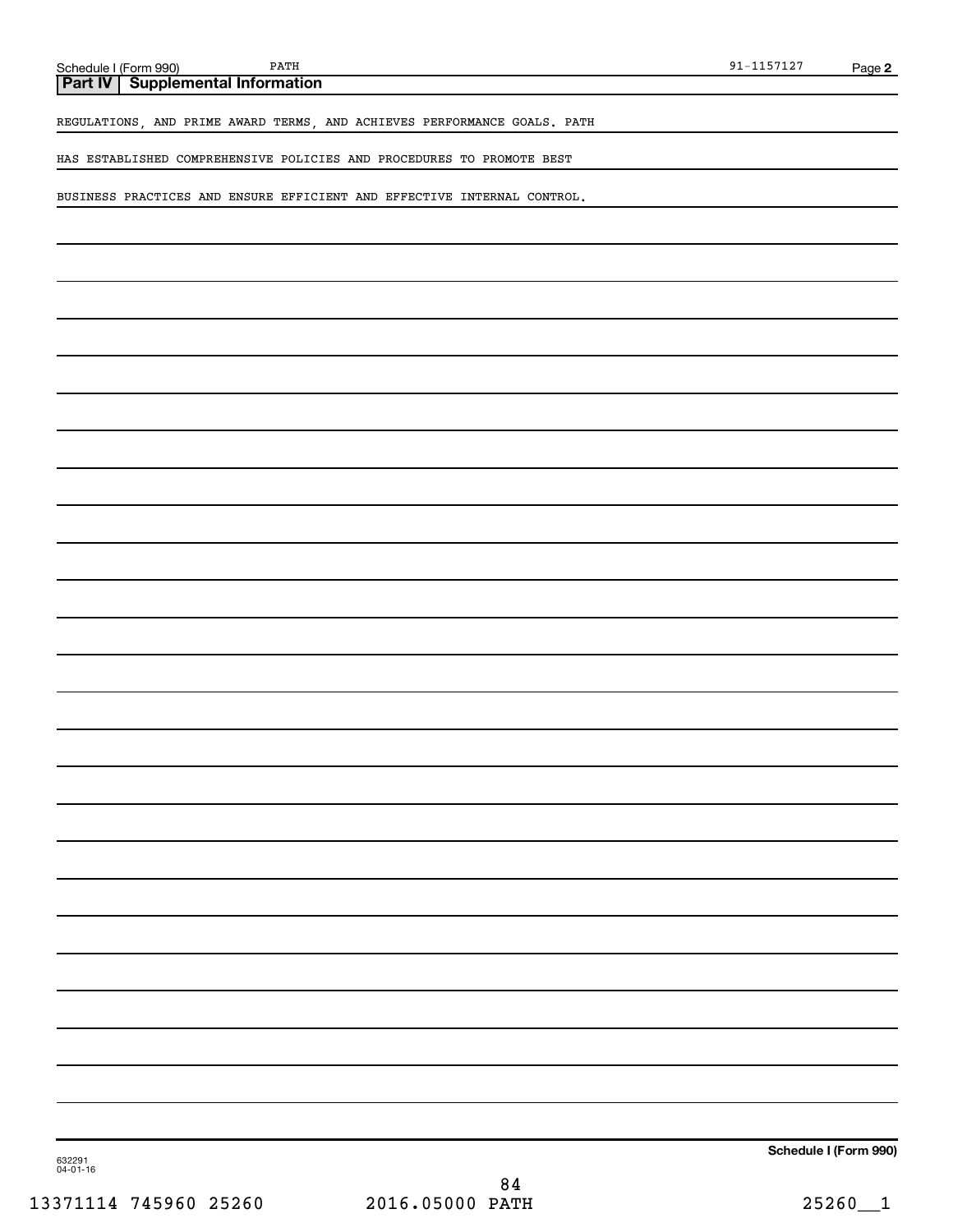Schedule I (Form 990) PATH 91-1157127 Page 2

**Part IV | Supplemental Information**

REGULATIONS, AND PRIME AWARD TERMS, AND ACHIEVES PERFORMANCE GOALS. PATH

HAS ESTABLISHED COMPREHENSIVE POLICIES AND PROCEDURES TO PROMOTE BEST

BUSINESS PRACTICES AND ENSURE EFFICIENT AND EFFECTIVE INTERNAL CONTROL.

**Schedule I (Form 990)**

632291
04-01-16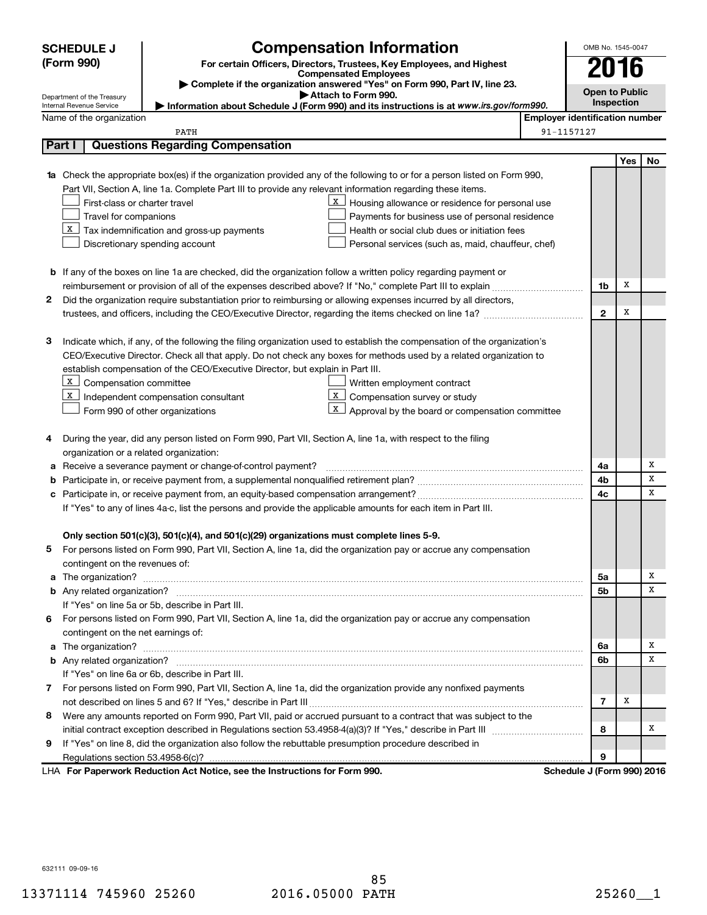# SCHEDULE J (Form 990)

Department of the Treasury
Internal Revenue Service

# Compensation Information

**For certain Officers, Directors, Trustees, Key Employees, and Highest Compensated Employees**

▶ Complete if the organization answered "Yes" on Form 990, Part IV, line 23.
▶ Attach to Form 990.
▶ Information about Schedule J (Form 990) and its instructions is at *www.irs.gov/form990.*

OMB No. 1545-0047

**2016**

**Open to Public Inspection**

Name of the organization: PATH

Employer identification number: 91-1157127

## Part I Questions Regarding Compensation

| | | | Yes | No |
|---|---|---|---|---|
| **1a** | Check the appropriate box(es) if the organization provided any of the following to or for a person listed on Form 990, Part VII, Section A, line 1a. Complete Part III to provide any relevant information regarding these items.<br>☐ First-class or charter travel<br>☐ Travel for companions<br>☒ Tax indemnification and gross-up payments<br>☐ Discretionary spending account<br>☒ Housing allowance or residence for personal use<br>☐ Payments for business use of personal residence<br>☐ Health or social club dues or initiation fees<br>☐ Personal services (such as, maid, chauffeur, chef) | | | |
| **b** | If any of the boxes on line 1a are checked, did the organization follow a written policy regarding payment or reimbursement or provision of all of the expenses described above? If "No," complete Part III to explain | 1b | X | |
| **2** | Did the organization require substantiation prior to reimbursing or allowing expenses incurred by all directors, trustees, and officers, including the CEO/Executive Director, regarding the items checked on line 1a? | 2 | X | |
| **3** | Indicate which, if any, of the following the filing organization used to establish the compensation of the organization's CEO/Executive Director. Check all that apply. Do not check any boxes for methods used by a related organization to establish compensation of the CEO/Executive Director, but explain in Part III.<br>☒ Compensation committee<br>☒ Independent compensation consultant<br>☐ Form 990 of other organizations<br>☐ Written employment contract<br>☒ Compensation survey or study<br>☒ Approval by the board or compensation committee | | | |
| **4** | During the year, did any person listed on Form 990, Part VII, Section A, line 1a, with respect to the filing organization or a related organization: | | | |
| **a** | Receive a severance payment or change-of-control payment? | 4a | | X |
| **b** | Participate in, or receive payment from, a supplemental nonqualified retirement plan? | 4b | | X |
| **c** | Participate in, or receive payment from, an equity-based compensation arrangement? | 4c | | X |
| | If "Yes" to any of lines 4a-c, list the persons and provide the applicable amounts for each item in Part III. | | | |
| | **Only section 501(c)(3), 501(c)(4), and 501(c)(29) organizations must complete lines 5-9.** | | | |
| **5** | For persons listed on Form 990, Part VII, Section A, line 1a, did the organization pay or accrue any compensation contingent on the revenues of: | | | |
| **a** | The organization? | 5a | | X |
| **b** | Any related organization? | 5b | | X |
| | If "Yes" on line 5a or 5b, describe in Part III. | | | |
| **6** | For persons listed on Form 990, Part VII, Section A, line 1a, did the organization pay or accrue any compensation contingent on the net earnings of: | | | |
| **a** | The organization? | 6a | | X |
| **b** | Any related organization? | 6b | | X |
| | If "Yes" on line 6a or 6b, describe in Part III. | | | |
| **7** | For persons listed on Form 990, Part VII, Section A, line 1a, did the organization provide any nonfixed payments not described on lines 5 and 6? If "Yes," describe in Part III | 7 | X | |
| **8** | Were any amounts reported on Form 990, Part VII, paid or accrued pursuant to a contract that was subject to the initial contract exception described in Regulations section 53.4958-4(a)(3)? If "Yes," describe in Part III | 8 | | X |
| **9** | If "Yes" on line 8, did the organization also follow the rebuttable presumption procedure described in Regulations section 53.4958-6(c)? | 9 | | |

LHA **For Paperwork Reduction Act Notice, see the Instructions for Form 990.** **Schedule J (Form 990) 2016**

632111 09-09-16

13371114 745960 25260 2016.05000 PATH 25260__1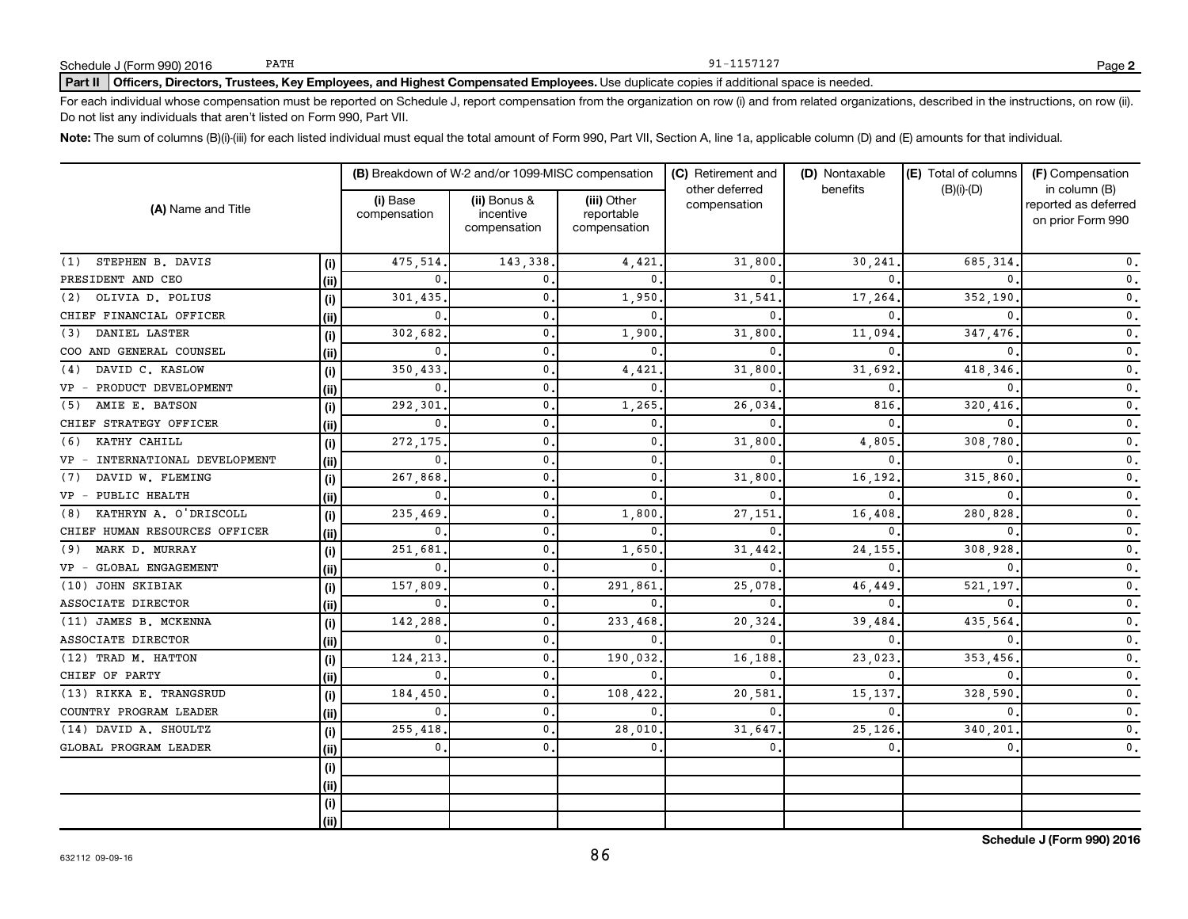**Part II** **Officers, Directors, Trustees, Key Employees, and Highest Compensated Employees.** Use duplicate copies if additional space is needed.

For each individual whose compensation must be reported on Schedule J, report compensation from the organization on row (i) and from related organizations, described in the instructions, on row (ii). Do not list any individuals that aren't listed on Form 990, Part VII.

**Note:** The sum of columns (B)(i)-(iii) for each listed individual must equal the total amount of Form 990, Part VII, Section A, line 1a, applicable column (D) and (E) amounts for that individual.

| (A) Name and Title | | (B) Breakdown of W-2 and/or 1099-MISC compensation | | | (C) Retirement and other deferred compensation | (D) Nontaxable benefits | (E) Total of columns (B)(i)-(D) | (F) Compensation in column (B) reported as deferred on prior Form 990 |
|---|---|---|---|---|---|---|---|---|
| | | (i) Base compensation | (ii) Bonus & incentive compensation | (iii) Other reportable compensation | | | | |
| (1) STEPHEN B. DAVIS | (i) | 475,514. | 143,338. | 4,421. | 31,800. | 30,241. | 685,314. | 0. |
| PRESIDENT AND CEO | (ii) | 0. | 0. | 0. | 0. | 0. | 0. | 0. |
| (2) OLIVIA D. POLIUS | (i) | 301,435. | 0. | 1,950. | 31,541. | 17,264. | 352,190. | 0. |
| CHIEF FINANCIAL OFFICER | (ii) | 0. | 0. | 0. | 0. | 0. | 0. | 0. |
| (3) DANIEL LASTER | (i) | 302,682. | 0. | 1,900. | 31,800. | 11,094. | 347,476. | 0. |
| COO AND GENERAL COUNSEL | (ii) | 0. | 0. | 0. | 0. | 0. | 0. | 0. |
| (4) DAVID C. KASLOW | (i) | 350,433. | 0. | 4,421. | 31,800. | 31,692. | 418,346. | 0. |
| VP - PRODUCT DEVELOPMENT | (ii) | 0. | 0. | 0. | 0. | 0. | 0. | 0. |
| (5) AMIE E. BATSON | (i) | 292,301. | 0. | 1,265. | 26,034. | 816. | 320,416. | 0. |
| CHIEF STRATEGY OFFICER | (ii) | 0. | 0. | 0. | 0. | 0. | 0. | 0. |
| (6) KATHY CAHILL | (i) | 272,175. | 0. | 0. | 31,800. | 4,805. | 308,780. | 0. |
| VP - INTERNATIONAL DEVELOPMENT | (ii) | 0. | 0. | 0. | 0. | 0. | 0. | 0. |
| (7) DAVID W. FLEMING | (i) | 267,868. | 0. | 0. | 31,800. | 16,192. | 315,860. | 0. |
| VP - PUBLIC HEALTH | (ii) | 0. | 0. | 0. | 0. | 0. | 0. | 0. |
| (8) KATHRYN A. O'DRISCOLL | (i) | 235,469. | 0. | 1,800. | 27,151. | 16,408. | 280,828. | 0. |
| CHIEF HUMAN RESOURCES OFFICER | (ii) | 0. | 0. | 0. | 0. | 0. | 0. | 0. |
| (9) MARK D. MURRAY | (i) | 251,681. | 0. | 1,650. | 31,442. | 24,155. | 308,928. | 0. |
| VP - GLOBAL ENGAGEMENT | (ii) | 0. | 0. | 0. | 0. | 0. | 0. | 0. |
| (10) JOHN SKIBIAK | (i) | 157,809. | 0. | 291,861. | 25,078. | 46,449. | 521,197. | 0. |
| ASSOCIATE DIRECTOR | (ii) | 0. | 0. | 0. | 0. | 0. | 0. | 0. |
| (11) JAMES B. MCKENNA | (i) | 142,288. | 0. | 233,468. | 20,324. | 39,484. | 435,564. | 0. |
| ASSOCIATE DIRECTOR | (ii) | 0. | 0. | 0. | 0. | 0. | 0. | 0. |
| (12) TRAD M. HATTON | (i) | 124,213. | 0. | 190,032. | 16,188. | 23,023. | 353,456. | 0. |
| CHIEF OF PARTY | (ii) | 0. | 0. | 0. | 0. | 0. | 0. | 0. |
| (13) RIKKA E. TRANGSRUD | (i) | 184,450. | 0. | 108,422. | 20,581. | 15,137. | 328,590. | 0. |
| COUNTRY PROGRAM LEADER | (ii) | 0. | 0. | 0. | 0. | 0. | 0. | 0. |
| (14) DAVID A. SHOULTZ | (i) | 255,418. | 0. | 28,010. | 31,647. | 25,126. | 340,201. | 0. |
| GLOBAL PROGRAM LEADER | (ii) | 0. | 0. | 0. | 0. | 0. | 0. | 0. |
| | (i) | | | | | | | |
| | (ii) | | | | | | | |
| | (i) | | | | | | | |
| | (ii) | | | | | | | |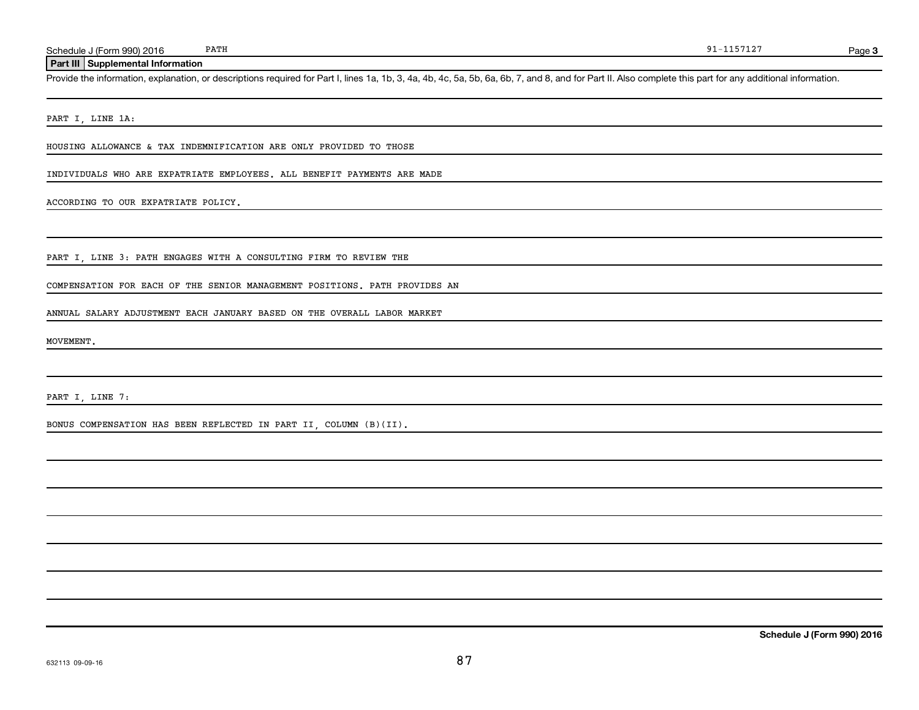Schedule J (Form 990) 2016 PATH 91-1157127 Page **3**

## Part III Supplemental Information

Provide the information, explanation, or descriptions required for Part I, lines 1a, 1b, 3, 4a, 4b, 4c, 5a, 5b, 6a, 6b, 7, and 8, and for Part II. Also complete this part for any additional information.

PART I, LINE 1A:

HOUSING ALLOWANCE & TAX INDEMNIFICATION ARE ONLY PROVIDED TO THOSE INDIVIDUALS WHO ARE EXPATRIATE EMPLOYEES. ALL BENEFIT PAYMENTS ARE MADE ACCORDING TO OUR EXPATRIATE POLICY.

PART I, LINE 3: PATH ENGAGES WITH A CONSULTING FIRM TO REVIEW THE COMPENSATION FOR EACH OF THE SENIOR MANAGEMENT POSITIONS. PATH PROVIDES AN ANNUAL SALARY ADJUSTMENT EACH JANUARY BASED ON THE OVERALL LABOR MARKET MOVEMENT.

PART I, LINE 7:

BONUS COMPENSATION HAS BEEN REFLECTED IN PART II, COLUMN (B)(II).

**Schedule J (Form 990) 2016**

632113 09-09-16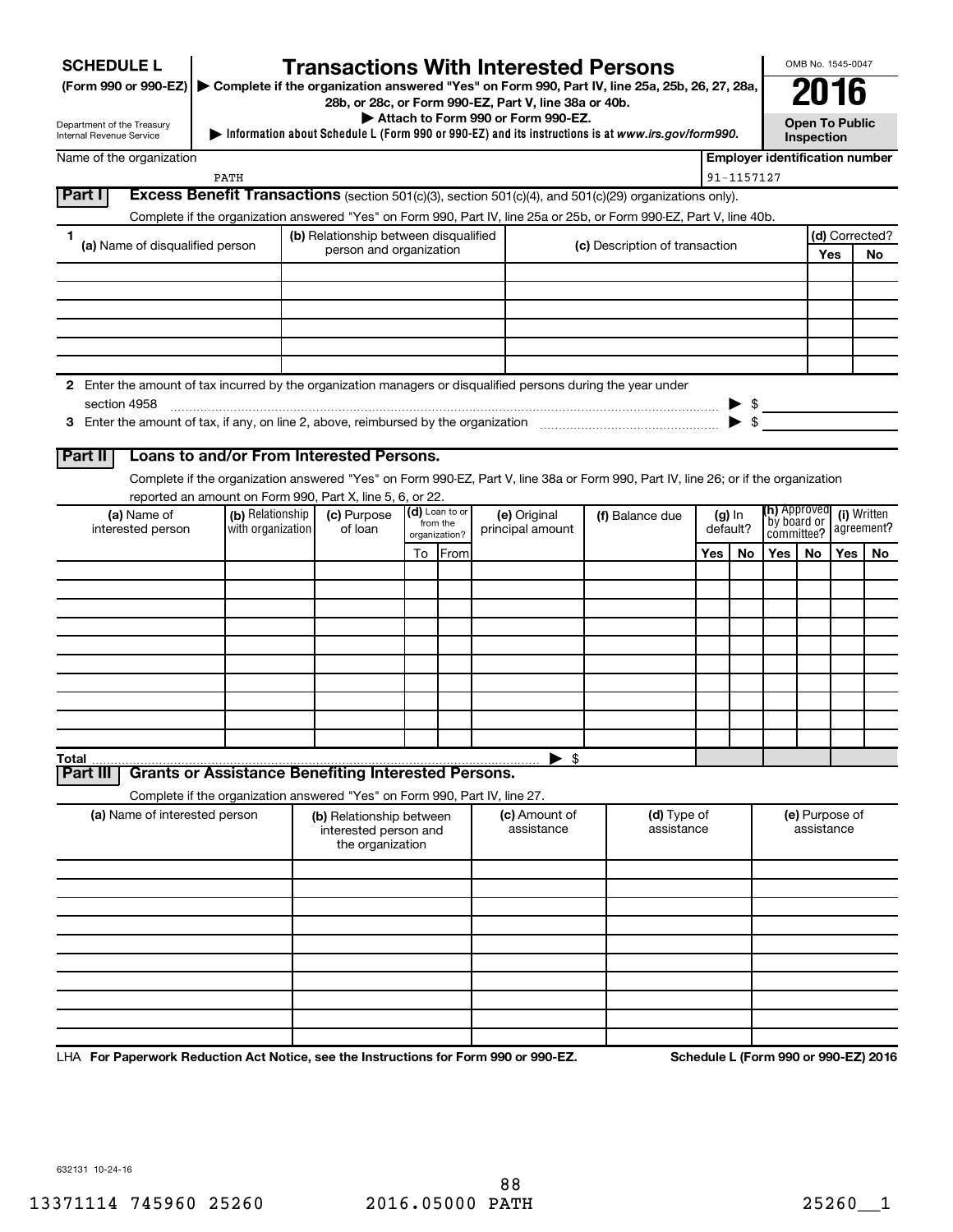**SCHEDULE L**
**(Form 990 or 990-EZ)**

Department of the Treasury
Internal Revenue Service

# Transactions With Interested Persons

▶ **Complete if the organization answered "Yes" on Form 990, Part IV, line 25a, 25b, 26, 27, 28a, 28b, or 28c, or Form 990-EZ, Part V, line 38a or 40b.**
▶ **Attach to Form 990 or Form 990-EZ.**
▶ **Information about Schedule L (Form 990 or 990-EZ) and its instructions is at** ***www.irs.gov/form990.***

OMB No. 1545-0047

**2016**

**Open To Public Inspection**

Name of the organization: PATH

**Employer identification number:** 91-1157127

## Part I — Excess Benefit Transactions (section 501(c)(3), section 501(c)(4), and 501(c)(29) organizations only).

Complete if the organization answered "Yes" on Form 990, Part IV, line 25a or 25b, or Form 990-EZ, Part V, line 40b.

| 1 (a) Name of disqualified person | (b) Relationship between disqualified person and organization | (c) Description of transaction | (d) Corrected? | |
|---|---|---|---|---|
| | | | Yes | No |
| | | | | |
| | | | | |
| | | | | |
| | | | | |
| | | | | |
| | | | | |

**2** Enter the amount of tax incurred by the organization managers or disqualified persons during the year under section 4958 ▶ $

**3** Enter the amount of tax, if any, on line 2, above, reimbursed by the organization ▶ $

## Part II — Loans to and/or From Interested Persons.

Complete if the organization answered "Yes" on Form 990-EZ, Part V, line 38a or Form 990, Part IV, line 26; or if the organization reported an amount on Form 990, Part X, line 5, 6, or 22.

| (a) Name of interested person | (b) Relationship with organization | (c) Purpose of loan | (d) Loan to or from the organization? | | (e) Original principal amount | (f) Balance due | (g) In default? | | (h) Approved by board or committee? | | (i) Written agreement? | |
|---|---|---|---|---|---|---|---|---|---|---|---|---|
| | | | To | From | | | Yes | No | Yes | No | Yes | No |
| | | | | | | | | | | | | |
| | | | | | | | | | | | | |
| | | | | | | | | | | | | |
| | | | | | | | | | | | | |
| | | | | | | | | | | | | |
| | | | | | | | | | | | | |
| | | | | | | | | | | | | |
| | | | | | | | | | | | | |
| | | | | | | | | | | | | |
| | | | | | | | | | | | | |
| **Total** | | | | | ▶ $ | | | | | | | |

## Part III — Grants or Assistance Benefiting Interested Persons.

Complete if the organization answered "Yes" on Form 990, Part IV, line 27.

| (a) Name of interested person | (b) Relationship between interested person and the organization | (c) Amount of assistance | (d) Type of assistance | (e) Purpose of assistance |
|---|---|---|---|---|
| | | | | |
| | | | | |
| | | | | |
| | | | | |
| | | | | |
| | | | | |
| | | | | |
| | | | | |
| | | | | |
| | | | | |

LHA **For Paperwork Reduction Act Notice, see the Instructions for Form 990 or 990-EZ.** **Schedule L (Form 990 or 990-EZ) 2016**

632131 10-24-16

13371114 745960 25260 2016.05000 PATH 25260__1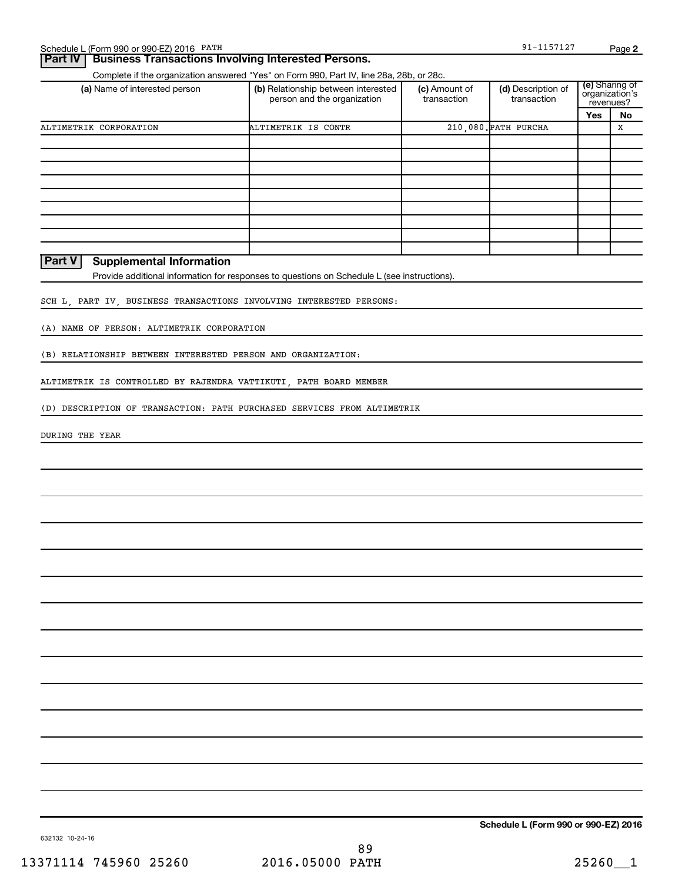## Part IV | Business Transactions Involving Interested Persons.

Complete if the organization answered "Yes" on Form 990, Part IV, line 28a, 28b, or 28c.

| (a) Name of interested person | (b) Relationship between interested person and the organization | (c) Amount of transaction | (d) Description of transaction | (e) Sharing of organization's revenues? | |
|---|---|---|---|---|---|
| | | | | Yes | No |
| ALTIMETRIK CORPORATION | ALTIMETRIK IS CONTR | 210,080. | PATH PURCHA | | X |
| | | | | | |
| | | | | | |
| | | | | | |
| | | | | | |
| | | | | | |
| | | | | | |
| | | | | | |
| | | | | | |
| | | | | | |

## Part V | Supplemental Information

Provide additional information for responses to questions on Schedule L (see instructions).

SCH L, PART IV, BUSINESS TRANSACTIONS INVOLVING INTERESTED PERSONS:

(A) NAME OF PERSON: ALTIMETRIK CORPORATION

(B) RELATIONSHIP BETWEEN INTERESTED PERSON AND ORGANIZATION:

ALTIMETRIK IS CONTROLLED BY RAJENDRA VATTIKUTI, PATH BOARD MEMBER

(D) DESCRIPTION OF TRANSACTION: PATH PURCHASED SERVICES FROM ALTIMETRIK

DURING THE YEAR

**Schedule L (Form 990 or 990-EZ) 2016**

632132 10-24-16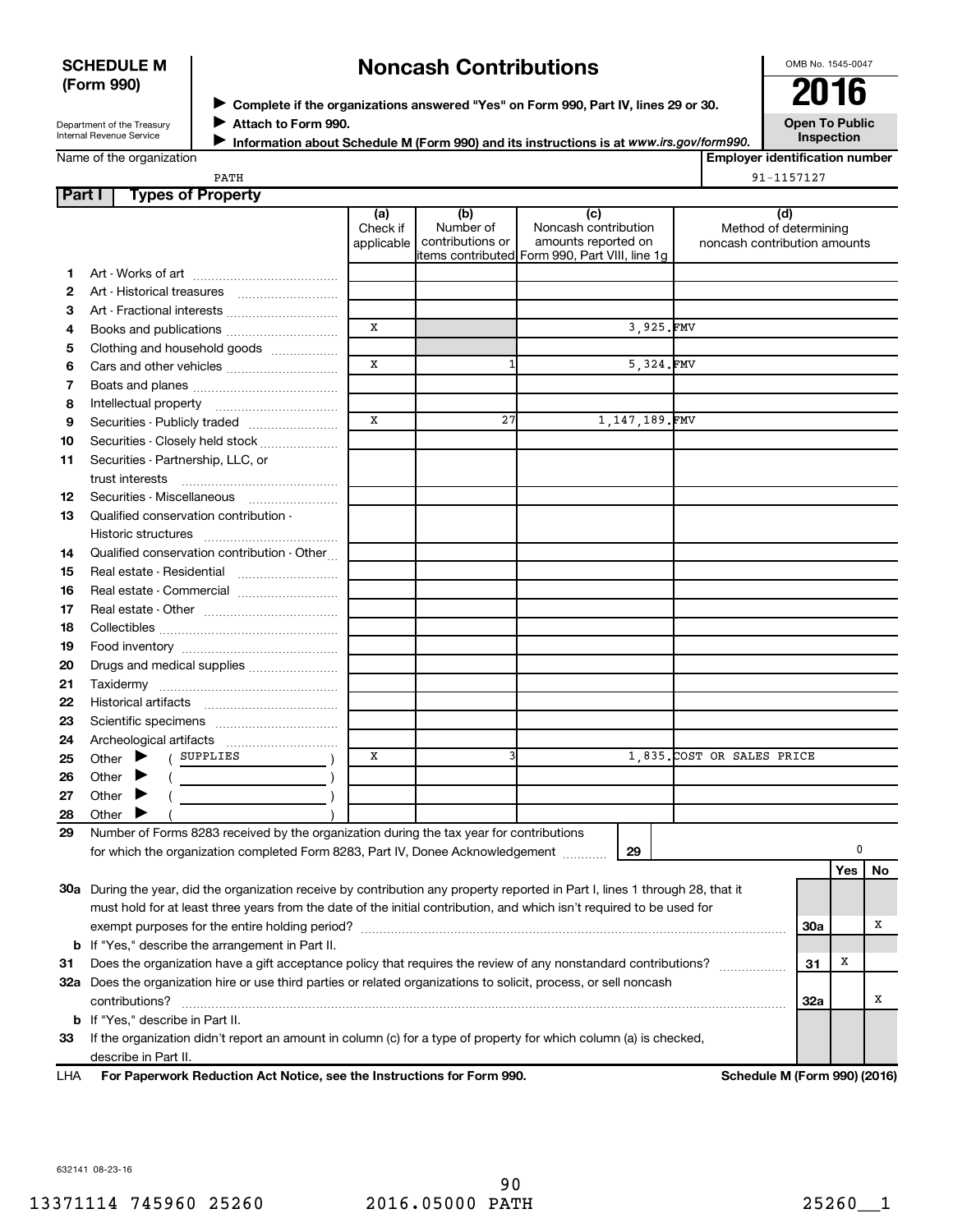**SCHEDULE M (Form 990)**

Department of the Treasury
Internal Revenue Service

# Noncash Contributions

▶ Complete if the organizations answered "Yes" on Form 990, Part IV, lines 29 or 30.
▶ Attach to Form 990.
▶ Information about Schedule M (Form 990) and its instructions is at *www.irs.gov/form990.*

OMB No. 1545-0047

**2016**

**Open To Public Inspection**

Name of the organization: PATH

Employer identification number: 91-1157127

## Part I Types of Property

| | | (a) Check if applicable | (b) Number of contributions or items contributed | (c) Noncash contribution amounts reported on Form 990, Part VIII, line 1g | (d) Method of determining noncash contribution amounts |
|---|---|---|---|---|---|
| 1 | Art - Works of art | | | | |
| 2 | Art - Historical treasures | | | | |
| 3 | Art - Fractional interests | | | | |
| 4 | Books and publications | X | | 3,925. | FMV |
| 5 | Clothing and household goods | | | | |
| 6 | Cars and other vehicles | X | 1 | 5,324. | FMV |
| 7 | Boats and planes | | | | |
| 8 | Intellectual property | | | | |
| 9 | Securities - Publicly traded | X | 27 | 1,147,189. | FMV |
| 10 | Securities - Closely held stock | | | | |
| 11 | Securities - Partnership, LLC, or trust interests | | | | |
| 12 | Securities - Miscellaneous | | | | |
| 13 | Qualified conservation contribution - Historic structures | | | | |
| 14 | Qualified conservation contribution - Other | | | | |
| 15 | Real estate - Residential | | | | |
| 16 | Real estate - Commercial | | | | |
| 17 | Real estate - Other | | | | |
| 18 | Collectibles | | | | |
| 19 | Food inventory | | | | |
| 20 | Drugs and medical supplies | | | | |
| 21 | Taxidermy | | | | |
| 22 | Historical artifacts | | | | |
| 23 | Scientific specimens | | | | |
| 24 | Archeological artifacts | | | | |
| 25 | Other ▶ ( SUPPLIES ) | X | 3 | 1,835. | COST OR SALES PRICE |
| 26 | Other ▶ ( ) | | | | |
| 27 | Other ▶ ( ) | | | | |
| 28 | Other ▶ ( ) | | | | |

29 Number of Forms 8283 received by the organization during the tax year for contributions for which the organization completed Form 8283, Part IV, Donee Acknowledgement ........ **29** 0

| | | | Yes | No |
|---|---|---|---|---|
| 30a | During the year, did the organization receive by contribution any property reported in Part I, lines 1 through 28, that it must hold for at least three years from the date of the initial contribution, and which isn't required to be used for exempt purposes for the entire holding period? | 30a | | X |
| b | If "Yes," describe the arrangement in Part II. | | | |
| 31 | Does the organization have a gift acceptance policy that requires the review of any nonstandard contributions? | 31 | X | |
| 32a | Does the organization hire or use third parties or related organizations to solicit, process, or sell noncash contributions? | 32a | | X |
| b | If "Yes," describe in Part II. | | | |
| 33 | If the organization didn't report an amount in column (c) for a type of property for which column (a) is checked, describe in Part II. | | | |

LHA For Paperwork Reduction Act Notice, see the Instructions for Form 990. Schedule M (Form 990) (2016)

632141 08-23-16

13371114 745960 25260 2016.05000 PATH 25260__1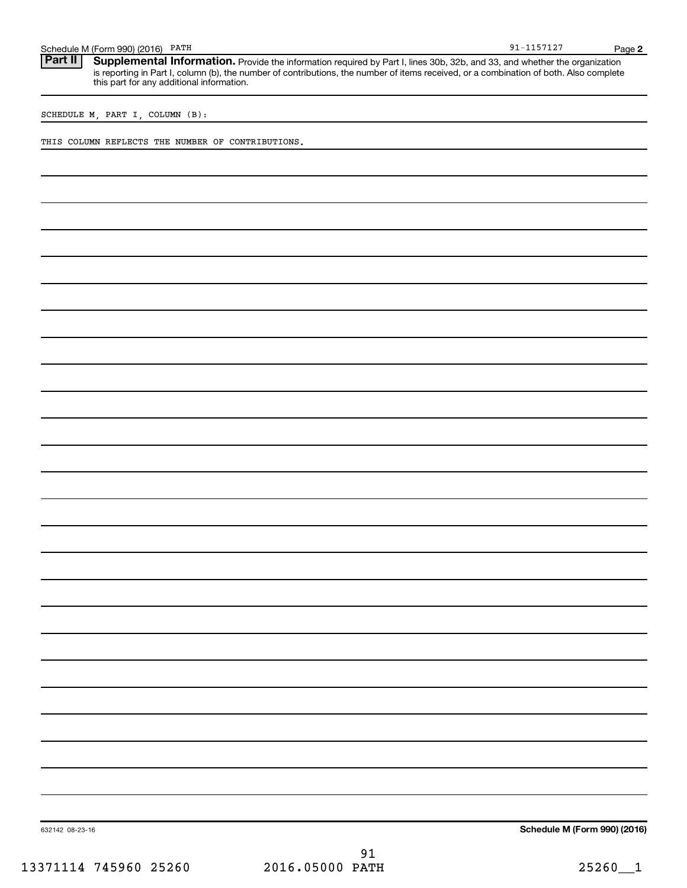**Part II** **Supplemental Information.** Provide the information required by Part I, lines 30b, 32b, and 33, and whether the organization is reporting in Part I, column (b), the number of contributions, the number of items received, or a combination of both. Also complete this part for any additional information.

SCHEDULE M, PART I, COLUMN (B):

THIS COLUMN REFLECTS THE NUMBER OF CONTRIBUTIONS.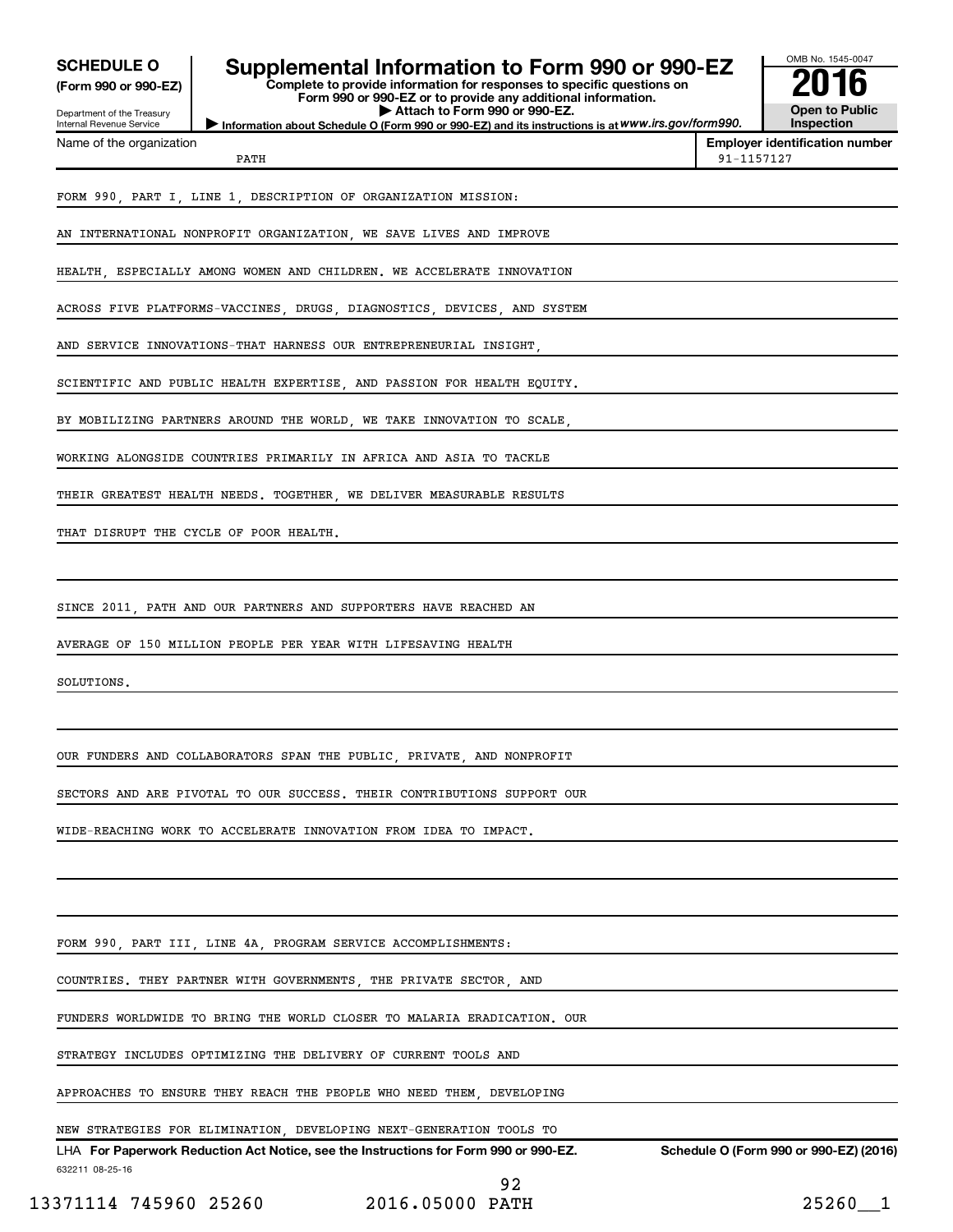**SCHEDULE O** **(Form 990 or 990-EZ)**

Department of the Treasury
Internal Revenue Service

# Supplemental Information to Form 990 or 990-EZ

**Complete to provide information for responses to specific questions on Form 990 or 990-EZ or to provide any additional information.**
**▶ Attach to Form 990 or 990-EZ.**
**▶ Information about Schedule O (Form 990 or 990-EZ) and its instructions is at** ***www.irs.gov/form990.***

OMB No. 1545-0047

**2016**

**Open to Public Inspection**

| Name of the organization | Employer identification number |
|---|---|
| PATH | 91-1157127 |

FORM 990, PART I, LINE 1, DESCRIPTION OF ORGANIZATION MISSION:

AN INTERNATIONAL NONPROFIT ORGANIZATION, WE SAVE LIVES AND IMPROVE HEALTH, ESPECIALLY AMONG WOMEN AND CHILDREN. WE ACCELERATE INNOVATION ACROSS FIVE PLATFORMS-VACCINES, DRUGS, DIAGNOSTICS, DEVICES, AND SYSTEM AND SERVICE INNOVATIONS-THAT HARNESS OUR ENTREPRENEURIAL INSIGHT, SCIENTIFIC AND PUBLIC HEALTH EXPERTISE, AND PASSION FOR HEALTH EQUITY. BY MOBILIZING PARTNERS AROUND THE WORLD, WE TAKE INNOVATION TO SCALE, WORKING ALONGSIDE COUNTRIES PRIMARILY IN AFRICA AND ASIA TO TACKLE THEIR GREATEST HEALTH NEEDS. TOGETHER, WE DELIVER MEASURABLE RESULTS THAT DISRUPT THE CYCLE OF POOR HEALTH.

SINCE 2011, PATH AND OUR PARTNERS AND SUPPORTERS HAVE REACHED AN AVERAGE OF 150 MILLION PEOPLE PER YEAR WITH LIFESAVING HEALTH SOLUTIONS.

OUR FUNDERS AND COLLABORATORS SPAN THE PUBLIC, PRIVATE, AND NONPROFIT SECTORS AND ARE PIVOTAL TO OUR SUCCESS. THEIR CONTRIBUTIONS SUPPORT OUR WIDE-REACHING WORK TO ACCELERATE INNOVATION FROM IDEA TO IMPACT.

FORM 990, PART III, LINE 4A, PROGRAM SERVICE ACCOMPLISHMENTS:

COUNTRIES. THEY PARTNER WITH GOVERNMENTS, THE PRIVATE SECTOR, AND FUNDERS WORLDWIDE TO BRING THE WORLD CLOSER TO MALARIA ERADICATION. OUR STRATEGY INCLUDES OPTIMIZING THE DELIVERY OF CURRENT TOOLS AND APPROACHES TO ENSURE THEY REACH THE PEOPLE WHO NEED THEM, DEVELOPING NEW STRATEGIES FOR ELIMINATION, DEVELOPING NEXT-GENERATION TOOLS TO

LHA **For Paperwork Reduction Act Notice, see the Instructions for Form 990 or 990-EZ.** **Schedule O (Form 990 or 990-EZ) (2016)**

632211 08-25-16

13371114 745960 25260 2016.05000 PATH 25260__1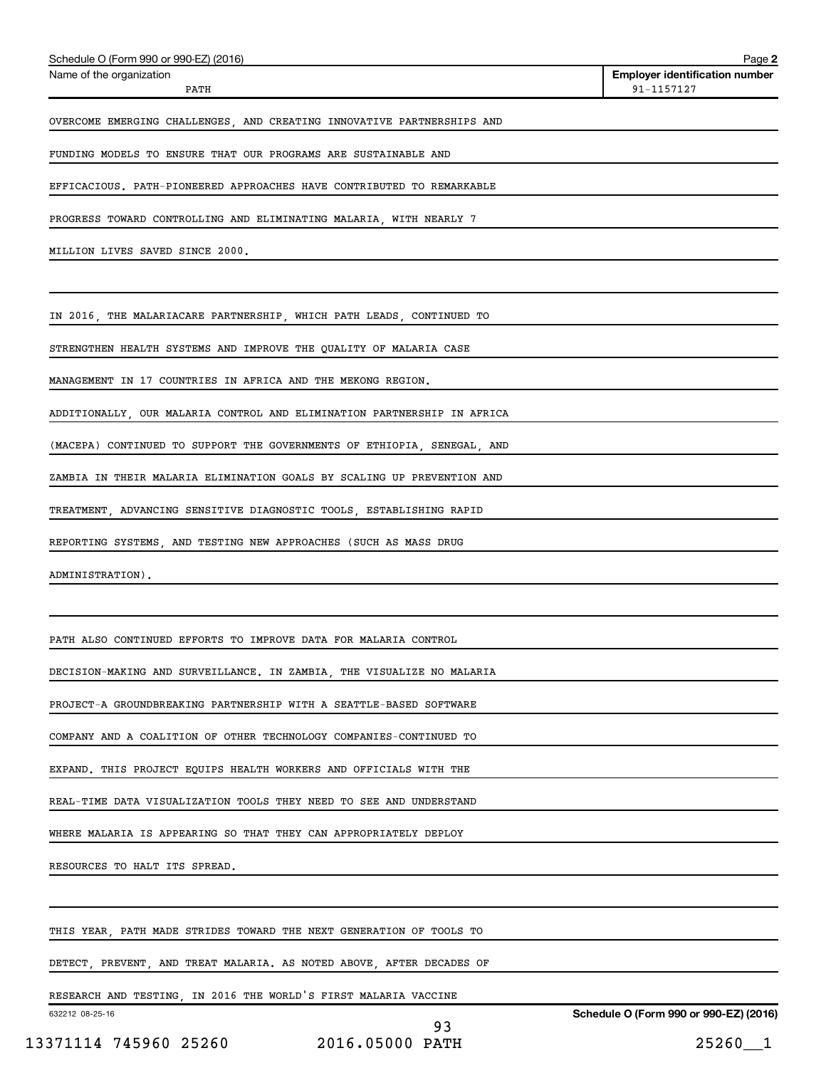Name of the organization: PATH

Employer identification number: 91-1157127

OVERCOME EMERGING CHALLENGES, AND CREATING INNOVATIVE PARTNERSHIPS AND FUNDING MODELS TO ENSURE THAT OUR PROGRAMS ARE SUSTAINABLE AND EFFICACIOUS. PATH-PIONEERED APPROACHES HAVE CONTRIBUTED TO REMARKABLE PROGRESS TOWARD CONTROLLING AND ELIMINATING MALARIA, WITH NEARLY 7 MILLION LIVES SAVED SINCE 2000.

IN 2016, THE MALARIACARE PARTNERSHIP, WHICH PATH LEADS, CONTINUED TO STRENGTHEN HEALTH SYSTEMS AND IMPROVE THE QUALITY OF MALARIA CASE MANAGEMENT IN 17 COUNTRIES IN AFRICA AND THE MEKONG REGION. ADDITIONALLY, OUR MALARIA CONTROL AND ELIMINATION PARTNERSHIP IN AFRICA (MACEPA) CONTINUED TO SUPPORT THE GOVERNMENTS OF ETHIOPIA, SENEGAL, AND ZAMBIA IN THEIR MALARIA ELIMINATION GOALS BY SCALING UP PREVENTION AND TREATMENT, ADVANCING SENSITIVE DIAGNOSTIC TOOLS, ESTABLISHING RAPID REPORTING SYSTEMS, AND TESTING NEW APPROACHES (SUCH AS MASS DRUG ADMINISTRATION).

PATH ALSO CONTINUED EFFORTS TO IMPROVE DATA FOR MALARIA CONTROL DECISION-MAKING AND SURVEILLANCE. IN ZAMBIA, THE VISUALIZE NO MALARIA PROJECT-A GROUNDBREAKING PARTNERSHIP WITH A SEATTLE-BASED SOFTWARE COMPANY AND A COALITION OF OTHER TECHNOLOGY COMPANIES-CONTINUED TO EXPAND. THIS PROJECT EQUIPS HEALTH WORKERS AND OFFICIALS WITH THE REAL-TIME DATA VISUALIZATION TOOLS THEY NEED TO SEE AND UNDERSTAND WHERE MALARIA IS APPEARING SO THAT THEY CAN APPROPRIATELY DEPLOY RESOURCES TO HALT ITS SPREAD.

THIS YEAR, PATH MADE STRIDES TOWARD THE NEXT GENERATION OF TOOLS TO DETECT, PREVENT, AND TREAT MALARIA. AS NOTED ABOVE, AFTER DECADES OF RESEARCH AND TESTING, IN 2016 THE WORLD'S FIRST MALARIA VACCINE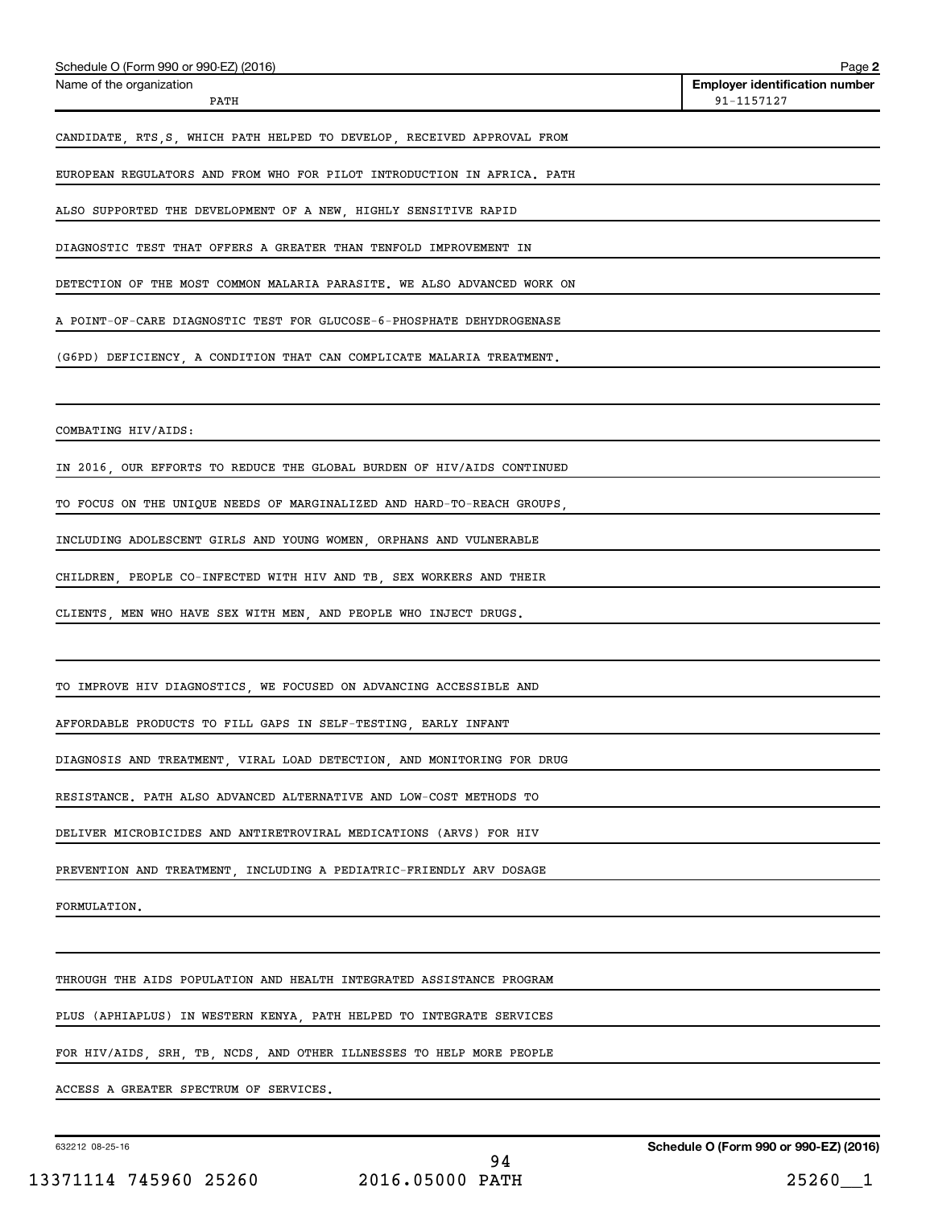Name of the organization: PATH

Employer identification number: 91-1157127

CANDIDATE, RTS,S, WHICH PATH HELPED TO DEVELOP, RECEIVED APPROVAL FROM EUROPEAN REGULATORS AND FROM WHO FOR PILOT INTRODUCTION IN AFRICA. PATH ALSO SUPPORTED THE DEVELOPMENT OF A NEW, HIGHLY SENSITIVE RAPID DIAGNOSTIC TEST THAT OFFERS A GREATER THAN TENFOLD IMPROVEMENT IN DETECTION OF THE MOST COMMON MALARIA PARASITE. WE ALSO ADVANCED WORK ON A POINT-OF-CARE DIAGNOSTIC TEST FOR GLUCOSE-6-PHOSPHATE DEHYDROGENASE (G6PD) DEFICIENCY, A CONDITION THAT CAN COMPLICATE MALARIA TREATMENT.

COMBATING HIV/AIDS:

IN 2016, OUR EFFORTS TO REDUCE THE GLOBAL BURDEN OF HIV/AIDS CONTINUED TO FOCUS ON THE UNIQUE NEEDS OF MARGINALIZED AND HARD-TO-REACH GROUPS, INCLUDING ADOLESCENT GIRLS AND YOUNG WOMEN, ORPHANS AND VULNERABLE CHILDREN, PEOPLE CO-INFECTED WITH HIV AND TB, SEX WORKERS AND THEIR CLIENTS, MEN WHO HAVE SEX WITH MEN, AND PEOPLE WHO INJECT DRUGS.

TO IMPROVE HIV DIAGNOSTICS, WE FOCUSED ON ADVANCING ACCESSIBLE AND AFFORDABLE PRODUCTS TO FILL GAPS IN SELF-TESTING, EARLY INFANT DIAGNOSIS AND TREATMENT, VIRAL LOAD DETECTION, AND MONITORING FOR DRUG RESISTANCE. PATH ALSO ADVANCED ALTERNATIVE AND LOW-COST METHODS TO DELIVER MICROBICIDES AND ANTIRETROVIRAL MEDICATIONS (ARVS) FOR HIV PREVENTION AND TREATMENT, INCLUDING A PEDIATRIC-FRIENDLY ARV DOSAGE FORMULATION.

THROUGH THE AIDS POPULATION AND HEALTH INTEGRATED ASSISTANCE PROGRAM PLUS (APHIAPLUS) IN WESTERN KENYA, PATH HELPED TO INTEGRATE SERVICES FOR HIV/AIDS, SRH, TB, NCDS, AND OTHER ILLNESSES TO HELP MORE PEOPLE ACCESS A GREATER SPECTRUM OF SERVICES.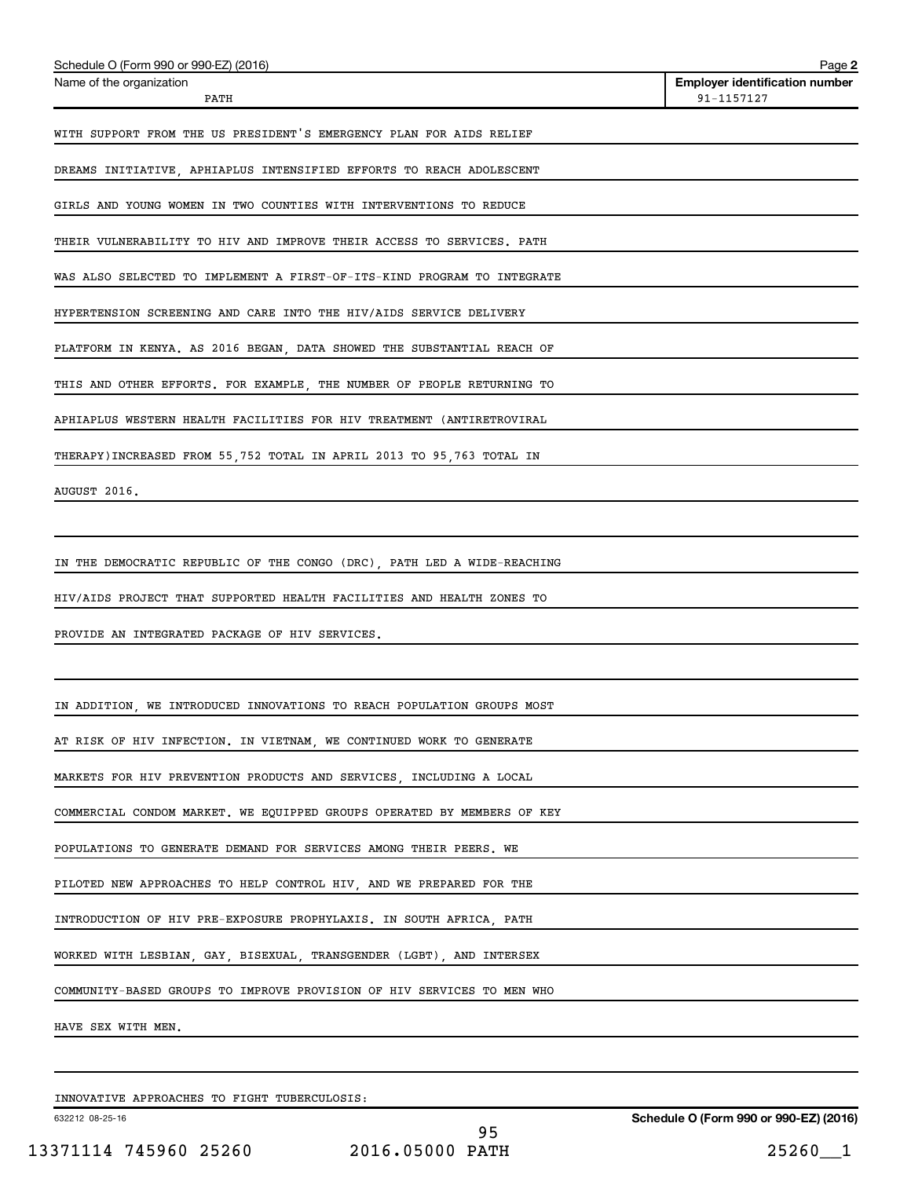Schedule O (Form 990 or 990-EZ) (2016)

| Name of the organization | Employer identification number |
| --- | --- |
| PATH | 91-1157127 |

WITH SUPPORT FROM THE US PRESIDENT'S EMERGENCY PLAN FOR AIDS RELIEF DREAMS INITIATIVE, APHIAPLUS INTENSIFIED EFFORTS TO REACH ADOLESCENT GIRLS AND YOUNG WOMEN IN TWO COUNTIES WITH INTERVENTIONS TO REDUCE THEIR VULNERABILITY TO HIV AND IMPROVE THEIR ACCESS TO SERVICES. PATH WAS ALSO SELECTED TO IMPLEMENT A FIRST-OF-ITS-KIND PROGRAM TO INTEGRATE HYPERTENSION SCREENING AND CARE INTO THE HIV/AIDS SERVICE DELIVERY PLATFORM IN KENYA. AS 2016 BEGAN, DATA SHOWED THE SUBSTANTIAL REACH OF THIS AND OTHER EFFORTS. FOR EXAMPLE, THE NUMBER OF PEOPLE RETURNING TO APHIAPLUS WESTERN HEALTH FACILITIES FOR HIV TREATMENT (ANTIRETROVIRAL THERAPY)INCREASED FROM 55,752 TOTAL IN APRIL 2013 TO 95,763 TOTAL IN AUGUST 2016.

IN THE DEMOCRATIC REPUBLIC OF THE CONGO (DRC), PATH LED A WIDE-REACHING HIV/AIDS PROJECT THAT SUPPORTED HEALTH FACILITIES AND HEALTH ZONES TO PROVIDE AN INTEGRATED PACKAGE OF HIV SERVICES.

IN ADDITION, WE INTRODUCED INNOVATIONS TO REACH POPULATION GROUPS MOST AT RISK OF HIV INFECTION. IN VIETNAM, WE CONTINUED WORK TO GENERATE MARKETS FOR HIV PREVENTION PRODUCTS AND SERVICES, INCLUDING A LOCAL COMMERCIAL CONDOM MARKET. WE EQUIPPED GROUPS OPERATED BY MEMBERS OF KEY POPULATIONS TO GENERATE DEMAND FOR SERVICES AMONG THEIR PEERS. WE PILOTED NEW APPROACHES TO HELP CONTROL HIV, AND WE PREPARED FOR THE INTRODUCTION OF HIV PRE-EXPOSURE PROPHYLAXIS. IN SOUTH AFRICA, PATH WORKED WITH LESBIAN, GAY, BISEXUAL, TRANSGENDER (LGBT), AND INTERSEX COMMUNITY-BASED GROUPS TO IMPROVE PROVISION OF HIV SERVICES TO MEN WHO HAVE SEX WITH MEN.

INNOVATIVE APPROACHES TO FIGHT TUBERCULOSIS: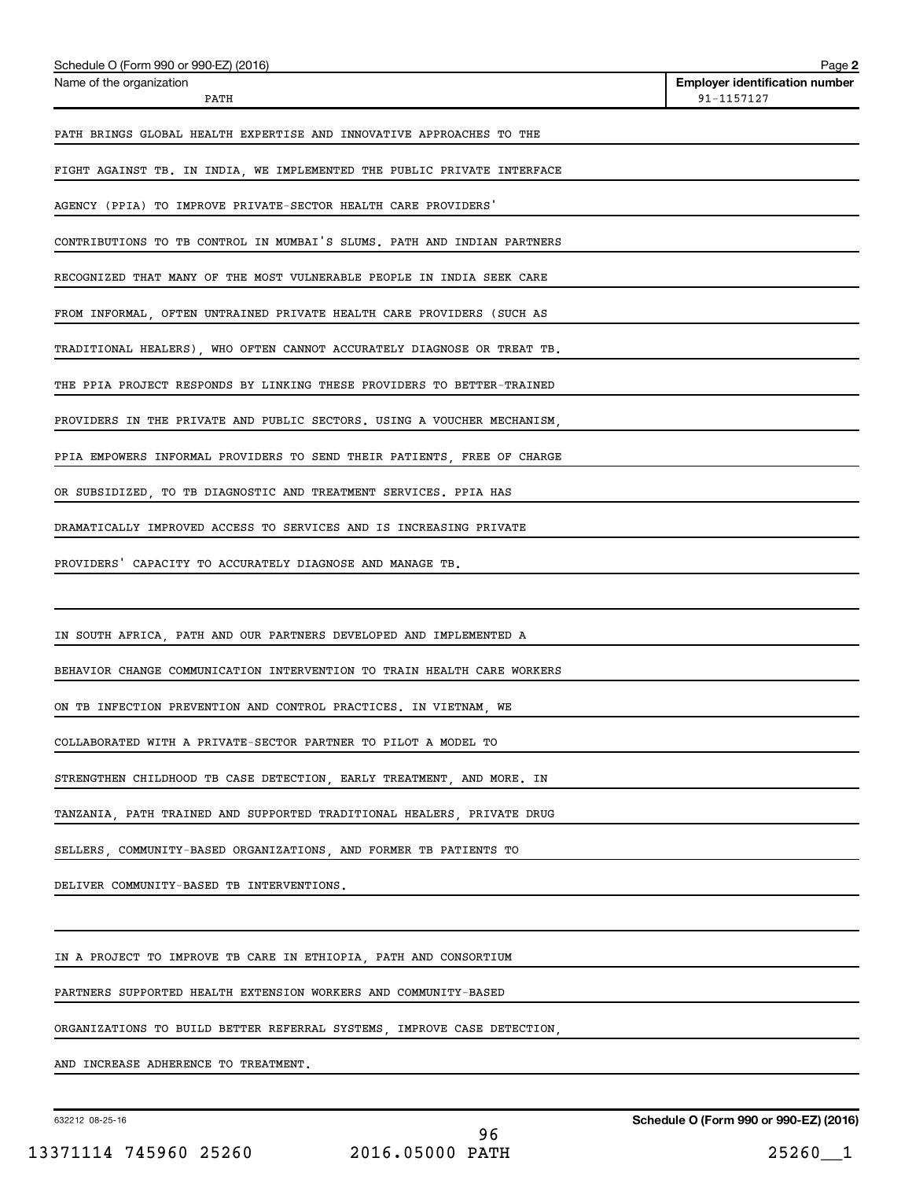Name of the organization: PATH

Employer identification number: 91-1157127

PATH BRINGS GLOBAL HEALTH EXPERTISE AND INNOVATIVE APPROACHES TO THE FIGHT AGAINST TB. IN INDIA, WE IMPLEMENTED THE PUBLIC PRIVATE INTERFACE AGENCY (PPIA) TO IMPROVE PRIVATE-SECTOR HEALTH CARE PROVIDERS' CONTRIBUTIONS TO TB CONTROL IN MUMBAI'S SLUMS. PATH AND INDIAN PARTNERS RECOGNIZED THAT MANY OF THE MOST VULNERABLE PEOPLE IN INDIA SEEK CARE FROM INFORMAL, OFTEN UNTRAINED PRIVATE HEALTH CARE PROVIDERS (SUCH AS TRADITIONAL HEALERS), WHO OFTEN CANNOT ACCURATELY DIAGNOSE OR TREAT TB. THE PPIA PROJECT RESPONDS BY LINKING THESE PROVIDERS TO BETTER-TRAINED PROVIDERS IN THE PRIVATE AND PUBLIC SECTORS. USING A VOUCHER MECHANISM, PPIA EMPOWERS INFORMAL PROVIDERS TO SEND THEIR PATIENTS, FREE OF CHARGE OR SUBSIDIZED, TO TB DIAGNOSTIC AND TREATMENT SERVICES. PPIA HAS DRAMATICALLY IMPROVED ACCESS TO SERVICES AND IS INCREASING PRIVATE PROVIDERS' CAPACITY TO ACCURATELY DIAGNOSE AND MANAGE TB.

IN SOUTH AFRICA, PATH AND OUR PARTNERS DEVELOPED AND IMPLEMENTED A BEHAVIOR CHANGE COMMUNICATION INTERVENTION TO TRAIN HEALTH CARE WORKERS ON TB INFECTION PREVENTION AND CONTROL PRACTICES. IN VIETNAM, WE COLLABORATED WITH A PRIVATE-SECTOR PARTNER TO PILOT A MODEL TO STRENGTHEN CHILDHOOD TB CASE DETECTION, EARLY TREATMENT, AND MORE. IN TANZANIA, PATH TRAINED AND SUPPORTED TRADITIONAL HEALERS, PRIVATE DRUG SELLERS, COMMUNITY-BASED ORGANIZATIONS, AND FORMER TB PATIENTS TO DELIVER COMMUNITY-BASED TB INTERVENTIONS.

IN A PROJECT TO IMPROVE TB CARE IN ETHIOPIA, PATH AND CONSORTIUM PARTNERS SUPPORTED HEALTH EXTENSION WORKERS AND COMMUNITY-BASED ORGANIZATIONS TO BUILD BETTER REFERRAL SYSTEMS, IMPROVE CASE DETECTION, AND INCREASE ADHERENCE TO TREATMENT.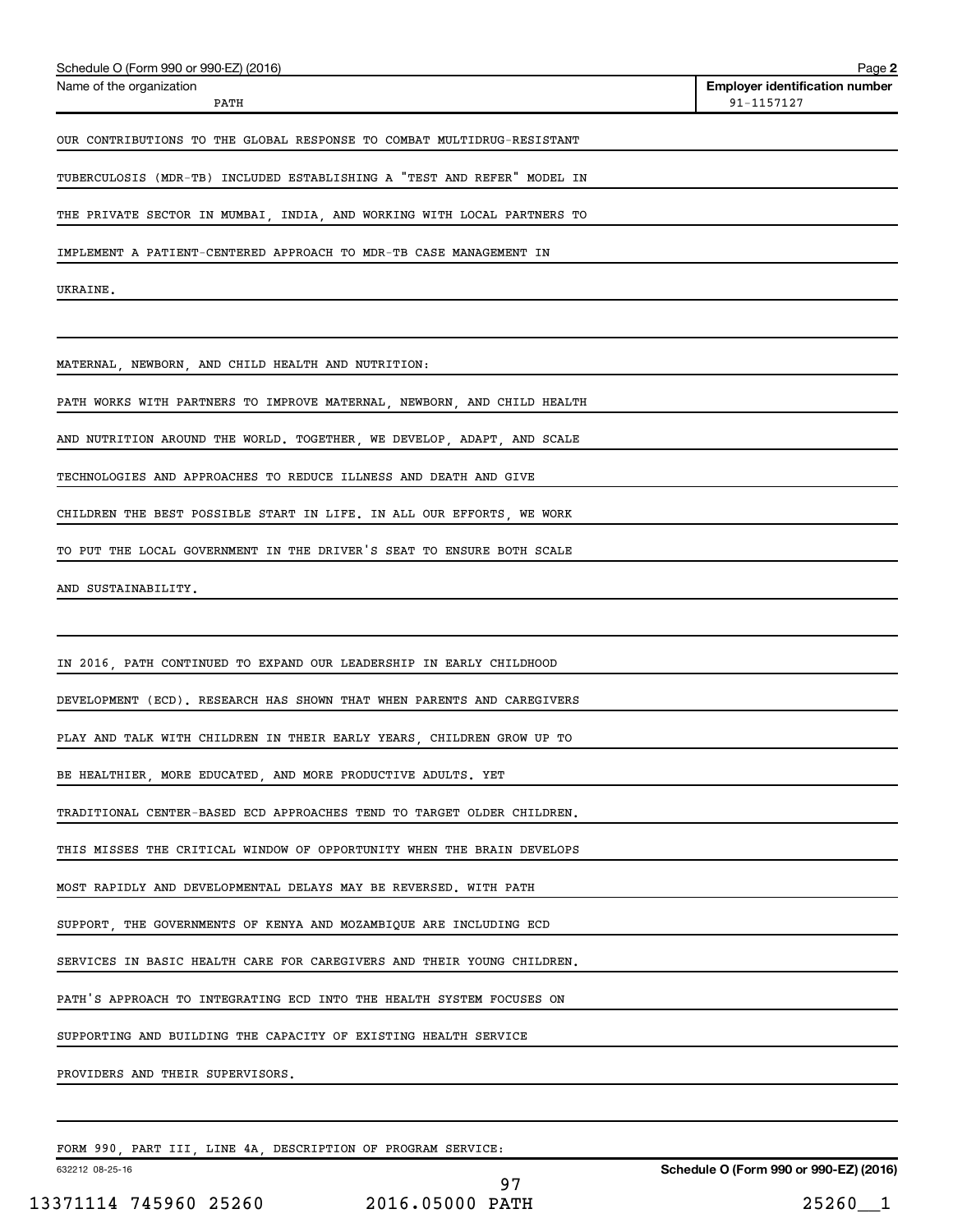Name of the organization: PATH

Employer identification number: 91-1157127

OUR CONTRIBUTIONS TO THE GLOBAL RESPONSE TO COMBAT MULTIDRUG-RESISTANT TUBERCULOSIS (MDR-TB) INCLUDED ESTABLISHING A "TEST AND REFER" MODEL IN THE PRIVATE SECTOR IN MUMBAI, INDIA, AND WORKING WITH LOCAL PARTNERS TO IMPLEMENT A PATIENT-CENTERED APPROACH TO MDR-TB CASE MANAGEMENT IN UKRAINE.

MATERNAL, NEWBORN, AND CHILD HEALTH AND NUTRITION:

PATH WORKS WITH PARTNERS TO IMPROVE MATERNAL, NEWBORN, AND CHILD HEALTH AND NUTRITION AROUND THE WORLD. TOGETHER, WE DEVELOP, ADAPT, AND SCALE TECHNOLOGIES AND APPROACHES TO REDUCE ILLNESS AND DEATH AND GIVE CHILDREN THE BEST POSSIBLE START IN LIFE. IN ALL OUR EFFORTS, WE WORK TO PUT THE LOCAL GOVERNMENT IN THE DRIVER'S SEAT TO ENSURE BOTH SCALE AND SUSTAINABILITY.

IN 2016, PATH CONTINUED TO EXPAND OUR LEADERSHIP IN EARLY CHILDHOOD DEVELOPMENT (ECD). RESEARCH HAS SHOWN THAT WHEN PARENTS AND CAREGIVERS PLAY AND TALK WITH CHILDREN IN THEIR EARLY YEARS, CHILDREN GROW UP TO BE HEALTHIER, MORE EDUCATED, AND MORE PRODUCTIVE ADULTS. YET TRADITIONAL CENTER-BASED ECD APPROACHES TEND TO TARGET OLDER CHILDREN. THIS MISSES THE CRITICAL WINDOW OF OPPORTUNITY WHEN THE BRAIN DEVELOPS MOST RAPIDLY AND DEVELOPMENTAL DELAYS MAY BE REVERSED. WITH PATH SUPPORT, THE GOVERNMENTS OF KENYA AND MOZAMBIQUE ARE INCLUDING ECD SERVICES IN BASIC HEALTH CARE FOR CAREGIVERS AND THEIR YOUNG CHILDREN. PATH'S APPROACH TO INTEGRATING ECD INTO THE HEALTH SYSTEM FOCUSES ON SUPPORTING AND BUILDING THE CAPACITY OF EXISTING HEALTH SERVICE PROVIDERS AND THEIR SUPERVISORS.

FORM 990, PART III, LINE 4A, DESCRIPTION OF PROGRAM SERVICE: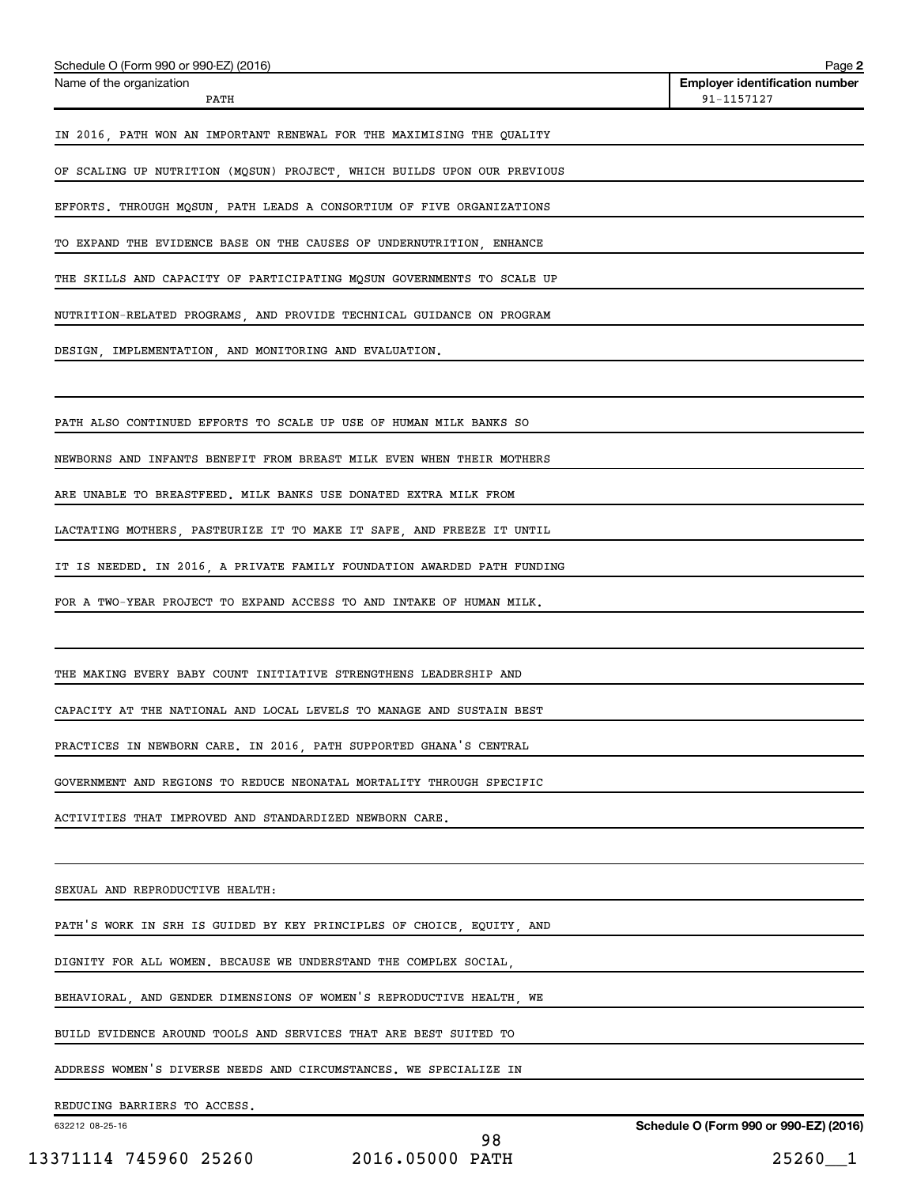Schedule O (Form 990 or 990-EZ) (2016) Page **2**

| Name of the organization | Employer identification number |
|---|---|
| PATH | 91-1157127 |

IN 2016, PATH WON AN IMPORTANT RENEWAL FOR THE MAXIMISING THE QUALITY OF SCALING UP NUTRITION (MQSUN) PROJECT, WHICH BUILDS UPON OUR PREVIOUS EFFORTS. THROUGH MQSUN, PATH LEADS A CONSORTIUM OF FIVE ORGANIZATIONS TO EXPAND THE EVIDENCE BASE ON THE CAUSES OF UNDERNUTRITION, ENHANCE THE SKILLS AND CAPACITY OF PARTICIPATING MQSUN GOVERNMENTS TO SCALE UP NUTRITION-RELATED PROGRAMS, AND PROVIDE TECHNICAL GUIDANCE ON PROGRAM DESIGN, IMPLEMENTATION, AND MONITORING AND EVALUATION.

PATH ALSO CONTINUED EFFORTS TO SCALE UP USE OF HUMAN MILK BANKS SO NEWBORNS AND INFANTS BENEFIT FROM BREAST MILK EVEN WHEN THEIR MOTHERS ARE UNABLE TO BREASTFEED. MILK BANKS USE DONATED EXTRA MILK FROM LACTATING MOTHERS, PASTEURIZE IT TO MAKE IT SAFE, AND FREEZE IT UNTIL IT IS NEEDED. IN 2016, A PRIVATE FAMILY FOUNDATION AWARDED PATH FUNDING FOR A TWO-YEAR PROJECT TO EXPAND ACCESS TO AND INTAKE OF HUMAN MILK.

THE MAKING EVERY BABY COUNT INITIATIVE STRENGTHENS LEADERSHIP AND CAPACITY AT THE NATIONAL AND LOCAL LEVELS TO MANAGE AND SUSTAIN BEST PRACTICES IN NEWBORN CARE. IN 2016, PATH SUPPORTED GHANA'S CENTRAL GOVERNMENT AND REGIONS TO REDUCE NEONATAL MORTALITY THROUGH SPECIFIC ACTIVITIES THAT IMPROVED AND STANDARDIZED NEWBORN CARE.

SEXUAL AND REPRODUCTIVE HEALTH:

PATH'S WORK IN SRH IS GUIDED BY KEY PRINCIPLES OF CHOICE, EQUITY, AND DIGNITY FOR ALL WOMEN. BECAUSE WE UNDERSTAND THE COMPLEX SOCIAL, BEHAVIORAL, AND GENDER DIMENSIONS OF WOMEN'S REPRODUCTIVE HEALTH, WE BUILD EVIDENCE AROUND TOOLS AND SERVICES THAT ARE BEST SUITED TO ADDRESS WOMEN'S DIVERSE NEEDS AND CIRCUMSTANCES. WE SPECIALIZE IN REDUCING BARRIERS TO ACCESS.

632212 08-25-16 **Schedule O (Form 990 or 990-EZ) (2016)**

13371114 745960 25260 2016.05000 PATH 25260__1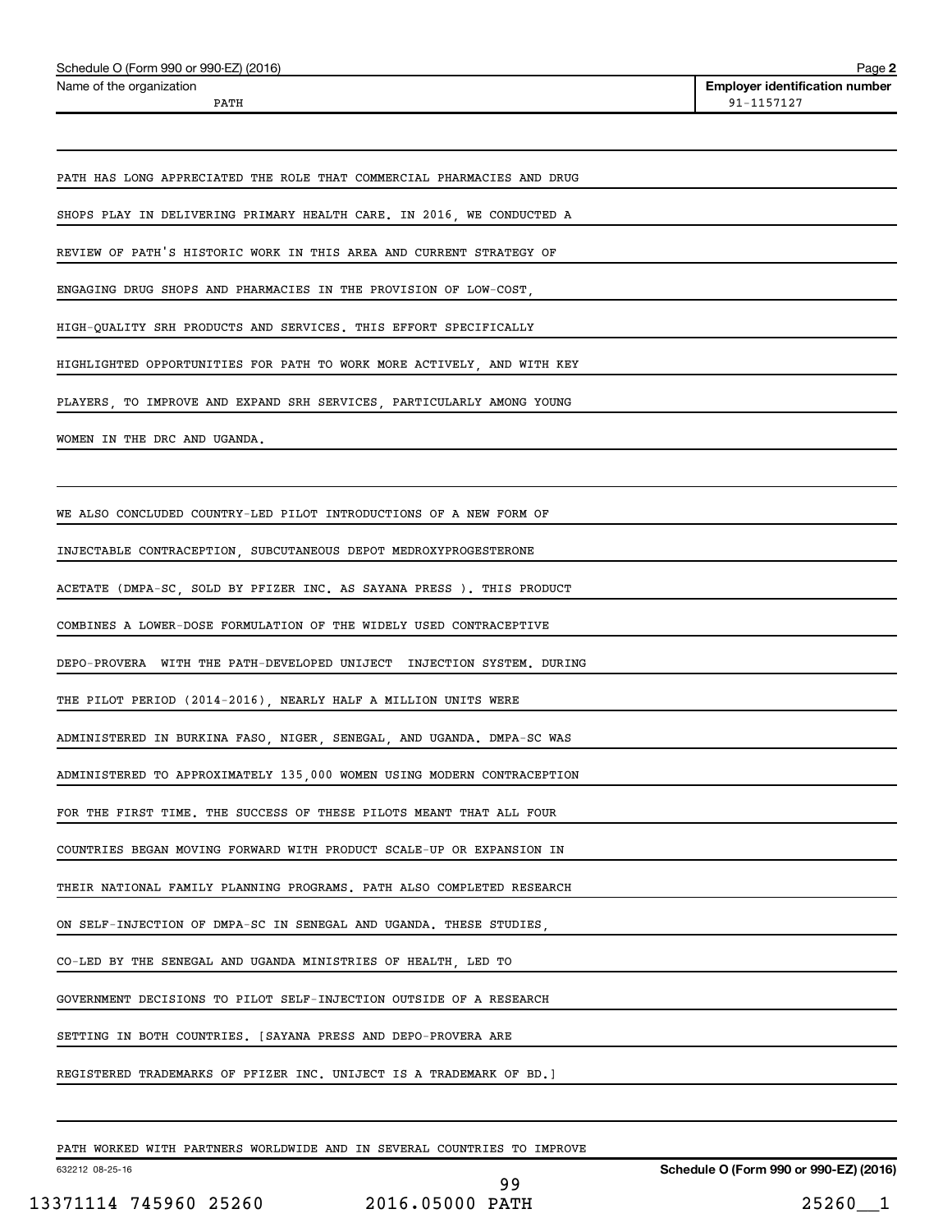PATH HAS LONG APPRECIATED THE ROLE THAT COMMERCIAL PHARMACIES AND DRUG SHOPS PLAY IN DELIVERING PRIMARY HEALTH CARE. IN 2016, WE CONDUCTED A REVIEW OF PATH'S HISTORIC WORK IN THIS AREA AND CURRENT STRATEGY OF ENGAGING DRUG SHOPS AND PHARMACIES IN THE PROVISION OF LOW-COST, HIGH-QUALITY SRH PRODUCTS AND SERVICES. THIS EFFORT SPECIFICALLY HIGHLIGHTED OPPORTUNITIES FOR PATH TO WORK MORE ACTIVELY, AND WITH KEY PLAYERS, TO IMPROVE AND EXPAND SRH SERVICES, PARTICULARLY AMONG YOUNG WOMEN IN THE DRC AND UGANDA.

WE ALSO CONCLUDED COUNTRY-LED PILOT INTRODUCTIONS OF A NEW FORM OF INJECTABLE CONTRACEPTION, SUBCUTANEOUS DEPOT MEDROXYPROGESTERONE ACETATE (DMPA-SC, SOLD BY PFIZER INC. AS SAYANA PRESS ). THIS PRODUCT COMBINES A LOWER-DOSE FORMULATION OF THE WIDELY USED CONTRACEPTIVE DEPO-PROVERA WITH THE PATH-DEVELOPED UNIJECT INJECTION SYSTEM. DURING THE PILOT PERIOD (2014-2016), NEARLY HALF A MILLION UNITS WERE ADMINISTERED IN BURKINA FASO, NIGER, SENEGAL, AND UGANDA. DMPA-SC WAS ADMINISTERED TO APPROXIMATELY 135,000 WOMEN USING MODERN CONTRACEPTION FOR THE FIRST TIME. THE SUCCESS OF THESE PILOTS MEANT THAT ALL FOUR COUNTRIES BEGAN MOVING FORWARD WITH PRODUCT SCALE-UP OR EXPANSION IN THEIR NATIONAL FAMILY PLANNING PROGRAMS. PATH ALSO COMPLETED RESEARCH ON SELF-INJECTION OF DMPA-SC IN SENEGAL AND UGANDA. THESE STUDIES, CO-LED BY THE SENEGAL AND UGANDA MINISTRIES OF HEALTH, LED TO GOVERNMENT DECISIONS TO PILOT SELF-INJECTION OUTSIDE OF A RESEARCH SETTING IN BOTH COUNTRIES. [SAYANA PRESS AND DEPO-PROVERA ARE REGISTERED TRADEMARKS OF PFIZER INC. UNIJECT IS A TRADEMARK OF BD.]

PATH WORKED WITH PARTNERS WORLDWIDE AND IN SEVERAL COUNTRIES TO IMPROVE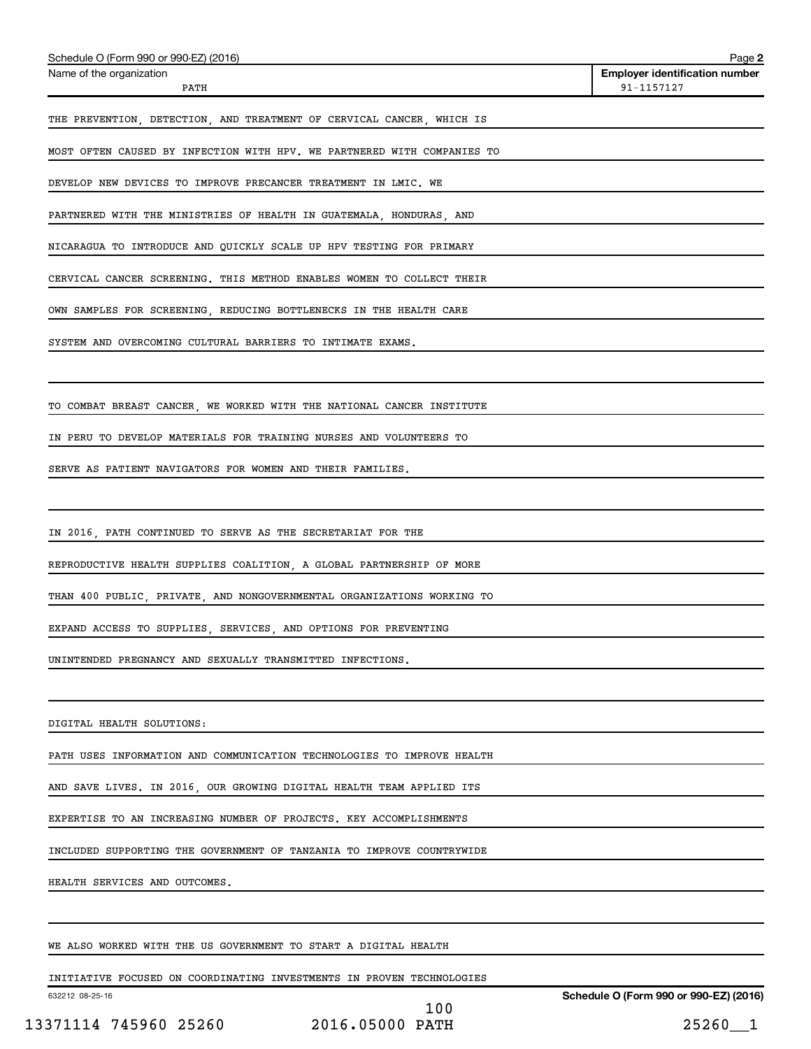Schedule O (Form 990 or 990-EZ) (2016)

| Name of the organization | Employer identification number |
| --- | --- |
| PATH | 91-1157127 |

THE PREVENTION, DETECTION, AND TREATMENT OF CERVICAL CANCER, WHICH IS MOST OFTEN CAUSED BY INFECTION WITH HPV. WE PARTNERED WITH COMPANIES TO DEVELOP NEW DEVICES TO IMPROVE PRECANCER TREATMENT IN LMIC. WE PARTNERED WITH THE MINISTRIES OF HEALTH IN GUATEMALA, HONDURAS, AND NICARAGUA TO INTRODUCE AND QUICKLY SCALE UP HPV TESTING FOR PRIMARY CERVICAL CANCER SCREENING. THIS METHOD ENABLES WOMEN TO COLLECT THEIR OWN SAMPLES FOR SCREENING, REDUCING BOTTLENECKS IN THE HEALTH CARE SYSTEM AND OVERCOMING CULTURAL BARRIERS TO INTIMATE EXAMS.

TO COMBAT BREAST CANCER, WE WORKED WITH THE NATIONAL CANCER INSTITUTE IN PERU TO DEVELOP MATERIALS FOR TRAINING NURSES AND VOLUNTEERS TO SERVE AS PATIENT NAVIGATORS FOR WOMEN AND THEIR FAMILIES.

IN 2016, PATH CONTINUED TO SERVE AS THE SECRETARIAT FOR THE REPRODUCTIVE HEALTH SUPPLIES COALITION, A GLOBAL PARTNERSHIP OF MORE THAN 400 PUBLIC, PRIVATE, AND NONGOVERNMENTAL ORGANIZATIONS WORKING TO EXPAND ACCESS TO SUPPLIES, SERVICES, AND OPTIONS FOR PREVENTING UNINTENDED PREGNANCY AND SEXUALLY TRANSMITTED INFECTIONS.

DIGITAL HEALTH SOLUTIONS:

PATH USES INFORMATION AND COMMUNICATION TECHNOLOGIES TO IMPROVE HEALTH AND SAVE LIVES. IN 2016, OUR GROWING DIGITAL HEALTH TEAM APPLIED ITS EXPERTISE TO AN INCREASING NUMBER OF PROJECTS. KEY ACCOMPLISHMENTS INCLUDED SUPPORTING THE GOVERNMENT OF TANZANIA TO IMPROVE COUNTRYWIDE HEALTH SERVICES AND OUTCOMES.

WE ALSO WORKED WITH THE US GOVERNMENT TO START A DIGITAL HEALTH INITIATIVE FOCUSED ON COORDINATING INVESTMENTS IN PROVEN TECHNOLOGIES

632212 08-25-16

Schedule O (Form 990 or 990-EZ) (2016)

13371114 745960 25260 2016.05000 PATH 25260__1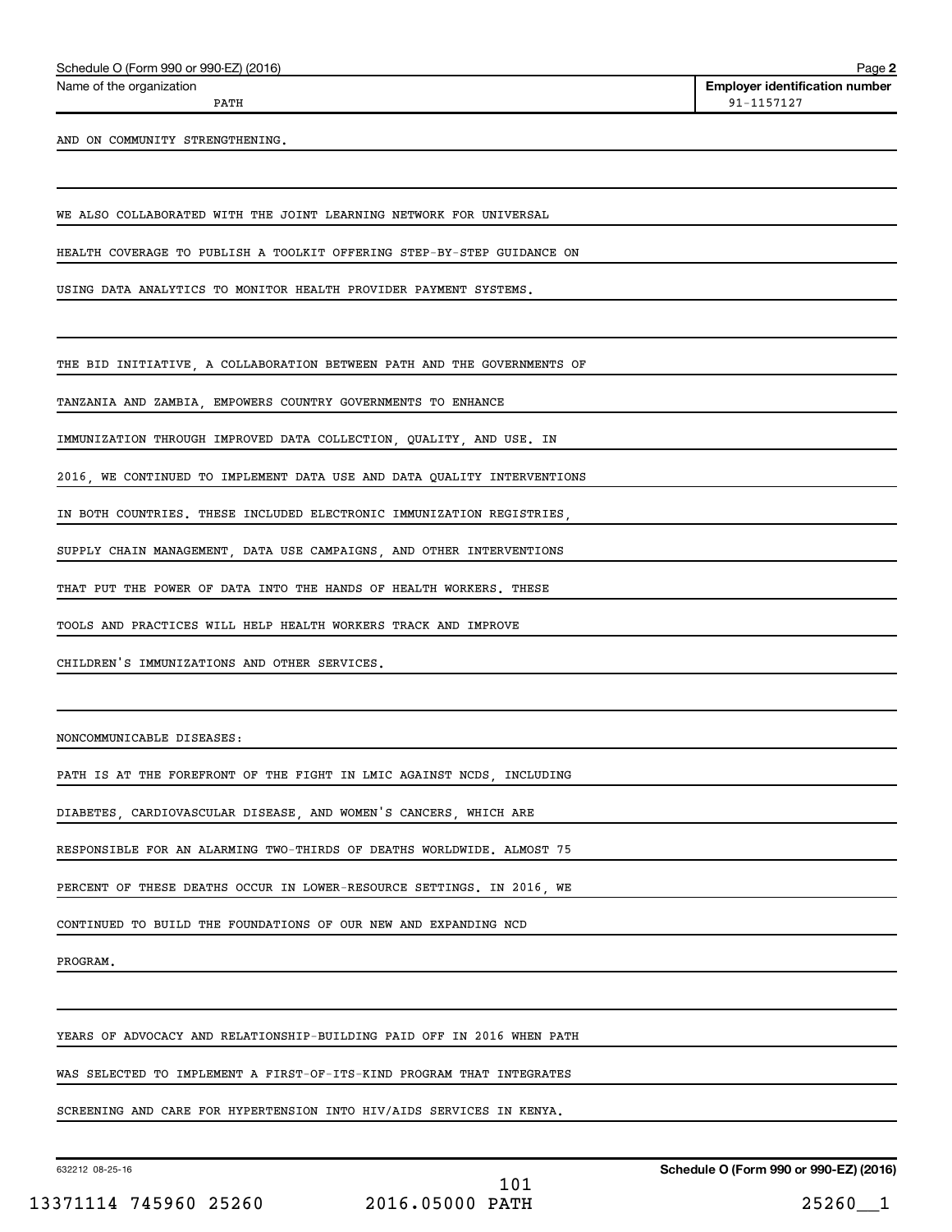Name of the organization: PATH

Employer identification number: 91-1157127

AND ON COMMUNITY STRENGTHENING.

WE ALSO COLLABORATED WITH THE JOINT LEARNING NETWORK FOR UNIVERSAL HEALTH COVERAGE TO PUBLISH A TOOLKIT OFFERING STEP-BY-STEP GUIDANCE ON USING DATA ANALYTICS TO MONITOR HEALTH PROVIDER PAYMENT SYSTEMS.

THE BID INITIATIVE, A COLLABORATION BETWEEN PATH AND THE GOVERNMENTS OF TANZANIA AND ZAMBIA, EMPOWERS COUNTRY GOVERNMENTS TO ENHANCE IMMUNIZATION THROUGH IMPROVED DATA COLLECTION, QUALITY, AND USE. IN 2016, WE CONTINUED TO IMPLEMENT DATA USE AND DATA QUALITY INTERVENTIONS IN BOTH COUNTRIES. THESE INCLUDED ELECTRONIC IMMUNIZATION REGISTRIES, SUPPLY CHAIN MANAGEMENT, DATA USE CAMPAIGNS, AND OTHER INTERVENTIONS THAT PUT THE POWER OF DATA INTO THE HANDS OF HEALTH WORKERS. THESE TOOLS AND PRACTICES WILL HELP HEALTH WORKERS TRACK AND IMPROVE CHILDREN'S IMMUNIZATIONS AND OTHER SERVICES.

NONCOMMUNICABLE DISEASES:

PATH IS AT THE FOREFRONT OF THE FIGHT IN LMIC AGAINST NCDS, INCLUDING DIABETES, CARDIOVASCULAR DISEASE, AND WOMEN'S CANCERS, WHICH ARE RESPONSIBLE FOR AN ALARMING TWO-THIRDS OF DEATHS WORLDWIDE. ALMOST 75 PERCENT OF THESE DEATHS OCCUR IN LOWER-RESOURCE SETTINGS. IN 2016, WE CONTINUED TO BUILD THE FOUNDATIONS OF OUR NEW AND EXPANDING NCD PROGRAM.

YEARS OF ADVOCACY AND RELATIONSHIP-BUILDING PAID OFF IN 2016 WHEN PATH WAS SELECTED TO IMPLEMENT A FIRST-OF-ITS-KIND PROGRAM THAT INTEGRATES SCREENING AND CARE FOR HYPERTENSION INTO HIV/AIDS SERVICES IN KENYA.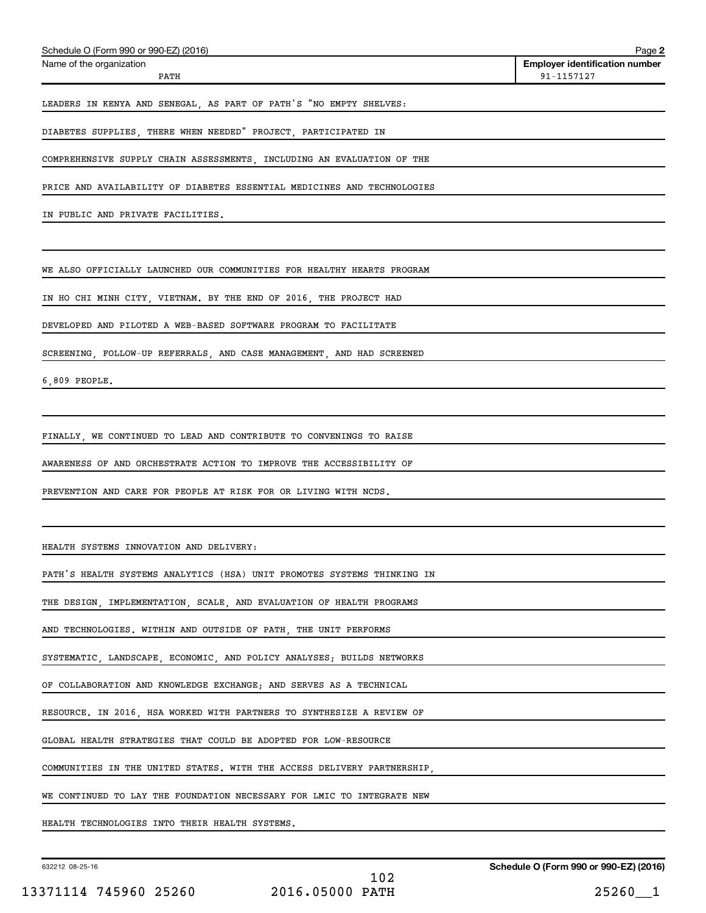Schedule O (Form 990 or 990-EZ) (2016)

Name of the organization: PATH

Employer identification number: 91-1157127

LEADERS IN KENYA AND SENEGAL, AS PART OF PATH'S "NO EMPTY SHELVES: DIABETES SUPPLIES, THERE WHEN NEEDED" PROJECT, PARTICIPATED IN COMPREHENSIVE SUPPLY CHAIN ASSESSMENTS, INCLUDING AN EVALUATION OF THE PRICE AND AVAILABILITY OF DIABETES ESSENTIAL MEDICINES AND TECHNOLOGIES IN PUBLIC AND PRIVATE FACILITIES.

WE ALSO OFFICIALLY LAUNCHED OUR COMMUNITIES FOR HEALTHY HEARTS PROGRAM IN HO CHI MINH CITY, VIETNAM. BY THE END OF 2016, THE PROJECT HAD DEVELOPED AND PILOTED A WEB-BASED SOFTWARE PROGRAM TO FACILITATE SCREENING, FOLLOW-UP REFERRALS, AND CASE MANAGEMENT, AND HAD SCREENED 6,809 PEOPLE.

FINALLY, WE CONTINUED TO LEAD AND CONTRIBUTE TO CONVENINGS TO RAISE AWARENESS OF AND ORCHESTRATE ACTION TO IMPROVE THE ACCESSIBILITY OF PREVENTION AND CARE FOR PEOPLE AT RISK FOR OR LIVING WITH NCDS.

HEALTH SYSTEMS INNOVATION AND DELIVERY:

PATH'S HEALTH SYSTEMS ANALYTICS (HSA) UNIT PROMOTES SYSTEMS THINKING IN THE DESIGN, IMPLEMENTATION, SCALE, AND EVALUATION OF HEALTH PROGRAMS AND TECHNOLOGIES. WITHIN AND OUTSIDE OF PATH, THE UNIT PERFORMS SYSTEMATIC, LANDSCAPE, ECONOMIC, AND POLICY ANALYSES; BUILDS NETWORKS OF COLLABORATION AND KNOWLEDGE EXCHANGE; AND SERVES AS A TECHNICAL RESOURCE. IN 2016, HSA WORKED WITH PARTNERS TO SYNTHESIZE A REVIEW OF GLOBAL HEALTH STRATEGIES THAT COULD BE ADOPTED FOR LOW-RESOURCE COMMUNITIES IN THE UNITED STATES. WITH THE ACCESS DELIVERY PARTNERSHIP, WE CONTINUED TO LAY THE FOUNDATION NECESSARY FOR LMIC TO INTEGRATE NEW HEALTH TECHNOLOGIES INTO THEIR HEALTH SYSTEMS.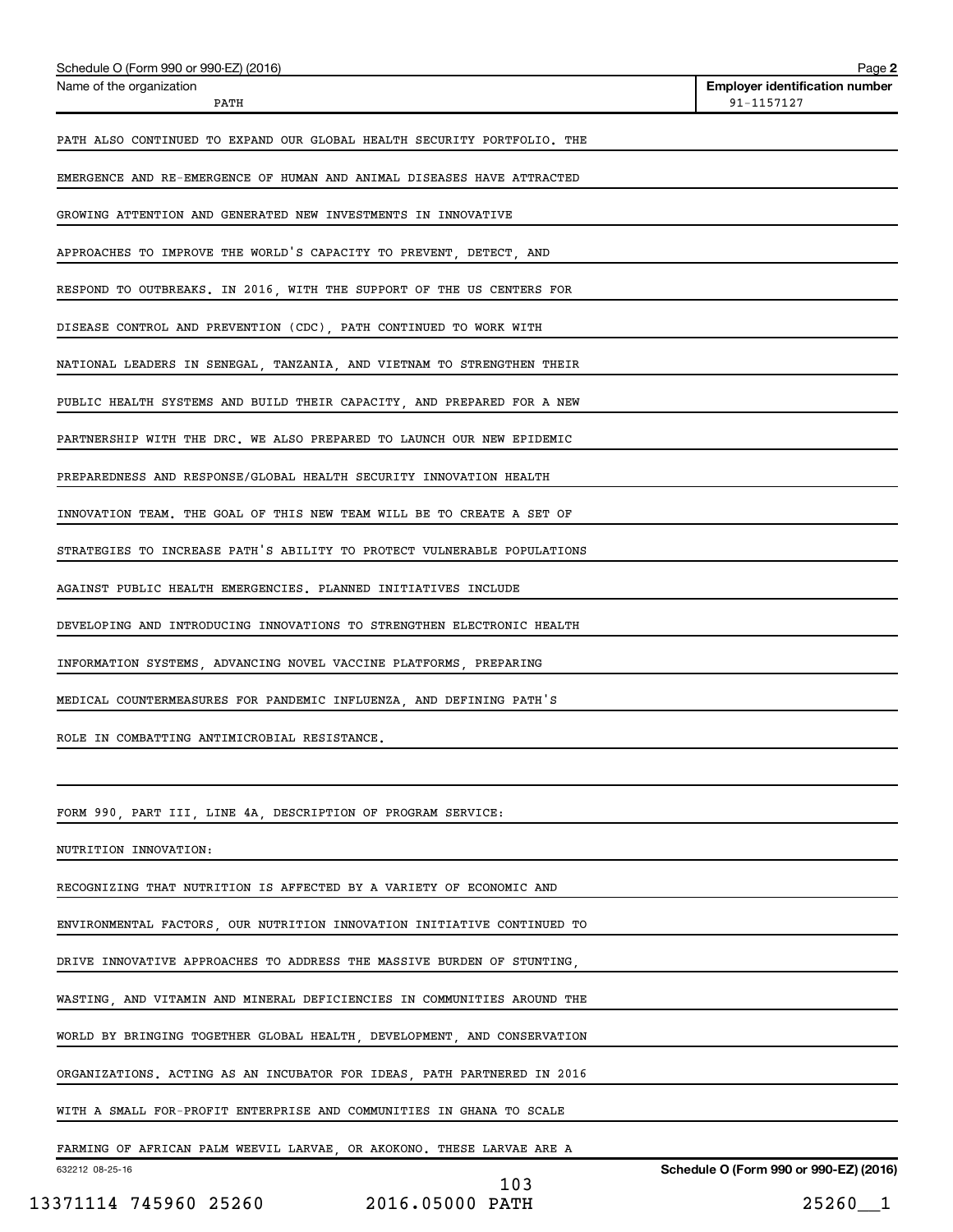Schedule O (Form 990 or 990-EZ) (2016)

| Name of the organization | Employer identification number |
| --- | --- |
| PATH | 91-1157127 |

PATH ALSO CONTINUED TO EXPAND OUR GLOBAL HEALTH SECURITY PORTFOLIO. THE EMERGENCE AND RE-EMERGENCE OF HUMAN AND ANIMAL DISEASES HAVE ATTRACTED GROWING ATTENTION AND GENERATED NEW INVESTMENTS IN INNOVATIVE APPROACHES TO IMPROVE THE WORLD'S CAPACITY TO PREVENT, DETECT, AND RESPOND TO OUTBREAKS. IN 2016, WITH THE SUPPORT OF THE US CENTERS FOR DISEASE CONTROL AND PREVENTION (CDC), PATH CONTINUED TO WORK WITH NATIONAL LEADERS IN SENEGAL, TANZANIA, AND VIETNAM TO STRENGTHEN THEIR PUBLIC HEALTH SYSTEMS AND BUILD THEIR CAPACITY, AND PREPARED FOR A NEW PARTNERSHIP WITH THE DRC. WE ALSO PREPARED TO LAUNCH OUR NEW EPIDEMIC PREPAREDNESS AND RESPONSE/GLOBAL HEALTH SECURITY INNOVATION HEALTH INNOVATION TEAM. THE GOAL OF THIS NEW TEAM WILL BE TO CREATE A SET OF STRATEGIES TO INCREASE PATH'S ABILITY TO PROTECT VULNERABLE POPULATIONS AGAINST PUBLIC HEALTH EMERGENCIES. PLANNED INITIATIVES INCLUDE DEVELOPING AND INTRODUCING INNOVATIONS TO STRENGTHEN ELECTRONIC HEALTH INFORMATION SYSTEMS, ADVANCING NOVEL VACCINE PLATFORMS, PREPARING MEDICAL COUNTERMEASURES FOR PANDEMIC INFLUENZA, AND DEFINING PATH'S ROLE IN COMBATTING ANTIMICROBIAL RESISTANCE.

FORM 990, PART III, LINE 4A, DESCRIPTION OF PROGRAM SERVICE:

NUTRITION INNOVATION:

RECOGNIZING THAT NUTRITION IS AFFECTED BY A VARIETY OF ECONOMIC AND ENVIRONMENTAL FACTORS, OUR NUTRITION INNOVATION INITIATIVE CONTINUED TO DRIVE INNOVATIVE APPROACHES TO ADDRESS THE MASSIVE BURDEN OF STUNTING, WASTING, AND VITAMIN AND MINERAL DEFICIENCIES IN COMMUNITIES AROUND THE WORLD BY BRINGING TOGETHER GLOBAL HEALTH, DEVELOPMENT, AND CONSERVATION ORGANIZATIONS. ACTING AS AN INCUBATOR FOR IDEAS, PATH PARTNERED IN 2016 WITH A SMALL FOR-PROFIT ENTERPRISE AND COMMUNITIES IN GHANA TO SCALE FARMING OF AFRICAN PALM WEEVIL LARVAE, OR AKOKONO. THESE LARVAE ARE A

632212 08-25-16

Schedule O (Form 990 or 990-EZ) (2016)

13371114 745960 25260 2016.05000 PATH 25260__1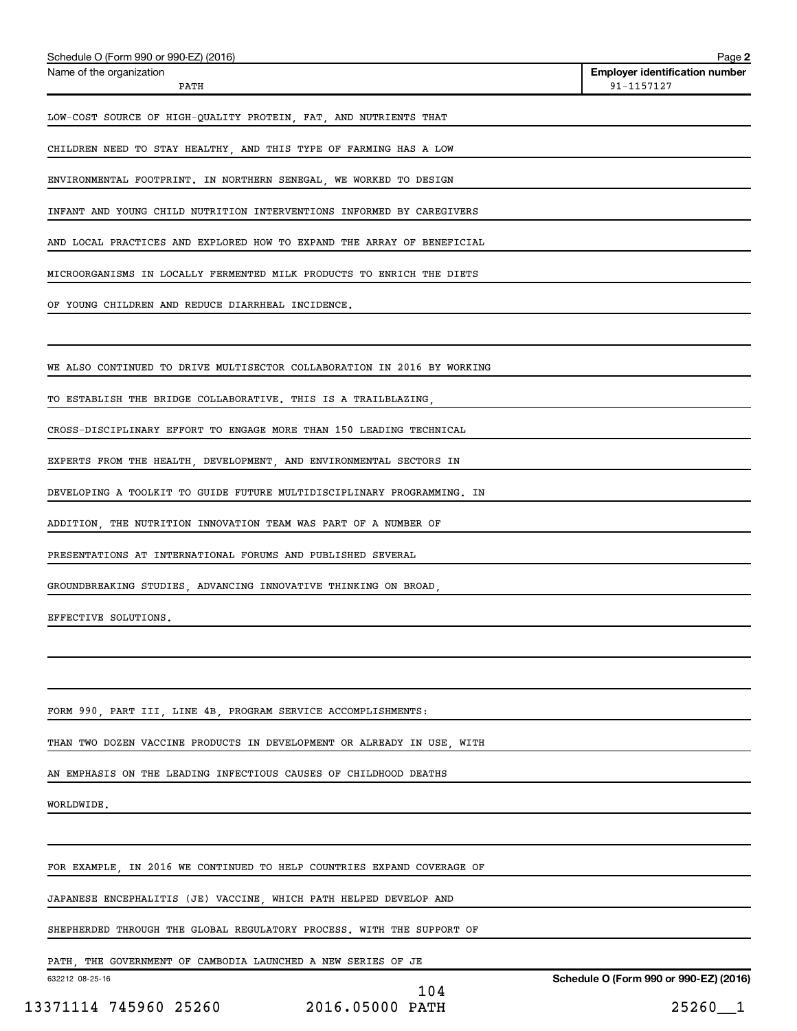Name of the organization: PATH

Employer identification number: 91-1157127

LOW-COST SOURCE OF HIGH-QUALITY PROTEIN, FAT, AND NUTRIENTS THAT CHILDREN NEED TO STAY HEALTHY, AND THIS TYPE OF FARMING HAS A LOW ENVIRONMENTAL FOOTPRINT. IN NORTHERN SENEGAL, WE WORKED TO DESIGN INFANT AND YOUNG CHILD NUTRITION INTERVENTIONS INFORMED BY CAREGIVERS AND LOCAL PRACTICES AND EXPLORED HOW TO EXPAND THE ARRAY OF BENEFICIAL MICROORGANISMS IN LOCALLY FERMENTED MILK PRODUCTS TO ENRICH THE DIETS OF YOUNG CHILDREN AND REDUCE DIARRHEAL INCIDENCE.

WE ALSO CONTINUED TO DRIVE MULTISECTOR COLLABORATION IN 2016 BY WORKING TO ESTABLISH THE BRIDGE COLLABORATIVE. THIS IS A TRAILBLAZING, CROSS-DISCIPLINARY EFFORT TO ENGAGE MORE THAN 150 LEADING TECHNICAL EXPERTS FROM THE HEALTH, DEVELOPMENT, AND ENVIRONMENTAL SECTORS IN DEVELOPING A TOOLKIT TO GUIDE FUTURE MULTIDISCIPLINARY PROGRAMMING. IN ADDITION, THE NUTRITION INNOVATION TEAM WAS PART OF A NUMBER OF PRESENTATIONS AT INTERNATIONAL FORUMS AND PUBLISHED SEVERAL GROUNDBREAKING STUDIES, ADVANCING INNOVATIVE THINKING ON BROAD, EFFECTIVE SOLUTIONS.

FORM 990, PART III, LINE 4B, PROGRAM SERVICE ACCOMPLISHMENTS:

THAN TWO DOZEN VACCINE PRODUCTS IN DEVELOPMENT OR ALREADY IN USE, WITH AN EMPHASIS ON THE LEADING INFECTIOUS CAUSES OF CHILDHOOD DEATHS WORLDWIDE.

FOR EXAMPLE, IN 2016 WE CONTINUED TO HELP COUNTRIES EXPAND COVERAGE OF JAPANESE ENCEPHALITIS (JE) VACCINE, WHICH PATH HELPED DEVELOP AND SHEPHERDED THROUGH THE GLOBAL REGULATORY PROCESS. WITH THE SUPPORT OF PATH, THE GOVERNMENT OF CAMBODIA LAUNCHED A NEW SERIES OF JE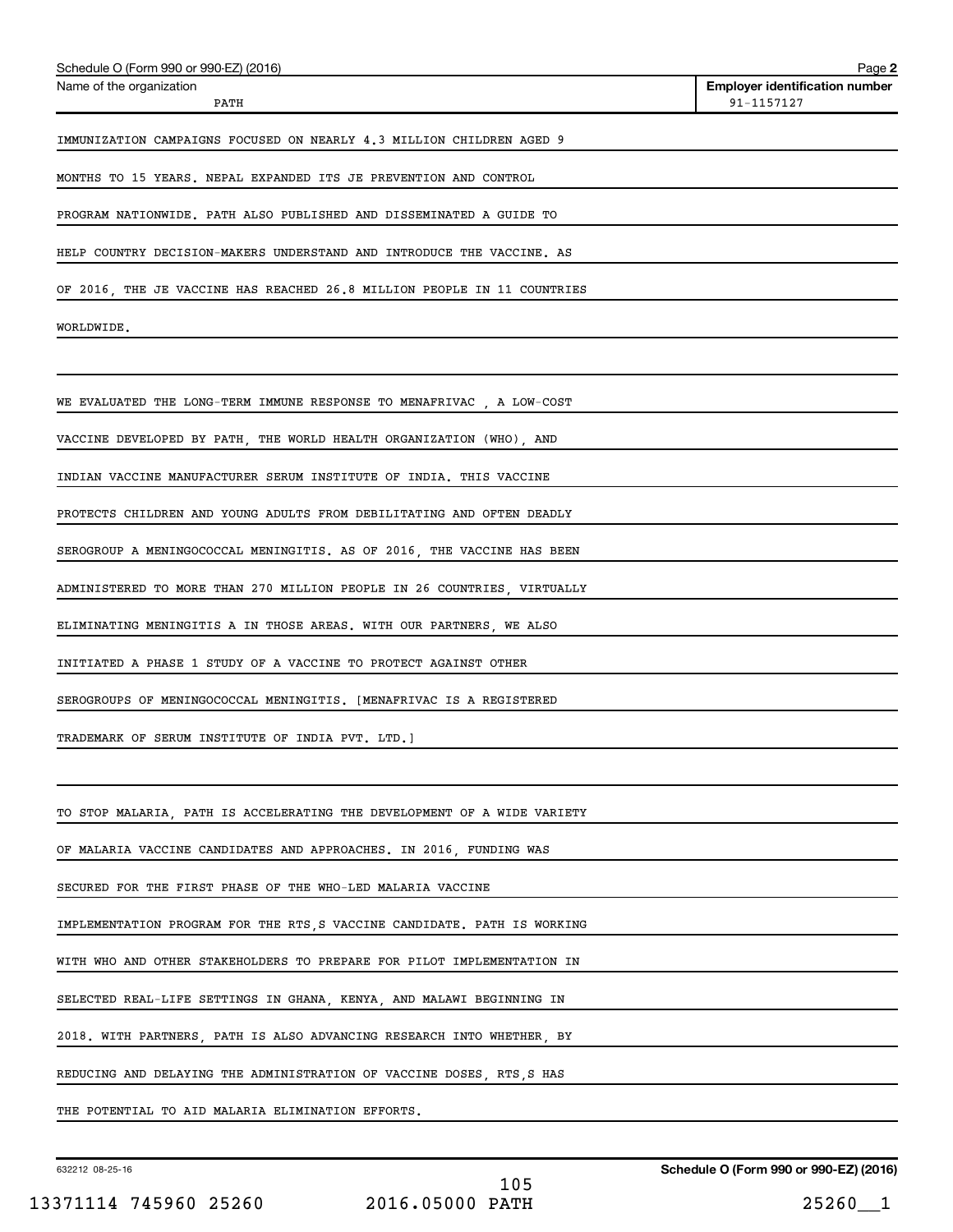Schedule O (Form 990 or 990-EZ) (2016)

| Name of the organization | Employer identification number |
| --- | --- |
| PATH | 91-1157127 |

IMMUNIZATION CAMPAIGNS FOCUSED ON NEARLY 4.3 MILLION CHILDREN AGED 9 MONTHS TO 15 YEARS. NEPAL EXPANDED ITS JE PREVENTION AND CONTROL PROGRAM NATIONWIDE. PATH ALSO PUBLISHED AND DISSEMINATED A GUIDE TO HELP COUNTRY DECISION-MAKERS UNDERSTAND AND INTRODUCE THE VACCINE. AS OF 2016, THE JE VACCINE HAS REACHED 26.8 MILLION PEOPLE IN 11 COUNTRIES WORLDWIDE.

WE EVALUATED THE LONG-TERM IMMUNE RESPONSE TO MENAFRIVAC , A LOW-COST VACCINE DEVELOPED BY PATH, THE WORLD HEALTH ORGANIZATION (WHO), AND INDIAN VACCINE MANUFACTURER SERUM INSTITUTE OF INDIA. THIS VACCINE PROTECTS CHILDREN AND YOUNG ADULTS FROM DEBILITATING AND OFTEN DEADLY SEROGROUP A MENINGOCOCCAL MENINGITIS. AS OF 2016, THE VACCINE HAS BEEN ADMINISTERED TO MORE THAN 270 MILLION PEOPLE IN 26 COUNTRIES, VIRTUALLY ELIMINATING MENINGITIS A IN THOSE AREAS. WITH OUR PARTNERS, WE ALSO INITIATED A PHASE 1 STUDY OF A VACCINE TO PROTECT AGAINST OTHER SEROGROUPS OF MENINGOCOCCAL MENINGITIS. [MENAFRIVAC IS A REGISTERED TRADEMARK OF SERUM INSTITUTE OF INDIA PVT. LTD.]

TO STOP MALARIA, PATH IS ACCELERATING THE DEVELOPMENT OF A WIDE VARIETY OF MALARIA VACCINE CANDIDATES AND APPROACHES. IN 2016, FUNDING WAS SECURED FOR THE FIRST PHASE OF THE WHO-LED MALARIA VACCINE IMPLEMENTATION PROGRAM FOR THE RTS,S VACCINE CANDIDATE. PATH IS WORKING WITH WHO AND OTHER STAKEHOLDERS TO PREPARE FOR PILOT IMPLEMENTATION IN SELECTED REAL-LIFE SETTINGS IN GHANA, KENYA, AND MALAWI BEGINNING IN 2018. WITH PARTNERS, PATH IS ALSO ADVANCING RESEARCH INTO WHETHER, BY REDUCING AND DELAYING THE ADMINISTRATION OF VACCINE DOSES, RTS,S HAS THE POTENTIAL TO AID MALARIA ELIMINATION EFFORTS.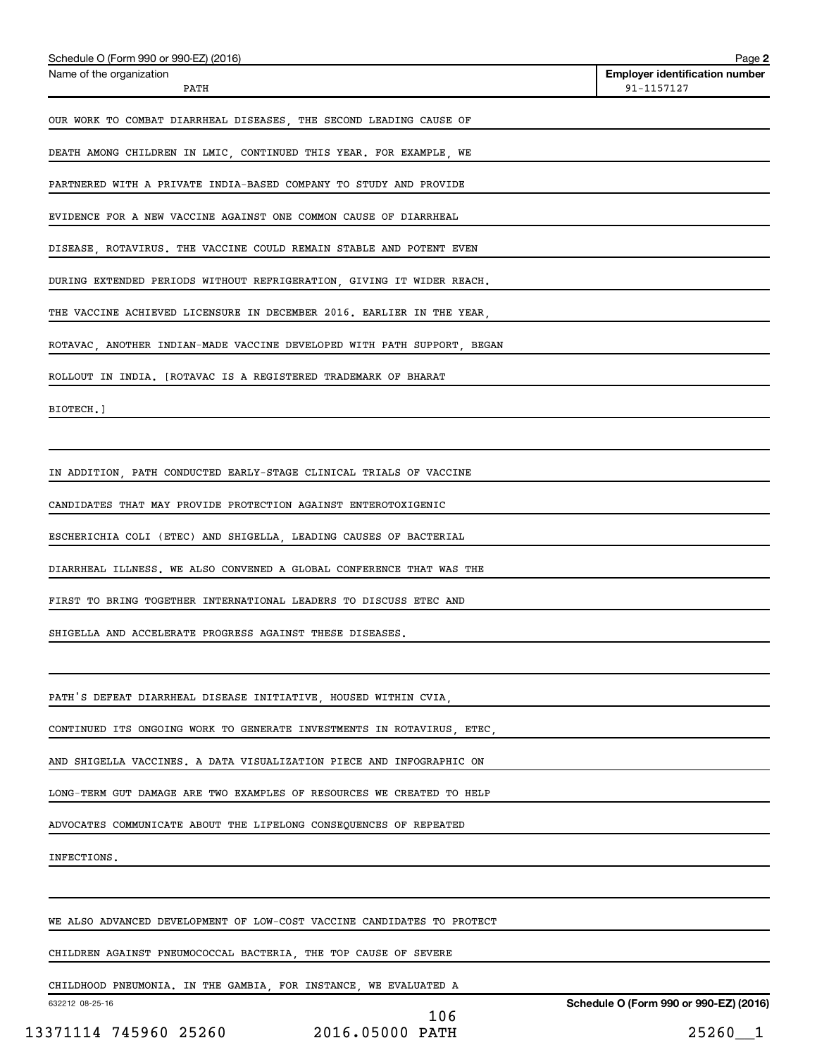Schedule O (Form 990 or 990-EZ) (2016) Page 2

| Name of the organization | Employer identification number |
|---|---|
| PATH | 91-1157127 |

OUR WORK TO COMBAT DIARRHEAL DISEASES, THE SECOND LEADING CAUSE OF DEATH AMONG CHILDREN IN LMIC, CONTINUED THIS YEAR. FOR EXAMPLE, WE PARTNERED WITH A PRIVATE INDIA-BASED COMPANY TO STUDY AND PROVIDE EVIDENCE FOR A NEW VACCINE AGAINST ONE COMMON CAUSE OF DIARRHEAL DISEASE, ROTAVIRUS. THE VACCINE COULD REMAIN STABLE AND POTENT EVEN DURING EXTENDED PERIODS WITHOUT REFRIGERATION, GIVING IT WIDER REACH. THE VACCINE ACHIEVED LICENSURE IN DECEMBER 2016. EARLIER IN THE YEAR, ROTAVAC, ANOTHER INDIAN-MADE VACCINE DEVELOPED WITH PATH SUPPORT, BEGAN ROLLOUT IN INDIA. [ROTAVAC IS A REGISTERED TRADEMARK OF BHARAT BIOTECH.]

IN ADDITION, PATH CONDUCTED EARLY-STAGE CLINICAL TRIALS OF VACCINE CANDIDATES THAT MAY PROVIDE PROTECTION AGAINST ENTEROTOXIGENIC ESCHERICHIA COLI (ETEC) AND SHIGELLA, LEADING CAUSES OF BACTERIAL DIARRHEAL ILLNESS. WE ALSO CONVENED A GLOBAL CONFERENCE THAT WAS THE FIRST TO BRING TOGETHER INTERNATIONAL LEADERS TO DISCUSS ETEC AND SHIGELLA AND ACCELERATE PROGRESS AGAINST THESE DISEASES.

PATH'S DEFEAT DIARRHEAL DISEASE INITIATIVE, HOUSED WITHIN CVIA, CONTINUED ITS ONGOING WORK TO GENERATE INVESTMENTS IN ROTAVIRUS, ETEC, AND SHIGELLA VACCINES. A DATA VISUALIZATION PIECE AND INFOGRAPHIC ON LONG-TERM GUT DAMAGE ARE TWO EXAMPLES OF RESOURCES WE CREATED TO HELP ADVOCATES COMMUNICATE ABOUT THE LIFELONG CONSEQUENCES OF REPEATED INFECTIONS.

WE ALSO ADVANCED DEVELOPMENT OF LOW-COST VACCINE CANDIDATES TO PROTECT CHILDREN AGAINST PNEUMOCOCCAL BACTERIA, THE TOP CAUSE OF SEVERE CHILDHOOD PNEUMONIA. IN THE GAMBIA, FOR INSTANCE, WE EVALUATED A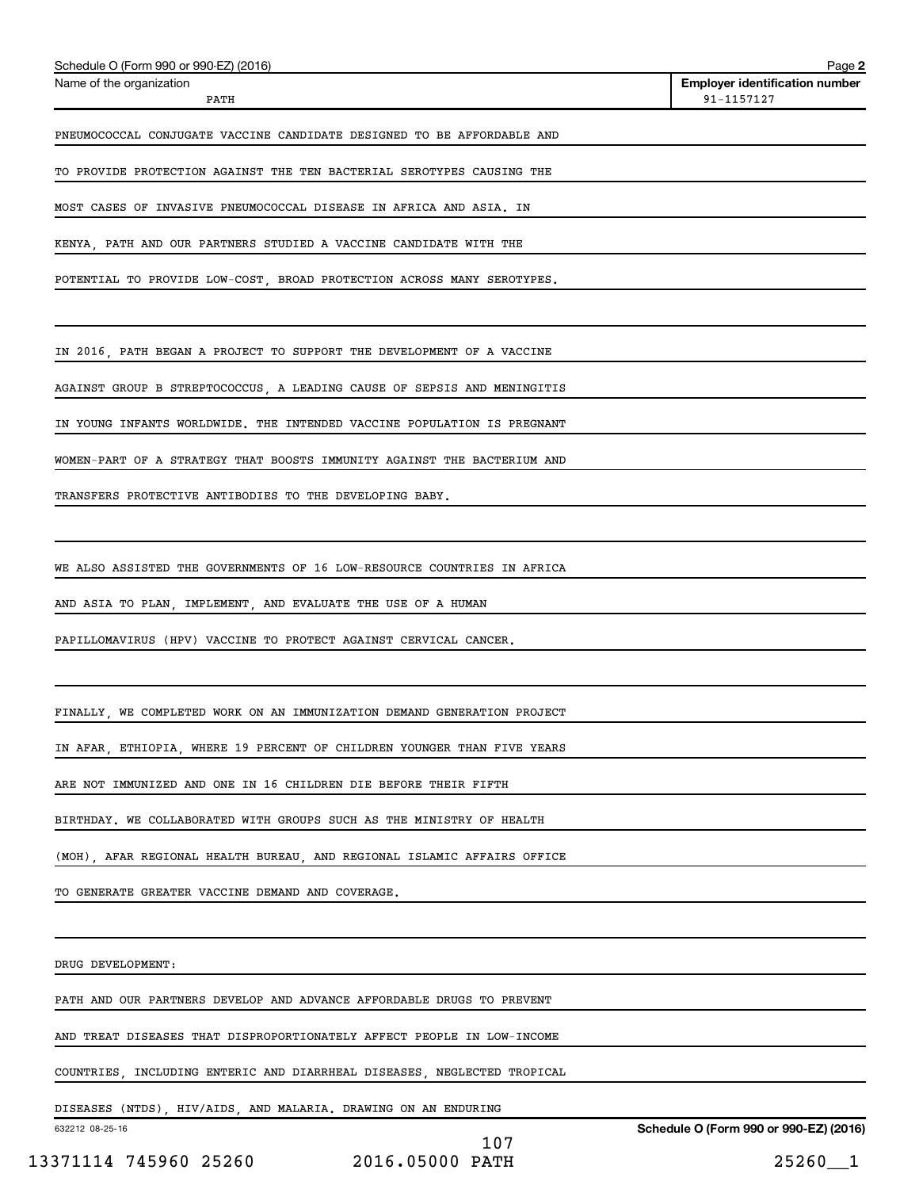Name of the organization: PATH

Employer identification number: 91-1157127

PNEUMOCOCCAL CONJUGATE VACCINE CANDIDATE DESIGNED TO BE AFFORDABLE AND TO PROVIDE PROTECTION AGAINST THE TEN BACTERIAL SEROTYPES CAUSING THE MOST CASES OF INVASIVE PNEUMOCOCCAL DISEASE IN AFRICA AND ASIA. IN KENYA, PATH AND OUR PARTNERS STUDIED A VACCINE CANDIDATE WITH THE POTENTIAL TO PROVIDE LOW-COST, BROAD PROTECTION ACROSS MANY SEROTYPES.

IN 2016, PATH BEGAN A PROJECT TO SUPPORT THE DEVELOPMENT OF A VACCINE AGAINST GROUP B STREPTOCOCCUS, A LEADING CAUSE OF SEPSIS AND MENINGITIS IN YOUNG INFANTS WORLDWIDE. THE INTENDED VACCINE POPULATION IS PREGNANT WOMEN-PART OF A STRATEGY THAT BOOSTS IMMUNITY AGAINST THE BACTERIUM AND TRANSFERS PROTECTIVE ANTIBODIES TO THE DEVELOPING BABY.

WE ALSO ASSISTED THE GOVERNMENTS OF 16 LOW-RESOURCE COUNTRIES IN AFRICA AND ASIA TO PLAN, IMPLEMENT, AND EVALUATE THE USE OF A HUMAN PAPILLOMAVIRUS (HPV) VACCINE TO PROTECT AGAINST CERVICAL CANCER.

FINALLY, WE COMPLETED WORK ON AN IMMUNIZATION DEMAND GENERATION PROJECT IN AFAR, ETHIOPIA, WHERE 19 PERCENT OF CHILDREN YOUNGER THAN FIVE YEARS ARE NOT IMMUNIZED AND ONE IN 16 CHILDREN DIE BEFORE THEIR FIFTH BIRTHDAY. WE COLLABORATED WITH GROUPS SUCH AS THE MINISTRY OF HEALTH (MOH), AFAR REGIONAL HEALTH BUREAU, AND REGIONAL ISLAMIC AFFAIRS OFFICE TO GENERATE GREATER VACCINE DEMAND AND COVERAGE.

DRUG DEVELOPMENT:

PATH AND OUR PARTNERS DEVELOP AND ADVANCE AFFORDABLE DRUGS TO PREVENT AND TREAT DISEASES THAT DISPROPORTIONATELY AFFECT PEOPLE IN LOW-INCOME COUNTRIES, INCLUDING ENTERIC AND DIARRHEAL DISEASES, NEGLECTED TROPICAL DISEASES (NTDS), HIV/AIDS, AND MALARIA. DRAWING ON AN ENDURING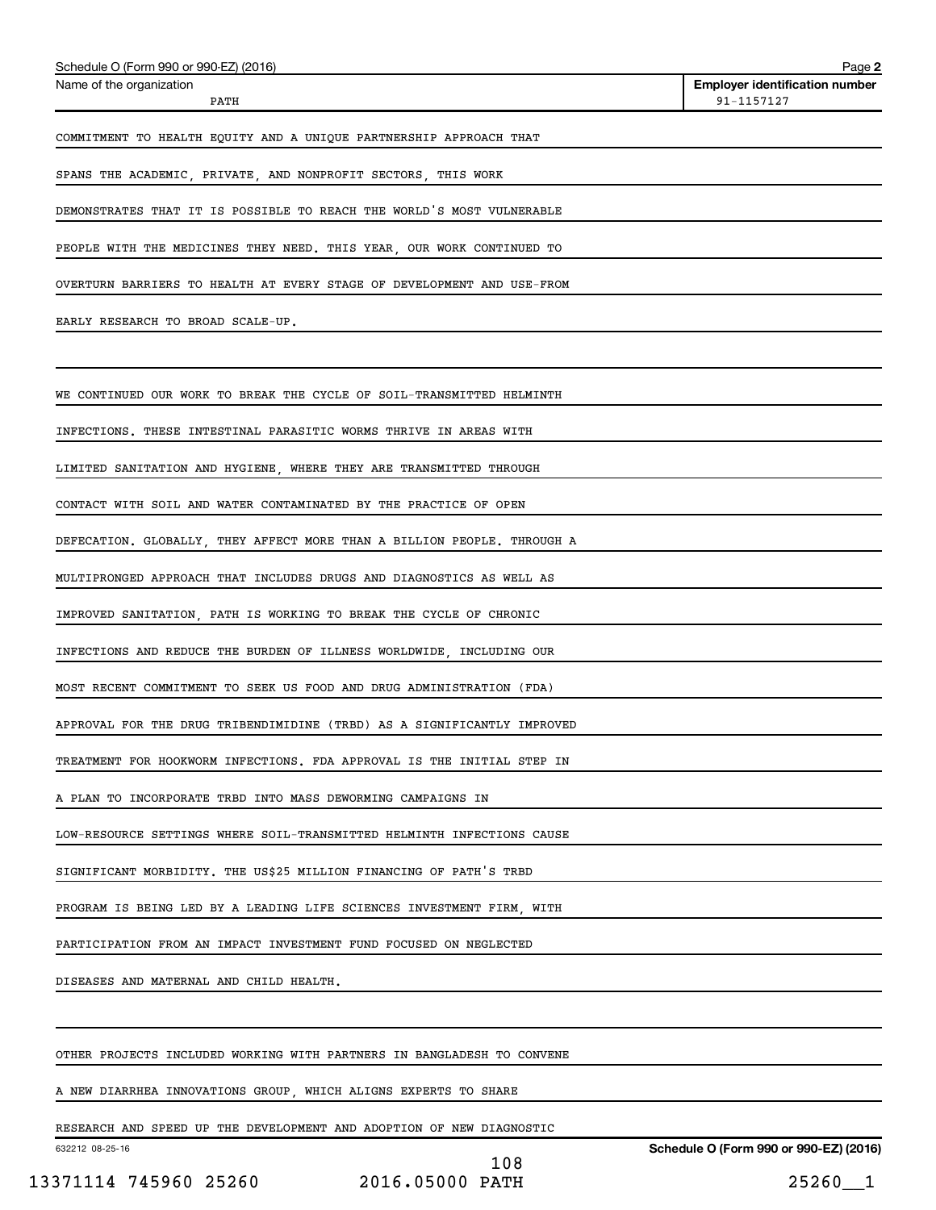Name of the organization: PATH

Employer identification number: 91-1157127

COMMITMENT TO HEALTH EQUITY AND A UNIQUE PARTNERSHIP APPROACH THAT SPANS THE ACADEMIC, PRIVATE, AND NONPROFIT SECTORS, THIS WORK DEMONSTRATES THAT IT IS POSSIBLE TO REACH THE WORLD'S MOST VULNERABLE PEOPLE WITH THE MEDICINES THEY NEED. THIS YEAR, OUR WORK CONTINUED TO OVERTURN BARRIERS TO HEALTH AT EVERY STAGE OF DEVELOPMENT AND USE-FROM EARLY RESEARCH TO BROAD SCALE-UP.

WE CONTINUED OUR WORK TO BREAK THE CYCLE OF SOIL-TRANSMITTED HELMINTH INFECTIONS. THESE INTESTINAL PARASITIC WORMS THRIVE IN AREAS WITH LIMITED SANITATION AND HYGIENE, WHERE THEY ARE TRANSMITTED THROUGH CONTACT WITH SOIL AND WATER CONTAMINATED BY THE PRACTICE OF OPEN DEFECATION. GLOBALLY, THEY AFFECT MORE THAN A BILLION PEOPLE. THROUGH A MULTIPRONGED APPROACH THAT INCLUDES DRUGS AND DIAGNOSTICS AS WELL AS IMPROVED SANITATION, PATH IS WORKING TO BREAK THE CYCLE OF CHRONIC INFECTIONS AND REDUCE THE BURDEN OF ILLNESS WORLDWIDE, INCLUDING OUR MOST RECENT COMMITMENT TO SEEK US FOOD AND DRUG ADMINISTRATION (FDA) APPROVAL FOR THE DRUG TRIBENDIMIDINE (TRBD) AS A SIGNIFICANTLY IMPROVED TREATMENT FOR HOOKWORM INFECTIONS. FDA APPROVAL IS THE INITIAL STEP IN A PLAN TO INCORPORATE TRBD INTO MASS DEWORMING CAMPAIGNS IN LOW-RESOURCE SETTINGS WHERE SOIL-TRANSMITTED HELMINTH INFECTIONS CAUSE SIGNIFICANT MORBIDITY. THE US$25 MILLION FINANCING OF PATH'S TRBD PROGRAM IS BEING LED BY A LEADING LIFE SCIENCES INVESTMENT FIRM, WITH PARTICIPATION FROM AN IMPACT INVESTMENT FUND FOCUSED ON NEGLECTED DISEASES AND MATERNAL AND CHILD HEALTH.

OTHER PROJECTS INCLUDED WORKING WITH PARTNERS IN BANGLADESH TO CONVENE A NEW DIARRHEA INNOVATIONS GROUP, WHICH ALIGNS EXPERTS TO SHARE RESEARCH AND SPEED UP THE DEVELOPMENT AND ADOPTION OF NEW DIAGNOSTIC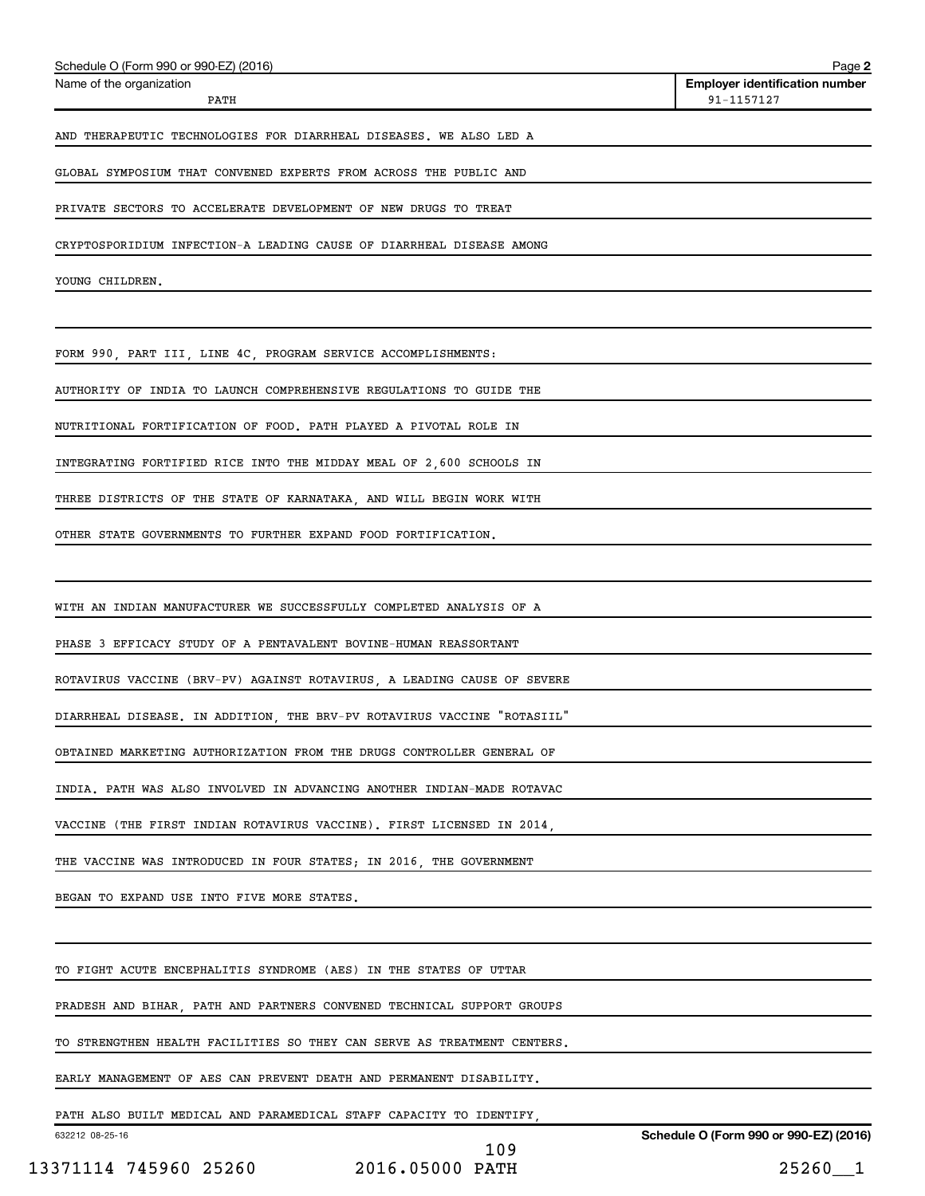Schedule O (Form 990 or 990-EZ) (2016)

Name of the organization: PATH | Employer identification number: 91-1157127

AND THERAPEUTIC TECHNOLOGIES FOR DIARRHEAL DISEASES. WE ALSO LED A GLOBAL SYMPOSIUM THAT CONVENED EXPERTS FROM ACROSS THE PUBLIC AND PRIVATE SECTORS TO ACCELERATE DEVELOPMENT OF NEW DRUGS TO TREAT CRYPTOSPORIDIUM INFECTION-A LEADING CAUSE OF DIARRHEAL DISEASE AMONG YOUNG CHILDREN.

FORM 990, PART III, LINE 4C, PROGRAM SERVICE ACCOMPLISHMENTS:

AUTHORITY OF INDIA TO LAUNCH COMPREHENSIVE REGULATIONS TO GUIDE THE NUTRITIONAL FORTIFICATION OF FOOD. PATH PLAYED A PIVOTAL ROLE IN INTEGRATING FORTIFIED RICE INTO THE MIDDAY MEAL OF 2,600 SCHOOLS IN THREE DISTRICTS OF THE STATE OF KARNATAKA, AND WILL BEGIN WORK WITH OTHER STATE GOVERNMENTS TO FURTHER EXPAND FOOD FORTIFICATION.

WITH AN INDIAN MANUFACTURER WE SUCCESSFULLY COMPLETED ANALYSIS OF A PHASE 3 EFFICACY STUDY OF A PENTAVALENT BOVINE-HUMAN REASSORTANT ROTAVIRUS VACCINE (BRV-PV) AGAINST ROTAVIRUS, A LEADING CAUSE OF SEVERE DIARRHEAL DISEASE. IN ADDITION, THE BRV-PV ROTAVIRUS VACCINE "ROTASIIL" OBTAINED MARKETING AUTHORIZATION FROM THE DRUGS CONTROLLER GENERAL OF INDIA. PATH WAS ALSO INVOLVED IN ADVANCING ANOTHER INDIAN-MADE ROTAVAC VACCINE (THE FIRST INDIAN ROTAVIRUS VACCINE). FIRST LICENSED IN 2014, THE VACCINE WAS INTRODUCED IN FOUR STATES; IN 2016, THE GOVERNMENT BEGAN TO EXPAND USE INTO FIVE MORE STATES.

TO FIGHT ACUTE ENCEPHALITIS SYNDROME (AES) IN THE STATES OF UTTAR PRADESH AND BIHAR, PATH AND PARTNERS CONVENED TECHNICAL SUPPORT GROUPS TO STRENGTHEN HEALTH FACILITIES SO THEY CAN SERVE AS TREATMENT CENTERS. EARLY MANAGEMENT OF AES CAN PREVENT DEATH AND PERMANENT DISABILITY. PATH ALSO BUILT MEDICAL AND PARAMEDICAL STAFF CAPACITY TO IDENTIFY,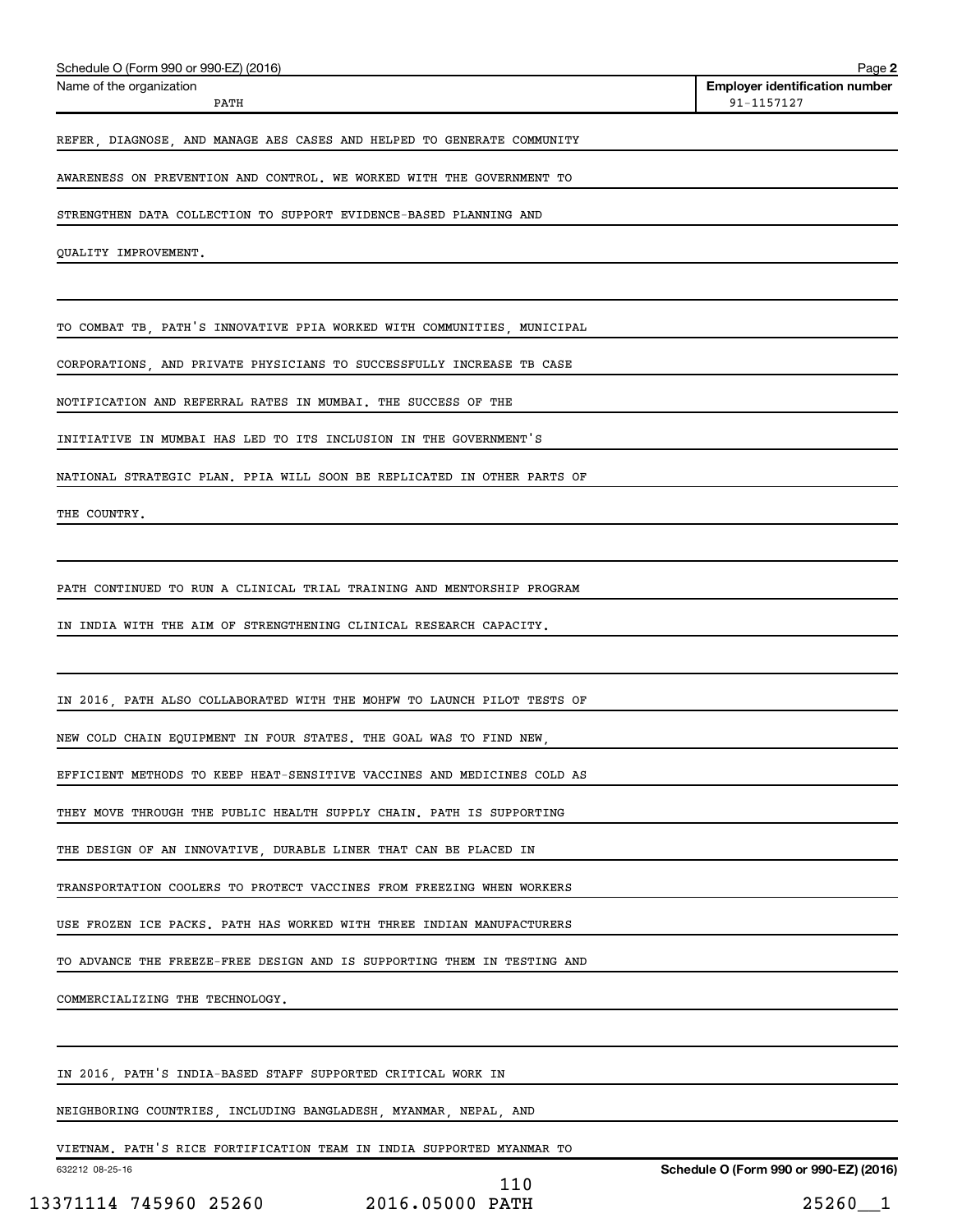Schedule O (Form 990 or 990-EZ) (2016)

| Name of the organization | Employer identification number |
| --- | --- |
| PATH | 91-1157127 |

REFER, DIAGNOSE, AND MANAGE AES CASES AND HELPED TO GENERATE COMMUNITY AWARENESS ON PREVENTION AND CONTROL. WE WORKED WITH THE GOVERNMENT TO STRENGTHEN DATA COLLECTION TO SUPPORT EVIDENCE-BASED PLANNING AND QUALITY IMPROVEMENT.

TO COMBAT TB, PATH'S INNOVATIVE PPIA WORKED WITH COMMUNITIES, MUNICIPAL CORPORATIONS, AND PRIVATE PHYSICIANS TO SUCCESSFULLY INCREASE TB CASE NOTIFICATION AND REFERRAL RATES IN MUMBAI. THE SUCCESS OF THE INITIATIVE IN MUMBAI HAS LED TO ITS INCLUSION IN THE GOVERNMENT'S NATIONAL STRATEGIC PLAN. PPIA WILL SOON BE REPLICATED IN OTHER PARTS OF THE COUNTRY.

PATH CONTINUED TO RUN A CLINICAL TRIAL TRAINING AND MENTORSHIP PROGRAM IN INDIA WITH THE AIM OF STRENGTHENING CLINICAL RESEARCH CAPACITY.

IN 2016, PATH ALSO COLLABORATED WITH THE MOHFW TO LAUNCH PILOT TESTS OF NEW COLD CHAIN EQUIPMENT IN FOUR STATES. THE GOAL WAS TO FIND NEW, EFFICIENT METHODS TO KEEP HEAT-SENSITIVE VACCINES AND MEDICINES COLD AS THEY MOVE THROUGH THE PUBLIC HEALTH SUPPLY CHAIN. PATH IS SUPPORTING THE DESIGN OF AN INNOVATIVE, DURABLE LINER THAT CAN BE PLACED IN TRANSPORTATION COOLERS TO PROTECT VACCINES FROM FREEZING WHEN WORKERS USE FROZEN ICE PACKS. PATH HAS WORKED WITH THREE INDIAN MANUFACTURERS TO ADVANCE THE FREEZE-FREE DESIGN AND IS SUPPORTING THEM IN TESTING AND COMMERCIALIZING THE TECHNOLOGY.

IN 2016, PATH'S INDIA-BASED STAFF SUPPORTED CRITICAL WORK IN NEIGHBORING COUNTRIES, INCLUDING BANGLADESH, MYANMAR, NEPAL, AND VIETNAM. PATH'S RICE FORTIFICATION TEAM IN INDIA SUPPORTED MYANMAR TO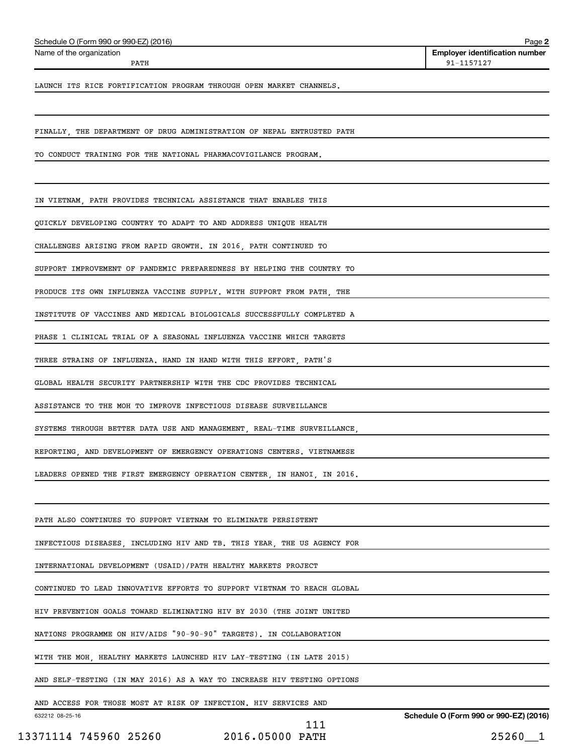LAUNCH ITS RICE FORTIFICATION PROGRAM THROUGH OPEN MARKET CHANNELS.

FINALLY, THE DEPARTMENT OF DRUG ADMINISTRATION OF NEPAL ENTRUSTED PATH TO CONDUCT TRAINING FOR THE NATIONAL PHARMACOVIGILANCE PROGRAM.

IN VIETNAM, PATH PROVIDES TECHNICAL ASSISTANCE THAT ENABLES THIS QUICKLY DEVELOPING COUNTRY TO ADAPT TO AND ADDRESS UNIQUE HEALTH CHALLENGES ARISING FROM RAPID GROWTH. IN 2016, PATH CONTINUED TO SUPPORT IMPROVEMENT OF PANDEMIC PREPAREDNESS BY HELPING THE COUNTRY TO PRODUCE ITS OWN INFLUENZA VACCINE SUPPLY. WITH SUPPORT FROM PATH, THE INSTITUTE OF VACCINES AND MEDICAL BIOLOGICALS SUCCESSFULLY COMPLETED A PHASE 1 CLINICAL TRIAL OF A SEASONAL INFLUENZA VACCINE WHICH TARGETS THREE STRAINS OF INFLUENZA. HAND IN HAND WITH THIS EFFORT, PATH'S GLOBAL HEALTH SECURITY PARTNERSHIP WITH THE CDC PROVIDES TECHNICAL ASSISTANCE TO THE MOH TO IMPROVE INFECTIOUS DISEASE SURVEILLANCE SYSTEMS THROUGH BETTER DATA USE AND MANAGEMENT, REAL-TIME SURVEILLANCE, REPORTING, AND DEVELOPMENT OF EMERGENCY OPERATIONS CENTERS. VIETNAMESE LEADERS OPENED THE FIRST EMERGENCY OPERATION CENTER, IN HANOI, IN 2016.

PATH ALSO CONTINUES TO SUPPORT VIETNAM TO ELIMINATE PERSISTENT INFECTIOUS DISEASES, INCLUDING HIV AND TB. THIS YEAR, THE US AGENCY FOR INTERNATIONAL DEVELOPMENT (USAID)/PATH HEALTHY MARKETS PROJECT CONTINUED TO LEAD INNOVATIVE EFFORTS TO SUPPORT VIETNAM TO REACH GLOBAL HIV PREVENTION GOALS TOWARD ELIMINATING HIV BY 2030 (THE JOINT UNITED NATIONS PROGRAMME ON HIV/AIDS "90-90-90" TARGETS). IN COLLABORATION WITH THE MOH, HEALTHY MARKETS LAUNCHED HIV LAY-TESTING (IN LATE 2015) AND SELF-TESTING (IN MAY 2016) AS A WAY TO INCREASE HIV TESTING OPTIONS AND ACCESS FOR THOSE MOST AT RISK OF INFECTION. HIV SERVICES AND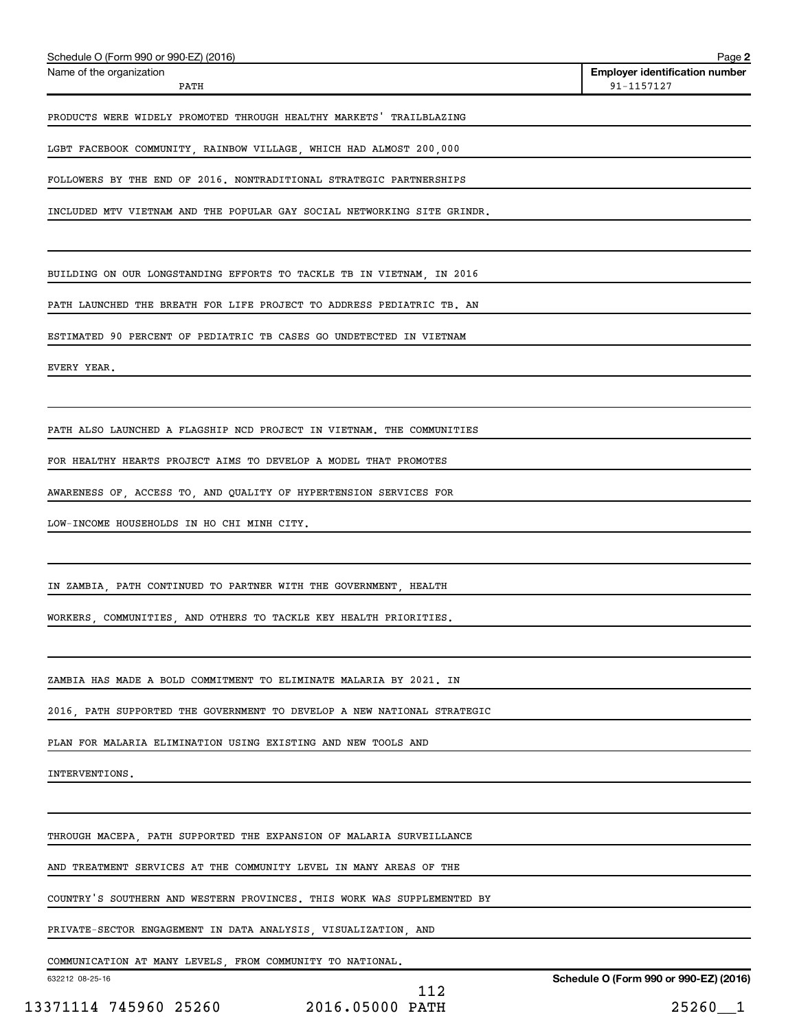Name of the organization: PATH

Employer identification number: 91-1157127

PRODUCTS WERE WIDELY PROMOTED THROUGH HEALTHY MARKETS' TRAILBLAZING LGBT FACEBOOK COMMUNITY, RAINBOW VILLAGE, WHICH HAD ALMOST 200,000 FOLLOWERS BY THE END OF 2016. NONTRADITIONAL STRATEGIC PARTNERSHIPS INCLUDED MTV VIETNAM AND THE POPULAR GAY SOCIAL NETWORKING SITE GRINDR.

BUILDING ON OUR LONGSTANDING EFFORTS TO TACKLE TB IN VIETNAM, IN 2016 PATH LAUNCHED THE BREATH FOR LIFE PROJECT TO ADDRESS PEDIATRIC TB. AN ESTIMATED 90 PERCENT OF PEDIATRIC TB CASES GO UNDETECTED IN VIETNAM EVERY YEAR.

PATH ALSO LAUNCHED A FLAGSHIP NCD PROJECT IN VIETNAM. THE COMMUNITIES FOR HEALTHY HEARTS PROJECT AIMS TO DEVELOP A MODEL THAT PROMOTES AWARENESS OF, ACCESS TO, AND QUALITY OF HYPERTENSION SERVICES FOR LOW-INCOME HOUSEHOLDS IN HO CHI MINH CITY.

IN ZAMBIA, PATH CONTINUED TO PARTNER WITH THE GOVERNMENT, HEALTH WORKERS, COMMUNITIES, AND OTHERS TO TACKLE KEY HEALTH PRIORITIES.

ZAMBIA HAS MADE A BOLD COMMITMENT TO ELIMINATE MALARIA BY 2021. IN 2016, PATH SUPPORTED THE GOVERNMENT TO DEVELOP A NEW NATIONAL STRATEGIC PLAN FOR MALARIA ELIMINATION USING EXISTING AND NEW TOOLS AND INTERVENTIONS.

THROUGH MACEPA, PATH SUPPORTED THE EXPANSION OF MALARIA SURVEILLANCE AND TREATMENT SERVICES AT THE COMMUNITY LEVEL IN MANY AREAS OF THE COUNTRY'S SOUTHERN AND WESTERN PROVINCES. THIS WORK WAS SUPPLEMENTED BY PRIVATE-SECTOR ENGAGEMENT IN DATA ANALYSIS, VISUALIZATION, AND COMMUNICATION AT MANY LEVELS, FROM COMMUNITY TO NATIONAL.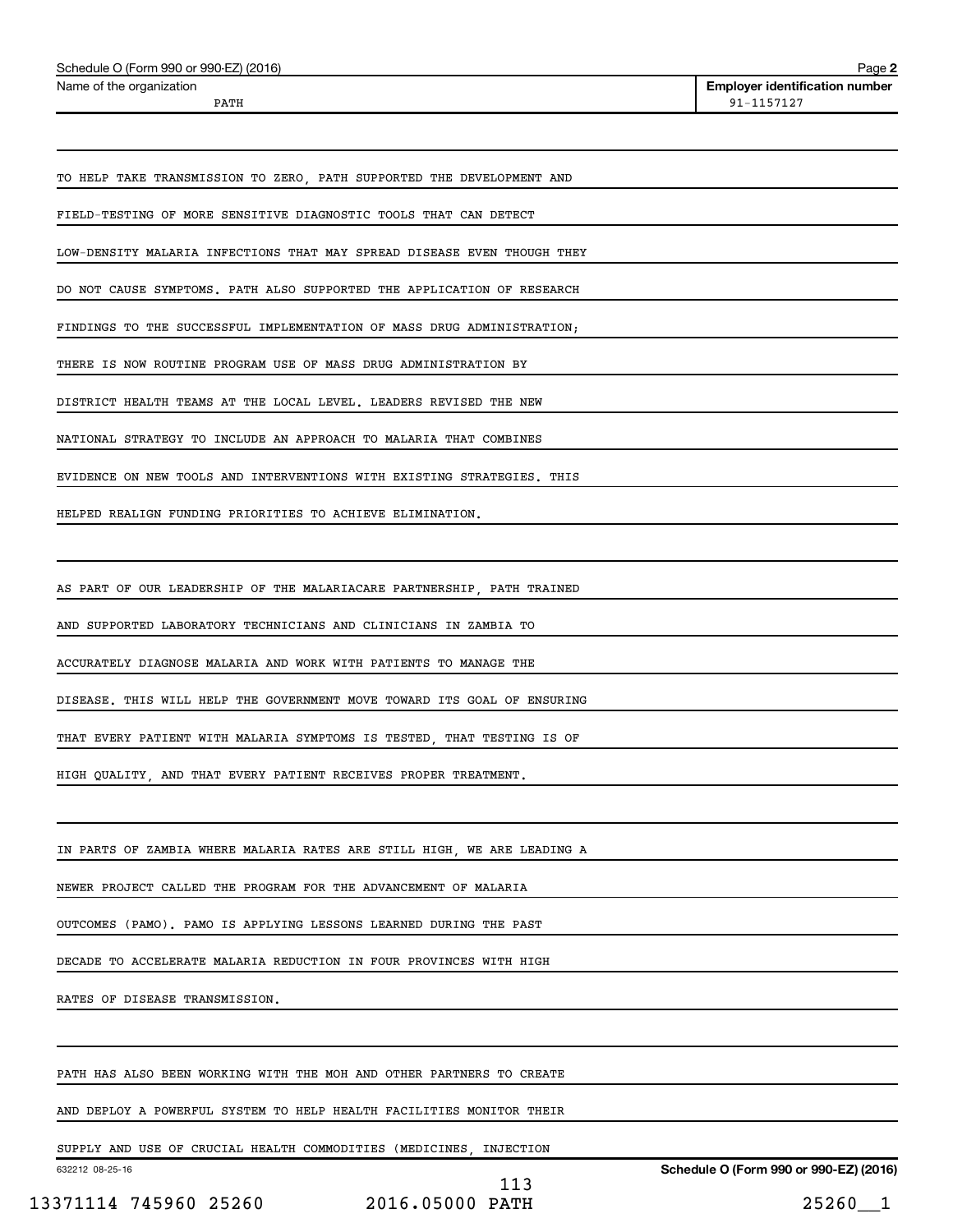TO HELP TAKE TRANSMISSION TO ZERO, PATH SUPPORTED THE DEVELOPMENT AND FIELD-TESTING OF MORE SENSITIVE DIAGNOSTIC TOOLS THAT CAN DETECT LOW-DENSITY MALARIA INFECTIONS THAT MAY SPREAD DISEASE EVEN THOUGH THEY DO NOT CAUSE SYMPTOMS. PATH ALSO SUPPORTED THE APPLICATION OF RESEARCH FINDINGS TO THE SUCCESSFUL IMPLEMENTATION OF MASS DRUG ADMINISTRATION; THERE IS NOW ROUTINE PROGRAM USE OF MASS DRUG ADMINISTRATION BY DISTRICT HEALTH TEAMS AT THE LOCAL LEVEL. LEADERS REVISED THE NEW NATIONAL STRATEGY TO INCLUDE AN APPROACH TO MALARIA THAT COMBINES EVIDENCE ON NEW TOOLS AND INTERVENTIONS WITH EXISTING STRATEGIES. THIS HELPED REALIGN FUNDING PRIORITIES TO ACHIEVE ELIMINATION.

AS PART OF OUR LEADERSHIP OF THE MALARIACARE PARTNERSHIP, PATH TRAINED AND SUPPORTED LABORATORY TECHNICIANS AND CLINICIANS IN ZAMBIA TO ACCURATELY DIAGNOSE MALARIA AND WORK WITH PATIENTS TO MANAGE THE DISEASE. THIS WILL HELP THE GOVERNMENT MOVE TOWARD ITS GOAL OF ENSURING THAT EVERY PATIENT WITH MALARIA SYMPTOMS IS TESTED, THAT TESTING IS OF HIGH QUALITY, AND THAT EVERY PATIENT RECEIVES PROPER TREATMENT.

IN PARTS OF ZAMBIA WHERE MALARIA RATES ARE STILL HIGH, WE ARE LEADING A NEWER PROJECT CALLED THE PROGRAM FOR THE ADVANCEMENT OF MALARIA OUTCOMES (PAMO). PAMO IS APPLYING LESSONS LEARNED DURING THE PAST DECADE TO ACCELERATE MALARIA REDUCTION IN FOUR PROVINCES WITH HIGH RATES OF DISEASE TRANSMISSION.

PATH HAS ALSO BEEN WORKING WITH THE MOH AND OTHER PARTNERS TO CREATE AND DEPLOY A POWERFUL SYSTEM TO HELP HEALTH FACILITIES MONITOR THEIR SUPPLY AND USE OF CRUCIAL HEALTH COMMODITIES (MEDICINES, INJECTION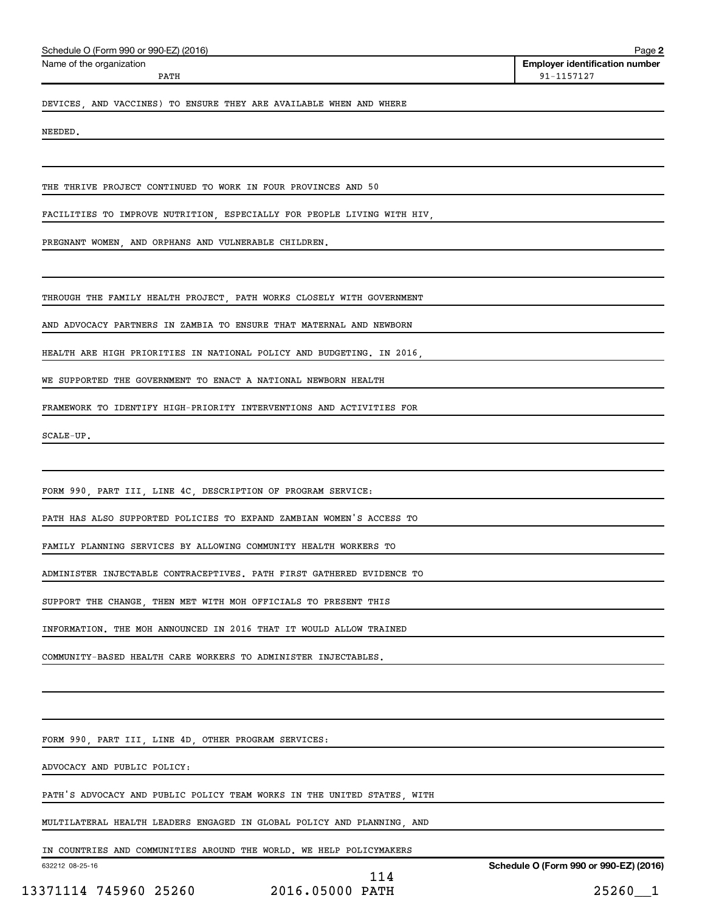Name of the organization: PATH

Employer identification number: 91-1157127

DEVICES, AND VACCINES) TO ENSURE THEY ARE AVAILABLE WHEN AND WHERE NEEDED.

THE THRIVE PROJECT CONTINUED TO WORK IN FOUR PROVINCES AND 50 FACILITIES TO IMPROVE NUTRITION, ESPECIALLY FOR PEOPLE LIVING WITH HIV, PREGNANT WOMEN, AND ORPHANS AND VULNERABLE CHILDREN.

THROUGH THE FAMILY HEALTH PROJECT, PATH WORKS CLOSELY WITH GOVERNMENT AND ADVOCACY PARTNERS IN ZAMBIA TO ENSURE THAT MATERNAL AND NEWBORN HEALTH ARE HIGH PRIORITIES IN NATIONAL POLICY AND BUDGETING. IN 2016, WE SUPPORTED THE GOVERNMENT TO ENACT A NATIONAL NEWBORN HEALTH FRAMEWORK TO IDENTIFY HIGH-PRIORITY INTERVENTIONS AND ACTIVITIES FOR SCALE-UP.

FORM 990, PART III, LINE 4C, DESCRIPTION OF PROGRAM SERVICE:

PATH HAS ALSO SUPPORTED POLICIES TO EXPAND ZAMBIAN WOMEN'S ACCESS TO FAMILY PLANNING SERVICES BY ALLOWING COMMUNITY HEALTH WORKERS TO ADMINISTER INJECTABLE CONTRACEPTIVES. PATH FIRST GATHERED EVIDENCE TO SUPPORT THE CHANGE, THEN MET WITH MOH OFFICIALS TO PRESENT THIS INFORMATION. THE MOH ANNOUNCED IN 2016 THAT IT WOULD ALLOW TRAINED COMMUNITY-BASED HEALTH CARE WORKERS TO ADMINISTER INJECTABLES.

FORM 990, PART III, LINE 4D, OTHER PROGRAM SERVICES:

ADVOCACY AND PUBLIC POLICY:

PATH'S ADVOCACY AND PUBLIC POLICY TEAM WORKS IN THE UNITED STATES, WITH MULTILATERAL HEALTH LEADERS ENGAGED IN GLOBAL POLICY AND PLANNING, AND IN COUNTRIES AND COMMUNITIES AROUND THE WORLD. WE HELP POLICYMAKERS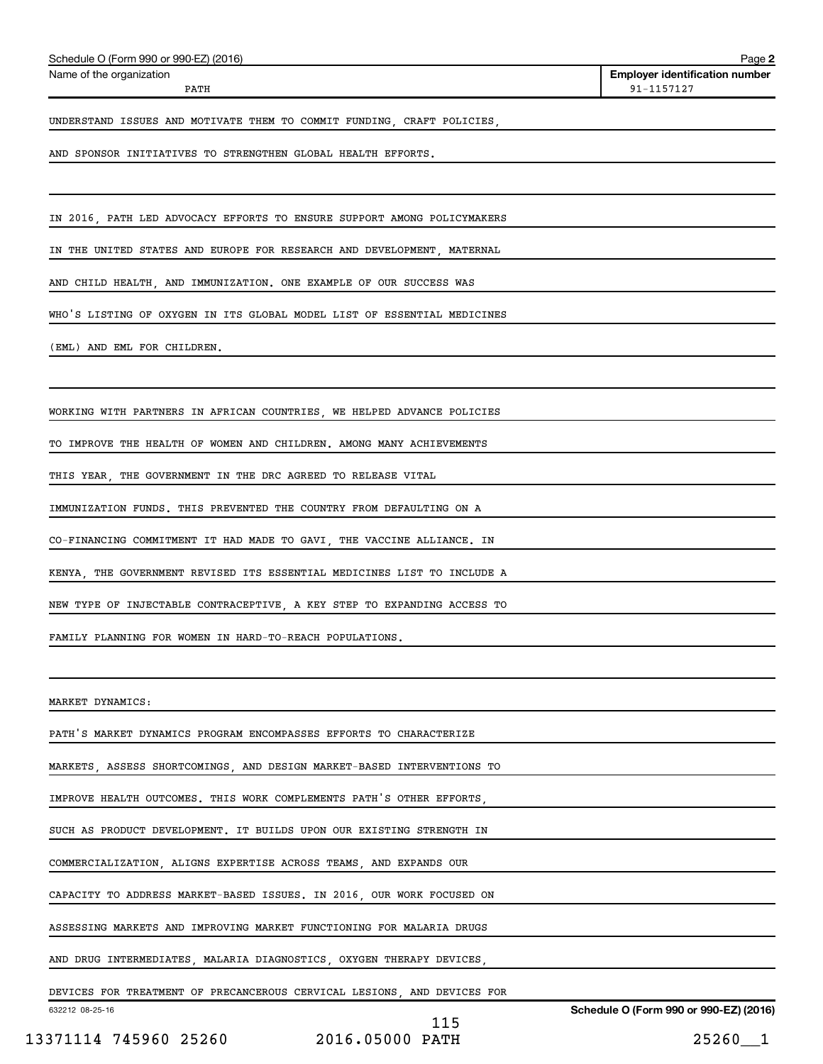UNDERSTAND ISSUES AND MOTIVATE THEM TO COMMIT FUNDING, CRAFT POLICIES, AND SPONSOR INITIATIVES TO STRENGTHEN GLOBAL HEALTH EFFORTS.

IN 2016, PATH LED ADVOCACY EFFORTS TO ENSURE SUPPORT AMONG POLICYMAKERS IN THE UNITED STATES AND EUROPE FOR RESEARCH AND DEVELOPMENT, MATERNAL AND CHILD HEALTH, AND IMMUNIZATION. ONE EXAMPLE OF OUR SUCCESS WAS WHO'S LISTING OF OXYGEN IN ITS GLOBAL MODEL LIST OF ESSENTIAL MEDICINES (EML) AND EML FOR CHILDREN.

WORKING WITH PARTNERS IN AFRICAN COUNTRIES, WE HELPED ADVANCE POLICIES TO IMPROVE THE HEALTH OF WOMEN AND CHILDREN. AMONG MANY ACHIEVEMENTS THIS YEAR, THE GOVERNMENT IN THE DRC AGREED TO RELEASE VITAL IMMUNIZATION FUNDS. THIS PREVENTED THE COUNTRY FROM DEFAULTING ON A CO-FINANCING COMMITMENT IT HAD MADE TO GAVI, THE VACCINE ALLIANCE. IN KENYA, THE GOVERNMENT REVISED ITS ESSENTIAL MEDICINES LIST TO INCLUDE A NEW TYPE OF INJECTABLE CONTRACEPTIVE, A KEY STEP TO EXPANDING ACCESS TO FAMILY PLANNING FOR WOMEN IN HARD-TO-REACH POPULATIONS.

MARKET DYNAMICS:

PATH'S MARKET DYNAMICS PROGRAM ENCOMPASSES EFFORTS TO CHARACTERIZE MARKETS, ASSESS SHORTCOMINGS, AND DESIGN MARKET-BASED INTERVENTIONS TO IMPROVE HEALTH OUTCOMES. THIS WORK COMPLEMENTS PATH'S OTHER EFFORTS, SUCH AS PRODUCT DEVELOPMENT. IT BUILDS UPON OUR EXISTING STRENGTH IN COMMERCIALIZATION, ALIGNS EXPERTISE ACROSS TEAMS, AND EXPANDS OUR CAPACITY TO ADDRESS MARKET-BASED ISSUES. IN 2016, OUR WORK FOCUSED ON ASSESSING MARKETS AND IMPROVING MARKET FUNCTIONING FOR MALARIA DRUGS AND DRUG INTERMEDIATES, MALARIA DIAGNOSTICS, OXYGEN THERAPY DEVICES, DEVICES FOR TREATMENT OF PRECANCEROUS CERVICAL LESIONS, AND DEVICES FOR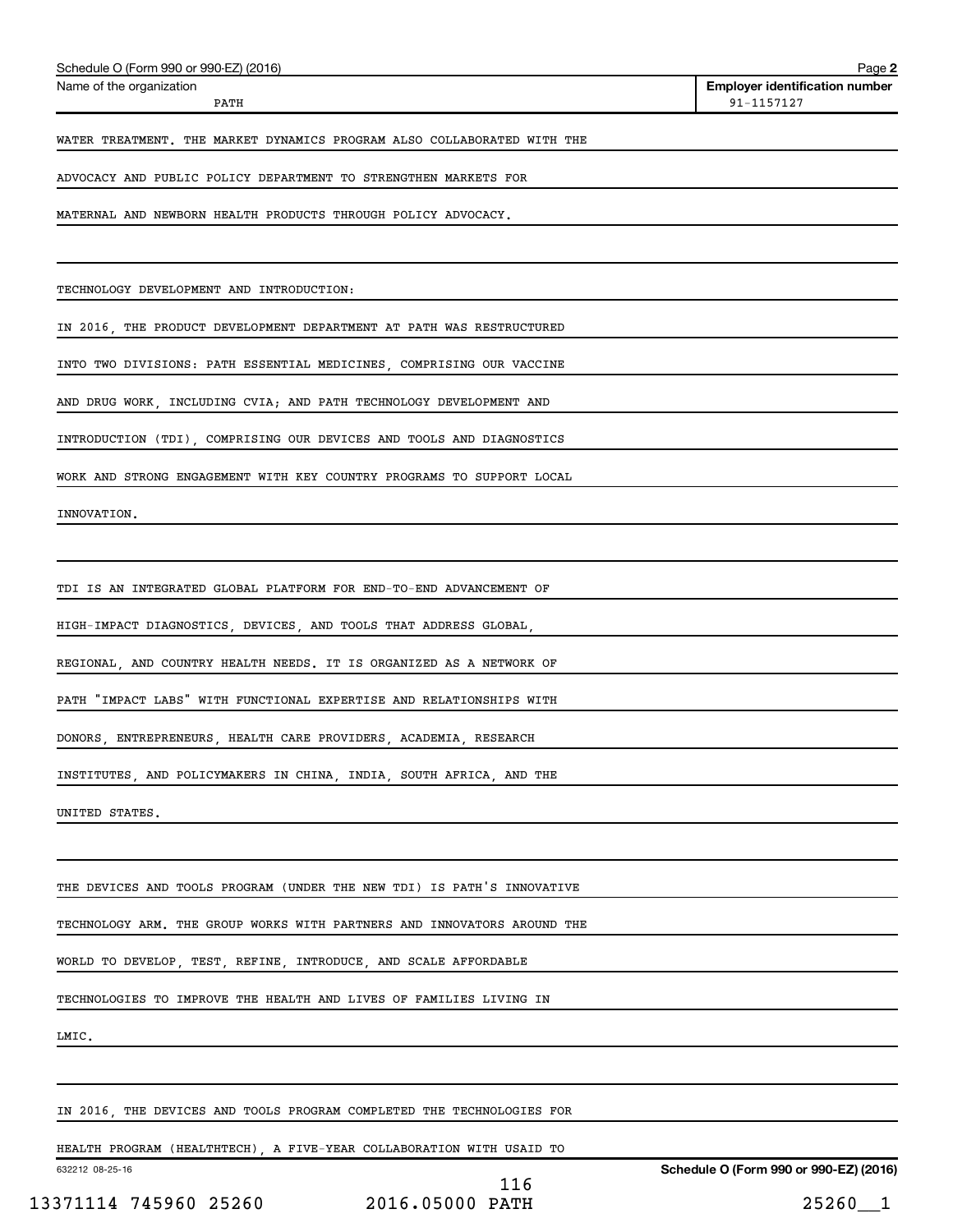WATER TREATMENT. THE MARKET DYNAMICS PROGRAM ALSO COLLABORATED WITH THE ADVOCACY AND PUBLIC POLICY DEPARTMENT TO STRENGTHEN MARKETS FOR MATERNAL AND NEWBORN HEALTH PRODUCTS THROUGH POLICY ADVOCACY.

TECHNOLOGY DEVELOPMENT AND INTRODUCTION:

IN 2016, THE PRODUCT DEVELOPMENT DEPARTMENT AT PATH WAS RESTRUCTURED INTO TWO DIVISIONS: PATH ESSENTIAL MEDICINES, COMPRISING OUR VACCINE AND DRUG WORK, INCLUDING CVIA; AND PATH TECHNOLOGY DEVELOPMENT AND INTRODUCTION (TDI), COMPRISING OUR DEVICES AND TOOLS AND DIAGNOSTICS WORK AND STRONG ENGAGEMENT WITH KEY COUNTRY PROGRAMS TO SUPPORT LOCAL INNOVATION.

TDI IS AN INTEGRATED GLOBAL PLATFORM FOR END-TO-END ADVANCEMENT OF HIGH-IMPACT DIAGNOSTICS, DEVICES, AND TOOLS THAT ADDRESS GLOBAL, REGIONAL, AND COUNTRY HEALTH NEEDS. IT IS ORGANIZED AS A NETWORK OF PATH "IMPACT LABS" WITH FUNCTIONAL EXPERTISE AND RELATIONSHIPS WITH DONORS, ENTREPRENEURS, HEALTH CARE PROVIDERS, ACADEMIA, RESEARCH INSTITUTES, AND POLICYMAKERS IN CHINA, INDIA, SOUTH AFRICA, AND THE UNITED STATES.

THE DEVICES AND TOOLS PROGRAM (UNDER THE NEW TDI) IS PATH'S INNOVATIVE TECHNOLOGY ARM. THE GROUP WORKS WITH PARTNERS AND INNOVATORS AROUND THE WORLD TO DEVELOP, TEST, REFINE, INTRODUCE, AND SCALE AFFORDABLE TECHNOLOGIES TO IMPROVE THE HEALTH AND LIVES OF FAMILIES LIVING IN LMIC.

IN 2016, THE DEVICES AND TOOLS PROGRAM COMPLETED THE TECHNOLOGIES FOR HEALTH PROGRAM (HEALTHTECH), A FIVE-YEAR COLLABORATION WITH USAID TO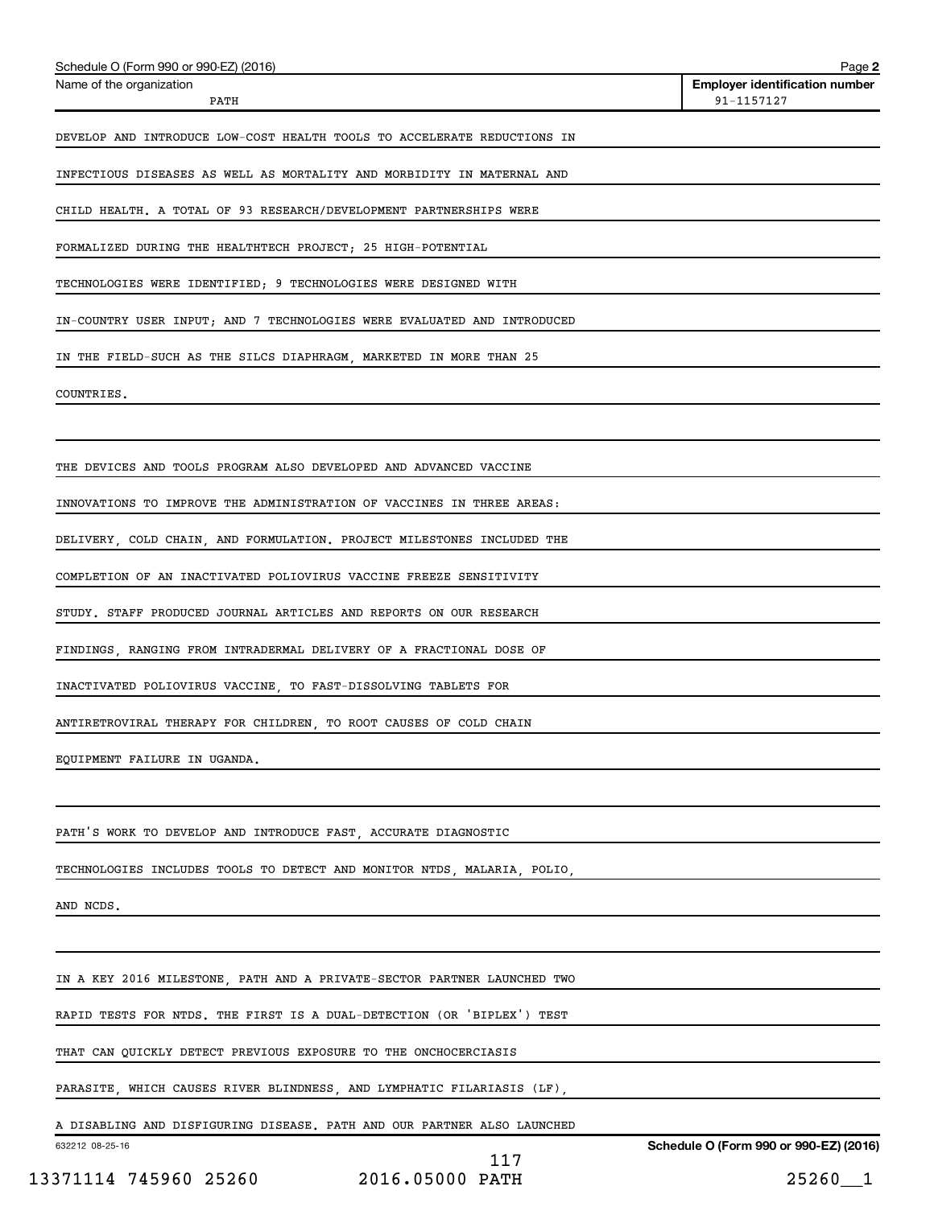Schedule O (Form 990 or 990-EZ) (2016)

Name of the organization: PATH

Employer identification number: 91-1157127

DEVELOP AND INTRODUCE LOW-COST HEALTH TOOLS TO ACCELERATE REDUCTIONS IN INFECTIOUS DISEASES AS WELL AS MORTALITY AND MORBIDITY IN MATERNAL AND CHILD HEALTH. A TOTAL OF 93 RESEARCH/DEVELOPMENT PARTNERSHIPS WERE FORMALIZED DURING THE HEALTHTECH PROJECT; 25 HIGH-POTENTIAL TECHNOLOGIES WERE IDENTIFIED; 9 TECHNOLOGIES WERE DESIGNED WITH IN-COUNTRY USER INPUT; AND 7 TECHNOLOGIES WERE EVALUATED AND INTRODUCED IN THE FIELD-SUCH AS THE SILCS DIAPHRAGM, MARKETED IN MORE THAN 25 COUNTRIES.

THE DEVICES AND TOOLS PROGRAM ALSO DEVELOPED AND ADVANCED VACCINE INNOVATIONS TO IMPROVE THE ADMINISTRATION OF VACCINES IN THREE AREAS: DELIVERY, COLD CHAIN, AND FORMULATION. PROJECT MILESTONES INCLUDED THE COMPLETION OF AN INACTIVATED POLIOVIRUS VACCINE FREEZE SENSITIVITY STUDY. STAFF PRODUCED JOURNAL ARTICLES AND REPORTS ON OUR RESEARCH FINDINGS, RANGING FROM INTRADERMAL DELIVERY OF A FRACTIONAL DOSE OF INACTIVATED POLIOVIRUS VACCINE, TO FAST-DISSOLVING TABLETS FOR ANTIRETROVIRAL THERAPY FOR CHILDREN, TO ROOT CAUSES OF COLD CHAIN EQUIPMENT FAILURE IN UGANDA.

PATH'S WORK TO DEVELOP AND INTRODUCE FAST, ACCURATE DIAGNOSTIC TECHNOLOGIES INCLUDES TOOLS TO DETECT AND MONITOR NTDS, MALARIA, POLIO, AND NCDS.

IN A KEY 2016 MILESTONE, PATH AND A PRIVATE-SECTOR PARTNER LAUNCHED TWO RAPID TESTS FOR NTDS. THE FIRST IS A DUAL-DETECTION (OR 'BIPLEX') TEST THAT CAN QUICKLY DETECT PREVIOUS EXPOSURE TO THE ONCHOCERCIASIS PARASITE, WHICH CAUSES RIVER BLINDNESS, AND LYMPHATIC FILARIASIS (LF), A DISABLING AND DISFIGURING DISEASE. PATH AND OUR PARTNER ALSO LAUNCHED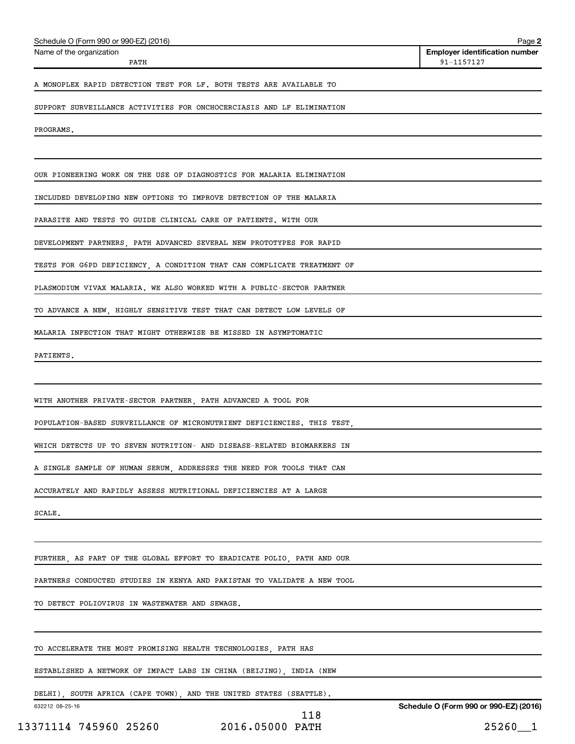A MONOPLEX RAPID DETECTION TEST FOR LF. BOTH TESTS ARE AVAILABLE TO SUPPORT SURVEILLANCE ACTIVITIES FOR ONCHOCERCIASIS AND LF ELIMINATION PROGRAMS.

OUR PIONEERING WORK ON THE USE OF DIAGNOSTICS FOR MALARIA ELIMINATION INCLUDED DEVELOPING NEW OPTIONS TO IMPROVE DETECTION OF THE MALARIA PARASITE AND TESTS TO GUIDE CLINICAL CARE OF PATIENTS. WITH OUR DEVELOPMENT PARTNERS, PATH ADVANCED SEVERAL NEW PROTOTYPES FOR RAPID TESTS FOR G6PD DEFICIENCY, A CONDITION THAT CAN COMPLICATE TREATMENT OF PLASMODIUM VIVAX MALARIA. WE ALSO WORKED WITH A PUBLIC-SECTOR PARTNER TO ADVANCE A NEW, HIGHLY SENSITIVE TEST THAT CAN DETECT LOW LEVELS OF MALARIA INFECTION THAT MIGHT OTHERWISE BE MISSED IN ASYMPTOMATIC PATIENTS.

WITH ANOTHER PRIVATE-SECTOR PARTNER, PATH ADVANCED A TOOL FOR POPULATION-BASED SURVEILLANCE OF MICRONUTRIENT DEFICIENCIES. THIS TEST, WHICH DETECTS UP TO SEVEN NUTRITION- AND DISEASE-RELATED BIOMARKERS IN A SINGLE SAMPLE OF HUMAN SERUM, ADDRESSES THE NEED FOR TOOLS THAT CAN ACCURATELY AND RAPIDLY ASSESS NUTRITIONAL DEFICIENCIES AT A LARGE SCALE.

FURTHER, AS PART OF THE GLOBAL EFFORT TO ERADICATE POLIO, PATH AND OUR PARTNERS CONDUCTED STUDIES IN KENYA AND PAKISTAN TO VALIDATE A NEW TOOL TO DETECT POLIOVIRUS IN WASTEWATER AND SEWAGE.

TO ACCELERATE THE MOST PROMISING HEALTH TECHNOLOGIES, PATH HAS ESTABLISHED A NETWORK OF IMPACT LABS IN CHINA (BEIJING), INDIA (NEW DELHI), SOUTH AFRICA (CAPE TOWN), AND THE UNITED STATES (SEATTLE).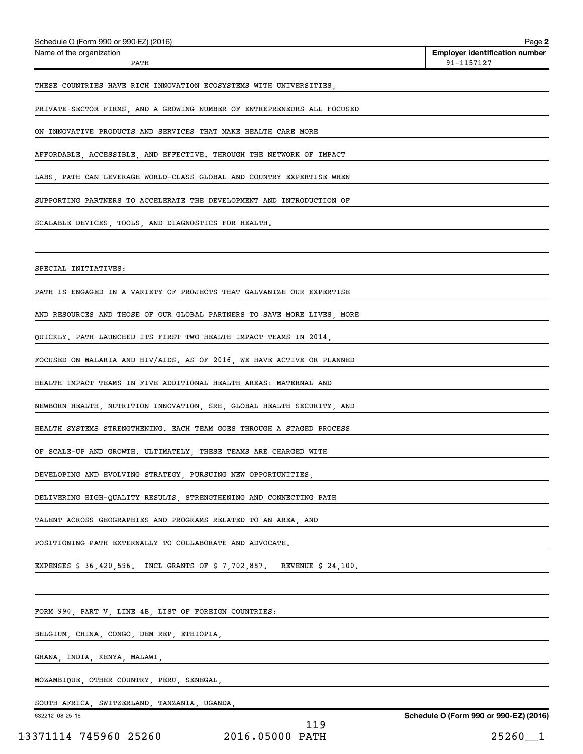Schedule O (Form 990 or 990-EZ) (2016)

| Name of the organization | Employer identification number |
| --- | --- |
| PATH | 91-1157127 |

THESE COUNTRIES HAVE RICH INNOVATION ECOSYSTEMS WITH UNIVERSITIES, PRIVATE-SECTOR FIRMS, AND A GROWING NUMBER OF ENTREPRENEURS ALL FOCUSED ON INNOVATIVE PRODUCTS AND SERVICES THAT MAKE HEALTH CARE MORE AFFORDABLE, ACCESSIBLE, AND EFFECTIVE. THROUGH THE NETWORK OF IMPACT LABS, PATH CAN LEVERAGE WORLD-CLASS GLOBAL AND COUNTRY EXPERTISE WHEN SUPPORTING PARTNERS TO ACCELERATE THE DEVELOPMENT AND INTRODUCTION OF SCALABLE DEVICES, TOOLS, AND DIAGNOSTICS FOR HEALTH.

SPECIAL INITIATIVES:

PATH IS ENGAGED IN A VARIETY OF PROJECTS THAT GALVANIZE OUR EXPERTISE AND RESOURCES AND THOSE OF OUR GLOBAL PARTNERS TO SAVE MORE LIVES, MORE QUICKLY. PATH LAUNCHED ITS FIRST TWO HEALTH IMPACT TEAMS IN 2014, FOCUSED ON MALARIA AND HIV/AIDS. AS OF 2016, WE HAVE ACTIVE OR PLANNED HEALTH IMPACT TEAMS IN FIVE ADDITIONAL HEALTH AREAS: MATERNAL AND NEWBORN HEALTH, NUTRITION INNOVATION, SRH, GLOBAL HEALTH SECURITY, AND HEALTH SYSTEMS STRENGTHENING. EACH TEAM GOES THROUGH A STAGED PROCESS OF SCALE-UP AND GROWTH. ULTIMATELY, THESE TEAMS ARE CHARGED WITH DEVELOPING AND EVOLVING STRATEGY, PURSUING NEW OPPORTUNITIES, DELIVERING HIGH-QUALITY RESULTS, STRENGTHENING AND CONNECTING PATH TALENT ACROSS GEOGRAPHIES AND PROGRAMS RELATED TO AN AREA, AND POSITIONING PATH EXTERNALLY TO COLLABORATE AND ADVOCATE.

EXPENSES $ 36,420,596. INCL GRANTS OF $ 7,702,857. REVENUE $ 24,100.

FORM 990, PART V, LINE 4B, LIST OF FOREIGN COUNTRIES:

BELGIUM, CHINA, CONGO, DEM REP, ETHIOPIA,
GHANA, INDIA, KENYA, MALAWI,
MOZAMBIQUE, OTHER COUNTRY, PERU, SENEGAL,
SOUTH AFRICA, SWITZERLAND, TANZANIA, UGANDA,

632212 08-25-16

Schedule O (Form 990 or 990-EZ) (2016)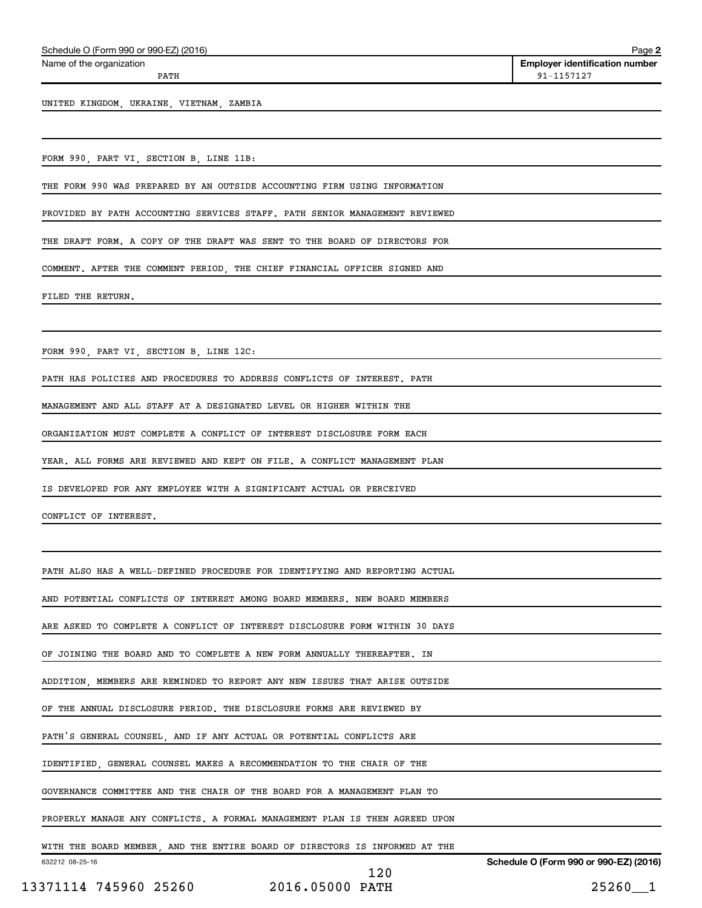Name of the organization: PATH

Employer identification number: 91-1157127

UNITED KINGDOM, UKRAINE, VIETNAM, ZAMBIA

FORM 990, PART VI, SECTION B, LINE 11B:

THE FORM 990 WAS PREPARED BY AN OUTSIDE ACCOUNTING FIRM USING INFORMATION PROVIDED BY PATH ACCOUNTING SERVICES STAFF. PATH SENIOR MANAGEMENT REVIEWED THE DRAFT FORM. A COPY OF THE DRAFT WAS SENT TO THE BOARD OF DIRECTORS FOR COMMENT. AFTER THE COMMENT PERIOD, THE CHIEF FINANCIAL OFFICER SIGNED AND FILED THE RETURN.

FORM 990, PART VI, SECTION B, LINE 12C:

PATH HAS POLICIES AND PROCEDURES TO ADDRESS CONFLICTS OF INTEREST. PATH MANAGEMENT AND ALL STAFF AT A DESIGNATED LEVEL OR HIGHER WITHIN THE ORGANIZATION MUST COMPLETE A CONFLICT OF INTEREST DISCLOSURE FORM EACH YEAR. ALL FORMS ARE REVIEWED AND KEPT ON FILE. A CONFLICT MANAGEMENT PLAN IS DEVELOPED FOR ANY EMPLOYEE WITH A SIGNIFICANT ACTUAL OR PERCEIVED CONFLICT OF INTEREST.

PATH ALSO HAS A WELL-DEFINED PROCEDURE FOR IDENTIFYING AND REPORTING ACTUAL AND POTENTIAL CONFLICTS OF INTEREST AMONG BOARD MEMBERS. NEW BOARD MEMBERS ARE ASKED TO COMPLETE A CONFLICT OF INTEREST DISCLOSURE FORM WITHIN 30 DAYS OF JOINING THE BOARD AND TO COMPLETE A NEW FORM ANNUALLY THEREAFTER. IN ADDITION, MEMBERS ARE REMINDED TO REPORT ANY NEW ISSUES THAT ARISE OUTSIDE OF THE ANNUAL DISCLOSURE PERIOD. THE DISCLOSURE FORMS ARE REVIEWED BY PATH'S GENERAL COUNSEL, AND IF ANY ACTUAL OR POTENTIAL CONFLICTS ARE IDENTIFIED, GENERAL COUNSEL MAKES A RECOMMENDATION TO THE CHAIR OF THE GOVERNANCE COMMITTEE AND THE CHAIR OF THE BOARD FOR A MANAGEMENT PLAN TO PROPERLY MANAGE ANY CONFLICTS. A FORMAL MANAGEMENT PLAN IS THEN AGREED UPON WITH THE BOARD MEMBER, AND THE ENTIRE BOARD OF DIRECTORS IS INFORMED AT THE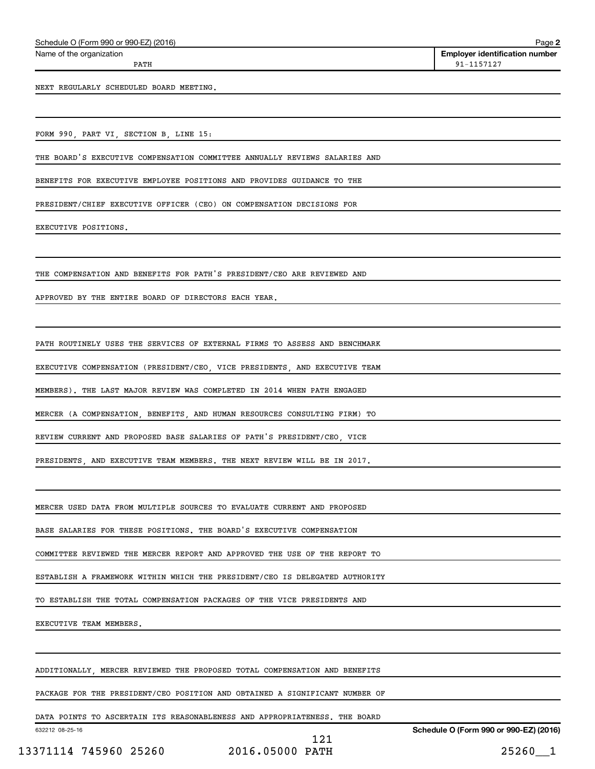Name of the organization: PATH

Employer identification number: 91-1157127

NEXT REGULARLY SCHEDULED BOARD MEETING.

FORM 990, PART VI, SECTION B, LINE 15:

THE BOARD'S EXECUTIVE COMPENSATION COMMITTEE ANNUALLY REVIEWS SALARIES AND BENEFITS FOR EXECUTIVE EMPLOYEE POSITIONS AND PROVIDES GUIDANCE TO THE PRESIDENT/CHIEF EXECUTIVE OFFICER (CEO) ON COMPENSATION DECISIONS FOR EXECUTIVE POSITIONS.

THE COMPENSATION AND BENEFITS FOR PATH'S PRESIDENT/CEO ARE REVIEWED AND APPROVED BY THE ENTIRE BOARD OF DIRECTORS EACH YEAR.

PATH ROUTINELY USES THE SERVICES OF EXTERNAL FIRMS TO ASSESS AND BENCHMARK EXECUTIVE COMPENSATION (PRESIDENT/CEO, VICE PRESIDENTS, AND EXECUTIVE TEAM MEMBERS). THE LAST MAJOR REVIEW WAS COMPLETED IN 2014 WHEN PATH ENGAGED MERCER (A COMPENSATION, BENEFITS, AND HUMAN RESOURCES CONSULTING FIRM) TO REVIEW CURRENT AND PROPOSED BASE SALARIES OF PATH'S PRESIDENT/CEO, VICE PRESIDENTS, AND EXECUTIVE TEAM MEMBERS. THE NEXT REVIEW WILL BE IN 2017.

MERCER USED DATA FROM MULTIPLE SOURCES TO EVALUATE CURRENT AND PROPOSED BASE SALARIES FOR THESE POSITIONS. THE BOARD'S EXECUTIVE COMPENSATION COMMITTEE REVIEWED THE MERCER REPORT AND APPROVED THE USE OF THE REPORT TO ESTABLISH A FRAMEWORK WITHIN WHICH THE PRESIDENT/CEO IS DELEGATED AUTHORITY TO ESTABLISH THE TOTAL COMPENSATION PACKAGES OF THE VICE PRESIDENTS AND EXECUTIVE TEAM MEMBERS.

ADDITIONALLY, MERCER REVIEWED THE PROPOSED TOTAL COMPENSATION AND BENEFITS PACKAGE FOR THE PRESIDENT/CEO POSITION AND OBTAINED A SIGNIFICANT NUMBER OF DATA POINTS TO ASCERTAIN ITS REASONABLENESS AND APPROPRIATENESS. THE BOARD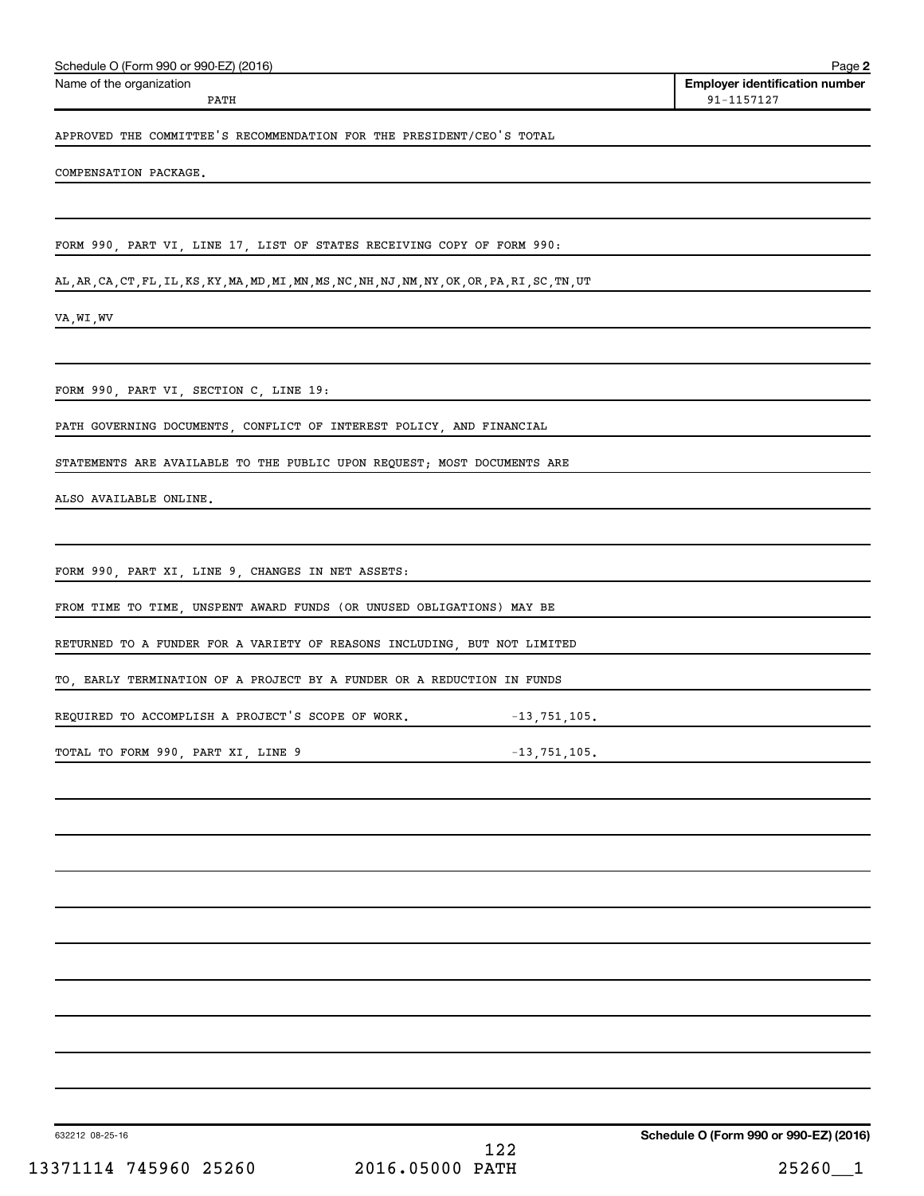Name of the organization: PATH

Employer identification number: 91-1157127

APPROVED THE COMMITTEE'S RECOMMENDATION FOR THE PRESIDENT/CEO'S TOTAL COMPENSATION PACKAGE.

FORM 990, PART VI, LINE 17, LIST OF STATES RECEIVING COPY OF FORM 990:

AL,AR,CA,CT,FL,IL,KS,KY,MA,MD,MI,MN,MS,NC,NH,NJ,NM,NY,OK,OR,PA,RI,SC,TN,UT
VA,WI,WV

FORM 990, PART VI, SECTION C, LINE 19:

PATH GOVERNING DOCUMENTS, CONFLICT OF INTEREST POLICY, AND FINANCIAL STATEMENTS ARE AVAILABLE TO THE PUBLIC UPON REQUEST; MOST DOCUMENTS ARE ALSO AVAILABLE ONLINE.

FORM 990, PART XI, LINE 9, CHANGES IN NET ASSETS:

FROM TIME TO TIME, UNSPENT AWARD FUNDS (OR UNUSED OBLIGATIONS) MAY BE RETURNED TO A FUNDER FOR A VARIETY OF REASONS INCLUDING, BUT NOT LIMITED TO, EARLY TERMINATION OF A PROJECT BY A FUNDER OR A REDUCTION IN FUNDS REQUIRED TO ACCOMPLISH A PROJECT'S SCOPE OF WORK. -13,751,105.

TOTAL TO FORM 990, PART XI, LINE 9 -13,751,105.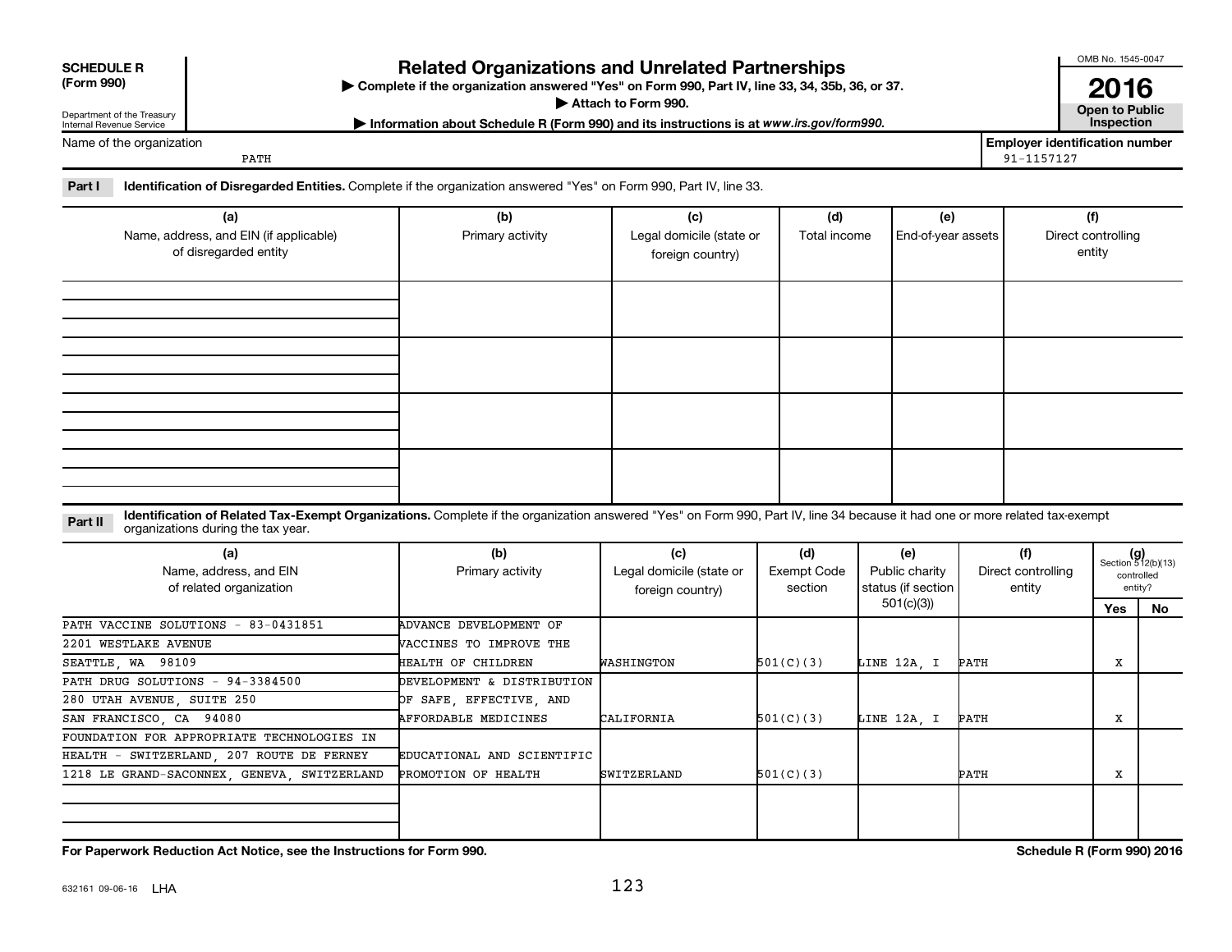**SCHEDULE R**
**(Form 990)**

Department of the Treasury
Internal Revenue Service

# Related Organizations and Unrelated Partnerships

▶ **Complete if the organization answered "Yes" on Form 990, Part IV, line 33, 34, 35b, 36, or 37.**
▶ **Attach to Form 990.**
▶ **Information about Schedule R (Form 990) and its instructions is at *www.irs.gov/form990.***

OMB No. 1545-0047
**2016**
**Open to Public Inspection**

Name of the organization: PATH
**Employer identification number:** 91-1157127

**Part I** **Identification of Disregarded Entities.** Complete if the organization answered "Yes" on Form 990, Part IV, line 33.

| (a) Name, address, and EIN (if applicable) of disregarded entity | (b) Primary activity | (c) Legal domicile (state or foreign country) | (d) Total income | (e) End-of-year assets | (f) Direct controlling entity |
|---|---|---|---|---|---|
| | | | | | |
| | | | | | |
| | | | | | |
| | | | | | |

**Part II** **Identification of Related Tax-Exempt Organizations.** Complete if the organization answered "Yes" on Form 990, Part IV, line 34 because it had one or more related tax-exempt organizations during the tax year.

| (a) Name, address, and EIN of related organization | (b) Primary activity | (c) Legal domicile (state or foreign country) | (d) Exempt Code section | (e) Public charity status (if section 501(c)(3)) | (f) Direct controlling entity | (g) Section 512(b)(13) controlled entity? Yes | No |
|---|---|---|---|---|---|---|---|
| PATH VACCINE SOLUTIONS - 83-0431851 2201 WESTLAKE AVENUE SEATTLE, WA 98109 | ADVANCE DEVELOPMENT OF VACCINES TO IMPROVE THE HEALTH OF CHILDREN | WASHINGTON | 501(C)(3) | LINE 12A, I | PATH | X | |
| PATH DRUG SOLUTIONS - 94-3384500 280 UTAH AVENUE, SUITE 250 SAN FRANCISCO, CA 94080 | DEVELOPMENT & DISTRIBUTION OF SAFE, EFFECTIVE, AND AFFORDABLE MEDICINES | CALIFORNIA | 501(C)(3) | LINE 12A, I | PATH | X | |
| FOUNDATION FOR APPROPRIATE TECHNOLOGIES IN HEALTH - SWITZERLAND, 207 ROUTE DE FERNEY 1218 LE GRAND-SACONNEX, GENEVA, SWITZERLAND | EDUCATIONAL AND SCIENTIFIC PROMOTION OF HEALTH | SWITZERLAND | 501(C)(3) | | PATH | X | |
| | | | | | | | |

**For Paperwork Reduction Act Notice, see the Instructions for Form 990.** **Schedule R (Form 990) 2016**

632161 09-06-16 LHA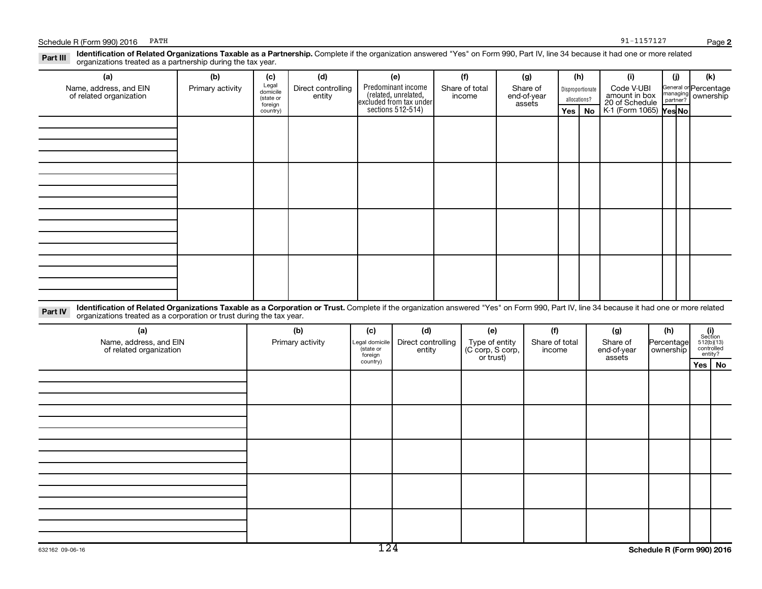Schedule R (Form 990) 2016 PATH 91-1157127

**Part III** **Identification of Related Organizations Taxable as a Partnership.** Complete if the organization answered "Yes" on Form 990, Part IV, line 34 because it had one or more related organizations treated as a partnership during the tax year.

| (a) Name, address, and EIN of related organization | (b) Primary activity | (c) Legal domicile (state or foreign country) | (d) Direct controlling entity | (e) Predominant income (related, unrelated, excluded from tax under sections 512-514) | (f) Share of total income | (g) Share of end-of-year assets | (h) Disproportionate allocations? Yes | No | (i) Code V-UBI amount in box 20 of Schedule K-1 (Form 1065) | (j) General or managing partner? Yes | No | (k) Percentage ownership |
|---|---|---|---|---|---|---|---|---|---|---|---|---|
| | | | | | | | | | | | | |
| | | | | | | | | | | | | |
| | | | | | | | | | | | | |
| | | | | | | | | | | | | |

**Part IV** **Identification of Related Organizations Taxable as a Corporation or Trust.** Complete if the organization answered "Yes" on Form 990, Part IV, line 34 because it had one or more related organizations treated as a corporation or trust during the tax year.

| (a) Name, address, and EIN of related organization | (b) Primary activity | (c) Legal domicile (state or foreign country) | (d) Direct controlling entity | (e) Type of entity (C corp, S corp, or trust) | (f) Share of total income | (g) Share of end-of-year assets | (h) Percentage ownership | (i) Section 512(b)(13) controlled entity? Yes | No |
|---|---|---|---|---|---|---|---|---|---|
| | | | | | | | | | |
| | | | | | | | | | |
| | | | | | | | | | |
| | | | | | | | | | |
| | | | | | | | | | |

632162 09-06-16

**Schedule R (Form 990) 2016**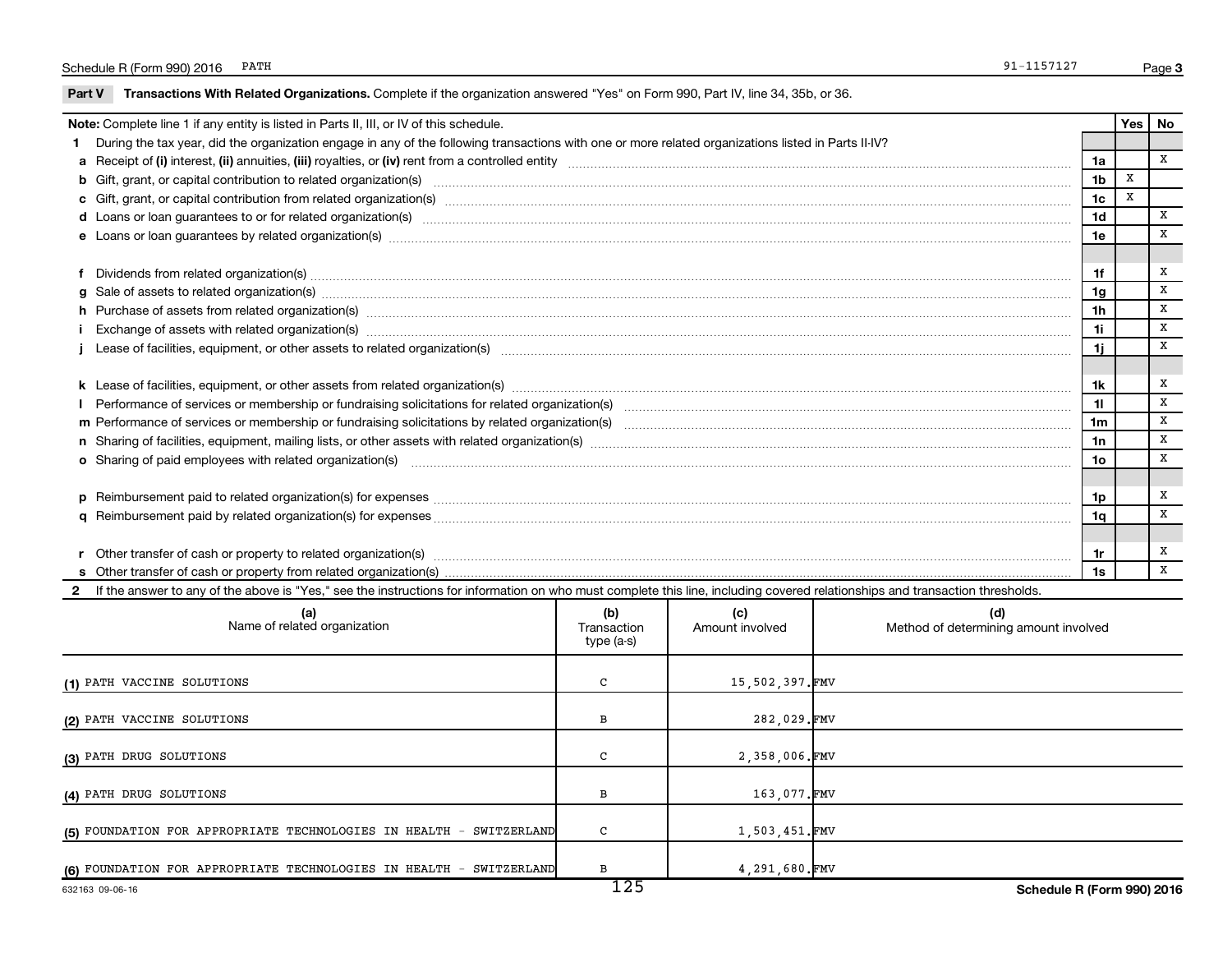Schedule R (Form 990) 2016 PATH 91-1157127

**Part V Transactions With Related Organizations.** Complete if the organization answered "Yes" on Form 990, Part IV, line 34, 35b, or 36.

| **Note:** Complete line 1 if any entity is listed in Parts II, III, or IV of this schedule. | | Yes | No |
|---|---|---|---|
| **1** During the tax year, did the organization engage in any of the following transactions with one or more related organizations listed in Parts II-IV? | | | |
| **a** Receipt of **(i)** interest, **(ii)** annuities, **(iii)** royalties, or **(iv)** rent from a controlled entity | 1a | | X |
| **b** Gift, grant, or capital contribution to related organization(s) | 1b | X | |
| **c** Gift, grant, or capital contribution from related organization(s) | 1c | X | |
| **d** Loans or loan guarantees to or for related organization(s) | 1d | | X |
| **e** Loans or loan guarantees by related organization(s) | 1e | | X |
| **f** Dividends from related organization(s) | 1f | | X |
| **g** Sale of assets to related organization(s) | 1g | | X |
| **h** Purchase of assets from related organization(s) | 1h | | X |
| **i** Exchange of assets with related organization(s) | 1i | | X |
| **j** Lease of facilities, equipment, or other assets to related organization(s) | 1j | | X |
| **k** Lease of facilities, equipment, or other assets from related organization(s) | 1k | | X |
| **l** Performance of services or membership or fundraising solicitations for related organization(s) | 1l | | X |
| **m** Performance of services or membership or fundraising solicitations by related organization(s) | 1m | | X |
| **n** Sharing of facilities, equipment, mailing lists, or other assets with related organization(s) | 1n | | X |
| **o** Sharing of paid employees with related organization(s) | 1o | | X |
| **p** Reimbursement paid to related organization(s) for expenses | 1p | | X |
| **q** Reimbursement paid by related organization(s) for expenses | 1q | | X |
| **r** Other transfer of cash or property to related organization(s) | 1r | | X |
| **s** Other transfer of cash or property from related organization(s) | 1s | | X |

**2** If the answer to any of the above is "Yes," see the instructions for information on who must complete this line, including covered relationships and transaction thresholds.

| (a) Name of related organization | (b) Transaction type (a-s) | (c) Amount involved | (d) Method of determining amount involved |
|---|---|---|---|
| (1) PATH VACCINE SOLUTIONS | C | 15,502,397. | FMV |
| (2) PATH VACCINE SOLUTIONS | B | 282,029. | FMV |
| (3) PATH DRUG SOLUTIONS | C | 2,358,006. | FMV |
| (4) PATH DRUG SOLUTIONS | B | 163,077. | FMV |
| (5) FOUNDATION FOR APPROPRIATE TECHNOLOGIES IN HEALTH - SWITZERLAND | C | 1,503,451. | FMV |
| (6) FOUNDATION FOR APPROPRIATE TECHNOLOGIES IN HEALTH - SWITZERLAND | B | 4,291,680. | FMV |

632163 09-06-16 **Schedule R (Form 990) 2016**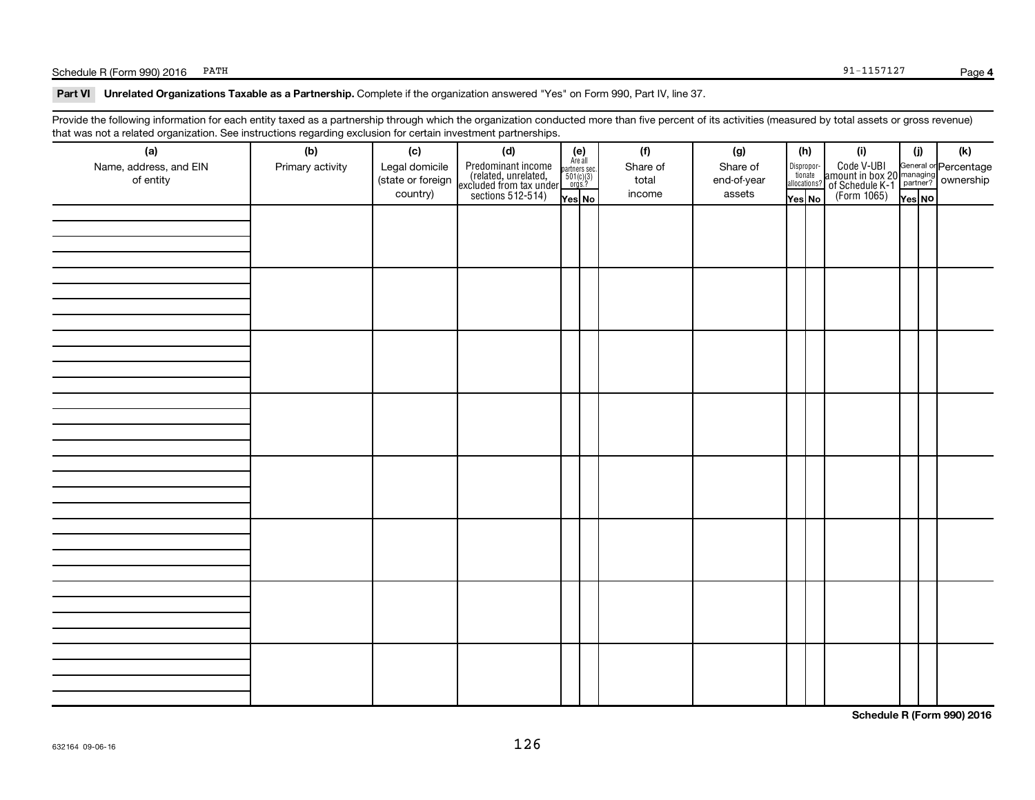**Part VI Unrelated Organizations Taxable as a Partnership.** Complete if the organization answered "Yes" on Form 990, Part IV, line 37.

Provide the following information for each entity taxed as a partnership through which the organization conducted more than five percent of its activities (measured by total assets or gross revenue) that was not a related organization. See instructions regarding exclusion for certain investment partnerships.

| (a) Name, address, and EIN of entity | (b) Primary activity | (c) Legal domicile (state or foreign country) | (d) Predominant income (related, unrelated, excluded from tax under sections 512-514) | (e) Are all partners sec. 501(c)(3) orgs.? Yes | (e) No | (f) Share of total income | (g) Share of end-of-year assets | (h) Disproportionate allocations? Yes | (h) No | (i) Code V-UBI amount in box 20 of Schedule K-1 (Form 1065) | (j) General or managing partner? Yes | (j) No | (k) Percentage ownership |
|---|---|---|---|---|---|---|---|---|---|---|---|---|---|
| | | | | | | | | | | | | | |
| | | | | | | | | | | | | | |
| | | | | | | | | | | | | | |
| | | | | | | | | | | | | | |
| | | | | | | | | | | | | | |
| | | | | | | | | | | | | | |
| | | | | | | | | | | | | | |
| | | | | | | | | | | | | | |

**Schedule R (Form 990) 2016**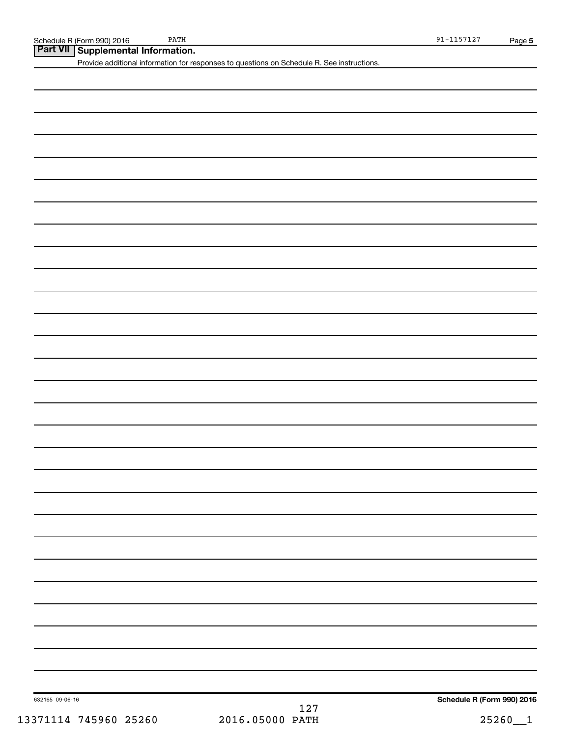## Part VII Supplemental Information.

Provide additional information for responses to questions on Schedule R. See instructions.